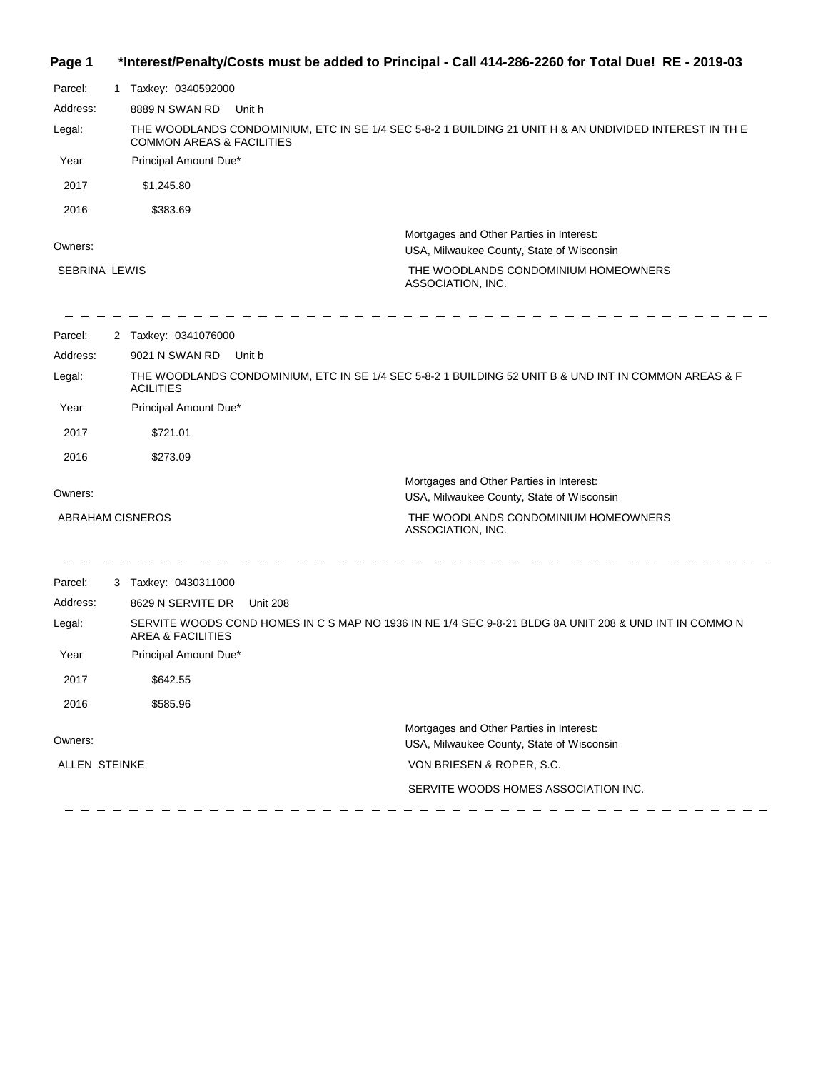**Page 1 \*Interest/Penalty/Costs must be added to Principal - Call 414-286-2260 for Total Due! RE - 2019-03**

Parcel: 1 Taxkey: 0340592000

Address: 8889 N SWAN RD Unit h

Legal: THE WOODLANDS CONDOMINIUM, ETC IN SE 1/4 SEC 5-8-2 1 BUILDING 21 UNIT H & AN UNDIVIDED INTEREST IN TH E COMMON AREAS & FACILITIES

| Year | Principal Amount Due* |
|---|---|
| 2017 | $1,245.80 |
| 2016 | $383.69 |

Owners:

SEBRINA LEWIS

Mortgages and Other Parties in Interest:

USA, Milwaukee County, State of Wisconsin

THE WOODLANDS CONDOMINIUM HOMEOWNERS ASSOCIATION, INC.

---

Parcel: 2 Taxkey: 0341076000

Address: 9021 N SWAN RD Unit b

Legal: THE WOODLANDS CONDOMINIUM, ETC IN SE 1/4 SEC 5-8-2 1 BUILDING 52 UNIT B & UND INT IN COMMON AREAS & F ACILITIES

| Year | Principal Amount Due* |
|---|---|
| 2017 | $721.01 |
| 2016 | $273.09 |

Owners:

ABRAHAM CISNEROS

Mortgages and Other Parties in Interest:

USA, Milwaukee County, State of Wisconsin

THE WOODLANDS CONDOMINIUM HOMEOWNERS ASSOCIATION, INC.

---

Parcel: 3 Taxkey: 0430311000

Address: 8629 N SERVITE DR Unit 208

Legal: SERVITE WOODS COND HOMES IN C S MAP NO 1936 IN NE 1/4 SEC 9-8-21 BLDG 8A UNIT 208 & UND INT IN COMMO N AREA & FACILITIES

| Year | Principal Amount Due* |
|---|---|
| 2017 | $642.55 |
| 2016 | $585.96 |

Owners:

ALLEN STEINKE

Mortgages and Other Parties in Interest:

USA, Milwaukee County, State of Wisconsin

VON BRIESEN & ROPER, S.C.

SERVITE WOODS HOMES ASSOCIATION INC.

---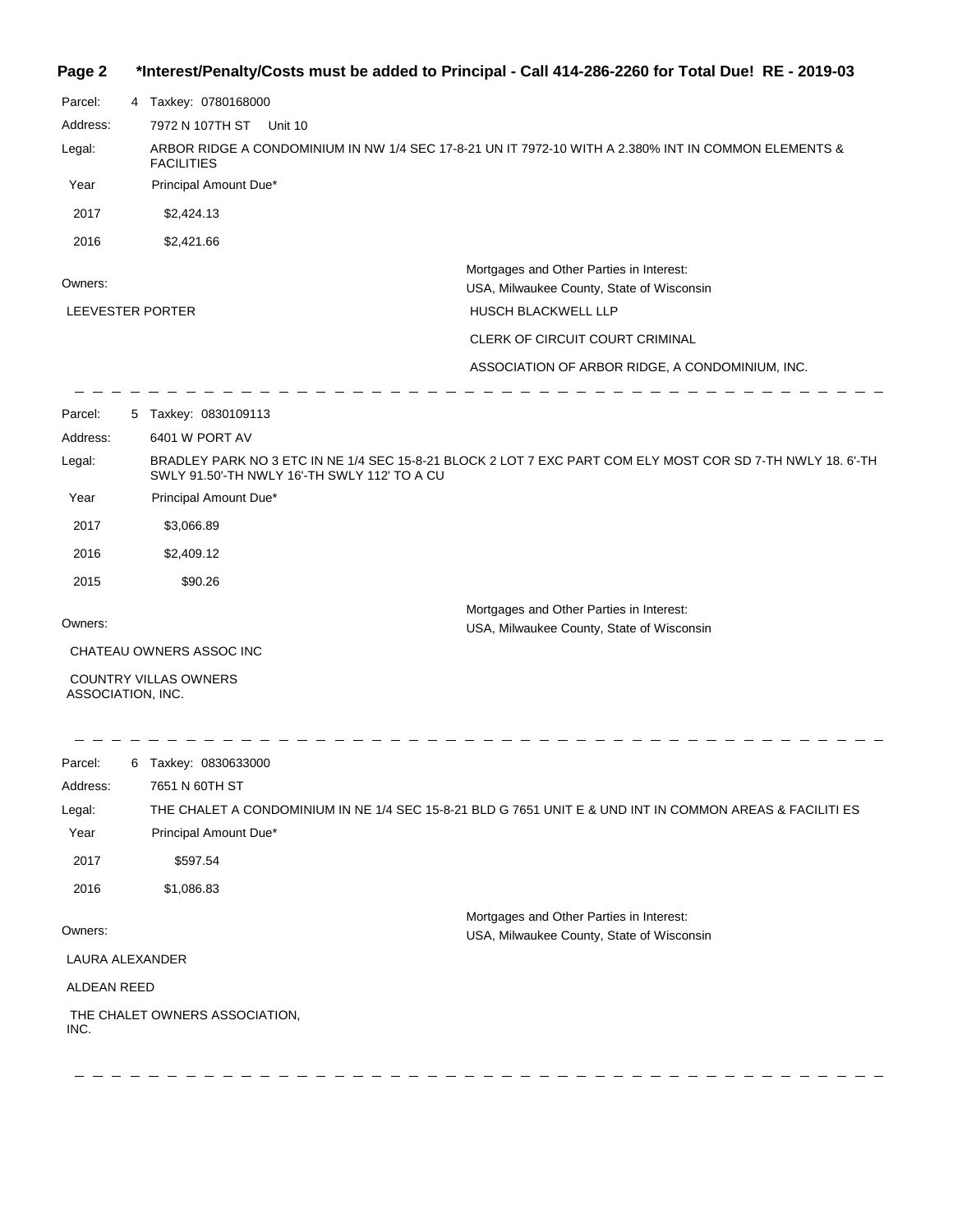**Interest/Penalty/Costs must be added to Principal - Call 414-286-2260 for Total Due! RE - 2019-03**

Parcel: 4 Taxkey: 0780168000

Address: 7972 N 107TH ST Unit 10

Legal: ARBOR RIDGE A CONDOMINIUM IN NW 1/4 SEC 17-8-21 UN IT 7972-10 WITH A 2.380% INT IN COMMON ELEMENTS & FACILITIES

| Year | Principal Amount Due* |
|---|---|
| 2017 | $2,424.13 |
| 2016 | $2,421.66 |

Owners:

LEEVESTER PORTER

Mortgages and Other Parties in Interest:

USA, Milwaukee County, State of Wisconsin

HUSCH BLACKWELL LLP

CLERK OF CIRCUIT COURT CRIMINAL

ASSOCIATION OF ARBOR RIDGE, A CONDOMINIUM, INC.

---

Parcel: 5 Taxkey: 0830109113

Address: 6401 W PORT AV

Legal: BRADLEY PARK NO 3 ETC IN NE 1/4 SEC 15-8-21 BLOCK 2 LOT 7 EXC PART COM ELY MOST COR SD 7-TH NWLY 18. 6'-TH SWLY 91.50'-TH NWLY 16'-TH SWLY 112' TO A CU

| Year | Principal Amount Due* |
|---|---|
| 2017 | $3,066.89 |
| 2016 | $2,409.12 |
| 2015 | $90.26 |

Owners:

CHATEAU OWNERS ASSOC INC

COUNTRY VILLAS OWNERS ASSOCIATION, INC.

Mortgages and Other Parties in Interest:

USA, Milwaukee County, State of Wisconsin

---

Parcel: 6 Taxkey: 0830633000

Address: 7651 N 60TH ST

Legal: THE CHALET A CONDOMINIUM IN NE 1/4 SEC 15-8-21 BLD G 7651 UNIT E & UND INT IN COMMON AREAS & FACILITI ES

| Year | Principal Amount Due* |
|---|---|
| 2017 | $597.54 |
| 2016 | $1,086.83 |

Owners:

LAURA ALEXANDER

ALDEAN REED

THE CHALET OWNERS ASSOCIATION, INC.

Mortgages and Other Parties in Interest:

USA, Milwaukee County, State of Wisconsin

---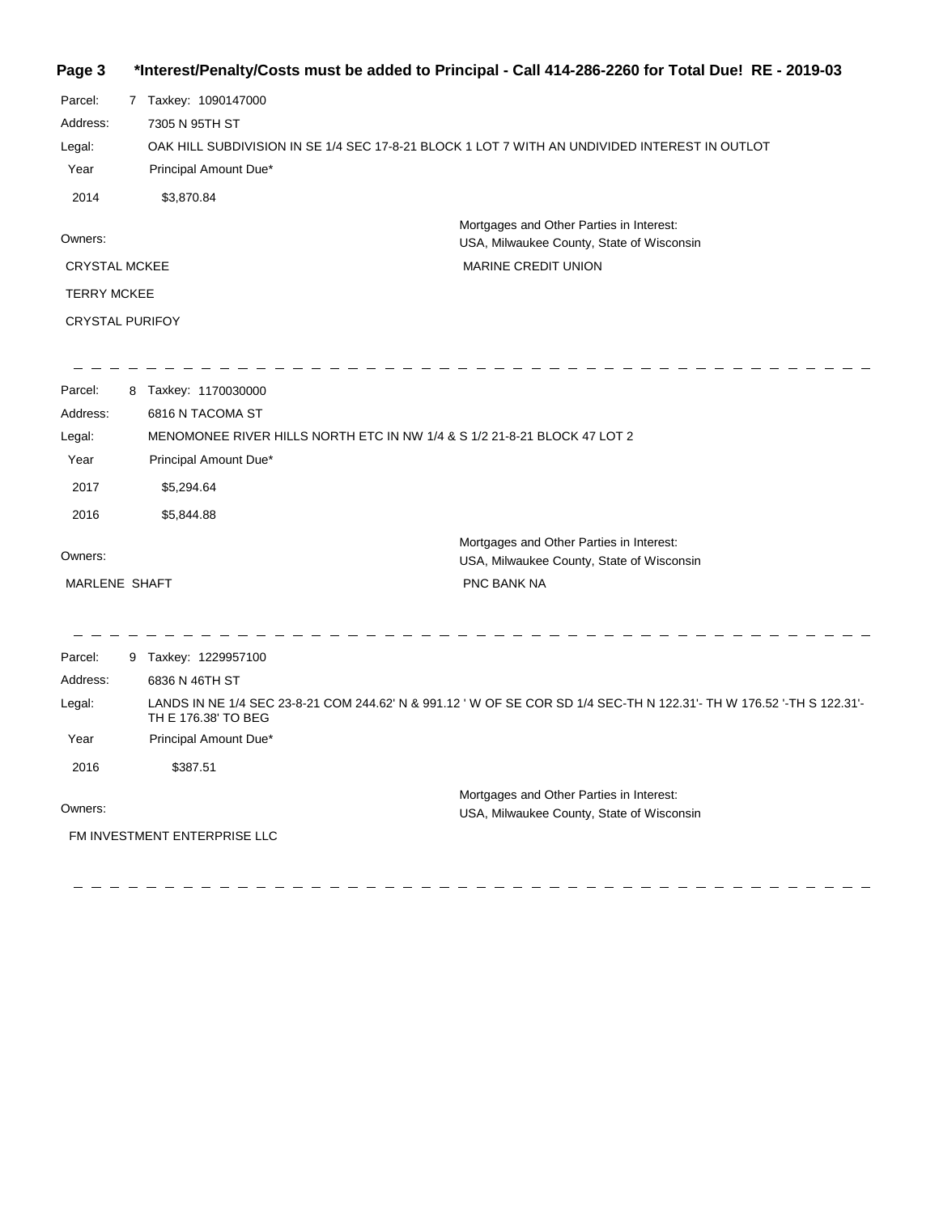**\*Interest/Penalty/Costs must be added to Principal - Call 414-286-2260 for Total Due! RE - 2019-03**

Parcel: 7 Taxkey: 1090147000

Address: 7305 N 95TH ST

Legal: OAK HILL SUBDIVISION IN SE 1/4 SEC 17-8-21 BLOCK 1 LOT 7 WITH AN UNDIVIDED INTEREST IN OUTLOT

| Year | Principal Amount Due* |
|---|---|
| 2014 | $3,870.84 |

Owners:

CRYSTAL MCKEE

TERRY MCKEE

CRYSTAL PURIFOY

Mortgages and Other Parties in Interest:
USA, Milwaukee County, State of Wisconsin

MARINE CREDIT UNION

---

Parcel: 8 Taxkey: 1170030000

Address: 6816 N TACOMA ST

Legal: MENOMONEE RIVER HILLS NORTH ETC IN NW 1/4 & S 1/2 21-8-21 BLOCK 47 LOT 2

| Year | Principal Amount Due* |
|---|---|
| 2017 | $5,294.64 |
| 2016 | $5,844.88 |

Owners:

MARLENE SHAFT

Mortgages and Other Parties in Interest:
USA, Milwaukee County, State of Wisconsin

PNC BANK NA

---

Parcel: 9 Taxkey: 1229957100

Address: 6836 N 46TH ST

Legal: LANDS IN NE 1/4 SEC 23-8-21 COM 244.62' N & 991.12 ' W OF SE COR SD 1/4 SEC-TH N 122.31'- TH W 176.52 '-TH S 122.31'-TH E 176.38' TO BEG

| Year | Principal Amount Due* |
|---|---|
| 2016 | $387.51 |

Owners:

FM INVESTMENT ENTERPRISE LLC

Mortgages and Other Parties in Interest:
USA, Milwaukee County, State of Wisconsin

---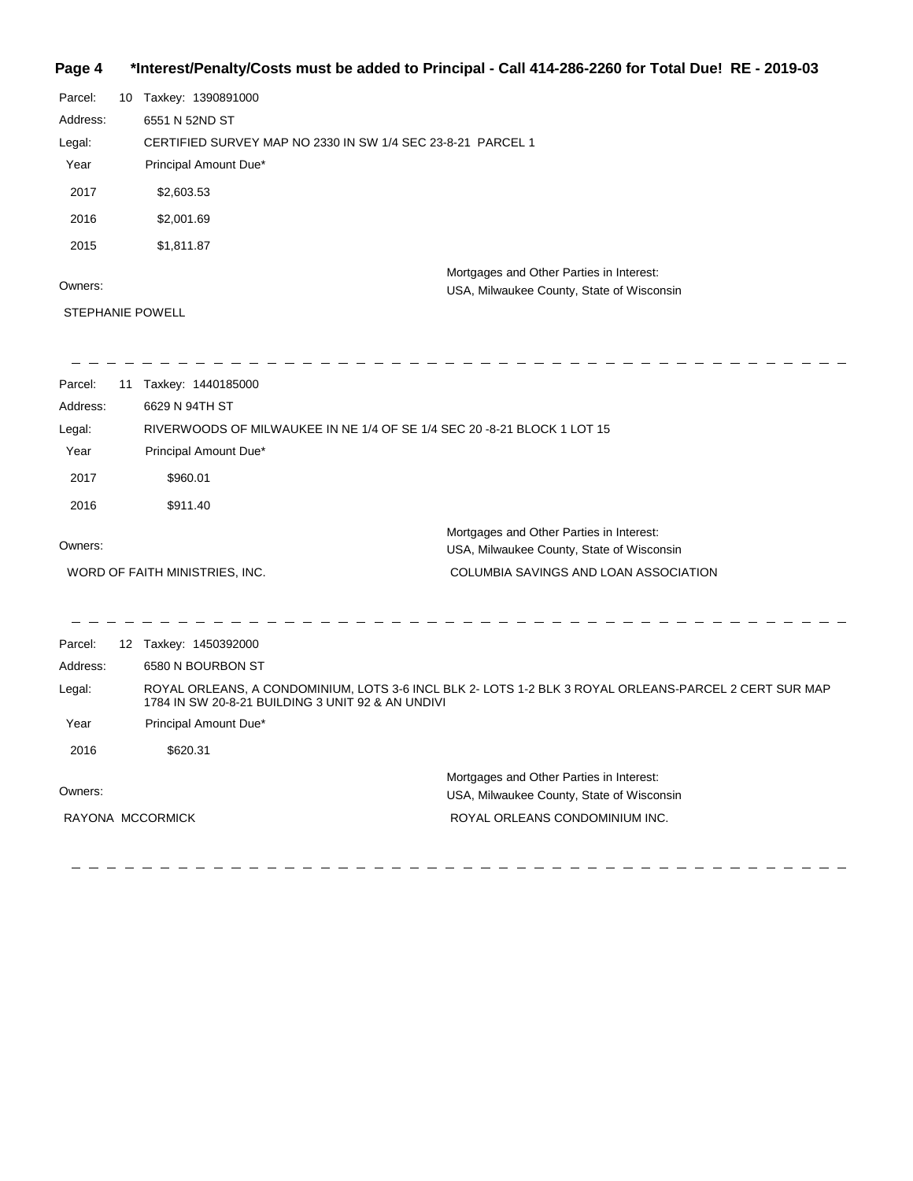**\*Interest/Penalty/Costs must be added to Principal - Call 414-286-2260 for Total Due! RE - 2019-03**

Parcel: 10 Taxkey: 1390891000

Address: 6551 N 52ND ST

Legal: CERTIFIED SURVEY MAP NO 2330 IN SW 1/4 SEC 23-8-21 PARCEL 1

| Year | Principal Amount Due* |
|---|---|
| 2017 | $2,603.53 |
| 2016 | $2,001.69 |
| 2015 | $1,811.87 |

Owners:

STEPHANIE POWELL

Mortgages and Other Parties in Interest:

USA, Milwaukee County, State of Wisconsin

---

Parcel: 11 Taxkey: 1440185000

Address: 6629 N 94TH ST

Legal: RIVERWOODS OF MILWAUKEE IN NE 1/4 OF SE 1/4 SEC 20 -8-21 BLOCK 1 LOT 15

| Year | Principal Amount Due* |
|---|---|
| 2017 | $960.01 |
| 2016 | $911.40 |

Owners:

WORD OF FAITH MINISTRIES, INC.

Mortgages and Other Parties in Interest:

USA, Milwaukee County, State of Wisconsin

COLUMBIA SAVINGS AND LOAN ASSOCIATION

---

Parcel: 12 Taxkey: 1450392000

Address: 6580 N BOURBON ST

Legal: ROYAL ORLEANS, A CONDOMINIUM, LOTS 3-6 INCL BLK 2- LOTS 1-2 BLK 3 ROYAL ORLEANS-PARCEL 2 CERT SUR MAP 1784 IN SW 20-8-21 BUILDING 3 UNIT 92 & AN UNDIVI

| Year | Principal Amount Due* |
|---|---|
| 2016 | $620.31 |

Owners:

RAYONA MCCORMICK

Mortgages and Other Parties in Interest:

USA, Milwaukee County, State of Wisconsin

ROYAL ORLEANS CONDOMINIUM INC.

---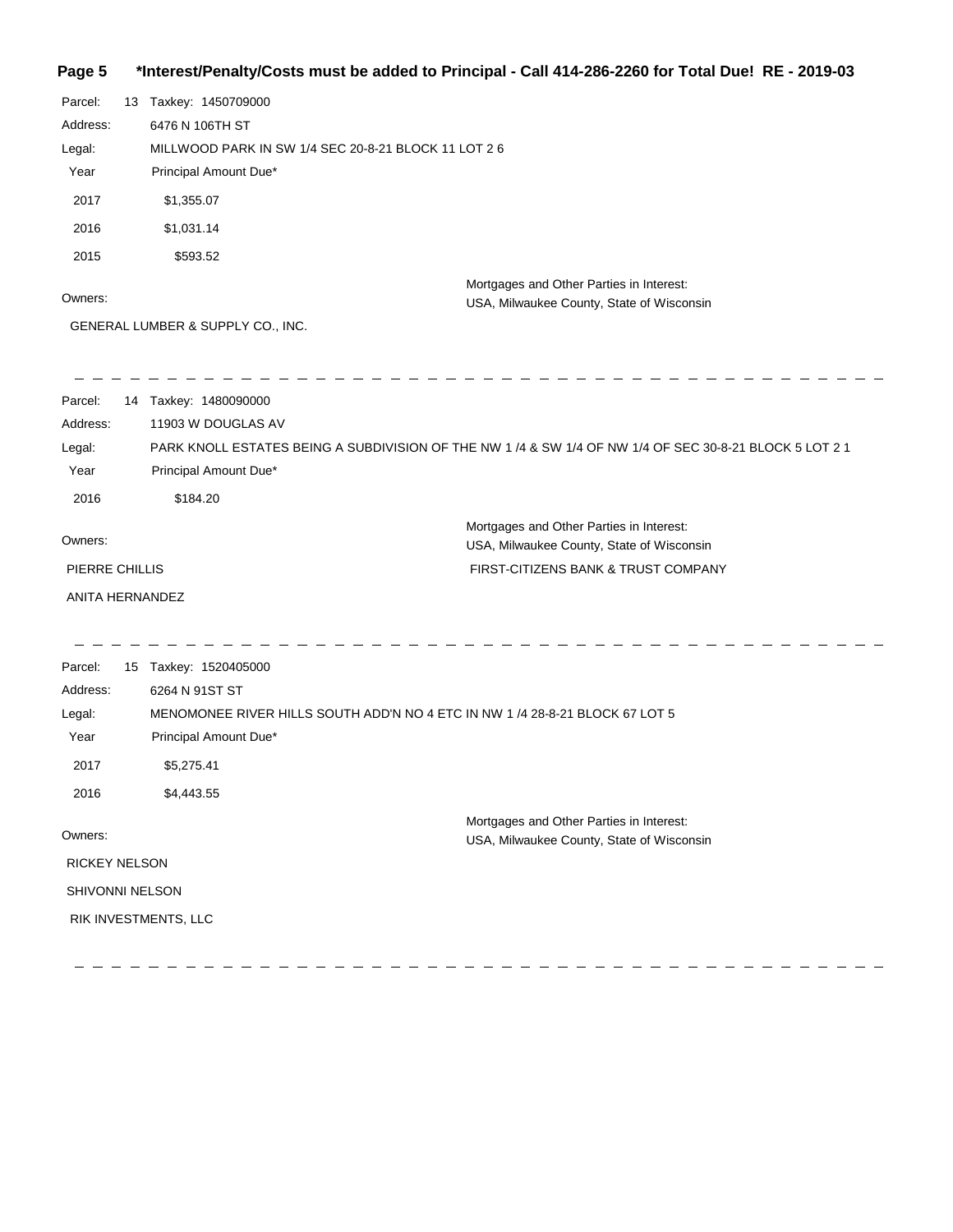**\*Interest/Penalty/Costs must be added to Principal - Call 414-286-2260 for Total Due! RE - 2019-03**

Parcel: 13 Taxkey: 1450709000

Address: 6476 N 106TH ST

Legal: MILLWOOD PARK IN SW 1/4 SEC 20-8-21 BLOCK 11 LOT 2 6

| Year | Principal Amount Due* |
| --- | --- |
| 2017 | $1,355.07 |
| 2016 | $1,031.14 |
| 2015 | $593.52 |

Owners:

GENERAL LUMBER & SUPPLY CO., INC.

Mortgages and Other Parties in Interest:

USA, Milwaukee County, State of Wisconsin

---

Parcel: 14 Taxkey: 1480090000

Address: 11903 W DOUGLAS AV

Legal: PARK KNOLL ESTATES BEING A SUBDIVISION OF THE NW 1 /4 & SW 1/4 OF NW 1/4 OF SEC 30-8-21 BLOCK 5 LOT 2 1

| Year | Principal Amount Due* |
| --- | --- |
| 2016 | $184.20 |

Owners:

PIERRE CHILLIS

ANITA HERNANDEZ

Mortgages and Other Parties in Interest:

USA, Milwaukee County, State of Wisconsin

FIRST-CITIZENS BANK & TRUST COMPANY

---

Parcel: 15 Taxkey: 1520405000

Address: 6264 N 91ST ST

Legal: MENOMONEE RIVER HILLS SOUTH ADD'N NO 4 ETC IN NW 1 /4 28-8-21 BLOCK 67 LOT 5

| Year | Principal Amount Due* |
| --- | --- |
| 2017 | $5,275.41 |
| 2016 | $4,443.55 |

Owners:

RICKEY NELSON

SHIVONNI NELSON

RIK INVESTMENTS, LLC

Mortgages and Other Parties in Interest:

USA, Milwaukee County, State of Wisconsin

---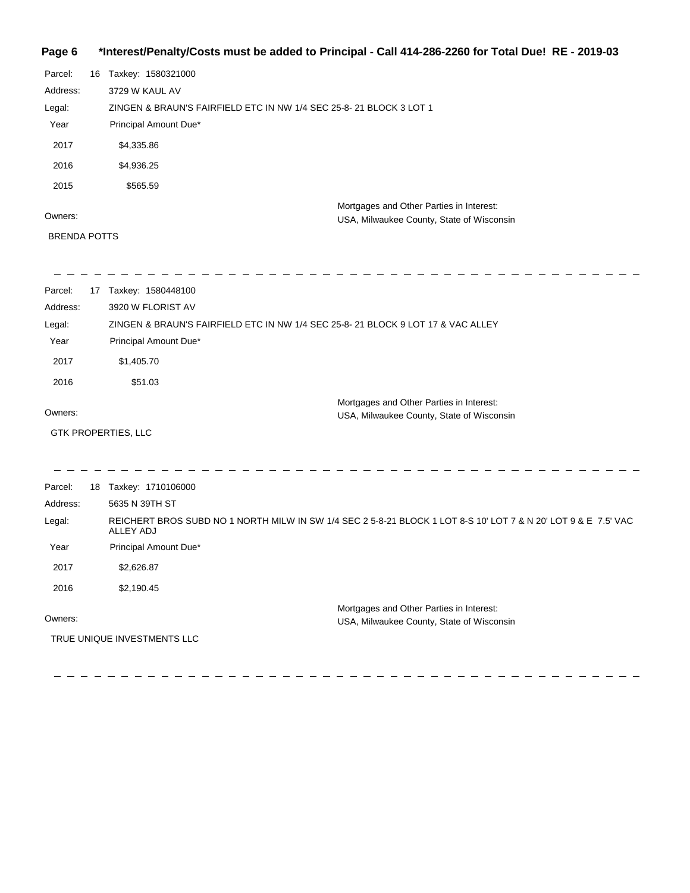Parcel: 16 Taxkey: 1580321000

Address: 3729 W KAUL AV

Legal: ZINGEN & BRAUN'S FAIRFIELD ETC IN NW 1/4 SEC 25-8- 21 BLOCK 3 LOT 1

| Year | Principal Amount Due* |
|---|---|
| 2017 | $4,335.86 |
| 2016 | $4,936.25 |
| 2015 | $565.59 |

Owners:

BRENDA POTTS

Mortgages and Other Parties in Interest:
USA, Milwaukee County, State of Wisconsin

---

Parcel: 17 Taxkey: 1580448100

Address: 3920 W FLORIST AV

Legal: ZINGEN & BRAUN'S FAIRFIELD ETC IN NW 1/4 SEC 25-8- 21 BLOCK 9 LOT 17 & VAC ALLEY

| Year | Principal Amount Due* |
|---|---|
| 2017 | $1,405.70 |
| 2016 | $51.03 |

Owners:

GTK PROPERTIES, LLC

Mortgages and Other Parties in Interest:
USA, Milwaukee County, State of Wisconsin

---

Parcel: 18 Taxkey: 1710106000

Address: 5635 N 39TH ST

Legal: REICHERT BROS SUBD NO 1 NORTH MILW IN SW 1/4 SEC 2 5-8-21 BLOCK 1 LOT 8-S 10' LOT 7 & N 20' LOT 9 & E 7.5' VAC ALLEY ADJ

| Year | Principal Amount Due* |
|---|---|
| 2017 | $2,626.87 |
| 2016 | $2,190.45 |

Owners:

TRUE UNIQUE INVESTMENTS LLC

Mortgages and Other Parties in Interest:
USA, Milwaukee County, State of Wisconsin

---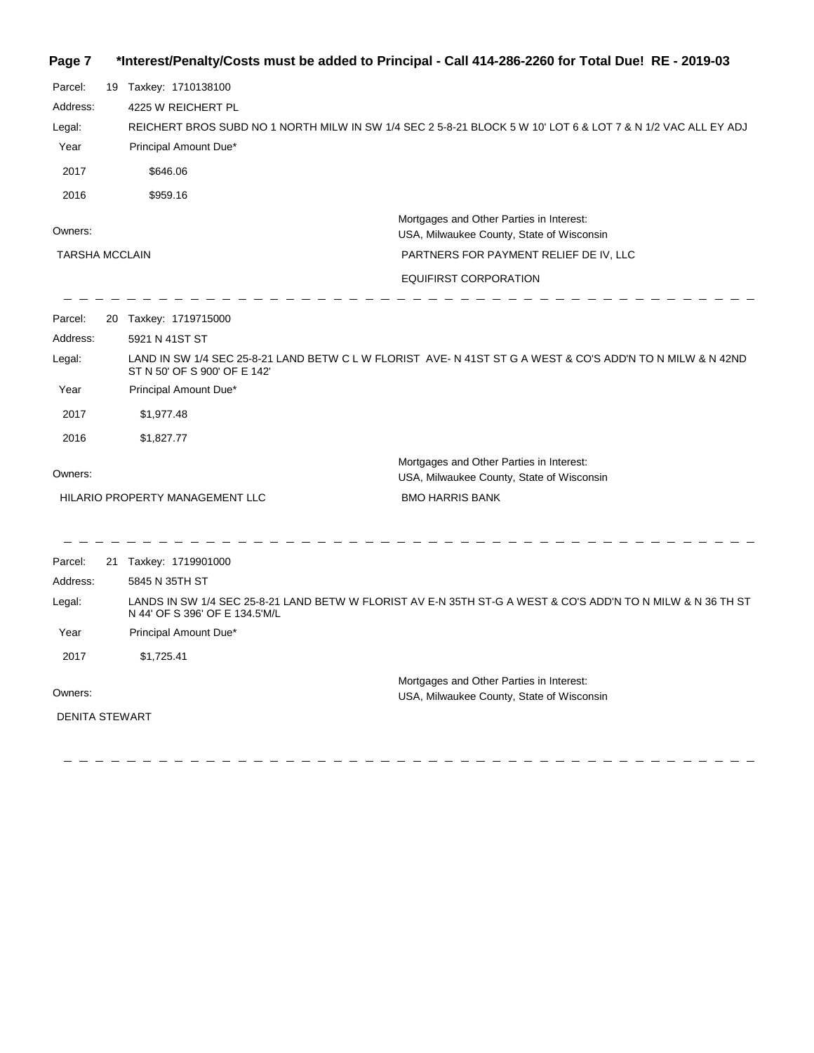**Parcel:** 19 Taxkey: 1710138100

**Address:** 4225 W REICHERT PL

**Legal:** REICHERT BROS SUBD NO 1 NORTH MILW IN SW 1/4 SEC 2 5-8-21 BLOCK 5 W 10' LOT 6 & LOT 7 & N 1/2 VAC ALL EY ADJ

| Year | Principal Amount Due* |
|---|---|
| 2017 | $646.06 |
| 2016 | $959.16 |

**Owners:**

TARSHA MCCLAIN

**Mortgages and Other Parties in Interest:**

USA, Milwaukee County, State of Wisconsin

PARTNERS FOR PAYMENT RELIEF DE IV, LLC

EQUIFIRST CORPORATION

---

**Parcel:** 20 Taxkey: 1719715000

**Address:** 5921 N 41ST ST

**Legal:** LAND IN SW 1/4 SEC 25-8-21 LAND BETW C L W FLORIST AVE- N 41ST ST G A WEST & CO'S ADD'N TO N MILW & N 42ND ST N 50' OF S 900' OF E 142'

| Year | Principal Amount Due* |
|---|---|
| 2017 | $1,977.48 |
| 2016 | $1,827.77 |

**Owners:**

HILARIO PROPERTY MANAGEMENT LLC

**Mortgages and Other Parties in Interest:**

USA, Milwaukee County, State of Wisconsin

BMO HARRIS BANK

---

**Parcel:** 21 Taxkey: 1719901000

**Address:** 5845 N 35TH ST

**Legal:** LANDS IN SW 1/4 SEC 25-8-21 LAND BETW W FLORIST AV E-N 35TH ST-G A WEST & CO'S ADD'N TO N MILW & N 36 TH ST N 44' OF S 396' OF E 134.5'M/L

| Year | Principal Amount Due* |
|---|---|
| 2017 | $1,725.41 |

**Owners:**

DENITA STEWART

**Mortgages and Other Parties in Interest:**

USA, Milwaukee County, State of Wisconsin

---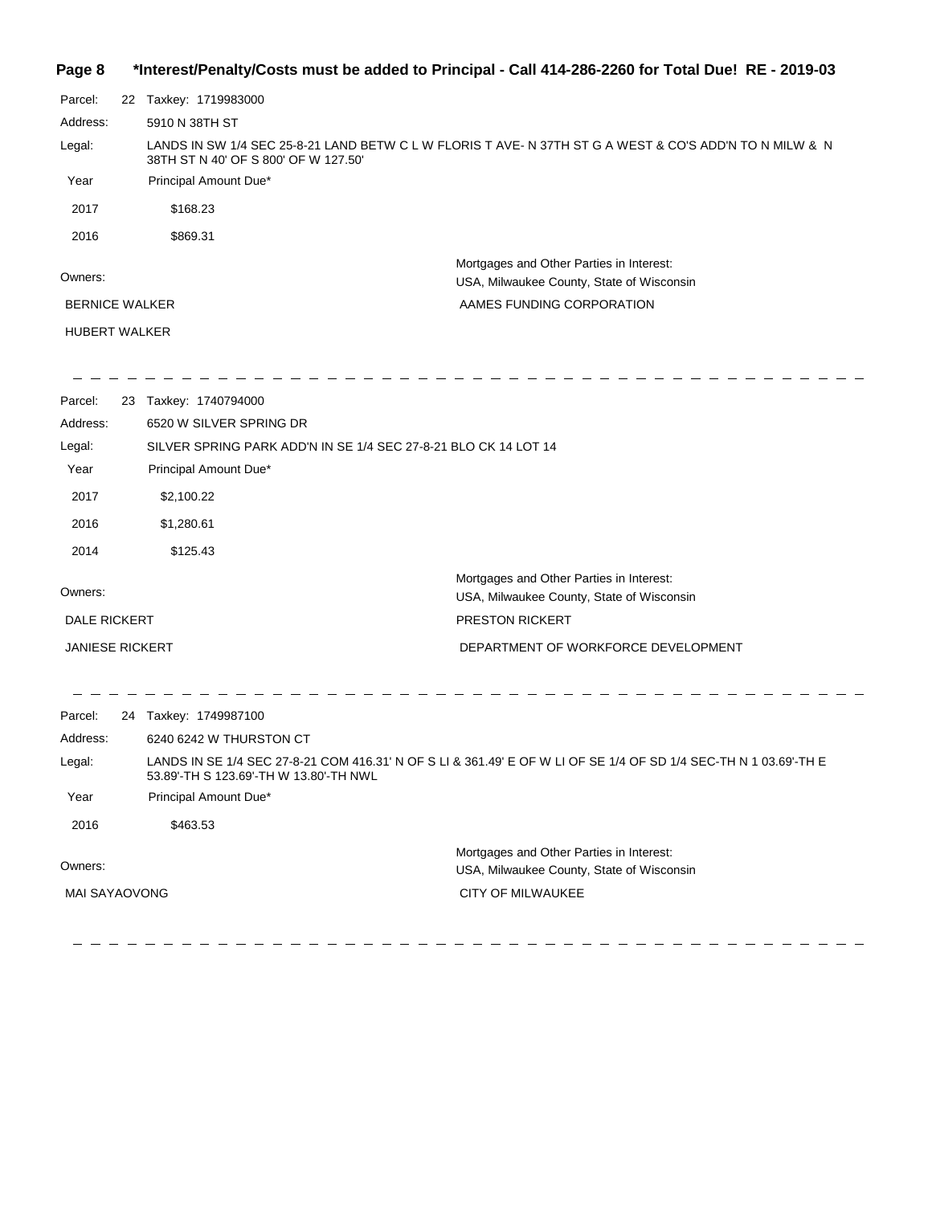Parcel: 22 Taxkey: 1719983000

Address: 5910 N 38TH ST

Legal: LANDS IN SW 1/4 SEC 25-8-21 LAND BETW C L W FLORIS T AVE- N 37TH ST G A WEST & CO'S ADD'N TO N MILW & N 38TH ST N 40' OF S 800' OF W 127.50'

| Year | Principal Amount Due* |
|---|---|
| 2017 | $168.23 |
| 2016 | $869.31 |

Owners:

BERNICE WALKER

HUBERT WALKER

Mortgages and Other Parties in Interest:

USA, Milwaukee County, State of Wisconsin

AAMES FUNDING CORPORATION

---

Parcel: 23 Taxkey: 1740794000

Address: 6520 W SILVER SPRING DR

Legal: SILVER SPRING PARK ADD'N IN SE 1/4 SEC 27-8-21 BLO CK 14 LOT 14

| Year | Principal Amount Due* |
|---|---|
| 2017 | $2,100.22 |
| 2016 | $1,280.61 |
| 2014 | $125.43 |

Owners:

DALE RICKERT

JANIESE RICKERT

Mortgages and Other Parties in Interest:

USA, Milwaukee County, State of Wisconsin

PRESTON RICKERT

DEPARTMENT OF WORKFORCE DEVELOPMENT

---

Parcel: 24 Taxkey: 1749987100

Address: 6240 6242 W THURSTON CT

Legal: LANDS IN SE 1/4 SEC 27-8-21 COM 416.31' N OF S LI & 361.49' E OF W LI OF SE 1/4 OF SD 1/4 SEC-TH N 1 03.69'-TH E 53.89'-TH S 123.69'-TH W 13.80'-TH NWL

| Year | Principal Amount Due* |
|---|---|
| 2016 | $463.53 |

Owners:

MAI SAYAOVONG

Mortgages and Other Parties in Interest:

USA, Milwaukee County, State of Wisconsin

CITY OF MILWAUKEE

---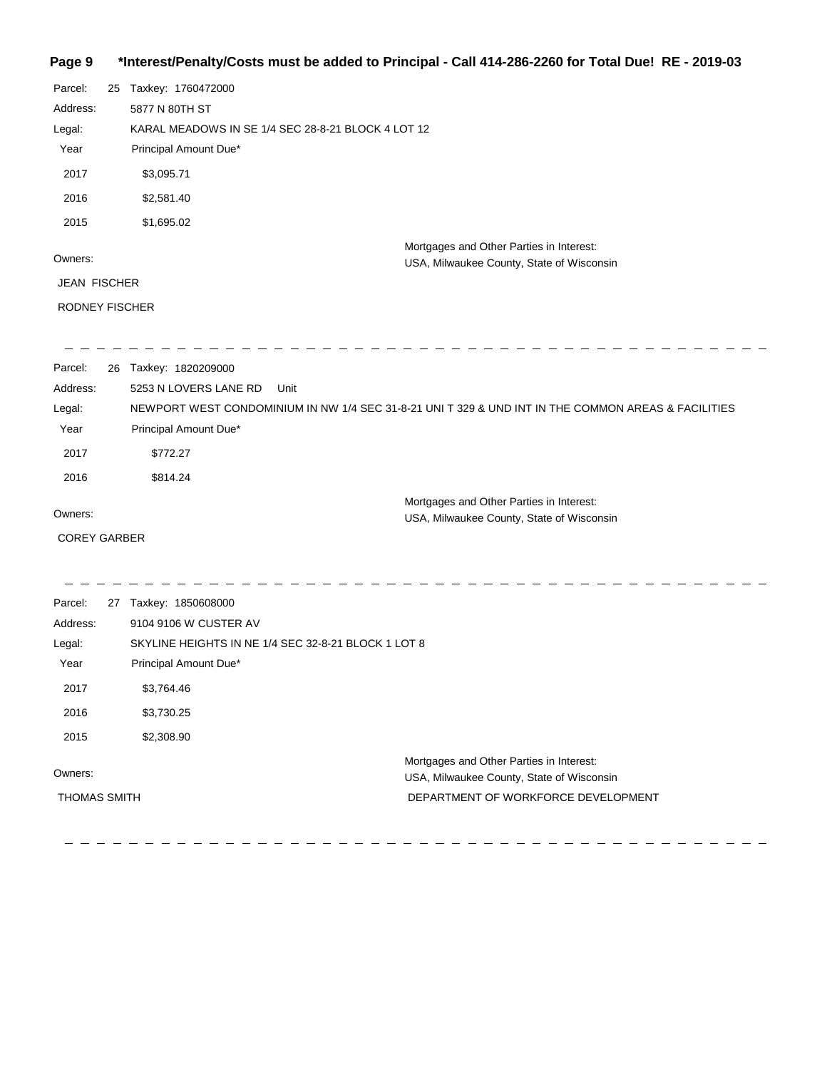**Page 9 \*Interest/Penalty/Costs must be added to Principal - Call 414-286-2260 for Total Due! RE - 2019-03**

Parcel: 25 Taxkey: 1760472000

Address: 5877 N 80TH ST

Legal: KARAL MEADOWS IN SE 1/4 SEC 28-8-21 BLOCK 4 LOT 12

| Year | Principal Amount Due* |
|---|---|
| 2017 | $3,095.71 |
| 2016 | $2,581.40 |
| 2015 | $1,695.02 |

Owners:

JEAN FISCHER

RODNEY FISCHER

Mortgages and Other Parties in Interest:

USA, Milwaukee County, State of Wisconsin

---

Parcel: 26 Taxkey: 1820209000

Address: 5253 N LOVERS LANE RD Unit

Legal: NEWPORT WEST CONDOMINIUM IN NW 1/4 SEC 31-8-21 UNI T 329 & UND INT IN THE COMMON AREAS & FACILITIES

| Year | Principal Amount Due* |
|---|---|
| 2017 | $772.27 |
| 2016 | $814.24 |

Owners:

COREY GARBER

Mortgages and Other Parties in Interest:

USA, Milwaukee County, State of Wisconsin

---

Parcel: 27 Taxkey: 1850608000

Address: 9104 9106 W CUSTER AV

Legal: SKYLINE HEIGHTS IN NE 1/4 SEC 32-8-21 BLOCK 1 LOT 8

| Year | Principal Amount Due* |
|---|---|
| 2017 | $3,764.46 |
| 2016 | $3,730.25 |
| 2015 | $2,308.90 |

Owners:

THOMAS SMITH

Mortgages and Other Parties in Interest:

USA, Milwaukee County, State of Wisconsin

DEPARTMENT OF WORKFORCE DEVELOPMENT

---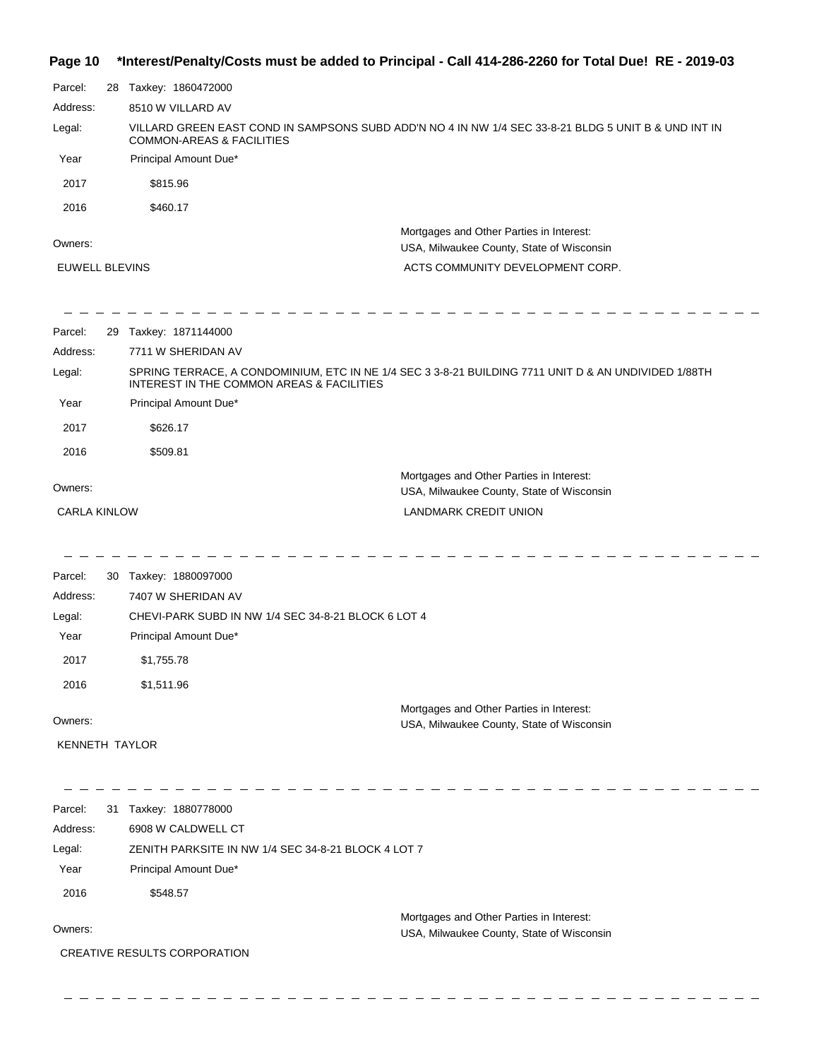**Page 10 \*Interest/Penalty/Costs must be added to Principal - Call 414-286-2260 for Total Due! RE - 2019-03**

Parcel: 28 Taxkey: 1860472000

Address: 8510 W VILLARD AV

Legal: VILLARD GREEN EAST COND IN SAMPSONS SUBD ADD'N NO 4 IN NW 1/4 SEC 33-8-21 BLDG 5 UNIT B & UND INT IN COMMON-AREAS & FACILITIES

| Year | Principal Amount Due* |
|---|---|
| 2017 | $815.96 |
| 2016 | $460.17 |

Owners:

EUWELL BLEVINS

Mortgages and Other Parties in Interest:

USA, Milwaukee County, State of Wisconsin

ACTS COMMUNITY DEVELOPMENT CORP.

---

Parcel: 29 Taxkey: 1871144000

Address: 7711 W SHERIDAN AV

Legal: SPRING TERRACE, A CONDOMINIUM, ETC IN NE 1/4 SEC 3 3-8-21 BUILDING 7711 UNIT D & AN UNDIVIDED 1/88TH INTEREST IN THE COMMON AREAS & FACILITIES

| Year | Principal Amount Due* |
|---|---|
| 2017 | $626.17 |
| 2016 | $509.81 |

Owners:

CARLA KINLOW

Mortgages and Other Parties in Interest:

USA, Milwaukee County, State of Wisconsin

LANDMARK CREDIT UNION

---

Parcel: 30 Taxkey: 1880097000

Address: 7407 W SHERIDAN AV

Legal: CHEVI-PARK SUBD IN NW 1/4 SEC 34-8-21 BLOCK 6 LOT 4

| Year | Principal Amount Due* |
|---|---|
| 2017 | $1,755.78 |
| 2016 | $1,511.96 |

Owners:

KENNETH TAYLOR

Mortgages and Other Parties in Interest:

USA, Milwaukee County, State of Wisconsin

---

Parcel: 31 Taxkey: 1880778000

Address: 6908 W CALDWELL CT

Legal: ZENITH PARKSITE IN NW 1/4 SEC 34-8-21 BLOCK 4 LOT 7

| Year | Principal Amount Due* |
|---|---|
| 2016 | $548.57 |

Owners:

CREATIVE RESULTS CORPORATION

Mortgages and Other Parties in Interest:

USA, Milwaukee County, State of Wisconsin

---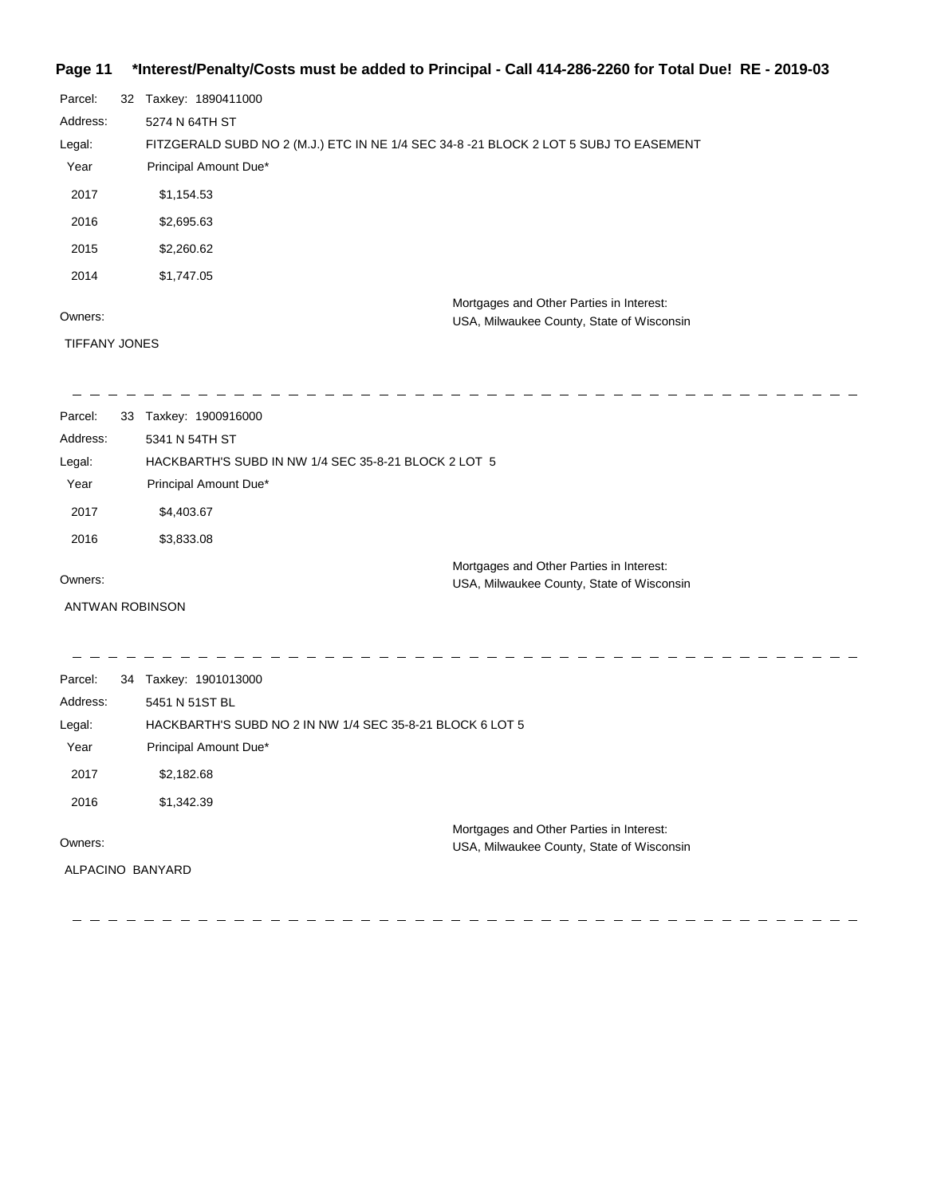**Page 11 \*Interest/Penalty/Costs must be added to Principal - Call 414-286-2260 for Total Due! RE - 2019-03**

Parcel: 32 Taxkey: 1890411000

Address: 5274 N 64TH ST

Legal: FITZGERALD SUBD NO 2 (M.J.) ETC IN NE 1/4 SEC 34-8 -21 BLOCK 2 LOT 5 SUBJ TO EASEMENT

| Year | Principal Amount Due* |
|---|---|
| 2017 | $1,154.53 |
| 2016 | $2,695.63 |
| 2015 | $2,260.62 |
| 2014 | $1,747.05 |

Owners:

TIFFANY JONES

Mortgages and Other Parties in Interest:
USA, Milwaukee County, State of Wisconsin

---

Parcel: 33 Taxkey: 1900916000

Address: 5341 N 54TH ST

Legal: HACKBARTH'S SUBD IN NW 1/4 SEC 35-8-21 BLOCK 2 LOT 5

| Year | Principal Amount Due* |
|---|---|
| 2017 | $4,403.67 |
| 2016 | $3,833.08 |

Owners:

ANTWAN ROBINSON

Mortgages and Other Parties in Interest:
USA, Milwaukee County, State of Wisconsin

---

Parcel: 34 Taxkey: 1901013000

Address: 5451 N 51ST BL

Legal: HACKBARTH'S SUBD NO 2 IN NW 1/4 SEC 35-8-21 BLOCK 6 LOT 5

| Year | Principal Amount Due* |
|---|---|
| 2017 | $2,182.68 |
| 2016 | $1,342.39 |

Owners:

ALPACINO BANYARD

Mortgages and Other Parties in Interest:
USA, Milwaukee County, State of Wisconsin

---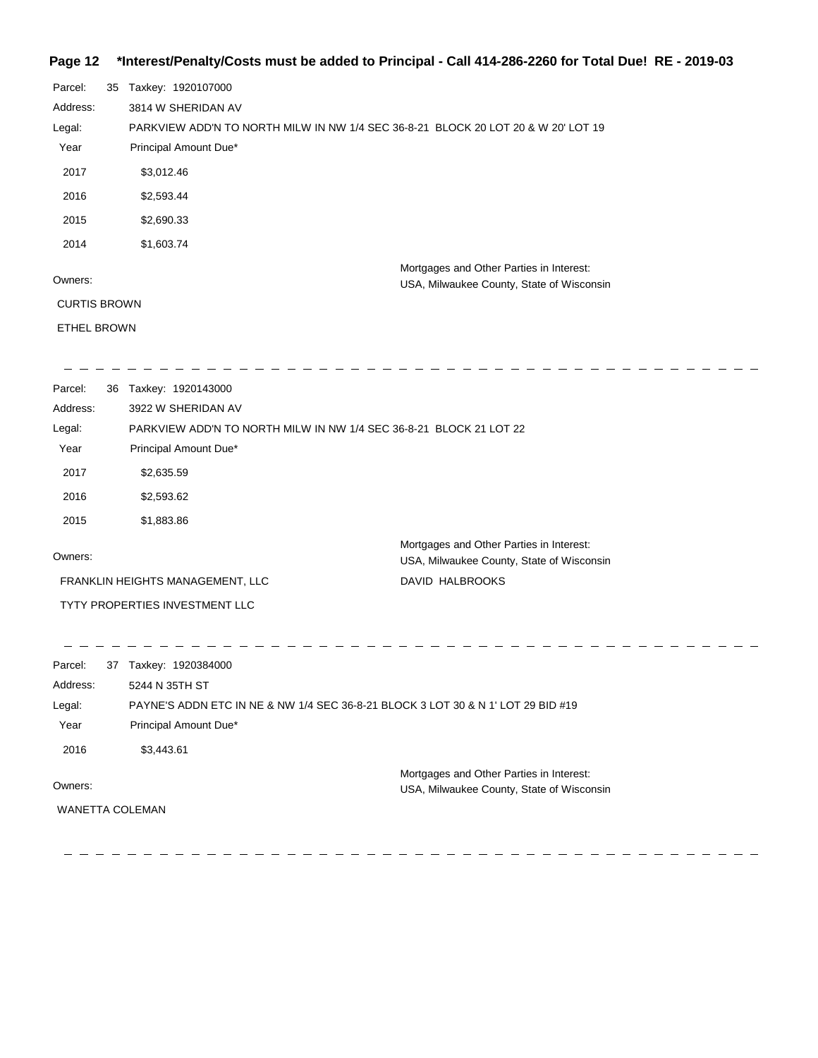**\*Interest/Penalty/Costs must be added to Principal - Call 414-286-2260 for Total Due! RE - 2019-03**

Parcel: 35 Taxkey: 1920107000

Address: 3814 W SHERIDAN AV

Legal: PARKVIEW ADD'N TO NORTH MILW IN NW 1/4 SEC 36-8-21 BLOCK 20 LOT 20 & W 20' LOT 19

| Year | Principal Amount Due* |
| --- | --- |
| 2017 | $3,012.46 |
| 2016 | $2,593.44 |
| 2015 | $2,690.33 |
| 2014 | $1,603.74 |

Owners:

CURTIS BROWN

ETHEL BROWN

Mortgages and Other Parties in Interest:

USA, Milwaukee County, State of Wisconsin

---

Parcel: 36 Taxkey: 1920143000

Address: 3922 W SHERIDAN AV

Legal: PARKVIEW ADD'N TO NORTH MILW IN NW 1/4 SEC 36-8-21 BLOCK 21 LOT 22

| Year | Principal Amount Due* |
| --- | --- |
| 2017 | $2,635.59 |
| 2016 | $2,593.62 |
| 2015 | $1,883.86 |

Owners:

FRANKLIN HEIGHTS MANAGEMENT, LLC

TYTY PROPERTIES INVESTMENT LLC

Mortgages and Other Parties in Interest:

USA, Milwaukee County, State of Wisconsin

DAVID HALBROOKS

---

Parcel: 37 Taxkey: 1920384000

Address: 5244 N 35TH ST

Legal: PAYNE'S ADDN ETC IN NE & NW 1/4 SEC 36-8-21 BLOCK 3 LOT 30 & N 1' LOT 29 BID #19

| Year | Principal Amount Due* |
| --- | --- |
| 2016 | $3,443.61 |

Owners:

WANETTA COLEMAN

Mortgages and Other Parties in Interest:

USA, Milwaukee County, State of Wisconsin

---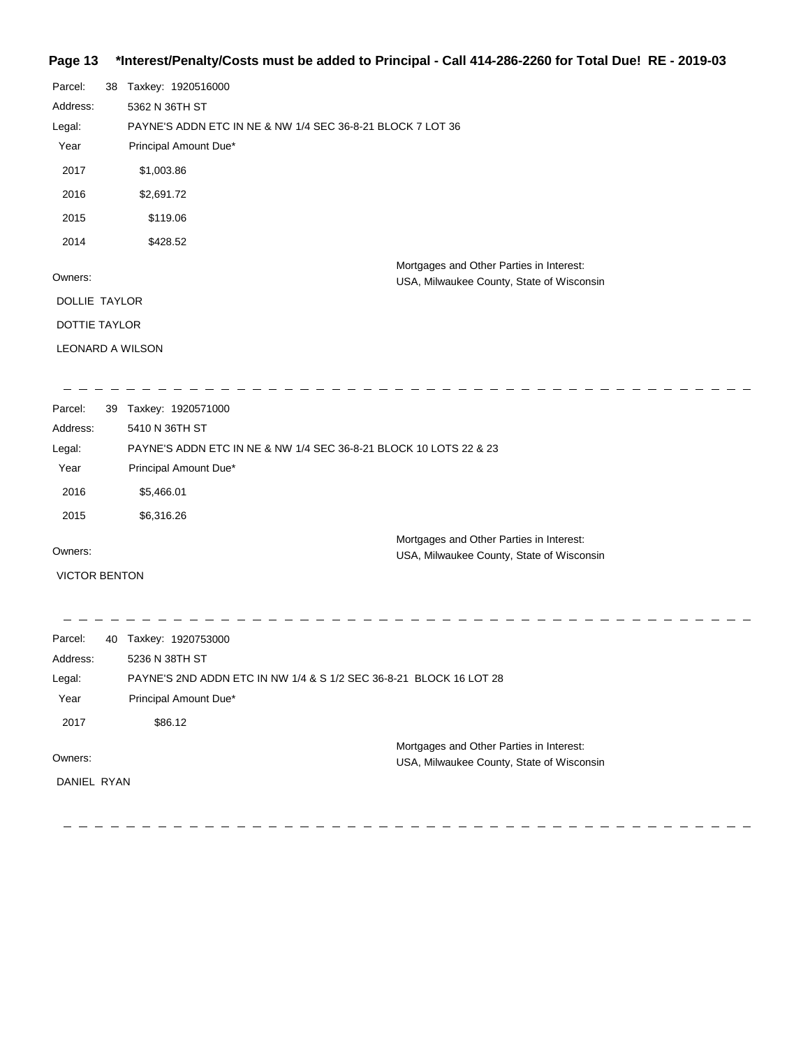Parcel: 38 Taxkey: 1920516000

Address: 5362 N 36TH ST

Legal: PAYNE'S ADDN ETC IN NE & NW 1/4 SEC 36-8-21 BLOCK 7 LOT 36

| Year | Principal Amount Due* |
| --- | --- |
| 2017 | $1,003.86 |
| 2016 | $2,691.72 |
| 2015 | $119.06 |
| 2014 | $428.52 |

Owners:

DOLLIE TAYLOR

DOTTIE TAYLOR

LEONARD A WILSON

Mortgages and Other Parties in Interest:
USA, Milwaukee County, State of Wisconsin

---

Parcel: 39 Taxkey: 1920571000

Address: 5410 N 36TH ST

Legal: PAYNE'S ADDN ETC IN NE & NW 1/4 SEC 36-8-21 BLOCK 10 LOTS 22 & 23

| Year | Principal Amount Due* |
| --- | --- |
| 2016 | $5,466.01 |
| 2015 | $6,316.26 |

Owners:

VICTOR BENTON

Mortgages and Other Parties in Interest:
USA, Milwaukee County, State of Wisconsin

---

Parcel: 40 Taxkey: 1920753000

Address: 5236 N 38TH ST

Legal: PAYNE'S 2ND ADDN ETC IN NW 1/4 & S 1/2 SEC 36-8-21 BLOCK 16 LOT 28

| Year | Principal Amount Due* |
| --- | --- |
| 2017 | $86.12 |

Owners:

DANIEL RYAN

Mortgages and Other Parties in Interest:
USA, Milwaukee County, State of Wisconsin

---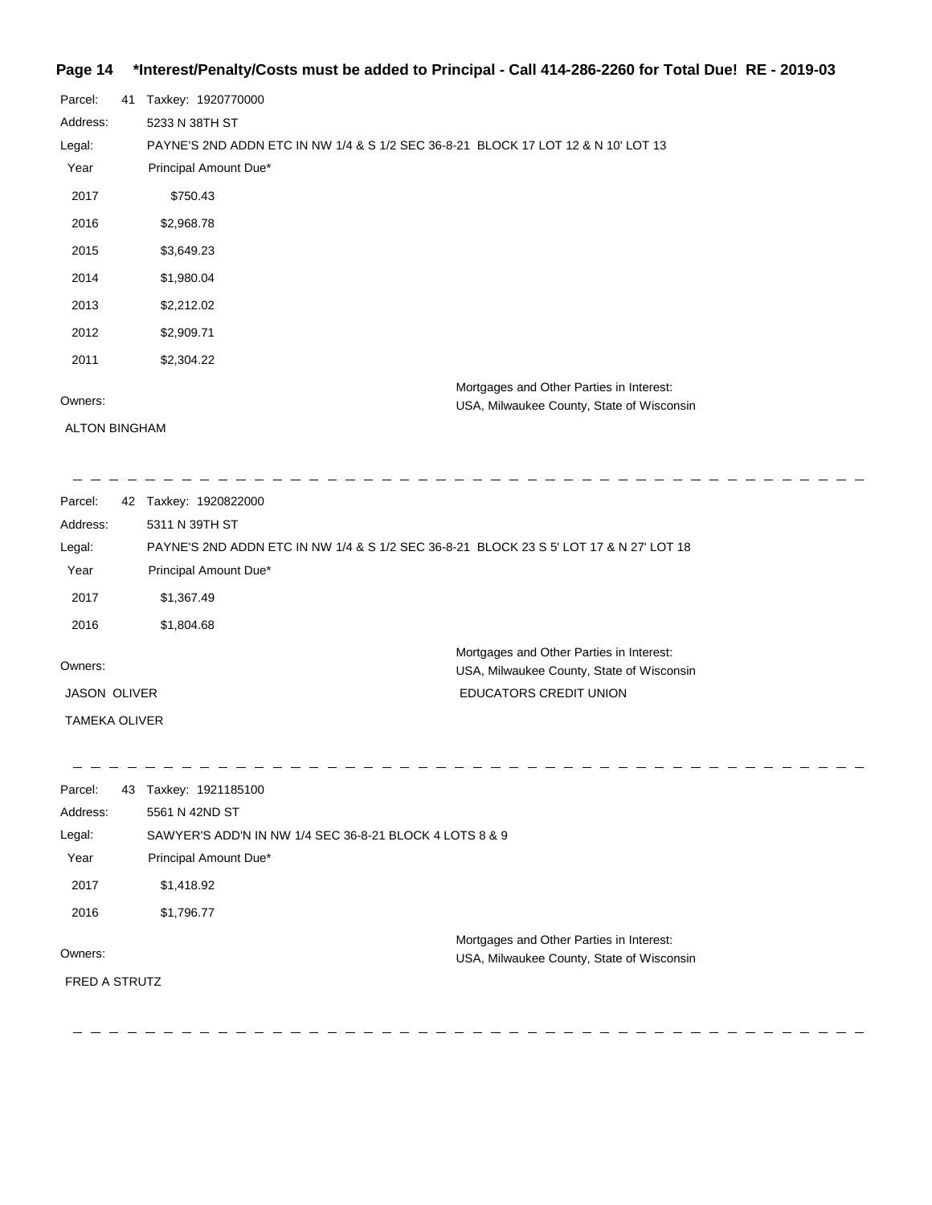**\*Interest/Penalty/Costs must be added to Principal - Call 414-286-2260 for Total Due! RE - 2019-03**

Parcel: 41 Taxkey: 1920770000

Address: 5233 N 38TH ST

Legal: PAYNE'S 2ND ADDN ETC IN NW 1/4 & S 1/2 SEC 36-8-21 BLOCK 17 LOT 12 & N 10' LOT 13

| Year | Principal Amount Due* |
|---|---|
| 2017 | $750.43 |
| 2016 | $2,968.78 |
| 2015 | $3,649.23 |
| 2014 | $1,980.04 |
| 2013 | $2,212.02 |
| 2012 | $2,909.71 |
| 2011 | $2,304.22 |

Owners:
ALTON BINGHAM

Mortgages and Other Parties in Interest:
USA, Milwaukee County, State of Wisconsin

---

Parcel: 42 Taxkey: 1920822000

Address: 5311 N 39TH ST

Legal: PAYNE'S 2ND ADDN ETC IN NW 1/4 & S 1/2 SEC 36-8-21 BLOCK 23 S 5' LOT 17 & N 27' LOT 18

| Year | Principal Amount Due* |
|---|---|
| 2017 | $1,367.49 |
| 2016 | $1,804.68 |

Owners:
JASON OLIVER
TAMEKA OLIVER

Mortgages and Other Parties in Interest:
USA, Milwaukee County, State of Wisconsin
EDUCATORS CREDIT UNION

---

Parcel: 43 Taxkey: 1921185100

Address: 5561 N 42ND ST

Legal: SAWYER'S ADD'N IN NW 1/4 SEC 36-8-21 BLOCK 4 LOTS 8 & 9

| Year | Principal Amount Due* |
|---|---|
| 2017 | $1,418.92 |
| 2016 | $1,796.77 |

Owners:
FRED A STRUTZ

Mortgages and Other Parties in Interest:
USA, Milwaukee County, State of Wisconsin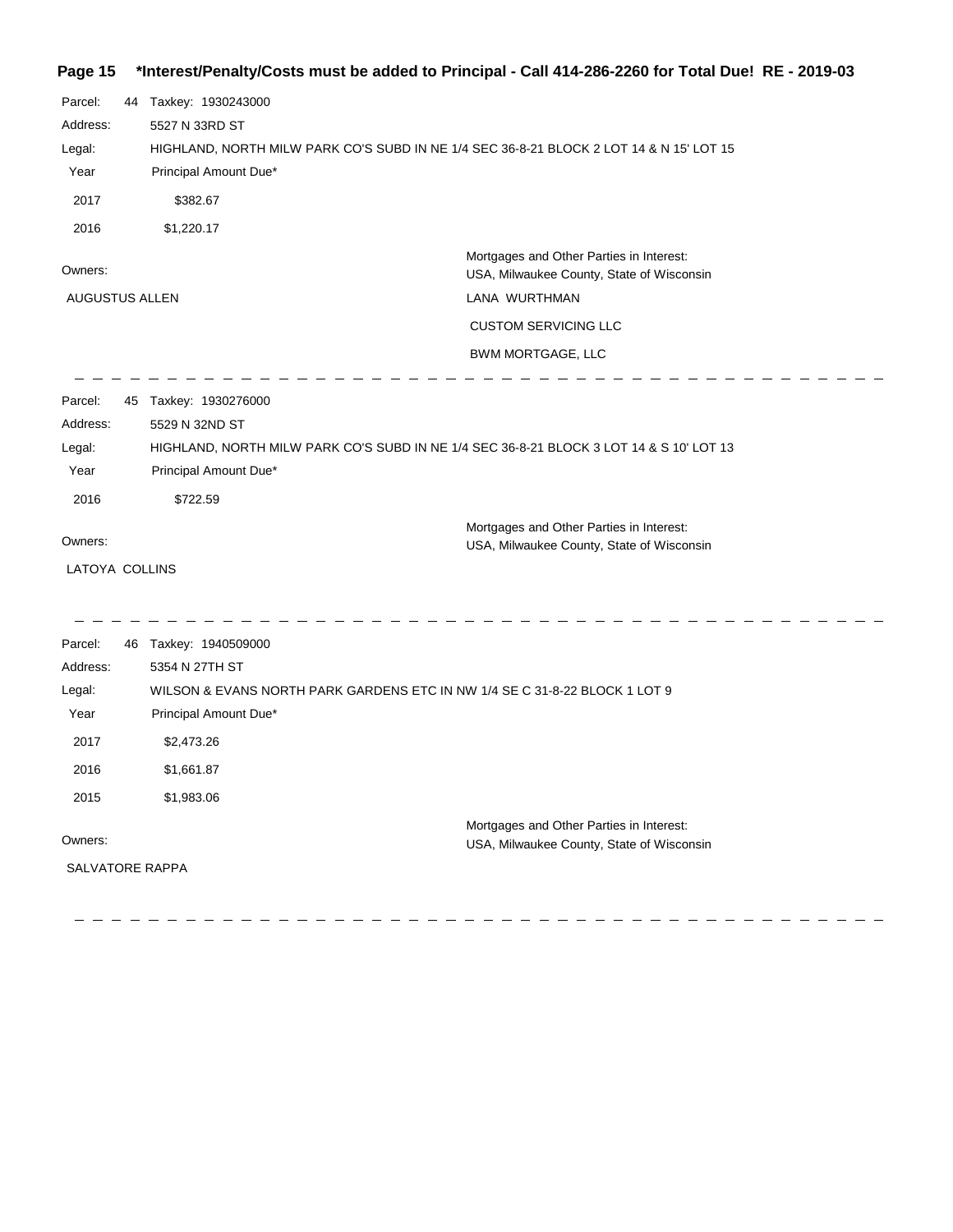**\*Interest/Penalty/Costs must be added to Principal - Call 414-286-2260 for Total Due! RE - 2019-03**

Parcel: 44 Taxkey: 1930243000

Address: 5527 N 33RD ST

Legal: HIGHLAND, NORTH MILW PARK CO'S SUBD IN NE 1/4 SEC 36-8-21 BLOCK 2 LOT 14 & N 15' LOT 15

| Year | Principal Amount Due* |
| --- | --- |
| 2017 | $382.67 |
| 2016 | $1,220.17 |

Owners:

AUGUSTUS ALLEN

Mortgages and Other Parties in Interest:

USA, Milwaukee County, State of Wisconsin

LANA WURTHMAN

CUSTOM SERVICING LLC

BWM MORTGAGE, LLC

---

Parcel: 45 Taxkey: 1930276000

Address: 5529 N 32ND ST

Legal: HIGHLAND, NORTH MILW PARK CO'S SUBD IN NE 1/4 SEC 36-8-21 BLOCK 3 LOT 14 & S 10' LOT 13

| Year | Principal Amount Due* |
| --- | --- |
| 2016 | $722.59 |

Owners:

LATOYA COLLINS

Mortgages and Other Parties in Interest:

USA, Milwaukee County, State of Wisconsin

---

Parcel: 46 Taxkey: 1940509000

Address: 5354 N 27TH ST

Legal: WILSON & EVANS NORTH PARK GARDENS ETC IN NW 1/4 SE C 31-8-22 BLOCK 1 LOT 9

| Year | Principal Amount Due* |
| --- | --- |
| 2017 | $2,473.26 |
| 2016 | $1,661.87 |
| 2015 | $1,983.06 |

Owners:

SALVATORE RAPPA

Mortgages and Other Parties in Interest:

USA, Milwaukee County, State of Wisconsin

---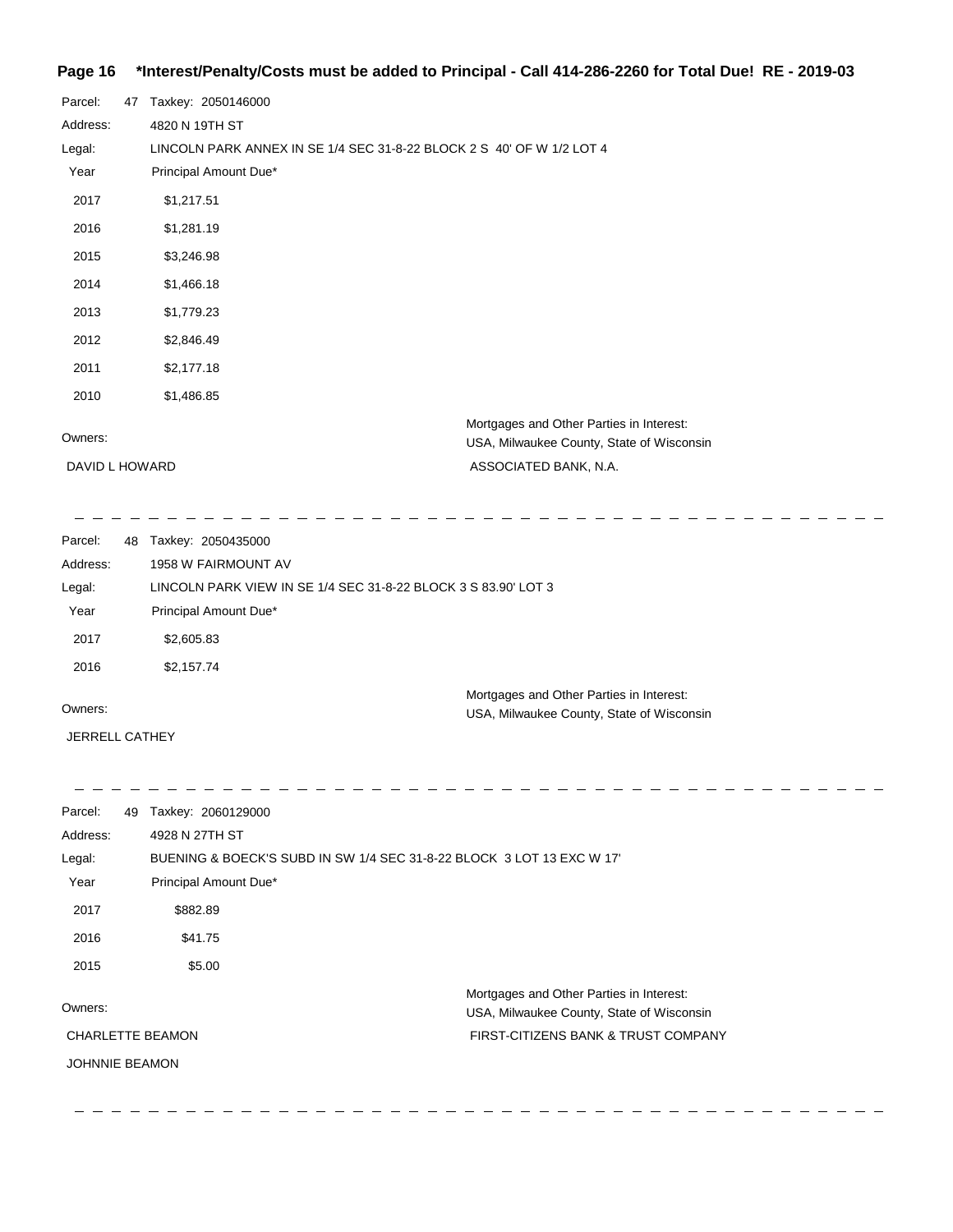**\*Interest/Penalty/Costs must be added to Principal - Call 414-286-2260 for Total Due! RE - 2019-03**

Parcel: 47 Taxkey: 2050146000

Address: 4820 N 19TH ST

Legal: LINCOLN PARK ANNEX IN SE 1/4 SEC 31-8-22 BLOCK 2 S 40' OF W 1/2 LOT 4

| Year | Principal Amount Due* |
|---|---|
| 2017 | $1,217.51 |
| 2016 | $1,281.19 |
| 2015 | $3,246.98 |
| 2014 | $1,466.18 |
| 2013 | $1,779.23 |
| 2012 | $2,846.49 |
| 2011 | $2,177.18 |
| 2010 | $1,486.85 |

Owners:

DAVID L HOWARD

Mortgages and Other Parties in Interest:

USA, Milwaukee County, State of Wisconsin

ASSOCIATED BANK, N.A.

---

Parcel: 48 Taxkey: 2050435000

Address: 1958 W FAIRMOUNT AV

Legal: LINCOLN PARK VIEW IN SE 1/4 SEC 31-8-22 BLOCK 3 S 83.90' LOT 3

| Year | Principal Amount Due* |
|---|---|
| 2017 | $2,605.83 |
| 2016 | $2,157.74 |

Owners:

JERRELL CATHEY

Mortgages and Other Parties in Interest:

USA, Milwaukee County, State of Wisconsin

---

Parcel: 49 Taxkey: 2060129000

Address: 4928 N 27TH ST

Legal: BUENING & BOECK'S SUBD IN SW 1/4 SEC 31-8-22 BLOCK 3 LOT 13 EXC W 17'

| Year | Principal Amount Due* |
|---|---|
| 2017 | $882.89 |
| 2016 | $41.75 |
| 2015 | $5.00 |

Owners:

CHARLETTE BEAMON

JOHNNIE BEAMON

Mortgages and Other Parties in Interest:

USA, Milwaukee County, State of Wisconsin

FIRST-CITIZENS BANK & TRUST COMPANY

---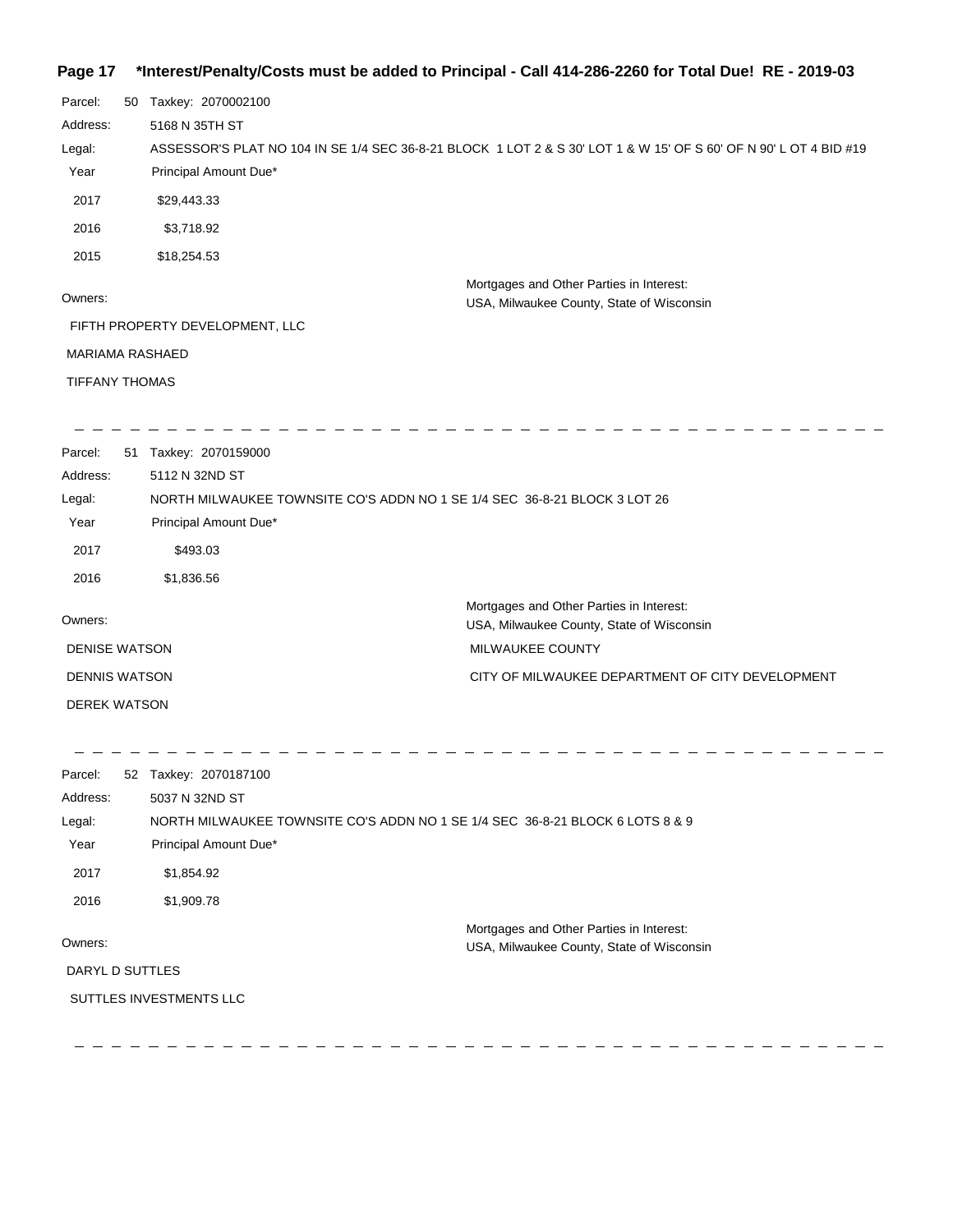**\*Interest/Penalty/Costs must be added to Principal - Call 414-286-2260 for Total Due! RE - 2019-03**

Parcel: 50 Taxkey: 2070002100

Address: 5168 N 35TH ST

Legal: ASSESSOR'S PLAT NO 104 IN SE 1/4 SEC 36-8-21 BLOCK 1 LOT 2 & S 30' LOT 1 & W 15' OF S 60' OF N 90' L OT 4 BID #19

| Year | Principal Amount Due* |
|---|---|
| 2017 | $29,443.33 |
| 2016 | $3,718.92 |
| 2015 | $18,254.53 |

Owners:

FIFTH PROPERTY DEVELOPMENT, LLC

MARIAMA RASHAED

TIFFANY THOMAS

Mortgages and Other Parties in Interest:

USA, Milwaukee County, State of Wisconsin

---

Parcel: 51 Taxkey: 2070159000

Address: 5112 N 32ND ST

Legal: NORTH MILWAUKEE TOWNSITE CO'S ADDN NO 1 SE 1/4 SEC 36-8-21 BLOCK 3 LOT 26

| Year | Principal Amount Due* |
|---|---|
| 2017 | $493.03 |
| 2016 | $1,836.56 |

Owners:

DENISE WATSON

DENNIS WATSON

DEREK WATSON

Mortgages and Other Parties in Interest:

USA, Milwaukee County, State of Wisconsin

MILWAUKEE COUNTY

CITY OF MILWAUKEE DEPARTMENT OF CITY DEVELOPMENT

---

Parcel: 52 Taxkey: 2070187100

Address: 5037 N 32ND ST

Legal: NORTH MILWAUKEE TOWNSITE CO'S ADDN NO 1 SE 1/4 SEC 36-8-21 BLOCK 6 LOTS 8 & 9

| Year | Principal Amount Due* |
|---|---|
| 2017 | $1,854.92 |
| 2016 | $1,909.78 |

Owners:

DARYL D SUTTLES

SUTTLES INVESTMENTS LLC

Mortgages and Other Parties in Interest:

USA, Milwaukee County, State of Wisconsin

---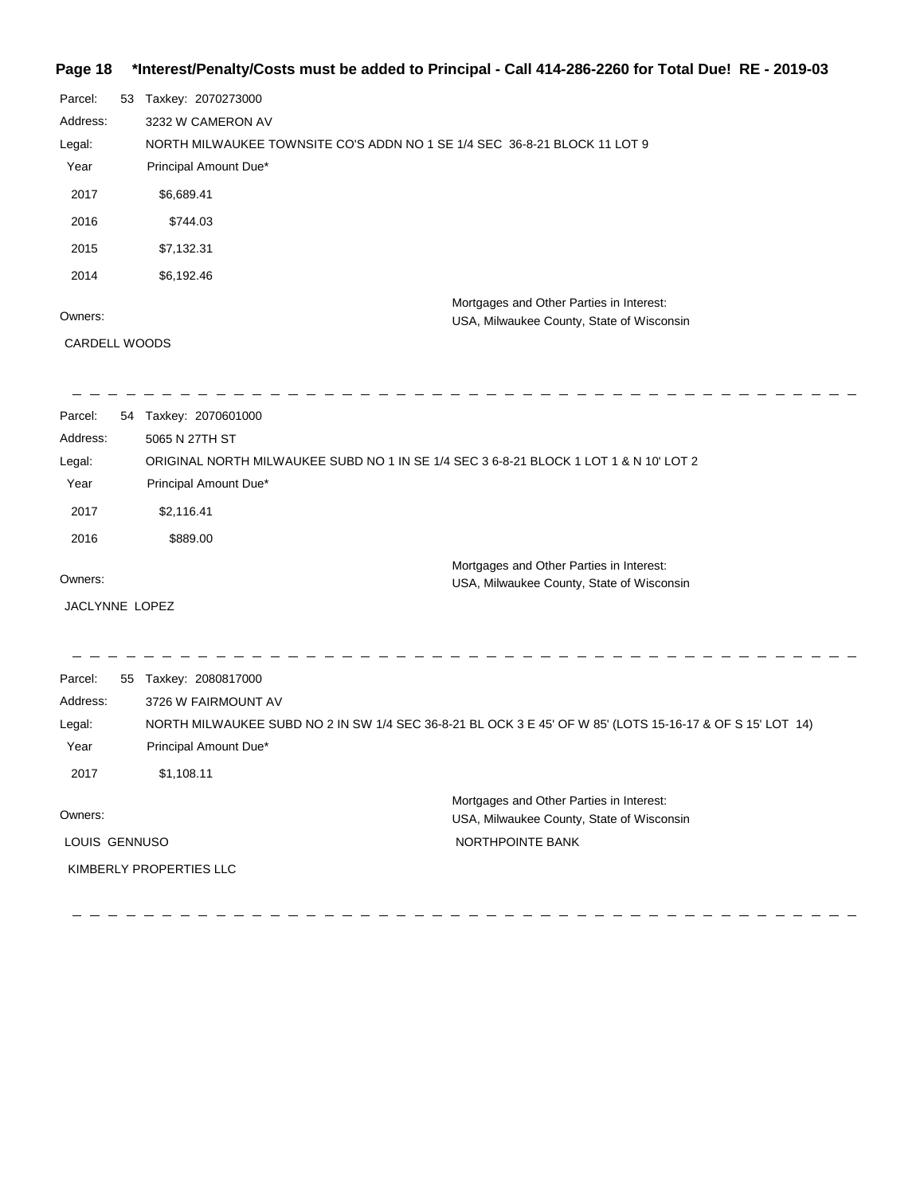**\*Interest/Penalty/Costs must be added to Principal - Call 414-286-2260 for Total Due! RE - 2019-03**

Parcel: 53 Taxkey: 2070273000

Address: 3232 W CAMERON AV

Legal: NORTH MILWAUKEE TOWNSITE CO'S ADDN NO 1 SE 1/4 SEC 36-8-21 BLOCK 11 LOT 9

| Year | Principal Amount Due* |
|---|---|
| 2017 | $6,689.41 |
| 2016 | $744.03 |
| 2015 | $7,132.31 |
| 2014 | $6,192.46 |

Owners:

CARDELL WOODS

Mortgages and Other Parties in Interest:

USA, Milwaukee County, State of Wisconsin

---

Parcel: 54 Taxkey: 2070601000

Address: 5065 N 27TH ST

Legal: ORIGINAL NORTH MILWAUKEE SUBD NO 1 IN SE 1/4 SEC 3 6-8-21 BLOCK 1 LOT 1 & N 10' LOT 2

| Year | Principal Amount Due* |
|---|---|
| 2017 | $2,116.41 |
| 2016 | $889.00 |

Owners:

JACLYNNE LOPEZ

Mortgages and Other Parties in Interest:

USA, Milwaukee County, State of Wisconsin

---

Parcel: 55 Taxkey: 2080817000

Address: 3726 W FAIRMOUNT AV

Legal: NORTH MILWAUKEE SUBD NO 2 IN SW 1/4 SEC 36-8-21 BL OCK 3 E 45' OF W 85' (LOTS 15-16-17 & OF S 15' LOT 14)

| Year | Principal Amount Due* |
|---|---|
| 2017 | $1,108.11 |

Owners:

LOUIS GENNUSO

KIMBERLY PROPERTIES LLC

Mortgages and Other Parties in Interest:

USA, Milwaukee County, State of Wisconsin

NORTHPOINTE BANK

---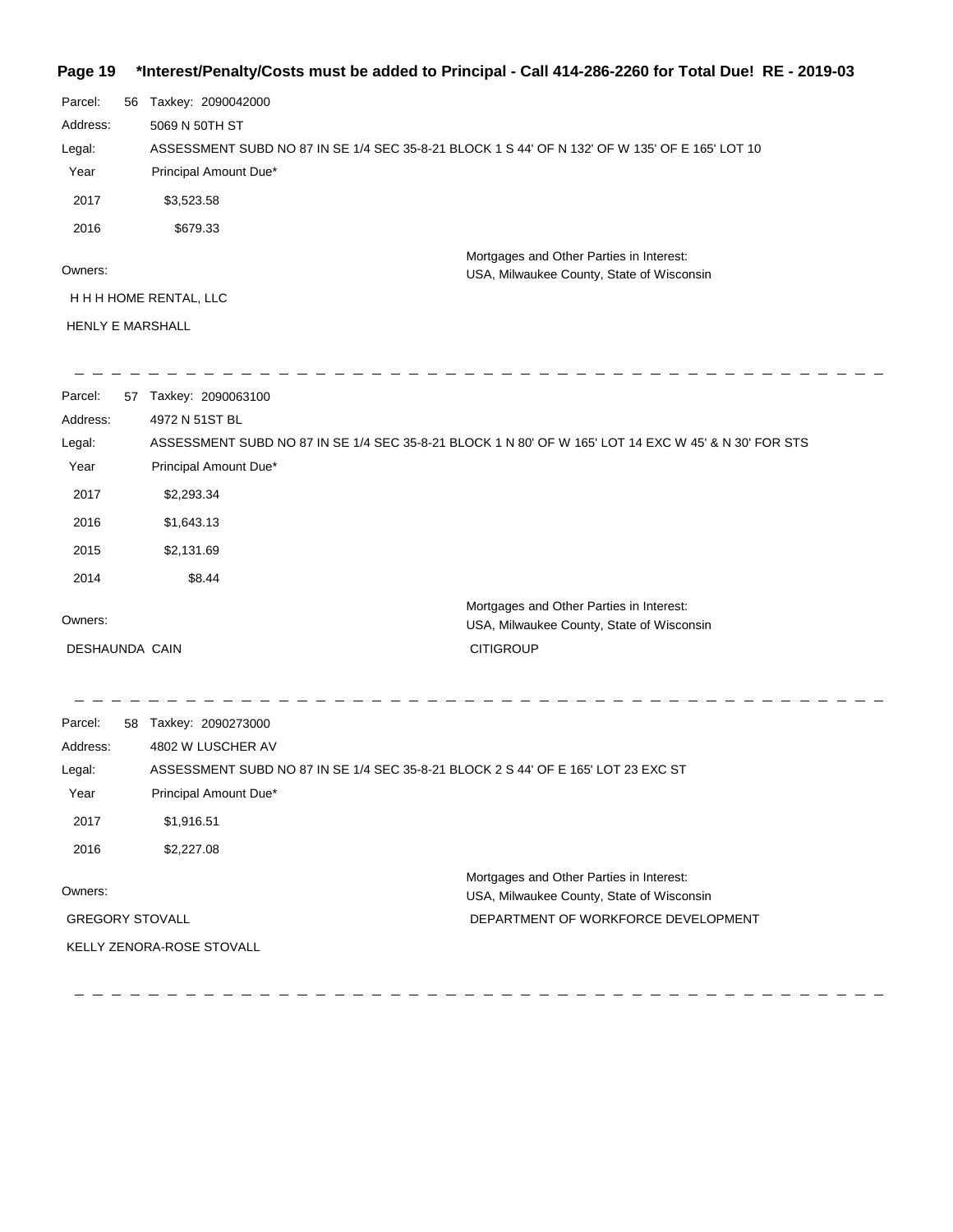**\*Interest/Penalty/Costs must be added to Principal - Call 414-286-2260 for Total Due! RE - 2019-03**

Parcel: 56 Taxkey: 2090042000

Address: 5069 N 50TH ST

Legal: ASSESSMENT SUBD NO 87 IN SE 1/4 SEC 35-8-21 BLOCK 1 S 44' OF N 132' OF W 135' OF E 165' LOT 10

| Year | Principal Amount Due* |
|---|---|
| 2017 | $3,523.58 |
| 2016 | $679.33 |

Owners:

H H H HOME RENTAL, LLC

HENLY E MARSHALL

Mortgages and Other Parties in Interest:

USA, Milwaukee County, State of Wisconsin

---

Parcel: 57 Taxkey: 2090063100

Address: 4972 N 51ST BL

Legal: ASSESSMENT SUBD NO 87 IN SE 1/4 SEC 35-8-21 BLOCK 1 N 80' OF W 165' LOT 14 EXC W 45' & N 30' FOR STS

| Year | Principal Amount Due* |
|---|---|
| 2017 | $2,293.34 |
| 2016 | $1,643.13 |
| 2015 | $2,131.69 |
| 2014 | $8.44 |

Owners:

DESHAUNDA CAIN

Mortgages and Other Parties in Interest:

USA, Milwaukee County, State of Wisconsin

CITIGROUP

---

Parcel: 58 Taxkey: 2090273000

Address: 4802 W LUSCHER AV

Legal: ASSESSMENT SUBD NO 87 IN SE 1/4 SEC 35-8-21 BLOCK 2 S 44' OF E 165' LOT 23 EXC ST

| Year | Principal Amount Due* |
|---|---|
| 2017 | $1,916.51 |
| 2016 | $2,227.08 |

Owners:

GREGORY STOVALL

KELLY ZENORA-ROSE STOVALL

Mortgages and Other Parties in Interest:

USA, Milwaukee County, State of Wisconsin

DEPARTMENT OF WORKFORCE DEVELOPMENT

---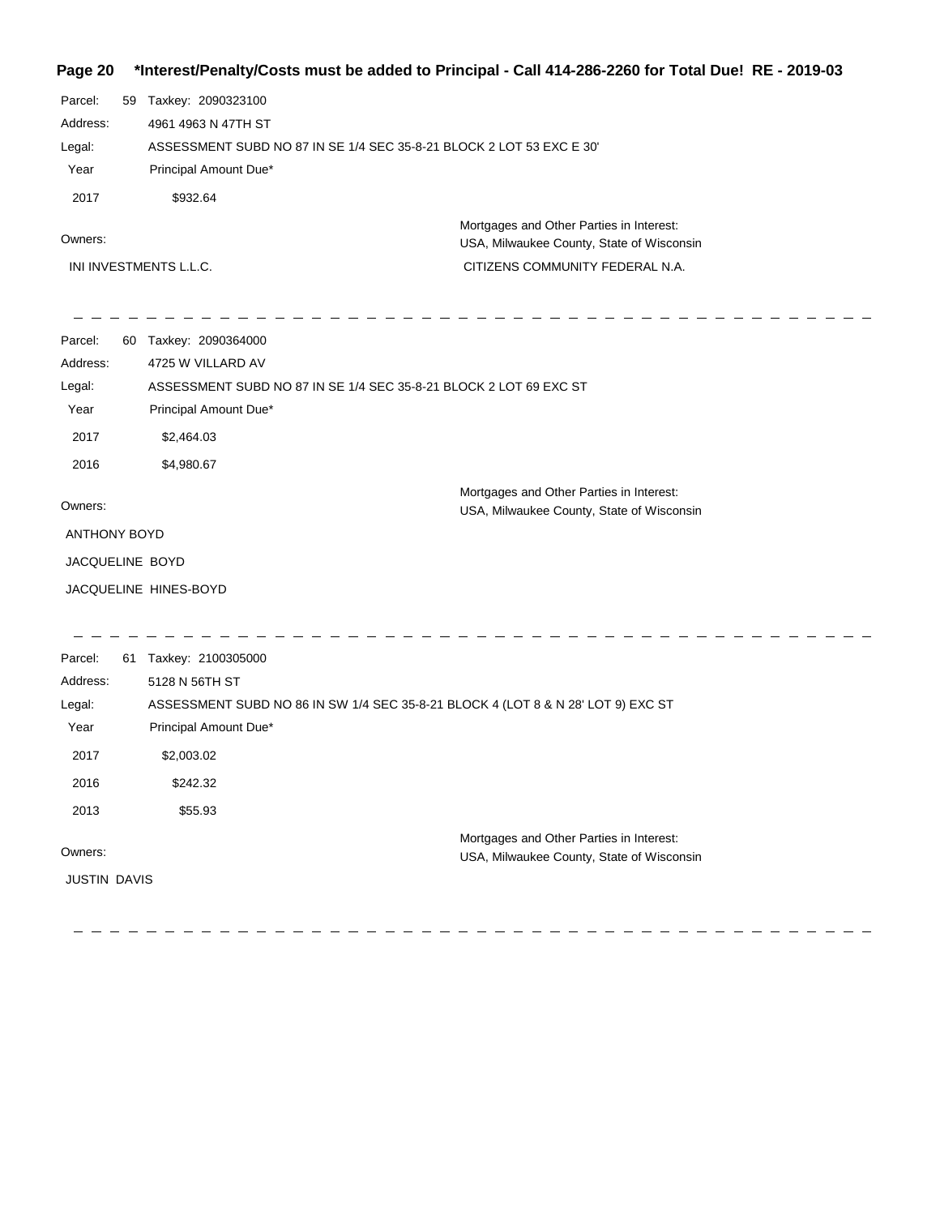**\*Interest/Penalty/Costs must be added to Principal - Call 414-286-2260 for Total Due! RE - 2019-03**

Parcel: 59 Taxkey: 2090323100

Address: 4961 4963 N 47TH ST

Legal: ASSESSMENT SUBD NO 87 IN SE 1/4 SEC 35-8-21 BLOCK 2 LOT 53 EXC E 30'

| Year | Principal Amount Due* |
|---|---|
| 2017 | $932.64 |

Owners:

INI INVESTMENTS L.L.C.

Mortgages and Other Parties in Interest:
USA, Milwaukee County, State of Wisconsin
CITIZENS COMMUNITY FEDERAL N.A.

---

Parcel: 60 Taxkey: 2090364000

Address: 4725 W VILLARD AV

Legal: ASSESSMENT SUBD NO 87 IN SE 1/4 SEC 35-8-21 BLOCK 2 LOT 69 EXC ST

| Year | Principal Amount Due* |
|---|---|
| 2017 | $2,464.03 |
| 2016 | $4,980.67 |

Owners:

ANTHONY BOYD
JACQUELINE BOYD
JACQUELINE HINES-BOYD

Mortgages and Other Parties in Interest:
USA, Milwaukee County, State of Wisconsin

---

Parcel: 61 Taxkey: 2100305000

Address: 5128 N 56TH ST

Legal: ASSESSMENT SUBD NO 86 IN SW 1/4 SEC 35-8-21 BLOCK 4 (LOT 8 & N 28' LOT 9) EXC ST

| Year | Principal Amount Due* |
|---|---|
| 2017 | $2,003.02 |
| 2016 | $242.32 |
| 2013 | $55.93 |

Owners:

JUSTIN DAVIS

Mortgages and Other Parties in Interest:
USA, Milwaukee County, State of Wisconsin

---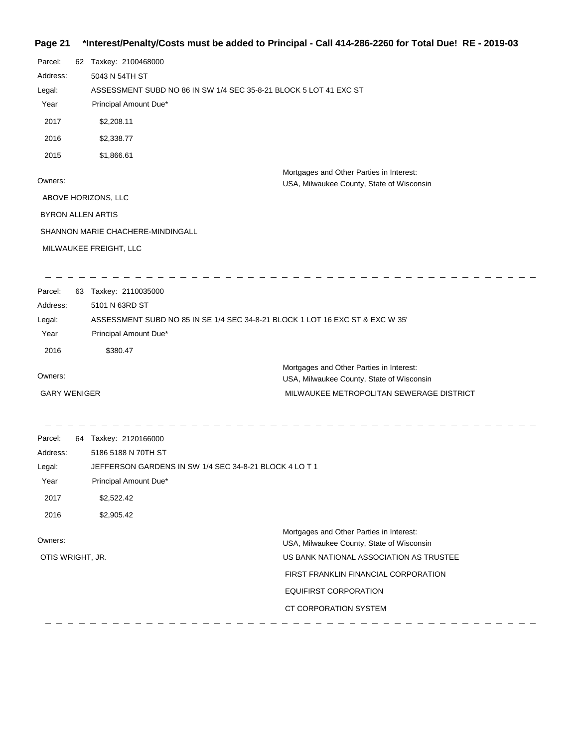**Page 21 \*Interest/Penalty/Costs must be added to Principal - Call 414-286-2260 for Total Due! RE - 2019-03**

Parcel: 62 Taxkey: 2100468000

Address: 5043 N 54TH ST

Legal: ASSESSMENT SUBD NO 86 IN SW 1/4 SEC 35-8-21 BLOCK 5 LOT 41 EXC ST

| Year | Principal Amount Due* |
|---|---|
| 2017 | $2,208.11 |
| 2016 | $2,338.77 |
| 2015 | $1,866.61 |

Owners:

ABOVE HORIZONS, LLC

BYRON ALLEN ARTIS

SHANNON MARIE CHACHERE-MINDINGALL

MILWAUKEE FREIGHT, LLC

Mortgages and Other Parties in Interest:

USA, Milwaukee County, State of Wisconsin

---

Parcel: 63 Taxkey: 2110035000

Address: 5101 N 63RD ST

Legal: ASSESSMENT SUBD NO 85 IN SE 1/4 SEC 34-8-21 BLOCK 1 LOT 16 EXC ST & EXC W 35'

| Year | Principal Amount Due* |
|---|---|
| 2016 | $380.47 |

Owners:

GARY WENIGER

Mortgages and Other Parties in Interest:

USA, Milwaukee County, State of Wisconsin

MILWAUKEE METROPOLITAN SEWERAGE DISTRICT

---

Parcel: 64 Taxkey: 2120166000

Address: 5186 5188 N 70TH ST

Legal: JEFFERSON GARDENS IN SW 1/4 SEC 34-8-21 BLOCK 4 LO T 1

| Year | Principal Amount Due* |
|---|---|
| 2017 | $2,522.42 |
| 2016 | $2,905.42 |

Owners:

OTIS WRIGHT, JR.

Mortgages and Other Parties in Interest:

USA, Milwaukee County, State of Wisconsin

US BANK NATIONAL ASSOCIATION AS TRUSTEE

FIRST FRANKLIN FINANCIAL CORPORATION

EQUIFIRST CORPORATION

CT CORPORATION SYSTEM

---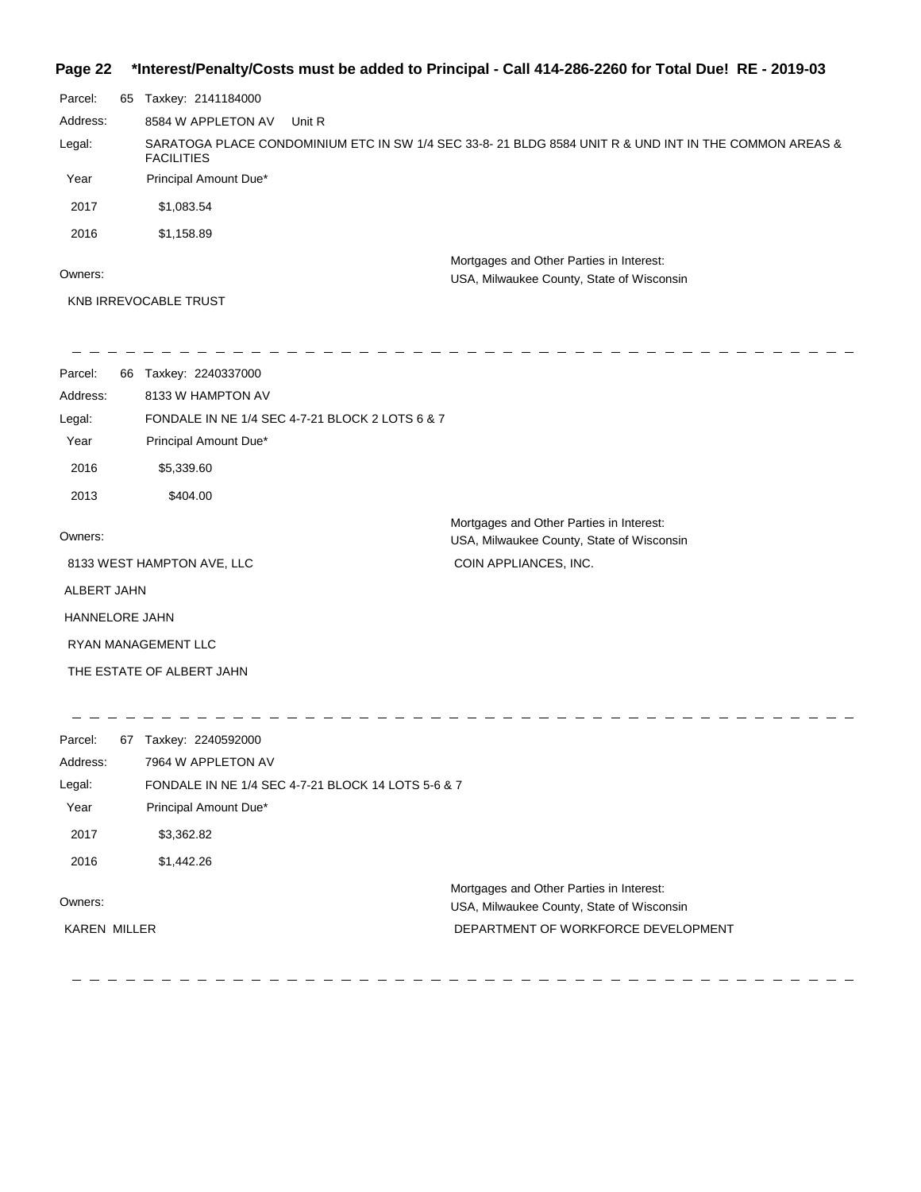**Parcel:** 65 Taxkey: 2141184000

**Address:** 8584 W APPLETON AV Unit R

**Legal:** SARATOGA PLACE CONDOMINIUM ETC IN SW 1/4 SEC 33-8- 21 BLDG 8584 UNIT R & UND INT IN THE COMMON AREAS & FACILITIES

| Year | Principal Amount Due* |
|---|---|
| 2017 | $1,083.54 |
| 2016 | $1,158.89 |

**Owners:**

KNB IRREVOCABLE TRUST

**Mortgages and Other Parties in Interest:**

USA, Milwaukee County, State of Wisconsin

---

**Parcel:** 66 Taxkey: 2240337000

**Address:** 8133 W HAMPTON AV

**Legal:** FONDALE IN NE 1/4 SEC 4-7-21 BLOCK 2 LOTS 6 & 7

| Year | Principal Amount Due* |
|---|---|
| 2016 | $5,339.60 |
| 2013 | $404.00 |

**Owners:**

8133 WEST HAMPTON AVE, LLC

ALBERT JAHN

HANNELORE JAHN

RYAN MANAGEMENT LLC

THE ESTATE OF ALBERT JAHN

**Mortgages and Other Parties in Interest:**

USA, Milwaukee County, State of Wisconsin

COIN APPLIANCES, INC.

---

**Parcel:** 67 Taxkey: 2240592000

**Address:** 7964 W APPLETON AV

**Legal:** FONDALE IN NE 1/4 SEC 4-7-21 BLOCK 14 LOTS 5-6 & 7

| Year | Principal Amount Due* |
|---|---|
| 2017 | $3,362.82 |
| 2016 | $1,442.26 |

**Owners:**

KAREN MILLER

**Mortgages and Other Parties in Interest:**

USA, Milwaukee County, State of Wisconsin

DEPARTMENT OF WORKFORCE DEVELOPMENT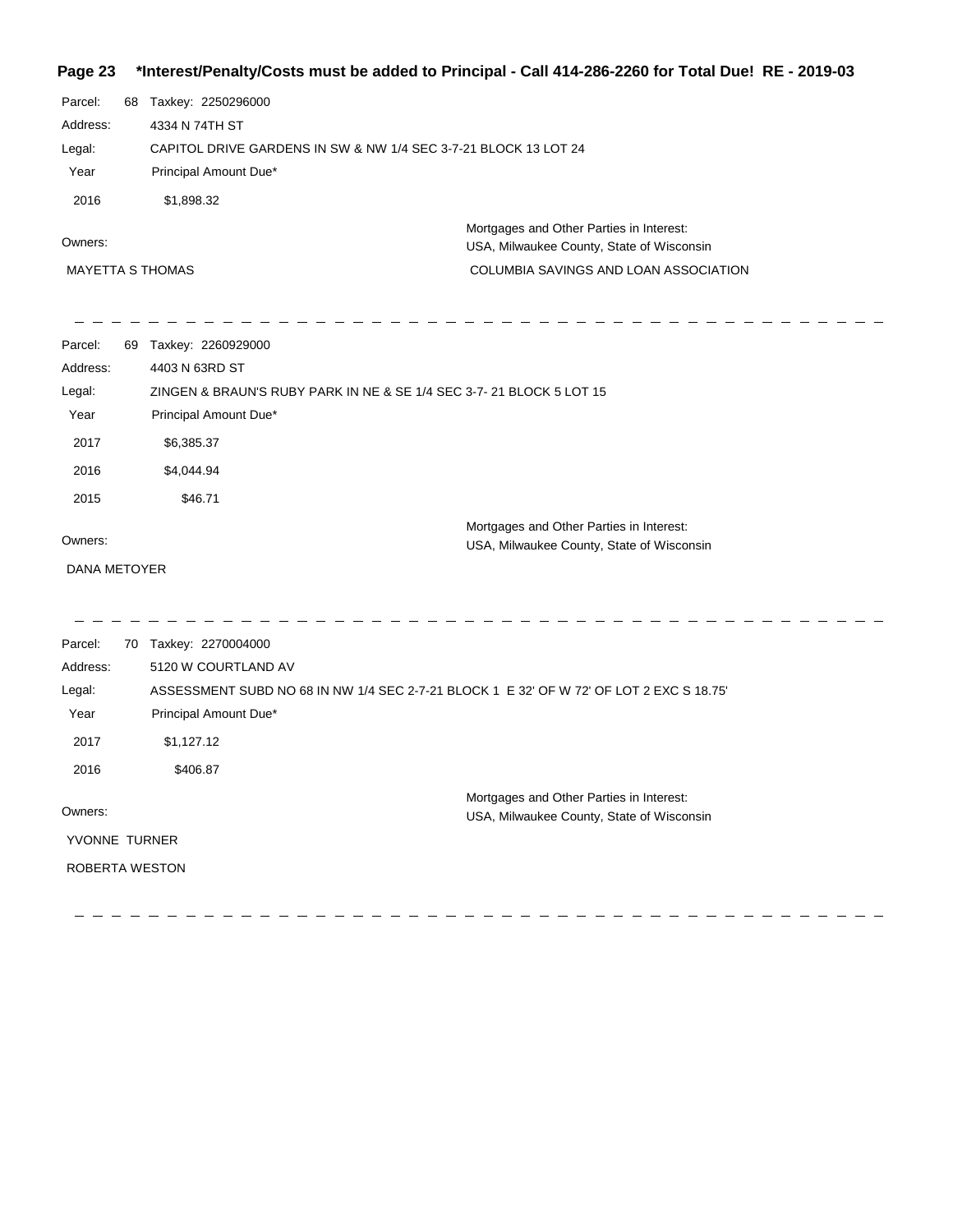**Page 23 \*Interest/Penalty/Costs must be added to Principal - Call 414-286-2260 for Total Due! RE - 2019-03**

Parcel: 68 Taxkey: 2250296000

Address: 4334 N 74TH ST

Legal: CAPITOL DRIVE GARDENS IN SW & NW 1/4 SEC 3-7-21 BLOCK 13 LOT 24

| Year | Principal Amount Due* |
|---|---|
| 2016 | $1,898.32 |

Owners:

MAYETTA S THOMAS

Mortgages and Other Parties in Interest:

USA, Milwaukee County, State of Wisconsin

COLUMBIA SAVINGS AND LOAN ASSOCIATION

---

Parcel: 69 Taxkey: 2260929000

Address: 4403 N 63RD ST

Legal: ZINGEN & BRAUN'S RUBY PARK IN NE & SE 1/4 SEC 3-7- 21 BLOCK 5 LOT 15

| Year | Principal Amount Due* |
|---|---|
| 2017 | $6,385.37 |
| 2016 | $4,044.94 |
| 2015 | $46.71 |

Owners:

DANA METOYER

Mortgages and Other Parties in Interest:

USA, Milwaukee County, State of Wisconsin

---

Parcel: 70 Taxkey: 2270004000

Address: 5120 W COURTLAND AV

Legal: ASSESSMENT SUBD NO 68 IN NW 1/4 SEC 2-7-21 BLOCK 1 E 32' OF W 72' OF LOT 2 EXC S 18.75'

| Year | Principal Amount Due* |
|---|---|
| 2017 | $1,127.12 |
| 2016 | $406.87 |

Owners:

YVONNE TURNER

ROBERTA WESTON

Mortgages and Other Parties in Interest:

USA, Milwaukee County, State of Wisconsin

---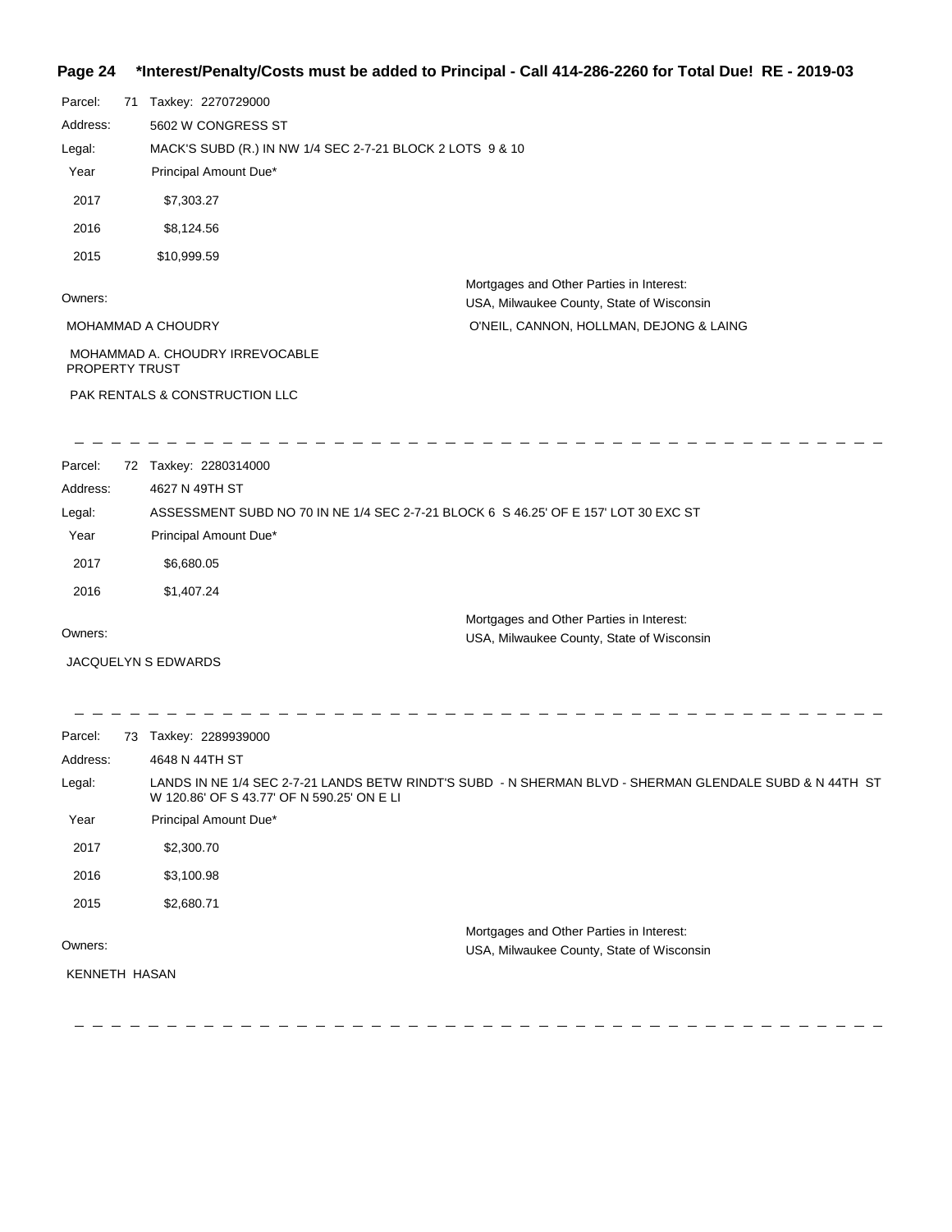Parcel: 71 Taxkey: 2270729000

Address: 5602 W CONGRESS ST

Legal: MACK'S SUBD (R.) IN NW 1/4 SEC 2-7-21 BLOCK 2 LOTS 9 & 10

| Year | Principal Amount Due* |
| --- | --- |
| 2017 | $7,303.27 |
| 2016 | $8,124.56 |
| 2015 | $10,999.59 |

Owners:

MOHAMMAD A CHOUDRY

MOHAMMAD A. CHOUDRY IRREVOCABLE PROPERTY TRUST

PAK RENTALS & CONSTRUCTION LLC

Mortgages and Other Parties in Interest:

USA, Milwaukee County, State of Wisconsin

O'NEIL, CANNON, HOLLMAN, DEJONG & LAING

---

Parcel: 72 Taxkey: 2280314000

Address: 4627 N 49TH ST

Legal: ASSESSMENT SUBD NO 70 IN NE 1/4 SEC 2-7-21 BLOCK 6 S 46.25' OF E 157' LOT 30 EXC ST

| Year | Principal Amount Due* |
| --- | --- |
| 2017 | $6,680.05 |
| 2016 | $1,407.24 |

Owners:

JACQUELYN S EDWARDS

Mortgages and Other Parties in Interest:

USA, Milwaukee County, State of Wisconsin

---

Parcel: 73 Taxkey: 2289939000

Address: 4648 N 44TH ST

Legal: LANDS IN NE 1/4 SEC 2-7-21 LANDS BETW RINDT'S SUBD - N SHERMAN BLVD - SHERMAN GLENDALE SUBD & N 44TH ST W 120.86' OF S 43.77' OF N 590.25' ON E LI

| Year | Principal Amount Due* |
| --- | --- |
| 2017 | $2,300.70 |
| 2016 | $3,100.98 |
| 2015 | $2,680.71 |

Owners:

KENNETH HASAN

Mortgages and Other Parties in Interest:

USA, Milwaukee County, State of Wisconsin

---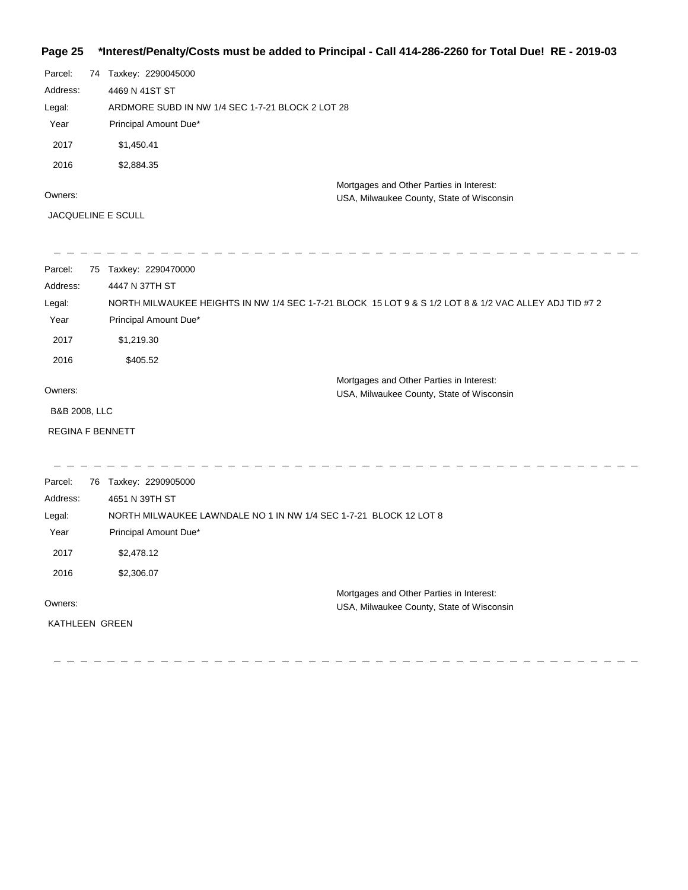Parcel: 74 Taxkey: 2290045000

Address: 4469 N 41ST ST

Legal: ARDMORE SUBD IN NW 1/4 SEC 1-7-21 BLOCK 2 LOT 28

| Year | Principal Amount Due* |
|---|---|
| 2017 | $1,450.41 |
| 2016 | $2,884.35 |

Owners:

JACQUELINE E SCULL

Mortgages and Other Parties in Interest:
USA, Milwaukee County, State of Wisconsin

---

Parcel: 75 Taxkey: 2290470000

Address: 4447 N 37TH ST

Legal: NORTH MILWAUKEE HEIGHTS IN NW 1/4 SEC 1-7-21 BLOCK 15 LOT 9 & S 1/2 LOT 8 & 1/2 VAC ALLEY ADJ TID #7 2

| Year | Principal Amount Due* |
|---|---|
| 2017 | $1,219.30 |
| 2016 | $405.52 |

Owners:

B&B 2008, LLC

REGINA F BENNETT

Mortgages and Other Parties in Interest:
USA, Milwaukee County, State of Wisconsin

---

Parcel: 76 Taxkey: 2290905000

Address: 4651 N 39TH ST

Legal: NORTH MILWAUKEE LAWNDALE NO 1 IN NW 1/4 SEC 1-7-21 BLOCK 12 LOT 8

| Year | Principal Amount Due* |
|---|---|
| 2017 | $2,478.12 |
| 2016 | $2,306.07 |

Owners:

KATHLEEN GREEN

Mortgages and Other Parties in Interest:
USA, Milwaukee County, State of Wisconsin

---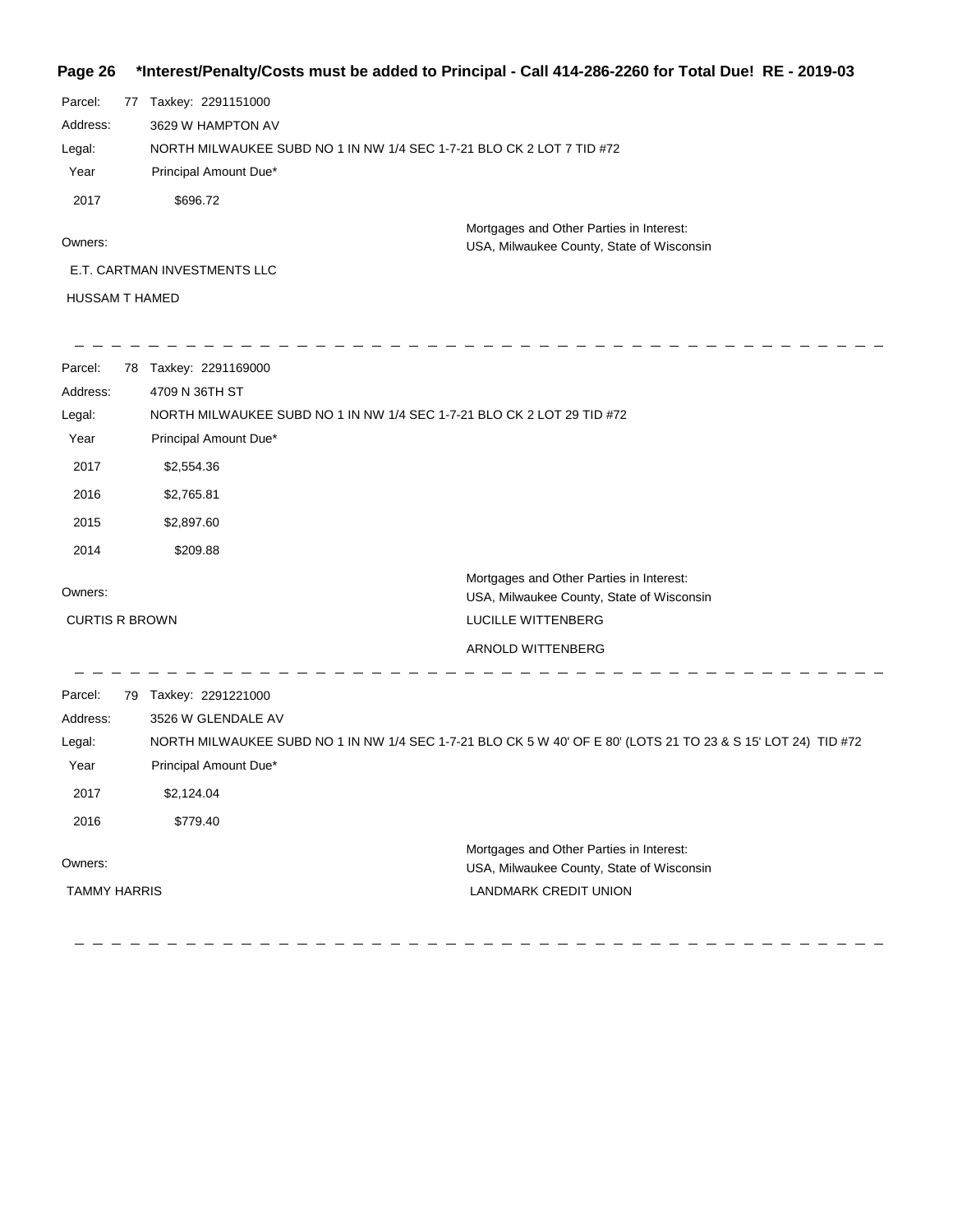**Page 26 \*Interest/Penalty/Costs must be added to Principal - Call 414-286-2260 for Total Due! RE - 2019-03**

Parcel: 77 Taxkey: 2291151000

Address: 3629 W HAMPTON AV

Legal: NORTH MILWAUKEE SUBD NO 1 IN NW 1/4 SEC 1-7-21 BLO CK 2 LOT 7 TID #72

| Year | Principal Amount Due* |
|---|---|
| 2017 | $696.72 |

Owners:

E.T. CARTMAN INVESTMENTS LLC

HUSSAM T HAMED

Mortgages and Other Parties in Interest:
USA, Milwaukee County, State of Wisconsin

---

Parcel: 78 Taxkey: 2291169000

Address: 4709 N 36TH ST

Legal: NORTH MILWAUKEE SUBD NO 1 IN NW 1/4 SEC 1-7-21 BLO CK 2 LOT 29 TID #72

| Year | Principal Amount Due* |
|---|---|
| 2017 | $2,554.36 |
| 2016 | $2,765.81 |
| 2015 | $2,897.60 |
| 2014 | $209.88 |

Owners:

CURTIS R BROWN

Mortgages and Other Parties in Interest:
USA, Milwaukee County, State of Wisconsin
LUCILLE WITTENBERG
ARNOLD WITTENBERG

---

Parcel: 79 Taxkey: 2291221000

Address: 3526 W GLENDALE AV

Legal: NORTH MILWAUKEE SUBD NO 1 IN NW 1/4 SEC 1-7-21 BLO CK 5 W 40' OF E 80' (LOTS 21 TO 23 & S 15' LOT 24) TID #72

| Year | Principal Amount Due* |
|---|---|
| 2017 | $2,124.04 |
| 2016 | $779.40 |

Owners:

TAMMY HARRIS

Mortgages and Other Parties in Interest:
USA, Milwaukee County, State of Wisconsin
LANDMARK CREDIT UNION

---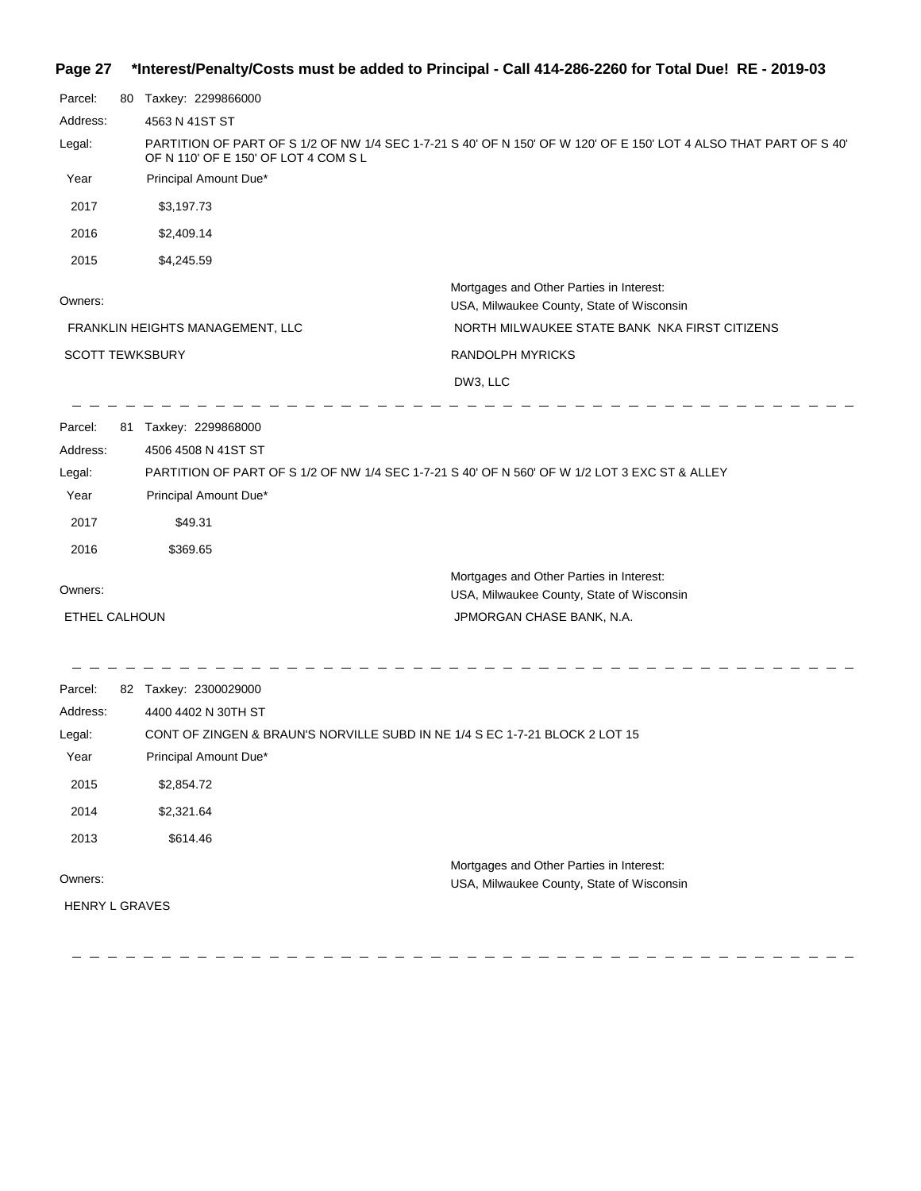**\*Interest/Penalty/Costs must be added to Principal - Call 414-286-2260 for Total Due! RE - 2019-03**

Parcel: 80 Taxkey: 2299866000

Address: 4563 N 41ST ST

Legal: PARTITION OF PART OF S 1/2 OF NW 1/4 SEC 1-7-21 S 40' OF N 150' OF W 120' OF E 150' LOT 4 ALSO THAT PART OF S 40' OF N 110' OF E 150' OF LOT 4 COM S L

| Year | Principal Amount Due* |
|---|---|
| 2017 | $3,197.73 |
| 2016 | $2,409.14 |
| 2015 | $4,245.59 |

Owners:

FRANKLIN HEIGHTS MANAGEMENT, LLC

SCOTT TEWKSBURY

Mortgages and Other Parties in Interest:

USA, Milwaukee County, State of Wisconsin

NORTH MILWAUKEE STATE BANK NKA FIRST CITIZENS

RANDOLPH MYRICKS

DW3, LLC

---

Parcel: 81 Taxkey: 2299868000

Address: 4506 4508 N 41ST ST

Legal: PARTITION OF PART OF S 1/2 OF NW 1/4 SEC 1-7-21 S 40' OF N 560' OF W 1/2 LOT 3 EXC ST & ALLEY

| Year | Principal Amount Due* |
|---|---|
| 2017 | $49.31 |
| 2016 | $369.65 |

Owners:

ETHEL CALHOUN

Mortgages and Other Parties in Interest:

USA, Milwaukee County, State of Wisconsin

JPMORGAN CHASE BANK, N.A.

---

Parcel: 82 Taxkey: 2300029000

Address: 4400 4402 N 30TH ST

Legal: CONT OF ZINGEN & BRAUN'S NORVILLE SUBD IN NE 1/4 S EC 1-7-21 BLOCK 2 LOT 15

| Year | Principal Amount Due* |
|---|---|
| 2015 | $2,854.72 |
| 2014 | $2,321.64 |
| 2013 | $614.46 |

Owners:

HENRY L GRAVES

Mortgages and Other Parties in Interest:

USA, Milwaukee County, State of Wisconsin

---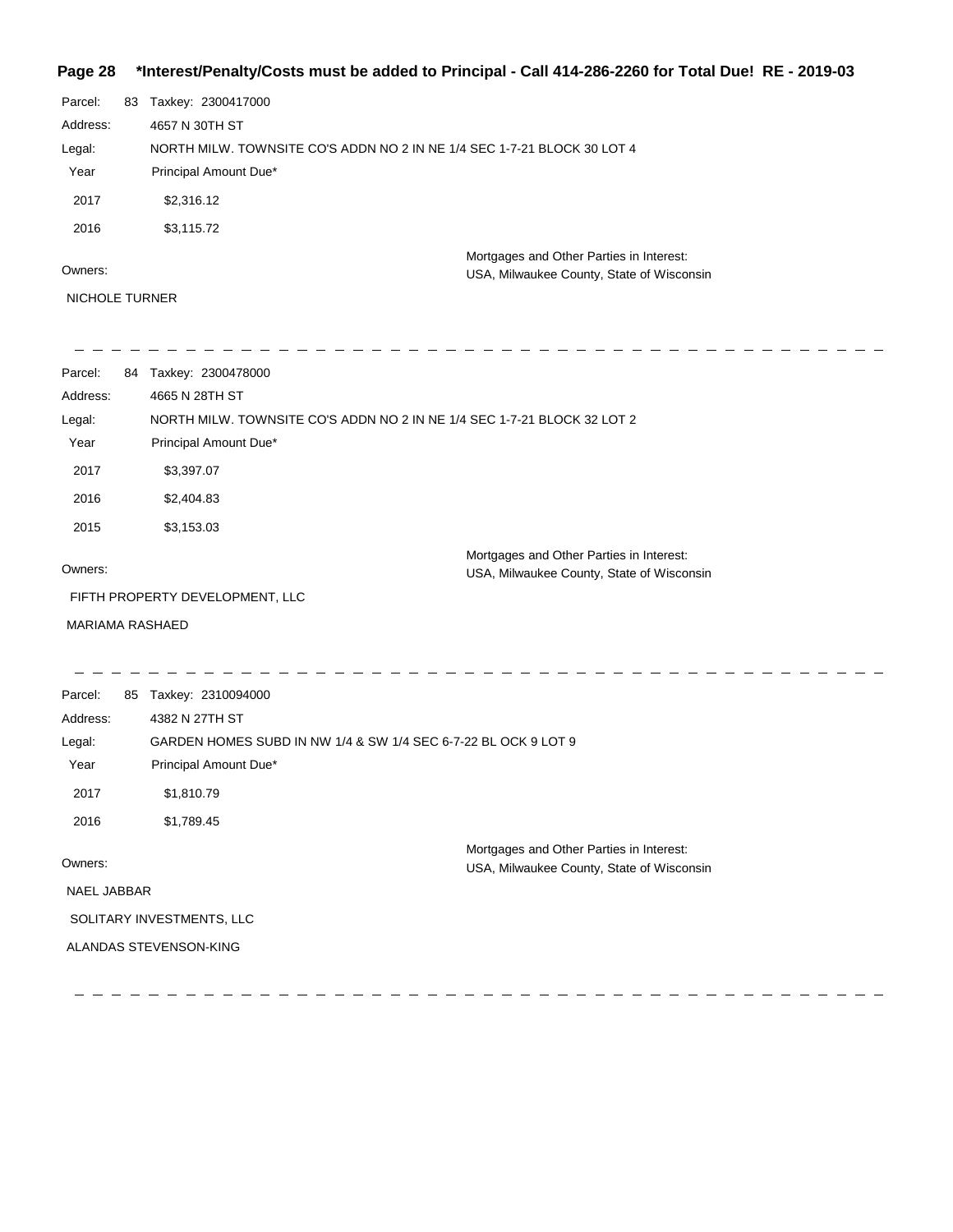**Page 28 *Interest/Penalty/Costs must be added to Principal - Call 414-286-2260 for Total Due! RE - 2019-03**

Parcel: 83 Taxkey: 2300417000

Address: 4657 N 30TH ST

Legal: NORTH MILW. TOWNSITE CO'S ADDN NO 2 IN NE 1/4 SEC 1-7-21 BLOCK 30 LOT 4

| Year | Principal Amount Due* |
|---|---|
| 2017 | $2,316.12 |
| 2016 | $3,115.72 |

Owners:

NICHOLE TURNER

Mortgages and Other Parties in Interest:
USA, Milwaukee County, State of Wisconsin

---

Parcel: 84 Taxkey: 2300478000

Address: 4665 N 28TH ST

Legal: NORTH MILW. TOWNSITE CO'S ADDN NO 2 IN NE 1/4 SEC 1-7-21 BLOCK 32 LOT 2

| Year | Principal Amount Due* |
|---|---|
| 2017 | $3,397.07 |
| 2016 | $2,404.83 |
| 2015 | $3,153.03 |

Owners:

FIFTH PROPERTY DEVELOPMENT, LLC

MARIAMA RASHAED

Mortgages and Other Parties in Interest:
USA, Milwaukee County, State of Wisconsin

---

Parcel: 85 Taxkey: 2310094000

Address: 4382 N 27TH ST

Legal: GARDEN HOMES SUBD IN NW 1/4 & SW 1/4 SEC 6-7-22 BL OCK 9 LOT 9

| Year | Principal Amount Due* |
|---|---|
| 2017 | $1,810.79 |
| 2016 | $1,789.45 |

Owners:

NAEL JABBAR

SOLITARY INVESTMENTS, LLC

ALANDAS STEVENSON-KING

Mortgages and Other Parties in Interest:
USA, Milwaukee County, State of Wisconsin

---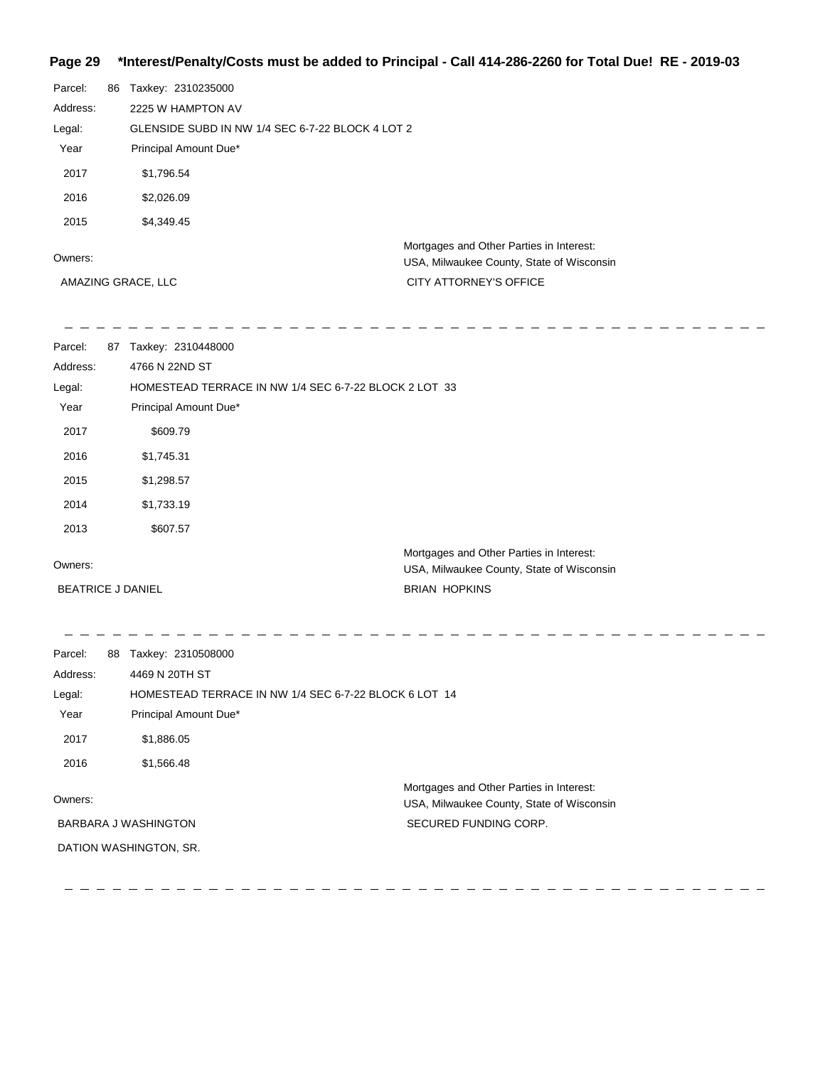**\*Interest/Penalty/Costs must be added to Principal - Call 414-286-2260 for Total Due! RE - 2019-03**

Parcel: 86 Taxkey: 2310235000

Address: 2225 W HAMPTON AV

Legal: GLENSIDE SUBD IN NW 1/4 SEC 6-7-22 BLOCK 4 LOT 2

| Year | Principal Amount Due* |
|---|---|
| 2017 | $1,796.54 |
| 2016 | $2,026.09 |
| 2015 | $4,349.45 |

Owners:

AMAZING GRACE, LLC

Mortgages and Other Parties in Interest:
USA, Milwaukee County, State of Wisconsin
CITY ATTORNEY'S OFFICE

---

Parcel: 87 Taxkey: 2310448000

Address: 4766 N 22ND ST

Legal: HOMESTEAD TERRACE IN NW 1/4 SEC 6-7-22 BLOCK 2 LOT 33

| Year | Principal Amount Due* |
|---|---|
| 2017 | $609.79 |
| 2016 | $1,745.31 |
| 2015 | $1,298.57 |
| 2014 | $1,733.19 |
| 2013 | $607.57 |

Owners:

BEATRICE J DANIEL

Mortgages and Other Parties in Interest:
USA, Milwaukee County, State of Wisconsin
BRIAN HOPKINS

---

Parcel: 88 Taxkey: 2310508000

Address: 4469 N 20TH ST

Legal: HOMESTEAD TERRACE IN NW 1/4 SEC 6-7-22 BLOCK 6 LOT 14

| Year | Principal Amount Due* |
|---|---|
| 2017 | $1,886.05 |
| 2016 | $1,566.48 |

Owners:

BARBARA J WASHINGTON
DATION WASHINGTON, SR.

Mortgages and Other Parties in Interest:
USA, Milwaukee County, State of Wisconsin
SECURED FUNDING CORP.

---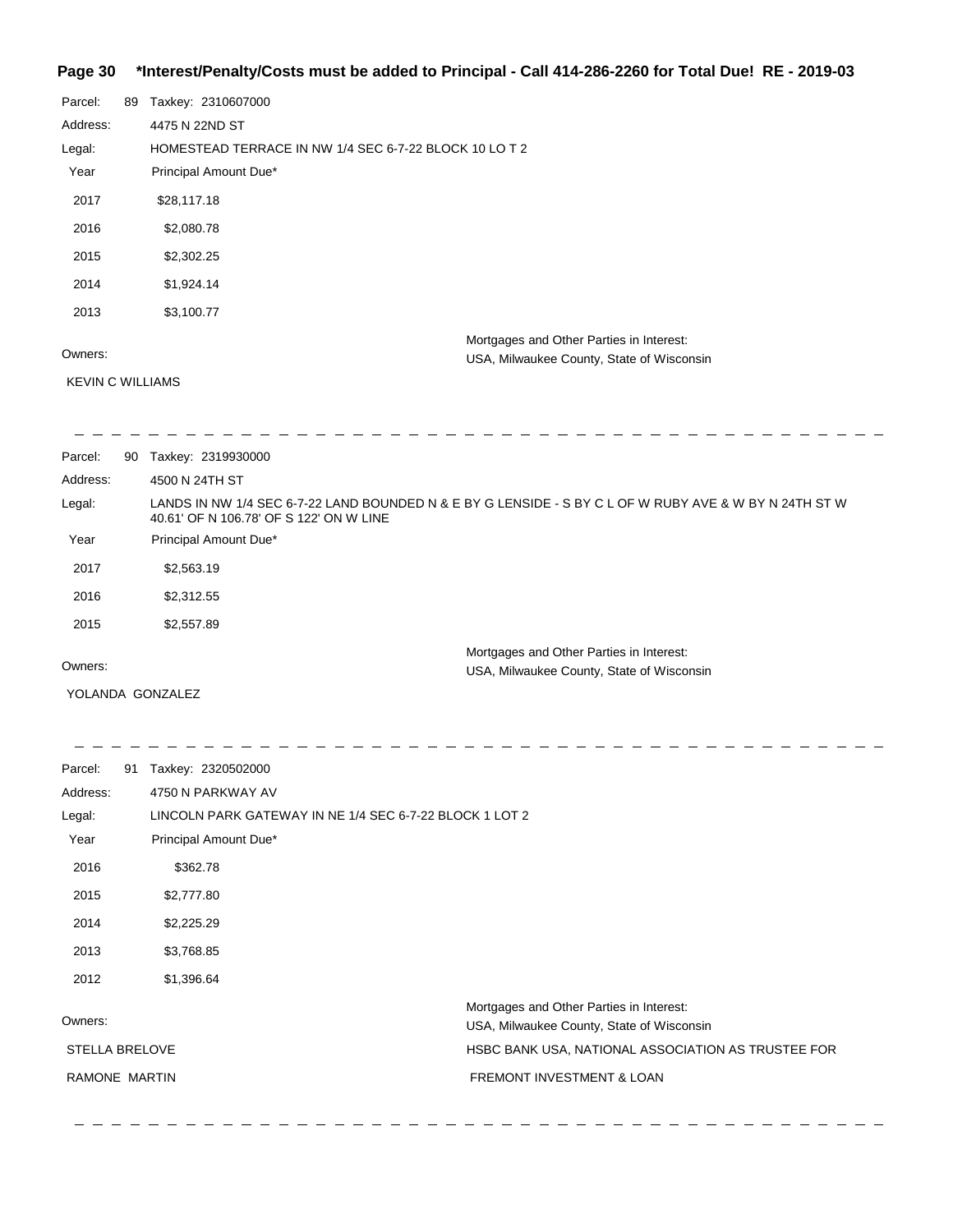**\*Interest/Penalty/Costs must be added to Principal - Call 414-286-2260 for Total Due! RE - 2019-03**

Parcel: 89 Taxkey: 2310607000

Address: 4475 N 22ND ST

Legal: HOMESTEAD TERRACE IN NW 1/4 SEC 6-7-22 BLOCK 10 LO T 2

| Year | Principal Amount Due* |
|---|---|
| 2017 | $28,117.18 |
| 2016 | $2,080.78 |
| 2015 | $2,302.25 |
| 2014 | $1,924.14 |
| 2013 | $3,100.77 |

Owners:

KEVIN C WILLIAMS

Mortgages and Other Parties in Interest:

USA, Milwaukee County, State of Wisconsin

---

Parcel: 90 Taxkey: 2319930000

Address: 4500 N 24TH ST

Legal: LANDS IN NW 1/4 SEC 6-7-22 LAND BOUNDED N & E BY G LENSIDE - S BY C L OF W RUBY AVE & W BY N 24TH ST W 40.61' OF N 106.78' OF S 122' ON W LINE

| Year | Principal Amount Due* |
|---|---|
| 2017 | $2,563.19 |
| 2016 | $2,312.55 |
| 2015 | $2,557.89 |

Owners:

YOLANDA GONZALEZ

Mortgages and Other Parties in Interest:

USA, Milwaukee County, State of Wisconsin

---

Parcel: 91 Taxkey: 2320502000

Address: 4750 N PARKWAY AV

Legal: LINCOLN PARK GATEWAY IN NE 1/4 SEC 6-7-22 BLOCK 1 LOT 2

| Year | Principal Amount Due* |
|---|---|
| 2016 | $362.78 |
| 2015 | $2,777.80 |
| 2014 | $2,225.29 |
| 2013 | $3,768.85 |
| 2012 | $1,396.64 |

Owners:

STELLA BRELOVE

RAMONE MARTIN

Mortgages and Other Parties in Interest:

USA, Milwaukee County, State of Wisconsin

HSBC BANK USA, NATIONAL ASSOCIATION AS TRUSTEE FOR FREMONT INVESTMENT & LOAN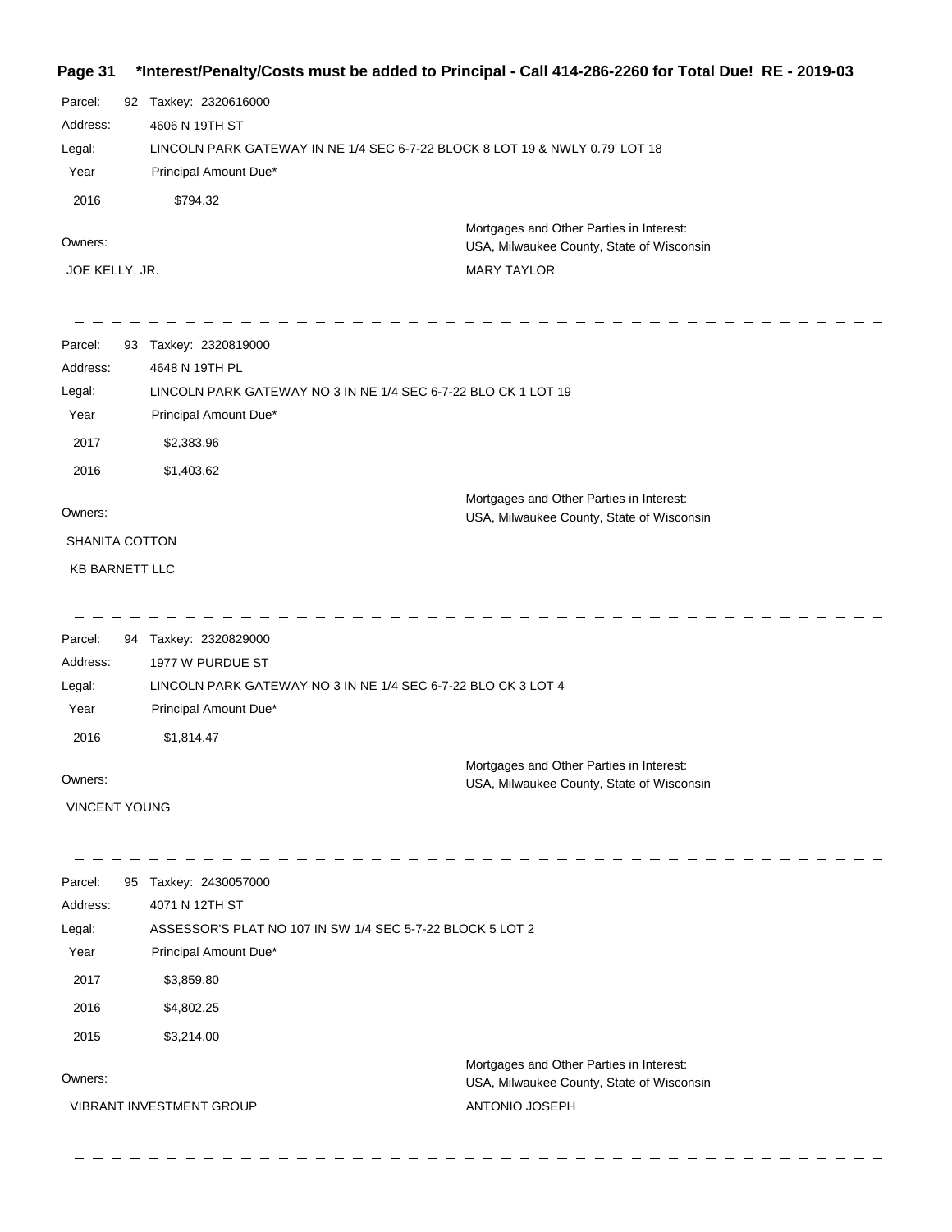**\*Interest/Penalty/Costs must be added to Principal - Call 414-286-2260 for Total Due! RE - 2019-03**

Parcel: 92 Taxkey: 2320616000

Address: 4606 N 19TH ST

Legal: LINCOLN PARK GATEWAY IN NE 1/4 SEC 6-7-22 BLOCK 8 LOT 19 & NWLY 0.79' LOT 18

| Year | Principal Amount Due* |
|---|---|
| 2016 | $794.32 |

Owners:

JOE KELLY, JR.

Mortgages and Other Parties in Interest:
USA, Milwaukee County, State of Wisconsin

MARY TAYLOR

---

Parcel: 93 Taxkey: 2320819000

Address: 4648 N 19TH PL

Legal: LINCOLN PARK GATEWAY NO 3 IN NE 1/4 SEC 6-7-22 BLO CK 1 LOT 19

| Year | Principal Amount Due* |
|---|---|
| 2017 | $2,383.96 |
| 2016 | $1,403.62 |

Owners:

SHANITA COTTON

KB BARNETT LLC

Mortgages and Other Parties in Interest:
USA, Milwaukee County, State of Wisconsin

---

Parcel: 94 Taxkey: 2320829000

Address: 1977 W PURDUE ST

Legal: LINCOLN PARK GATEWAY NO 3 IN NE 1/4 SEC 6-7-22 BLO CK 3 LOT 4

| Year | Principal Amount Due* |
|---|---|
| 2016 | $1,814.47 |

Owners:

VINCENT YOUNG

Mortgages and Other Parties in Interest:
USA, Milwaukee County, State of Wisconsin

---

Parcel: 95 Taxkey: 2430057000

Address: 4071 N 12TH ST

Legal: ASSESSOR'S PLAT NO 107 IN SW 1/4 SEC 5-7-22 BLOCK 5 LOT 2

| Year | Principal Amount Due* |
|---|---|
| 2017 | $3,859.80 |
| 2016 | $4,802.25 |
| 2015 | $3,214.00 |

Owners:

VIBRANT INVESTMENT GROUP

Mortgages and Other Parties in Interest:
USA, Milwaukee County, State of Wisconsin

ANTONIO JOSEPH

---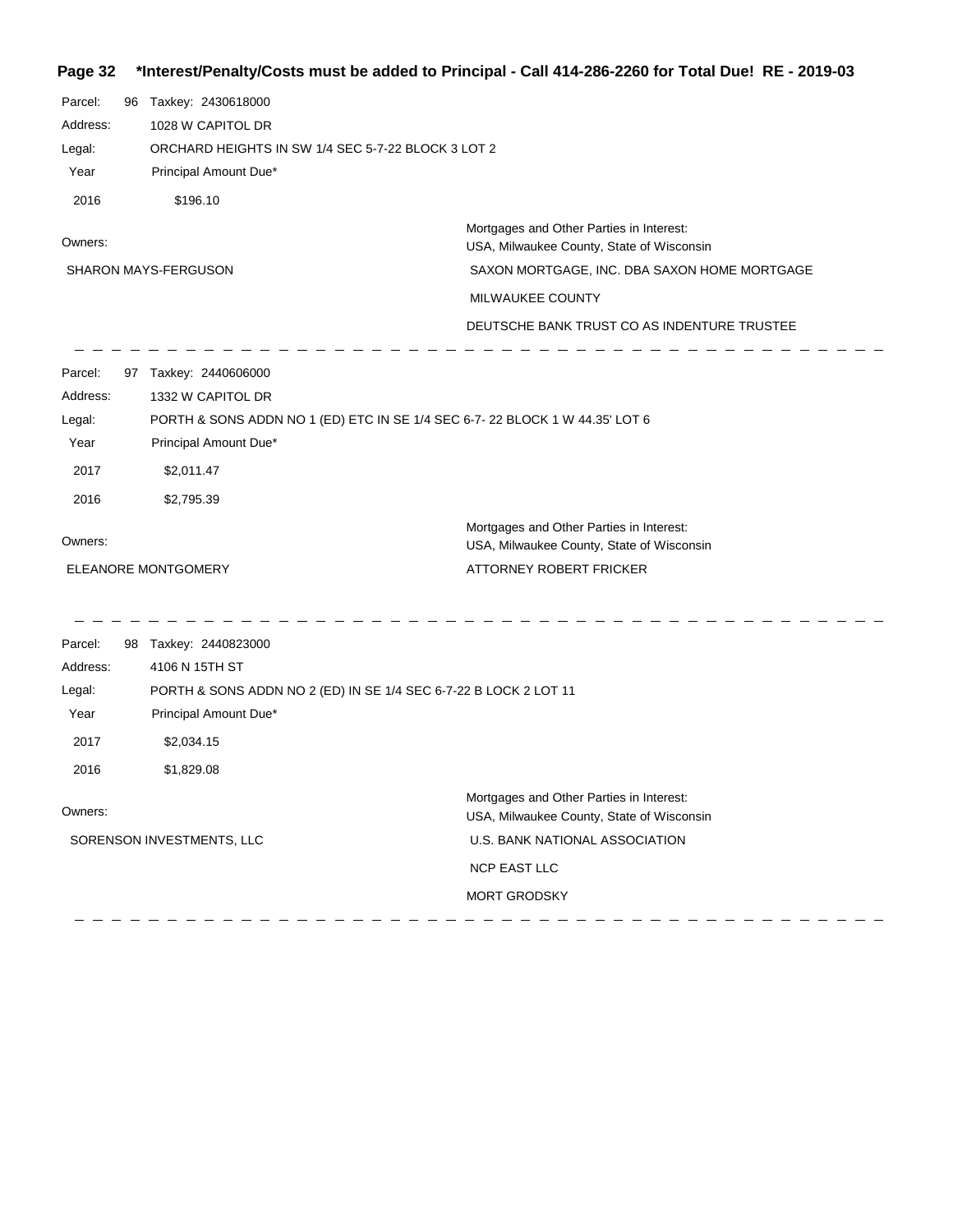**\*Interest/Penalty/Costs must be added to Principal - Call 414-286-2260 for Total Due! RE - 2019-03**

Parcel: 96 Taxkey: 2430618000

Address: 1028 W CAPITOL DR

Legal: ORCHARD HEIGHTS IN SW 1/4 SEC 5-7-22 BLOCK 3 LOT 2

| Year | Principal Amount Due* |
| --- | --- |
| 2016 | $196.10 |

Owners:

SHARON MAYS-FERGUSON

Mortgages and Other Parties in Interest:
USA, Milwaukee County, State of Wisconsin

SAXON MORTGAGE, INC. DBA SAXON HOME MORTGAGE

MILWAUKEE COUNTY

DEUTSCHE BANK TRUST CO AS INDENTURE TRUSTEE

---

Parcel: 97 Taxkey: 2440606000

Address: 1332 W CAPITOL DR

Legal: PORTH & SONS ADDN NO 1 (ED) ETC IN SE 1/4 SEC 6-7- 22 BLOCK 1 W 44.35' LOT 6

| Year | Principal Amount Due* |
| --- | --- |
| 2017 | $2,011.47 |
| 2016 | $2,795.39 |

Owners:

ELEANORE MONTGOMERY

Mortgages and Other Parties in Interest:
USA, Milwaukee County, State of Wisconsin

ATTORNEY ROBERT FRICKER

---

Parcel: 98 Taxkey: 2440823000

Address: 4106 N 15TH ST

Legal: PORTH & SONS ADDN NO 2 (ED) IN SE 1/4 SEC 6-7-22 B LOCK 2 LOT 11

| Year | Principal Amount Due* |
| --- | --- |
| 2017 | $2,034.15 |
| 2016 | $1,829.08 |

Owners:

SORENSON INVESTMENTS, LLC

Mortgages and Other Parties in Interest:
USA, Milwaukee County, State of Wisconsin

U.S. BANK NATIONAL ASSOCIATION

NCP EAST LLC

MORT GRODSKY

---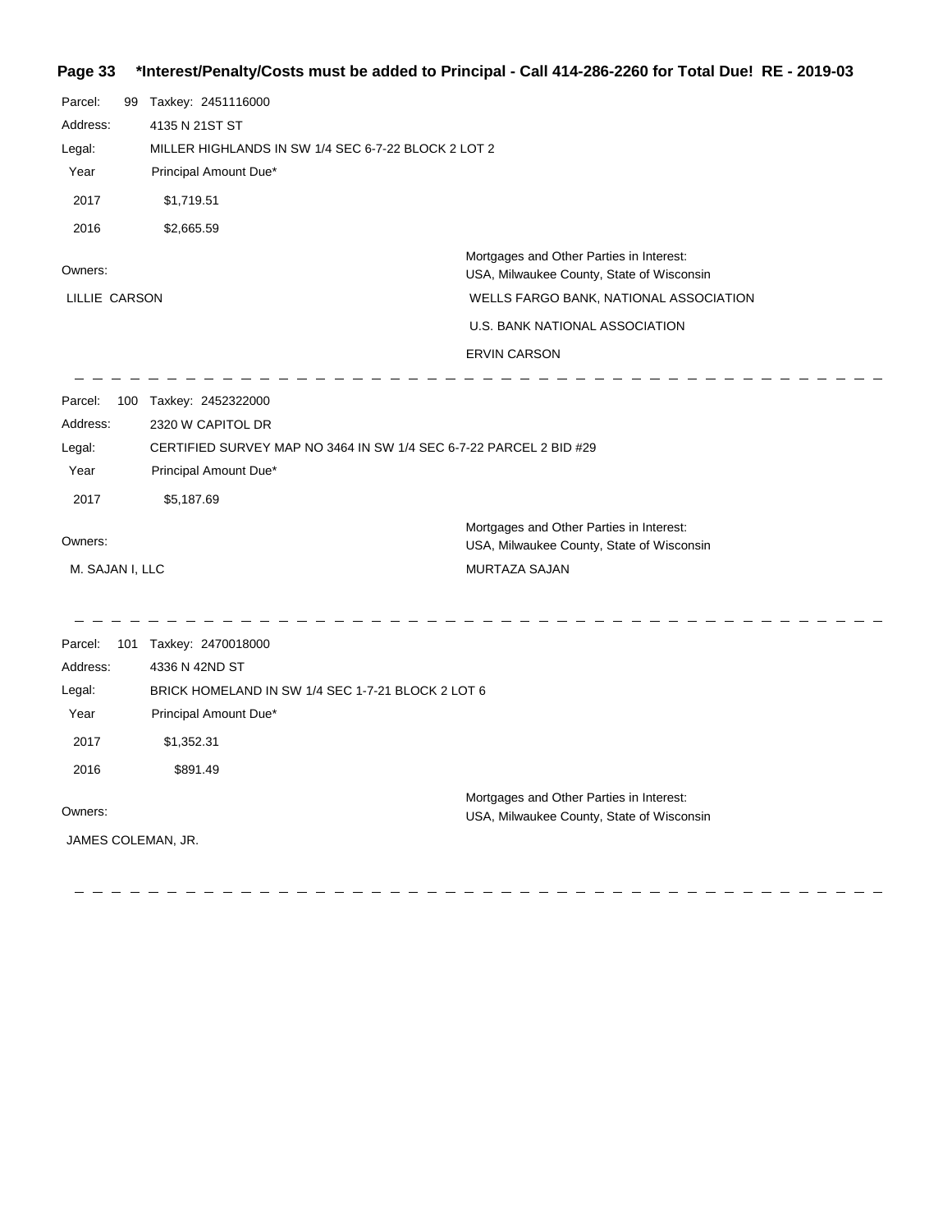**Page 33 \*Interest/Penalty/Costs must be added to Principal - Call 414-286-2260 for Total Due! RE - 2019-03**

Parcel: 99 Taxkey: 2451116000
Address: 4135 N 21ST ST
Legal: MILLER HIGHLANDS IN SW 1/4 SEC 6-7-22 BLOCK 2 LOT 2

| Year | Principal Amount Due* |
| --- | --- |
| 2017 | $1,719.51 |
| 2016 | $2,665.59 |

Owners:
LILLIE CARSON

Mortgages and Other Parties in Interest:
USA, Milwaukee County, State of Wisconsin
WELLS FARGO BANK, NATIONAL ASSOCIATION
U.S. BANK NATIONAL ASSOCIATION
ERVIN CARSON

---

Parcel: 100 Taxkey: 2452322000
Address: 2320 W CAPITOL DR
Legal: CERTIFIED SURVEY MAP NO 3464 IN SW 1/4 SEC 6-7-22 PARCEL 2 BID #29

| Year | Principal Amount Due* |
| --- | --- |
| 2017 | $5,187.69 |

Owners:
M. SAJAN I, LLC

Mortgages and Other Parties in Interest:
USA, Milwaukee County, State of Wisconsin
MURTAZA SAJAN

---

Parcel: 101 Taxkey: 2470018000
Address: 4336 N 42ND ST
Legal: BRICK HOMELAND IN SW 1/4 SEC 1-7-21 BLOCK 2 LOT 6

| Year | Principal Amount Due* |
| --- | --- |
| 2017 | $1,352.31 |
| 2016 | $891.49 |

Owners:
JAMES COLEMAN, JR.

Mortgages and Other Parties in Interest:
USA, Milwaukee County, State of Wisconsin

---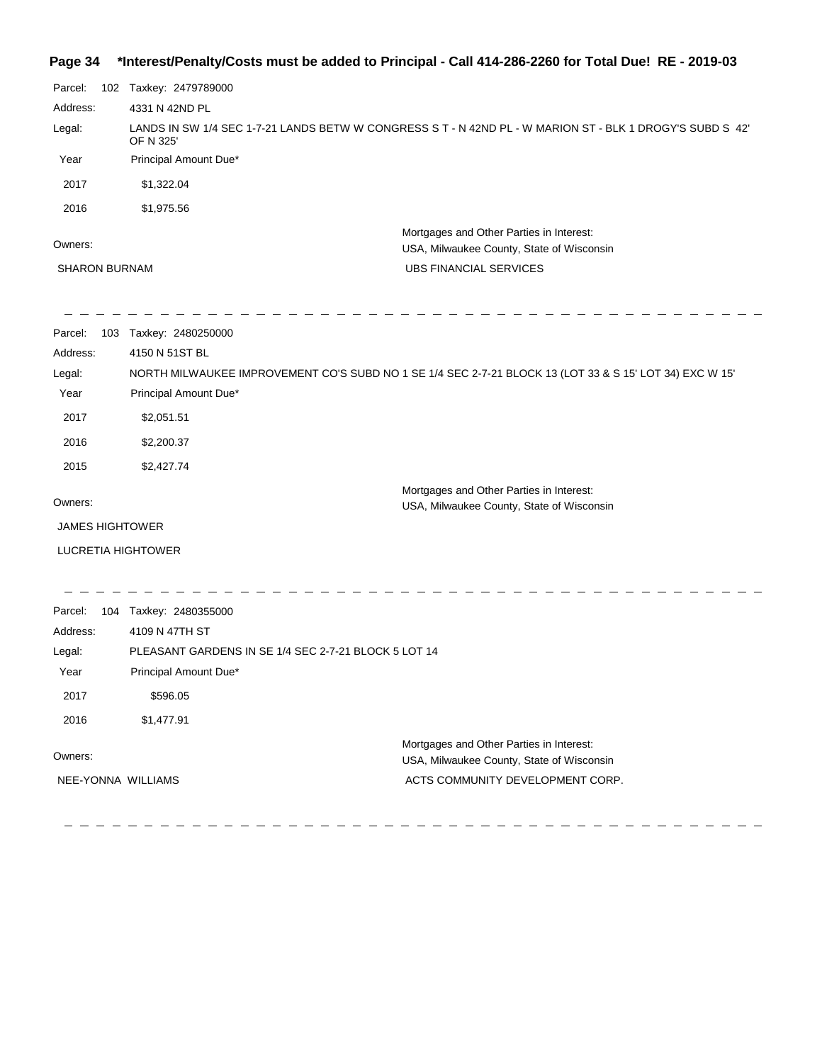Parcel: 102 Taxkey: 2479789000

Address: 4331 N 42ND PL

Legal: LANDS IN SW 1/4 SEC 1-7-21 LANDS BETW W CONGRESS S T - N 42ND PL - W MARION ST - BLK 1 DROGY'S SUBD S 42' OF N 325'

| Year | Principal Amount Due* |
|---|---|
| 2017 | $1,322.04 |
| 2016 | $1,975.56 |

Owners:

SHARON BURNAM

Mortgages and Other Parties in Interest:

USA, Milwaukee County, State of Wisconsin

UBS FINANCIAL SERVICES

---

Parcel: 103 Taxkey: 2480250000

Address: 4150 N 51ST BL

Legal: NORTH MILWAUKEE IMPROVEMENT CO'S SUBD NO 1 SE 1/4 SEC 2-7-21 BLOCK 13 (LOT 33 & S 15' LOT 34) EXC W 15'

| Year | Principal Amount Due* |
|---|---|
| 2017 | $2,051.51 |
| 2016 | $2,200.37 |
| 2015 | $2,427.74 |

Owners:

JAMES HIGHTOWER

LUCRETIA HIGHTOWER

Mortgages and Other Parties in Interest:

USA, Milwaukee County, State of Wisconsin

---

Parcel: 104 Taxkey: 2480355000

Address: 4109 N 47TH ST

Legal: PLEASANT GARDENS IN SE 1/4 SEC 2-7-21 BLOCK 5 LOT 14

| Year | Principal Amount Due* |
|---|---|
| 2017 | $596.05 |
| 2016 | $1,477.91 |

Owners:

NEE-YONNA WILLIAMS

Mortgages and Other Parties in Interest:

USA, Milwaukee County, State of Wisconsin

ACTS COMMUNITY DEVELOPMENT CORP.

---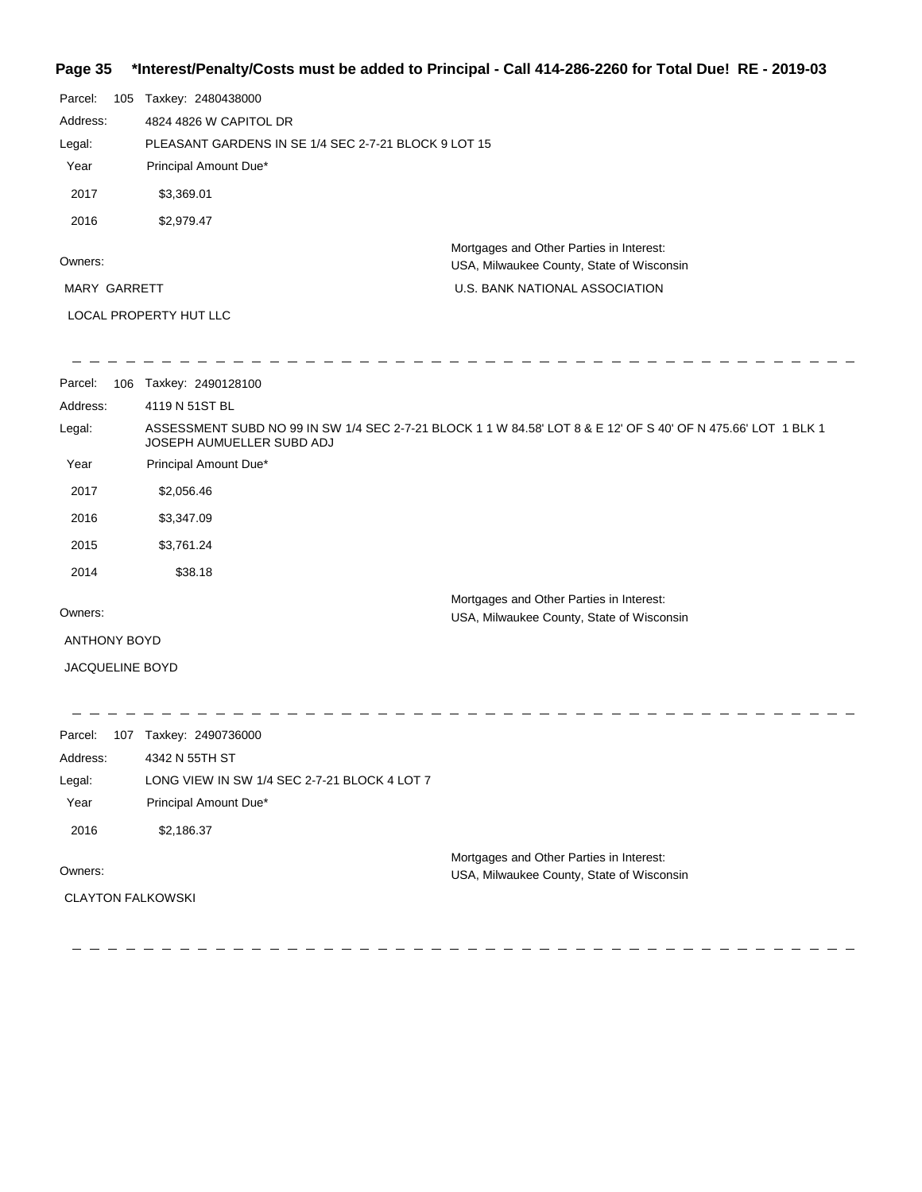**Page 35 \*Interest/Penalty/Costs must be added to Principal - Call 414-286-2260 for Total Due! RE - 2019-03**

Parcel: 105 Taxkey: 2480438000

Address: 4824 4826 W CAPITOL DR

Legal: PLEASANT GARDENS IN SE 1/4 SEC 2-7-21 BLOCK 9 LOT 15

| Year | Principal Amount Due* |
|---|---|
| 2017 | $3,369.01 |
| 2016 | $2,979.47 |

Owners:

MARY GARRETT

LOCAL PROPERTY HUT LLC

Mortgages and Other Parties in Interest:

USA, Milwaukee County, State of Wisconsin

U.S. BANK NATIONAL ASSOCIATION

---

Parcel: 106 Taxkey: 2490128100

Address: 4119 N 51ST BL

Legal: ASSESSMENT SUBD NO 99 IN SW 1/4 SEC 2-7-21 BLOCK 1 1 W 84.58' LOT 8 & E 12' OF S 40' OF N 475.66' LOT 1 BLK 1 JOSEPH AUMUELLER SUBD ADJ

| Year | Principal Amount Due* |
|---|---|
| 2017 | $2,056.46 |
| 2016 | $3,347.09 |
| 2015 | $3,761.24 |
| 2014 | $38.18 |

Owners:

ANTHONY BOYD

JACQUELINE BOYD

Mortgages and Other Parties in Interest:

USA, Milwaukee County, State of Wisconsin

---

Parcel: 107 Taxkey: 2490736000

Address: 4342 N 55TH ST

Legal: LONG VIEW IN SW 1/4 SEC 2-7-21 BLOCK 4 LOT 7

| Year | Principal Amount Due* |
|---|---|
| 2016 | $2,186.37 |

Owners:

CLAYTON FALKOWSKI

Mortgages and Other Parties in Interest:

USA, Milwaukee County, State of Wisconsin

---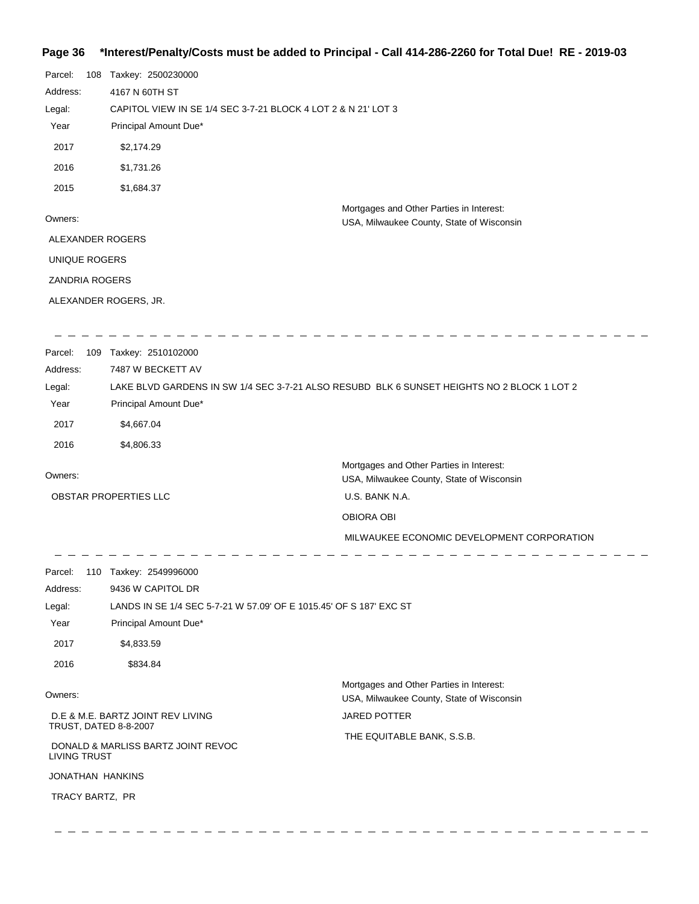Parcel: 108 Taxkey: 2500230000

Address: 4167 N 60TH ST

Legal: CAPITOL VIEW IN SE 1/4 SEC 3-7-21 BLOCK 4 LOT 2 & N 21' LOT 3

| Year | Principal Amount Due* |
|---|---|
| 2017 | $2,174.29 |
| 2016 | $1,731.26 |
| 2015 | $1,684.37 |

Owners:

ALEXANDER ROGERS

UNIQUE ROGERS

ZANDRIA ROGERS

ALEXANDER ROGERS, JR.

Mortgages and Other Parties in Interest:

USA, Milwaukee County, State of Wisconsin

---

Parcel: 109 Taxkey: 2510102000

Address: 7487 W BECKETT AV

Legal: LAKE BLVD GARDENS IN SW 1/4 SEC 3-7-21 ALSO RESUBD BLK 6 SUNSET HEIGHTS NO 2 BLOCK 1 LOT 2

| Year | Principal Amount Due* |
|---|---|
| 2017 | $4,667.04 |
| 2016 | $4,806.33 |

Owners:

OBSTAR PROPERTIES LLC

Mortgages and Other Parties in Interest:

USA, Milwaukee County, State of Wisconsin

U.S. BANK N.A.

OBIORA OBI

MILWAUKEE ECONOMIC DEVELOPMENT CORPORATION

---

Parcel: 110 Taxkey: 2549996000

Address: 9436 W CAPITOL DR

Legal: LANDS IN SE 1/4 SEC 5-7-21 W 57.09' OF E 1015.45' OF S 187' EXC ST

| Year | Principal Amount Due* |
|---|---|
| 2017 | $4,833.59 |
| 2016 | $834.84 |

Owners:

D.E & M.E. BARTZ JOINT REV LIVING TRUST, DATED 8-8-2007

DONALD & MARLISS BARTZ JOINT REVOC LIVING TRUST

JONATHAN HANKINS

TRACY BARTZ, PR

Mortgages and Other Parties in Interest:

USA, Milwaukee County, State of Wisconsin

JARED POTTER

THE EQUITABLE BANK, S.S.B.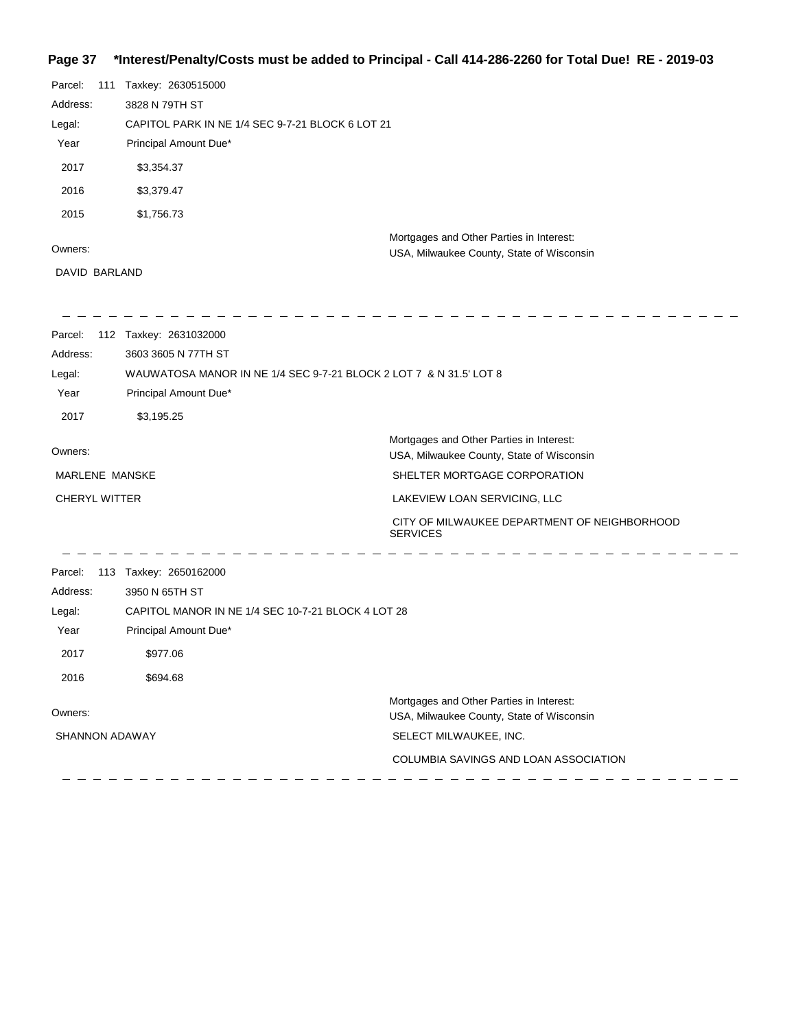**\*Interest/Penalty/Costs must be added to Principal - Call 414-286-2260 for Total Due! RE - 2019-03**

Parcel: 111 Taxkey: 2630515000

Address: 3828 N 79TH ST

Legal: CAPITOL PARK IN NE 1/4 SEC 9-7-21 BLOCK 6 LOT 21

| Year | Principal Amount Due* |
|---|---|
| 2017 | $3,354.37 |
| 2016 | $3,379.47 |
| 2015 | $1,756.73 |

Owners:

DAVID BARLAND

Mortgages and Other Parties in Interest:

USA, Milwaukee County, State of Wisconsin

---

Parcel: 112 Taxkey: 2631032000

Address: 3603 3605 N 77TH ST

Legal: WAUWATOSA MANOR IN NE 1/4 SEC 9-7-21 BLOCK 2 LOT 7 & N 31.5' LOT 8

| Year | Principal Amount Due* |
|---|---|
| 2017 | $3,195.25 |

Owners:

MARLENE MANSKE

CHERYL WITTER

Mortgages and Other Parties in Interest:

USA, Milwaukee County, State of Wisconsin

SHELTER MORTGAGE CORPORATION

LAKEVIEW LOAN SERVICING, LLC

CITY OF MILWAUKEE DEPARTMENT OF NEIGHBORHOOD SERVICES

---

Parcel: 113 Taxkey: 2650162000

Address: 3950 N 65TH ST

Legal: CAPITOL MANOR IN NE 1/4 SEC 10-7-21 BLOCK 4 LOT 28

| Year | Principal Amount Due* |
|---|---|
| 2017 | $977.06 |
| 2016 | $694.68 |

Owners:

SHANNON ADAWAY

Mortgages and Other Parties in Interest:

USA, Milwaukee County, State of Wisconsin

SELECT MILWAUKEE, INC.

COLUMBIA SAVINGS AND LOAN ASSOCIATION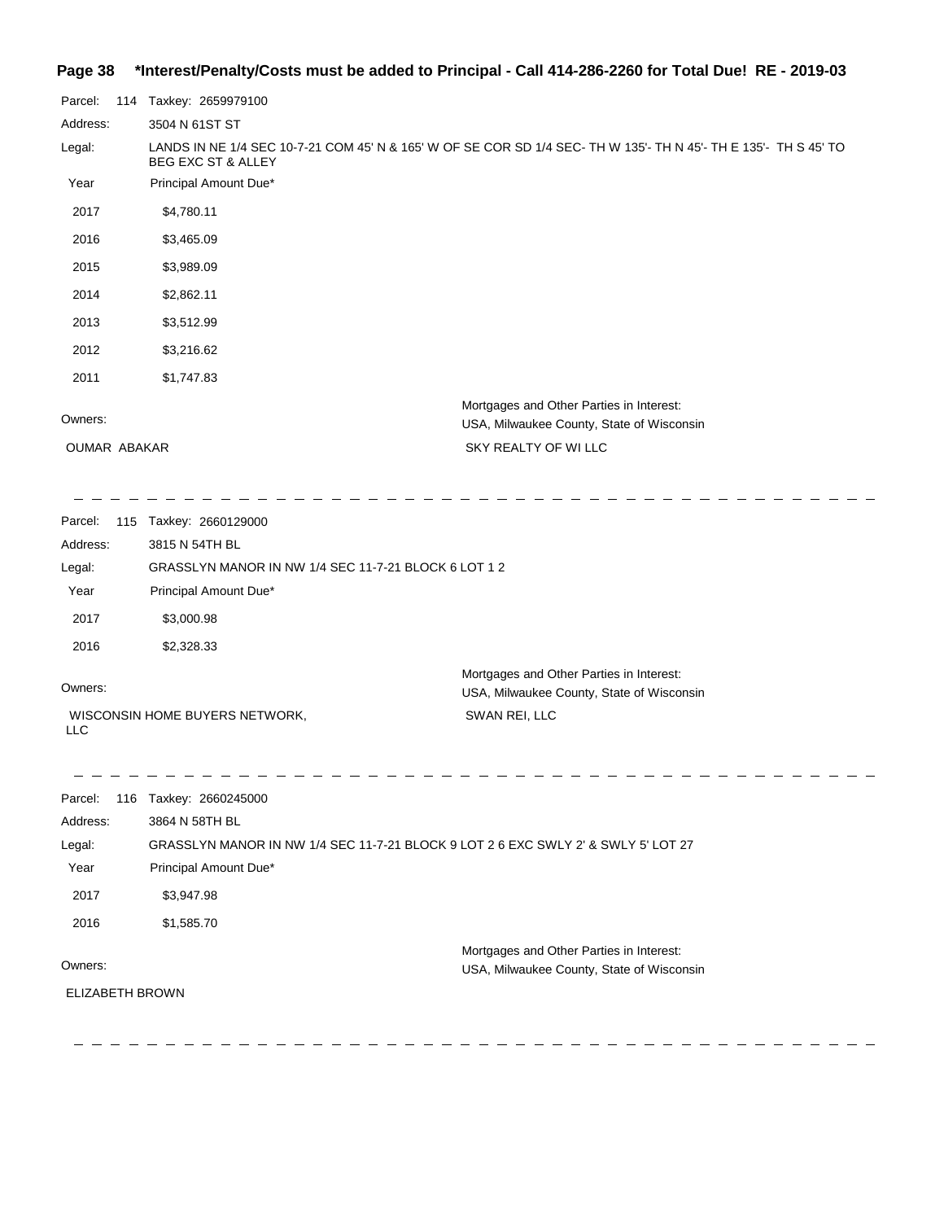**\*Interest/Penalty/Costs must be added to Principal - Call 414-286-2260 for Total Due! RE - 2019-03**

Parcel: 114 Taxkey: 2659979100

Address: 3504 N 61ST ST

Legal: LANDS IN NE 1/4 SEC 10-7-21 COM 45' N & 165' W OF SE COR SD 1/4 SEC- TH W 135'- TH N 45'- TH E 135'- TH S 45' TO BEG EXC ST & ALLEY

| Year | Principal Amount Due* |
|---|---|
| 2017 | $4,780.11 |
| 2016 | $3,465.09 |
| 2015 | $3,989.09 |
| 2014 | $2,862.11 |
| 2013 | $3,512.99 |
| 2012 | $3,216.62 |
| 2011 | $1,747.83 |

Owners:

OUMAR ABAKAR

Mortgages and Other Parties in Interest:

USA, Milwaukee County, State of Wisconsin

SKY REALTY OF WI LLC

---

Parcel: 115 Taxkey: 2660129000

Address: 3815 N 54TH BL

Legal: GRASSLYN MANOR IN NW 1/4 SEC 11-7-21 BLOCK 6 LOT 1 2

| Year | Principal Amount Due* |
|---|---|
| 2017 | $3,000.98 |
| 2016 | $2,328.33 |

Owners:

WISCONSIN HOME BUYERS NETWORK, LLC

Mortgages and Other Parties in Interest:

USA, Milwaukee County, State of Wisconsin

SWAN REI, LLC

---

Parcel: 116 Taxkey: 2660245000

Address: 3864 N 58TH BL

Legal: GRASSLYN MANOR IN NW 1/4 SEC 11-7-21 BLOCK 9 LOT 2 6 EXC SWLY 2' & SWLY 5' LOT 27

| Year | Principal Amount Due* |
|---|---|
| 2017 | $3,947.98 |
| 2016 | $1,585.70 |

Owners:

ELIZABETH BROWN

Mortgages and Other Parties in Interest:

USA, Milwaukee County, State of Wisconsin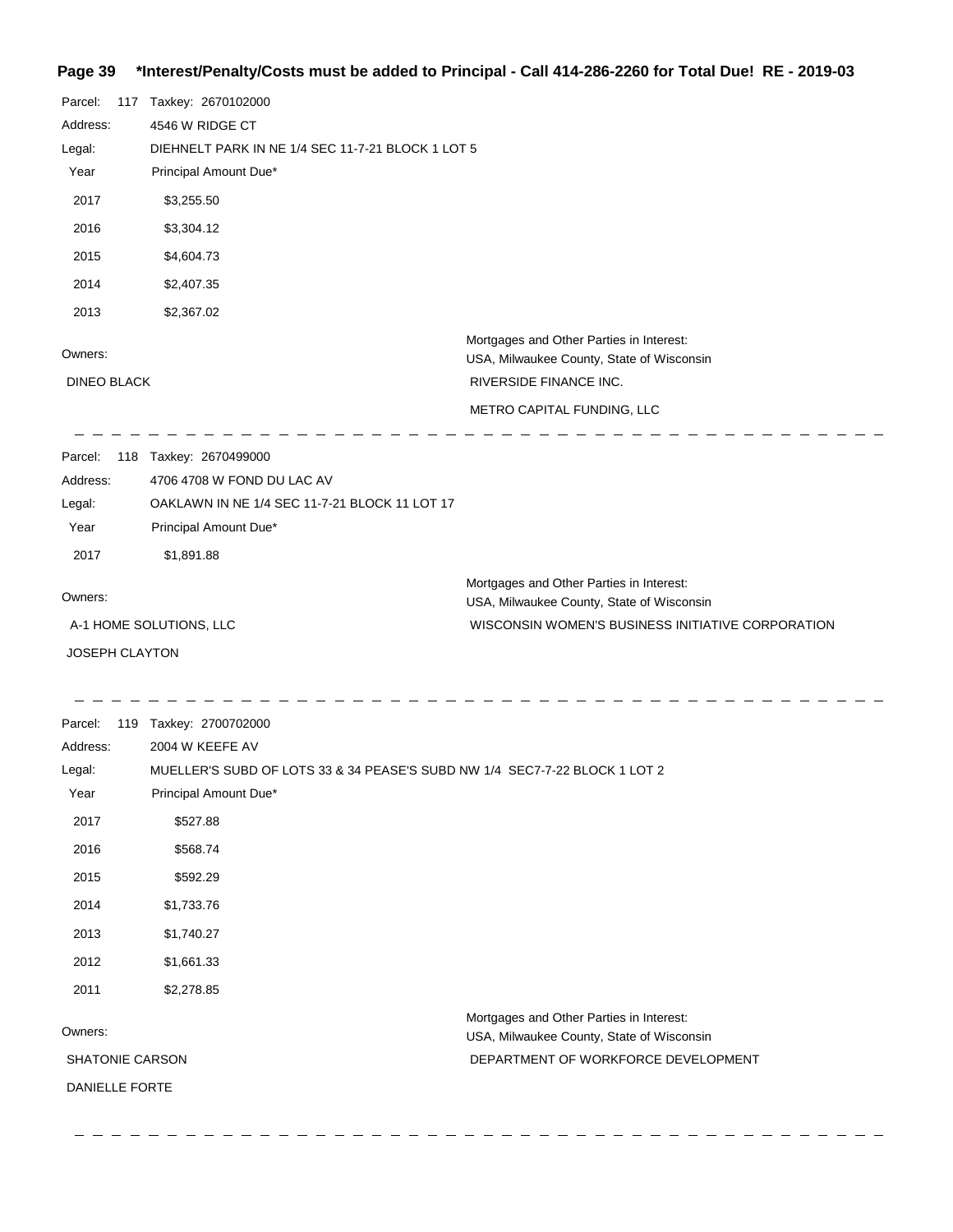**Page 39 \*Interest/Penalty/Costs must be added to Principal - Call 414-286-2260 for Total Due! RE - 2019-03**

Parcel: 117 Taxkey: 2670102000

Address: 4546 W RIDGE CT

Legal: DIEHNELT PARK IN NE 1/4 SEC 11-7-21 BLOCK 1 LOT 5

| Year | Principal Amount Due* |
|---|---|
| 2017 | $3,255.50 |
| 2016 | $3,304.12 |
| 2015 | $4,604.73 |
| 2014 | $2,407.35 |
| 2013 | $2,367.02 |

Owners:

DINEO BLACK

Mortgages and Other Parties in Interest:

USA, Milwaukee County, State of Wisconsin

RIVERSIDE FINANCE INC.

METRO CAPITAL FUNDING, LLC

---

Parcel: 118 Taxkey: 2670499000

Address: 4706 4708 W FOND DU LAC AV

Legal: OAKLAWN IN NE 1/4 SEC 11-7-21 BLOCK 11 LOT 17

| Year | Principal Amount Due* |
|---|---|
| 2017 | $1,891.88 |

Owners:

A-1 HOME SOLUTIONS, LLC

JOSEPH CLAYTON

Mortgages and Other Parties in Interest:

USA, Milwaukee County, State of Wisconsin

WISCONSIN WOMEN'S BUSINESS INITIATIVE CORPORATION

---

Parcel: 119 Taxkey: 2700702000

Address: 2004 W KEEFE AV

Legal: MUELLER'S SUBD OF LOTS 33 & 34 PEASE'S SUBD NW 1/4 SEC7-7-22 BLOCK 1 LOT 2

| Year | Principal Amount Due* |
|---|---|
| 2017 | $527.88 |
| 2016 | $568.74 |
| 2015 | $592.29 |
| 2014 | $1,733.76 |
| 2013 | $1,740.27 |
| 2012 | $1,661.33 |
| 2011 | $2,278.85 |

Owners:

SHATONIE CARSON

DANIELLE FORTE

Mortgages and Other Parties in Interest:

USA, Milwaukee County, State of Wisconsin

DEPARTMENT OF WORKFORCE DEVELOPMENT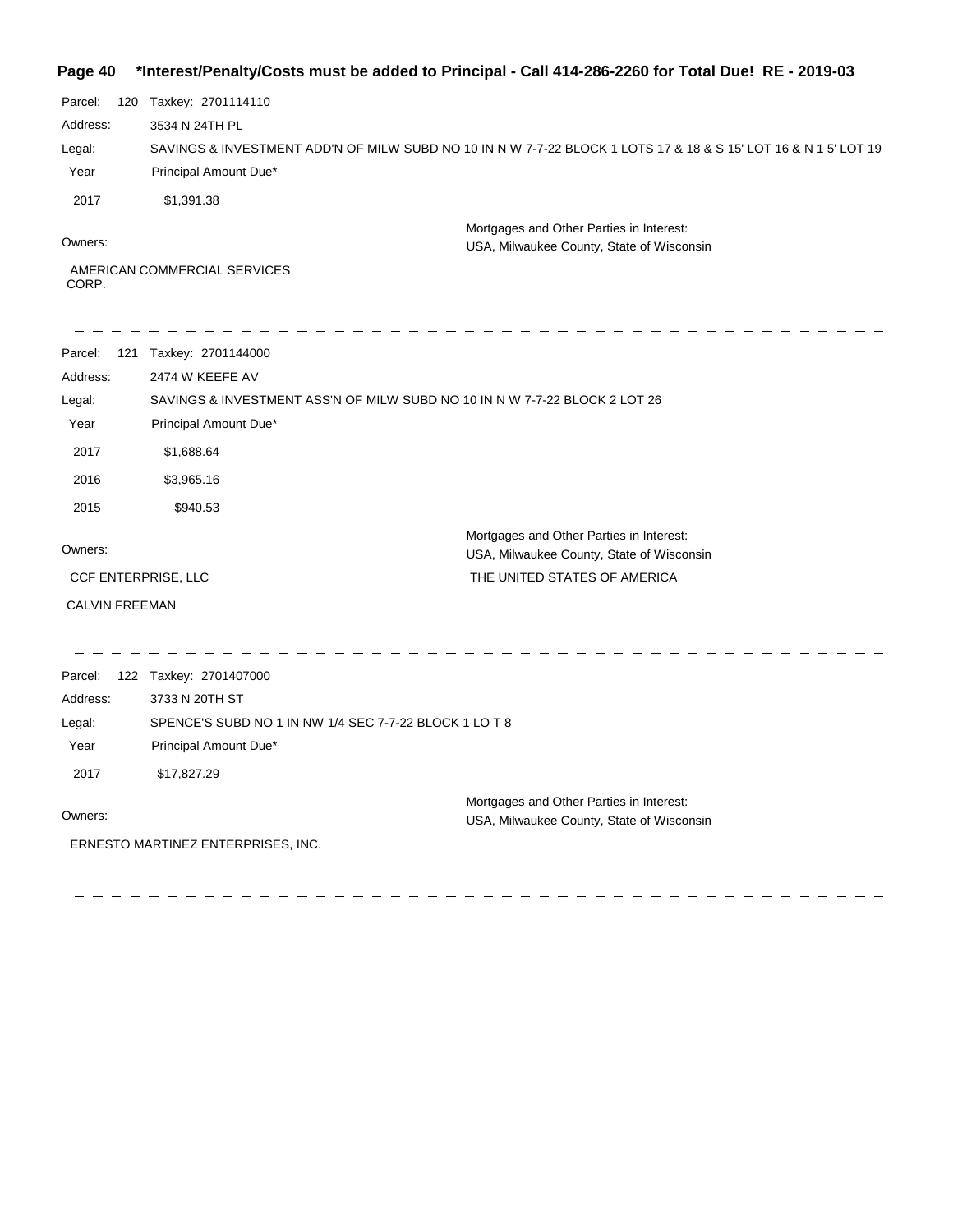**Parcel:** 120 **Taxkey:** 2701114110

**Address:** 3534 N 24TH PL

**Legal:** SAVINGS & INVESTMENT ADD'N OF MILW SUBD NO 10 IN N W 7-7-22 BLOCK 1 LOTS 17 & 18 & S 15' LOT 16 & N 1 5' LOT 19

| Year | Principal Amount Due* |
|---|---|
| 2017 | $1,391.38 |

**Owners:**

AMERICAN COMMERCIAL SERVICES CORP.

**Mortgages and Other Parties in Interest:**

USA, Milwaukee County, State of Wisconsin

---

**Parcel:** 121 **Taxkey:** 2701144000

**Address:** 2474 W KEEFE AV

**Legal:** SAVINGS & INVESTMENT ASS'N OF MILW SUBD NO 10 IN N W 7-7-22 BLOCK 2 LOT 26

| Year | Principal Amount Due* |
|---|---|
| 2017 | $1,688.64 |
| 2016 | $3,965.16 |
| 2015 | $940.53 |

**Owners:**

CCF ENTERPRISE, LLC

CALVIN FREEMAN

**Mortgages and Other Parties in Interest:**

USA, Milwaukee County, State of Wisconsin

THE UNITED STATES OF AMERICA

---

**Parcel:** 122 **Taxkey:** 2701407000

**Address:** 3733 N 20TH ST

**Legal:** SPENCE'S SUBD NO 1 IN NW 1/4 SEC 7-7-22 BLOCK 1 LO T 8

| Year | Principal Amount Due* |
|---|---|
| 2017 | $17,827.29 |

**Owners:**

ERNESTO MARTINEZ ENTERPRISES, INC.

**Mortgages and Other Parties in Interest:**

USA, Milwaukee County, State of Wisconsin

---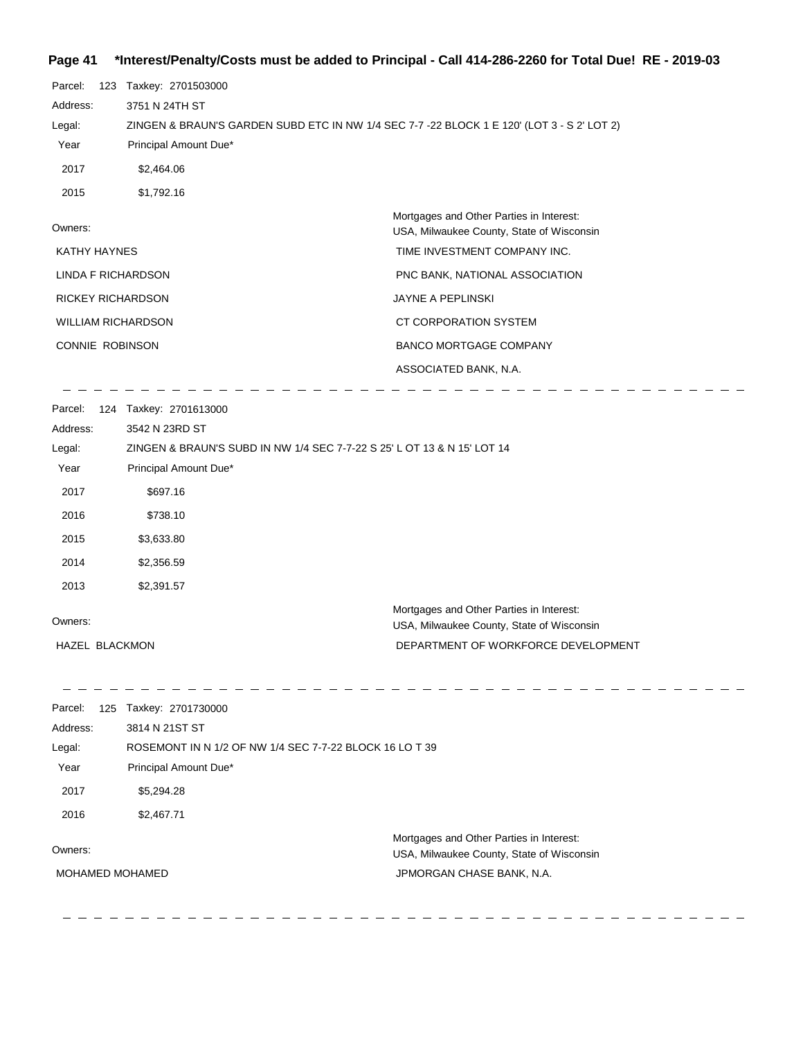**\*Interest/Penalty/Costs must be added to Principal - Call 414-286-2260 for Total Due! RE - 2019-03**

Parcel: 123 Taxkey: 2701503000

Address: 3751 N 24TH ST

Legal: ZINGEN & BRAUN'S GARDEN SUBD ETC IN NW 1/4 SEC 7-7 -22 BLOCK 1 E 120' (LOT 3 - S 2' LOT 2)

| Year | Principal Amount Due* |
|---|---|
| 2017 | $2,464.06 |
| 2015 | $1,792.16 |

| Owners: | Mortgages and Other Parties in Interest: USA, Milwaukee County, State of Wisconsin |
|---|---|
| KATHY HAYNES | TIME INVESTMENT COMPANY INC. |
| LINDA F RICHARDSON | PNC BANK, NATIONAL ASSOCIATION |
| RICKEY RICHARDSON | JAYNE A PEPLINSKI |
| WILLIAM RICHARDSON | CT CORPORATION SYSTEM |
| CONNIE ROBINSON | BANCO MORTGAGE COMPANY |
| | ASSOCIATED BANK, N.A. |

---

Parcel: 124 Taxkey: 2701613000

Address: 3542 N 23RD ST

Legal: ZINGEN & BRAUN'S SUBD IN NW 1/4 SEC 7-7-22 S 25' L OT 13 & N 15' LOT 14

| Year | Principal Amount Due* |
|---|---|
| 2017 | $697.16 |
| 2016 | $738.10 |
| 2015 | $3,633.80 |
| 2014 | $2,356.59 |
| 2013 | $2,391.57 |

| Owners: | Mortgages and Other Parties in Interest: USA, Milwaukee County, State of Wisconsin |
|---|---|
| HAZEL BLACKMON | DEPARTMENT OF WORKFORCE DEVELOPMENT |

---

Parcel: 125 Taxkey: 2701730000

Address: 3814 N 21ST ST

Legal: ROSEMONT IN N 1/2 OF NW 1/4 SEC 7-7-22 BLOCK 16 LO T 39

| Year | Principal Amount Due* |
|---|---|
| 2017 | $5,294.28 |
| 2016 | $2,467.71 |

| Owners: | Mortgages and Other Parties in Interest: USA, Milwaukee County, State of Wisconsin |
|---|---|
| MOHAMED MOHAMED | JPMORGAN CHASE BANK, N.A. |

---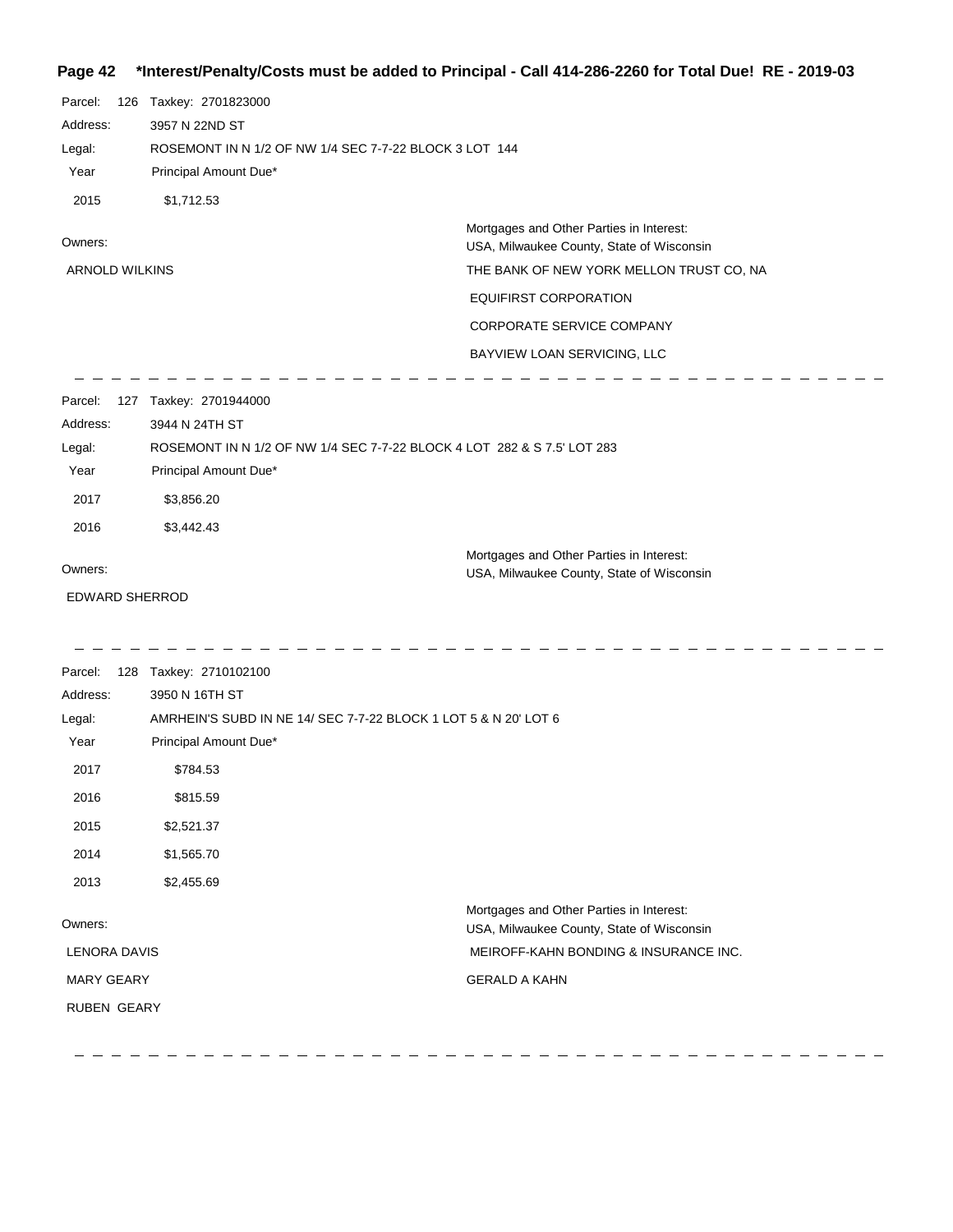**\*Interest/Penalty/Costs must be added to Principal - Call 414-286-2260 for Total Due! RE - 2019-03**

Parcel: 126 Taxkey: 2701823000

Address: 3957 N 22ND ST

Legal: ROSEMONT IN N 1/2 OF NW 1/4 SEC 7-7-22 BLOCK 3 LOT 144

| Year | Principal Amount Due* |
|---|---|
| 2015 | $1,712.53 |

Owners:

ARNOLD WILKINS

Mortgages and Other Parties in Interest:

USA, Milwaukee County, State of Wisconsin

THE BANK OF NEW YORK MELLON TRUST CO, NA

EQUIFIRST CORPORATION

CORPORATE SERVICE COMPANY

BAYVIEW LOAN SERVICING, LLC

---

Parcel: 127 Taxkey: 2701944000

Address: 3944 N 24TH ST

Legal: ROSEMONT IN N 1/2 OF NW 1/4 SEC 7-7-22 BLOCK 4 LOT 282 & S 7.5' LOT 283

| Year | Principal Amount Due* |
|---|---|
| 2017 | $3,856.20 |
| 2016 | $3,442.43 |

Owners:

EDWARD SHERROD

Mortgages and Other Parties in Interest:

USA, Milwaukee County, State of Wisconsin

---

Parcel: 128 Taxkey: 2710102100

Address: 3950 N 16TH ST

Legal: AMRHEIN'S SUBD IN NE 14/ SEC 7-7-22 BLOCK 1 LOT 5 & N 20' LOT 6

| Year | Principal Amount Due* |
|---|---|
| 2017 | $784.53 |
| 2016 | $815.59 |
| 2015 | $2,521.37 |
| 2014 | $1,565.70 |
| 2013 | $2,455.69 |

Owners:

LENORA DAVIS

MARY GEARY

RUBEN GEARY

Mortgages and Other Parties in Interest:

USA, Milwaukee County, State of Wisconsin

MEIROFF-KAHN BONDING & INSURANCE INC.

GERALD A KAHN

---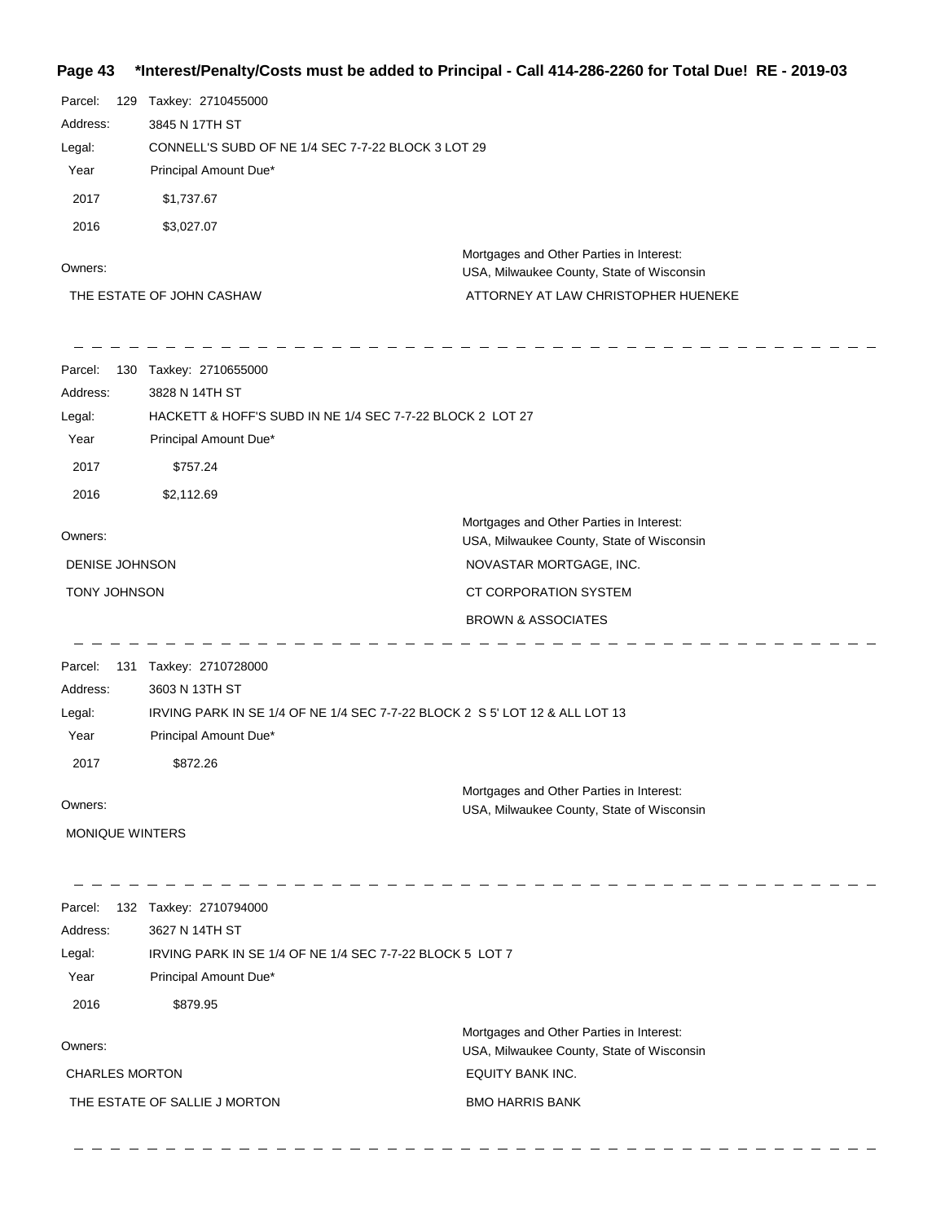**\*Interest/Penalty/Costs must be added to Principal - Call 414-286-2260 for Total Due! RE - 2019-03**

Parcel: 129 Taxkey: 2710455000
Address: 3845 N 17TH ST
Legal: CONNELL'S SUBD OF NE 1/4 SEC 7-7-22 BLOCK 3 LOT 29

| Year | Principal Amount Due* |
|---|---|
| 2017 | $1,737.67 |
| 2016 | $3,027.07 |

Owners:
THE ESTATE OF JOHN CASHAW

Mortgages and Other Parties in Interest:
USA, Milwaukee County, State of Wisconsin
ATTORNEY AT LAW CHRISTOPHER HUENEKE

---

Parcel: 130 Taxkey: 2710655000
Address: 3828 N 14TH ST
Legal: HACKETT & HOFF'S SUBD IN NE 1/4 SEC 7-7-22 BLOCK 2 LOT 27

| Year | Principal Amount Due* |
|---|---|
| 2017 | $757.24 |
| 2016 | $2,112.69 |

Owners:
DENISE JOHNSON
TONY JOHNSON

Mortgages and Other Parties in Interest:
USA, Milwaukee County, State of Wisconsin
NOVASTAR MORTGAGE, INC.
CT CORPORATION SYSTEM
BROWN & ASSOCIATES

---

Parcel: 131 Taxkey: 2710728000
Address: 3603 N 13TH ST
Legal: IRVING PARK IN SE 1/4 OF NE 1/4 SEC 7-7-22 BLOCK 2 S 5' LOT 12 & ALL LOT 13

| Year | Principal Amount Due* |
|---|---|
| 2017 | $872.26 |

Owners:
MONIQUE WINTERS

Mortgages and Other Parties in Interest:
USA, Milwaukee County, State of Wisconsin

---

Parcel: 132 Taxkey: 2710794000
Address: 3627 N 14TH ST
Legal: IRVING PARK IN SE 1/4 OF NE 1/4 SEC 7-7-22 BLOCK 5 LOT 7

| Year | Principal Amount Due* |
|---|---|
| 2016 | $879.95 |

Owners:
CHARLES MORTON
THE ESTATE OF SALLIE J MORTON

Mortgages and Other Parties in Interest:
USA, Milwaukee County, State of Wisconsin
EQUITY BANK INC.
BMO HARRIS BANK

---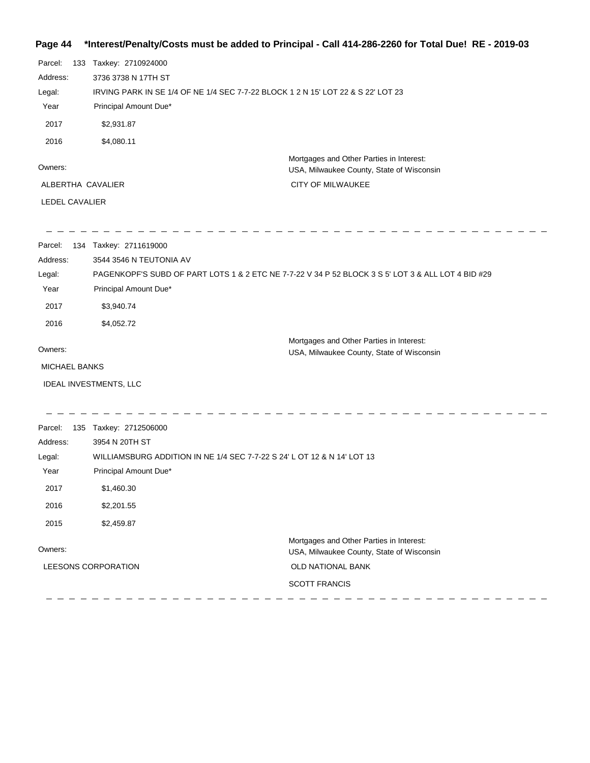Parcel: 133 Taxkey: 2710924000

Address: 3736 3738 N 17TH ST

Legal: IRVING PARK IN SE 1/4 OF NE 1/4 SEC 7-7-22 BLOCK 1 2 N 15' LOT 22 & S 22' LOT 23

| Year | Principal Amount Due* |
| --- | --- |
| 2017 | $2,931.87 |
| 2016 | $4,080.11 |

Owners:

ALBERTHA CAVALIER

LEDEL CAVALIER

Mortgages and Other Parties in Interest:
USA, Milwaukee County, State of Wisconsin

CITY OF MILWAUKEE

---

Parcel: 134 Taxkey: 2711619000

Address: 3544 3546 N TEUTONIA AV

Legal: PAGENKOPF'S SUBD OF PART LOTS 1 & 2 ETC NE 7-7-22 V 34 P 52 BLOCK 3 S 5' LOT 3 & ALL LOT 4 BID #29

| Year | Principal Amount Due* |
| --- | --- |
| 2017 | $3,940.74 |
| 2016 | $4,052.72 |

Owners:

MICHAEL BANKS

IDEAL INVESTMENTS, LLC

Mortgages and Other Parties in Interest:
USA, Milwaukee County, State of Wisconsin

---

Parcel: 135 Taxkey: 2712506000

Address: 3954 N 20TH ST

Legal: WILLIAMSBURG ADDITION IN NE 1/4 SEC 7-7-22 S 24' L OT 12 & N 14' LOT 13

| Year | Principal Amount Due* |
| --- | --- |
| 2017 | $1,460.30 |
| 2016 | $2,201.55 |
| 2015 | $2,459.87 |

Owners:

LEESONS CORPORATION

Mortgages and Other Parties in Interest:
USA, Milwaukee County, State of Wisconsin

OLD NATIONAL BANK

SCOTT FRANCIS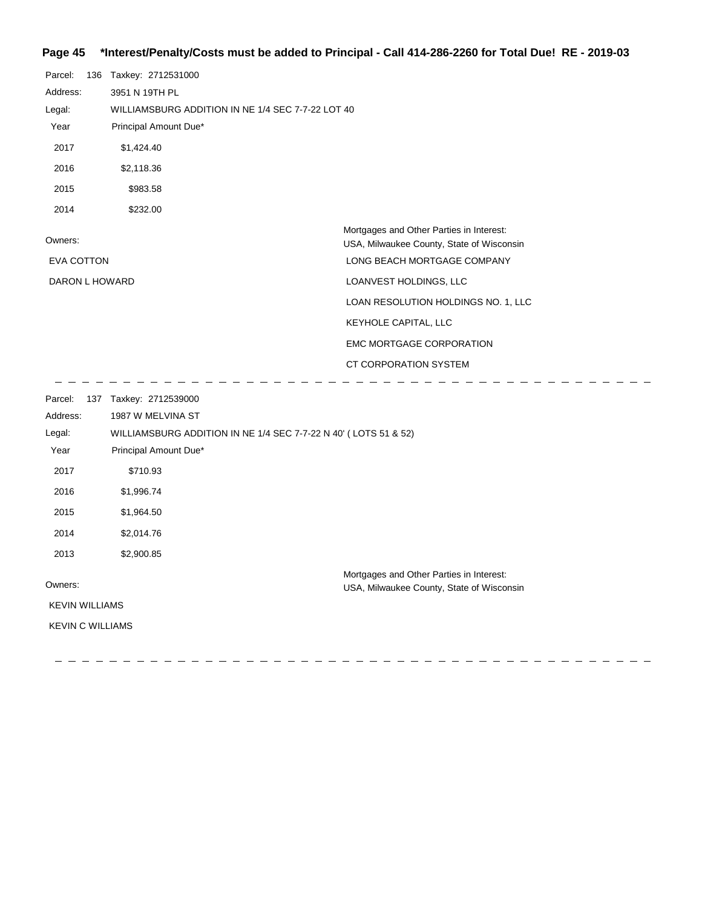**\*Interest/Penalty/Costs must be added to Principal - Call 414-286-2260 for Total Due! RE - 2019-03**

Parcel: 136 Taxkey: 2712531000

Address: 3951 N 19TH PL

Legal: WILLIAMSBURG ADDITION IN NE 1/4 SEC 7-7-22 LOT 40

| Year | Principal Amount Due* |
| --- | --- |
| 2017 | $1,424.40 |
| 2016 | $2,118.36 |
| 2015 | $983.58 |
| 2014 | $232.00 |

Owners:

- EVA COTTON
- DARON L HOWARD

Mortgages and Other Parties in Interest:

- USA, Milwaukee County, State of Wisconsin
- LONG BEACH MORTGAGE COMPANY
- LOANVEST HOLDINGS, LLC
- LOAN RESOLUTION HOLDINGS NO. 1, LLC
- KEYHOLE CAPITAL, LLC
- EMC MORTGAGE CORPORATION
- CT CORPORATION SYSTEM

---

Parcel: 137 Taxkey: 2712539000

Address: 1987 W MELVINA ST

Legal: WILLIAMSBURG ADDITION IN NE 1/4 SEC 7-7-22 N 40' ( LOTS 51 & 52)

| Year | Principal Amount Due* |
| --- | --- |
| 2017 | $710.93 |
| 2016 | $1,996.74 |
| 2015 | $1,964.50 |
| 2014 | $2,014.76 |
| 2013 | $2,900.85 |

Owners:

- KEVIN WILLIAMS
- KEVIN C WILLIAMS

Mortgages and Other Parties in Interest:

- USA, Milwaukee County, State of Wisconsin

---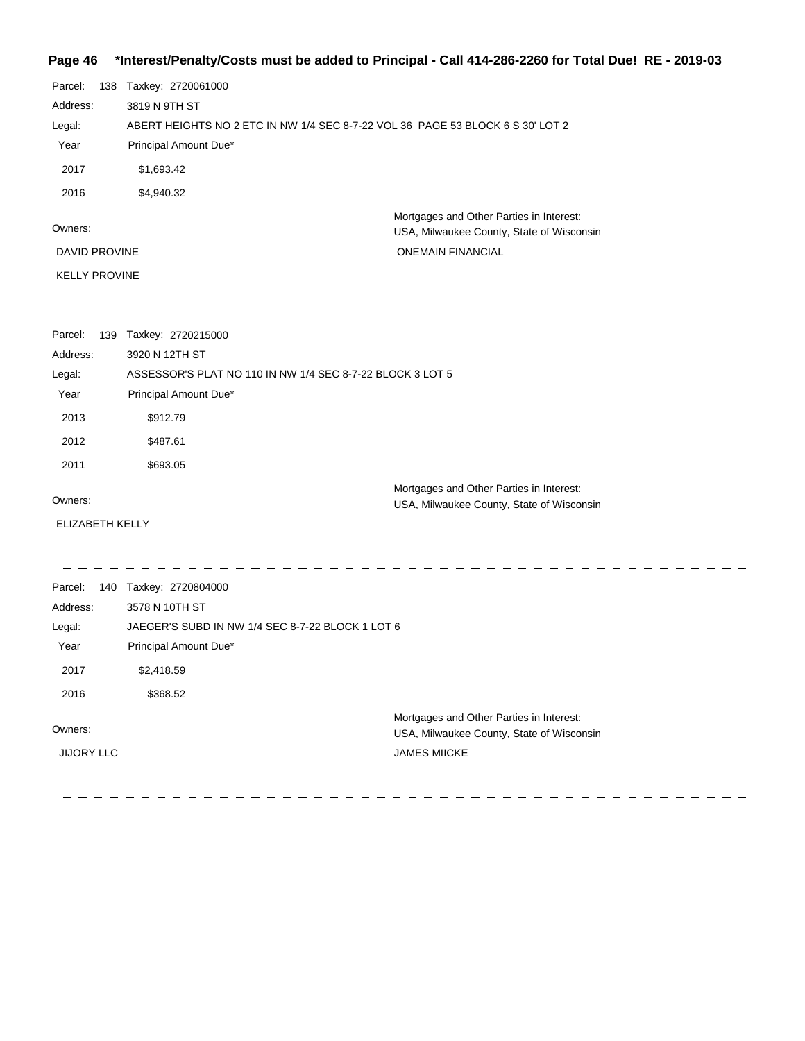**Page 46 \*Interest/Penalty/Costs must be added to Principal - Call 414-286-2260 for Total Due! RE - 2019-03**

Parcel: 138 Taxkey: 2720061000

Address: 3819 N 9TH ST

Legal: ABERT HEIGHTS NO 2 ETC IN NW 1/4 SEC 8-7-22 VOL 36 PAGE 53 BLOCK 6 S 30' LOT 2

| Year | Principal Amount Due* |
|---|---|
| 2017 | $1,693.42 |
| 2016 | $4,940.32 |

Owners:

DAVID PROVINE

KELLY PROVINE

Mortgages and Other Parties in Interest:

USA, Milwaukee County, State of Wisconsin

ONEMAIN FINANCIAL

---

Parcel: 139 Taxkey: 2720215000

Address: 3920 N 12TH ST

Legal: ASSESSOR'S PLAT NO 110 IN NW 1/4 SEC 8-7-22 BLOCK 3 LOT 5

| Year | Principal Amount Due* |
|---|---|
| 2013 | $912.79 |
| 2012 | $487.61 |
| 2011 | $693.05 |

Owners:

ELIZABETH KELLY

Mortgages and Other Parties in Interest:

USA, Milwaukee County, State of Wisconsin

---

Parcel: 140 Taxkey: 2720804000

Address: 3578 N 10TH ST

Legal: JAEGER'S SUBD IN NW 1/4 SEC 8-7-22 BLOCK 1 LOT 6

| Year | Principal Amount Due* |
|---|---|
| 2017 | $2,418.59 |
| 2016 | $368.52 |

Owners:

JIJORY LLC

Mortgages and Other Parties in Interest:

USA, Milwaukee County, State of Wisconsin

JAMES MIICKE

---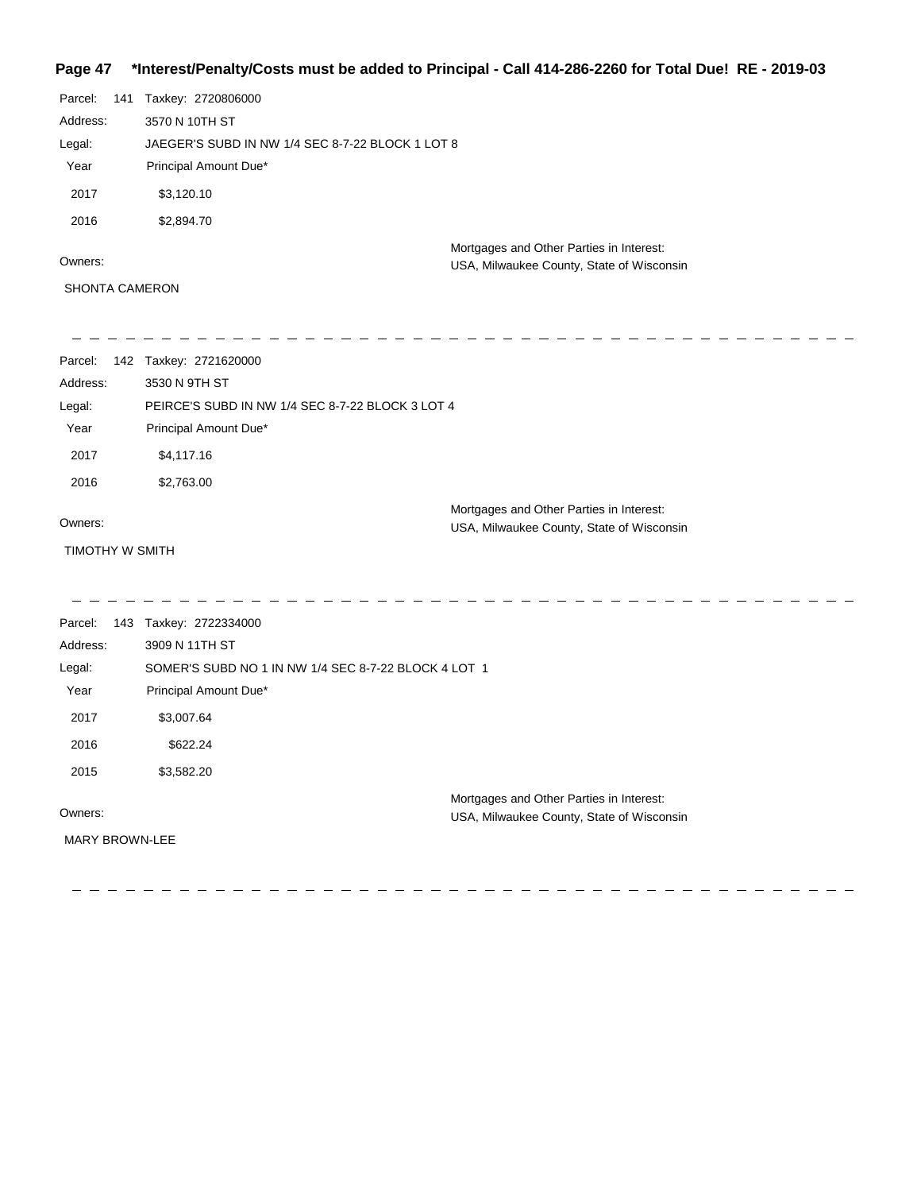**Page 47 \*Interest/Penalty/Costs must be added to Principal - Call 414-286-2260 for Total Due! RE - 2019-03**

Parcel: 141 Taxkey: 2720806000

Address: 3570 N 10TH ST

Legal: JAEGER'S SUBD IN NW 1/4 SEC 8-7-22 BLOCK 1 LOT 8

| Year | Principal Amount Due* |
|---|---|
| 2017 | $3,120.10 |
| 2016 | $2,894.70 |

Owners:

SHONTA CAMERON

Mortgages and Other Parties in Interest:
USA, Milwaukee County, State of Wisconsin

---

Parcel: 142 Taxkey: 2721620000

Address: 3530 N 9TH ST

Legal: PEIRCE'S SUBD IN NW 1/4 SEC 8-7-22 BLOCK 3 LOT 4

| Year | Principal Amount Due* |
|---|---|
| 2017 | $4,117.16 |
| 2016 | $2,763.00 |

Owners:

TIMOTHY W SMITH

Mortgages and Other Parties in Interest:
USA, Milwaukee County, State of Wisconsin

---

Parcel: 143 Taxkey: 2722334000

Address: 3909 N 11TH ST

Legal: SOMER'S SUBD NO 1 IN NW 1/4 SEC 8-7-22 BLOCK 4 LOT 1

| Year | Principal Amount Due* |
|---|---|
| 2017 | $3,007.64 |
| 2016 | $622.24 |
| 2015 | $3,582.20 |

Owners:

MARY BROWN-LEE

Mortgages and Other Parties in Interest:
USA, Milwaukee County, State of Wisconsin

---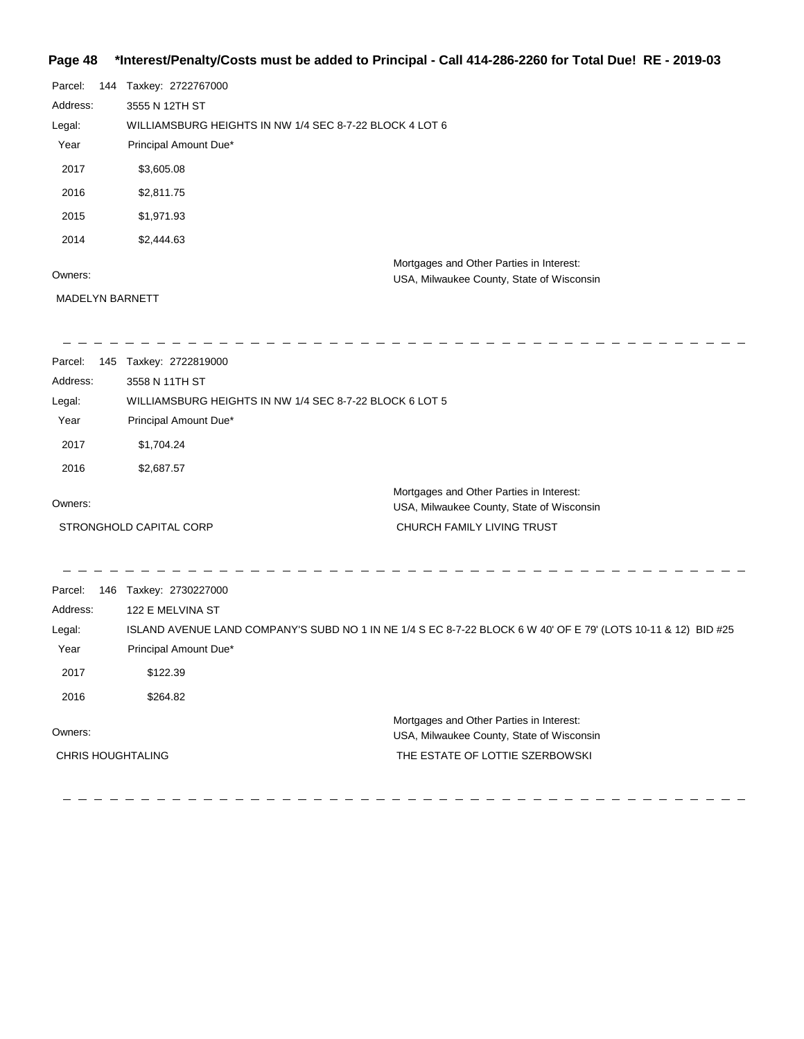**Page 48 \*Interest/Penalty/Costs must be added to Principal - Call 414-286-2260 for Total Due! RE - 2019-03**

Parcel: 144 Taxkey: 2722767000

Address: 3555 N 12TH ST

Legal: WILLIAMSBURG HEIGHTS IN NW 1/4 SEC 8-7-22 BLOCK 4 LOT 6

| Year | Principal Amount Due* |
|---|---|
| 2017 | $3,605.08 |
| 2016 | $2,811.75 |
| 2015 | $1,971.93 |
| 2014 | $2,444.63 |

| Owners: | Mortgages and Other Parties in Interest: |
|---|---|
| MADELYN BARNETT | USA, Milwaukee County, State of Wisconsin |

---

Parcel: 145 Taxkey: 2722819000

Address: 3558 N 11TH ST

Legal: WILLIAMSBURG HEIGHTS IN NW 1/4 SEC 8-7-22 BLOCK 6 LOT 5

| Year | Principal Amount Due* |
|---|---|
| 2017 | $1,704.24 |
| 2016 | $2,687.57 |

| Owners: | Mortgages and Other Parties in Interest: |
|---|---|
| STRONGHOLD CAPITAL CORP | USA, Milwaukee County, State of Wisconsin |
| | CHURCH FAMILY LIVING TRUST |

---

Parcel: 146 Taxkey: 2730227000

Address: 122 E MELVINA ST

Legal: ISLAND AVENUE LAND COMPANY'S SUBD NO 1 IN NE 1/4 S EC 8-7-22 BLOCK 6 W 40' OF E 79' (LOTS 10-11 & 12) BID #25

| Year | Principal Amount Due* |
|---|---|
| 2017 | $122.39 |
| 2016 | $264.82 |

| Owners: | Mortgages and Other Parties in Interest: |
|---|---|
| CHRIS HOUGHTALING | USA, Milwaukee County, State of Wisconsin |
| | THE ESTATE OF LOTTIE SZERBOWSKI |

---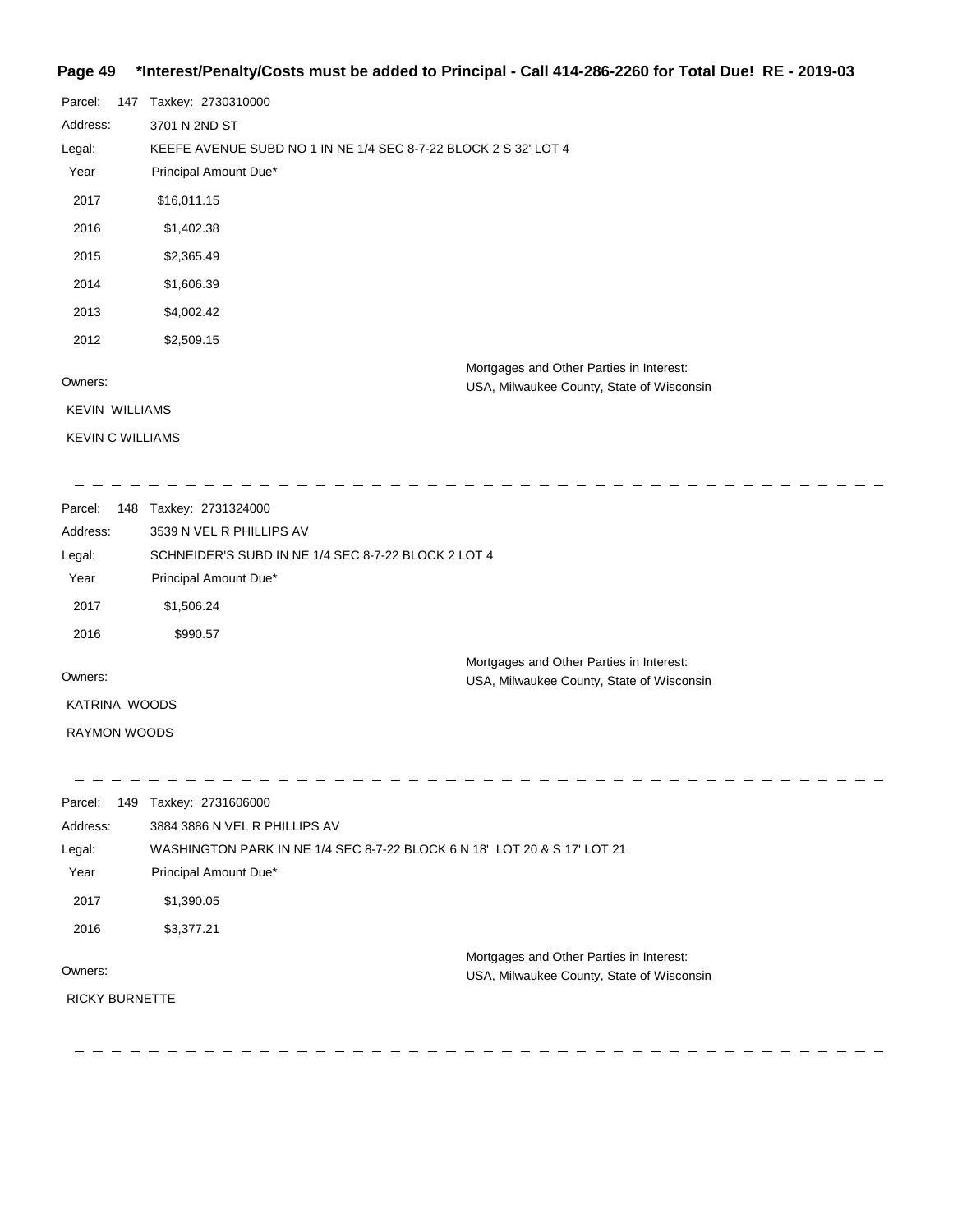**\*Interest/Penalty/Costs must be added to Principal - Call 414-286-2260 for Total Due! RE - 2019-03**

Parcel: 147 Taxkey: 2730310000

Address: 3701 N 2ND ST

Legal: KEEFE AVENUE SUBD NO 1 IN NE 1/4 SEC 8-7-22 BLOCK 2 S 32' LOT 4

| Year | Principal Amount Due* |
|---|---|
| 2017 | $16,011.15 |
| 2016 | $1,402.38 |
| 2015 | $2,365.49 |
| 2014 | $1,606.39 |
| 2013 | $4,002.42 |
| 2012 | $2,509.15 |

Owners:

KEVIN WILLIAMS

KEVIN C WILLIAMS

Mortgages and Other Parties in Interest:
USA, Milwaukee County, State of Wisconsin

---

Parcel: 148 Taxkey: 2731324000

Address: 3539 N VEL R PHILLIPS AV

Legal: SCHNEIDER'S SUBD IN NE 1/4 SEC 8-7-22 BLOCK 2 LOT 4

| Year | Principal Amount Due* |
|---|---|
| 2017 | $1,506.24 |
| 2016 | $990.57 |

Owners:

KATRINA WOODS

RAYMON WOODS

Mortgages and Other Parties in Interest:
USA, Milwaukee County, State of Wisconsin

---

Parcel: 149 Taxkey: 2731606000

Address: 3884 3886 N VEL R PHILLIPS AV

Legal: WASHINGTON PARK IN NE 1/4 SEC 8-7-22 BLOCK 6 N 18' LOT 20 & S 17' LOT 21

| Year | Principal Amount Due* |
|---|---|
| 2017 | $1,390.05 |
| 2016 | $3,377.21 |

Owners:

RICKY BURNETTE

Mortgages and Other Parties in Interest:
USA, Milwaukee County, State of Wisconsin

---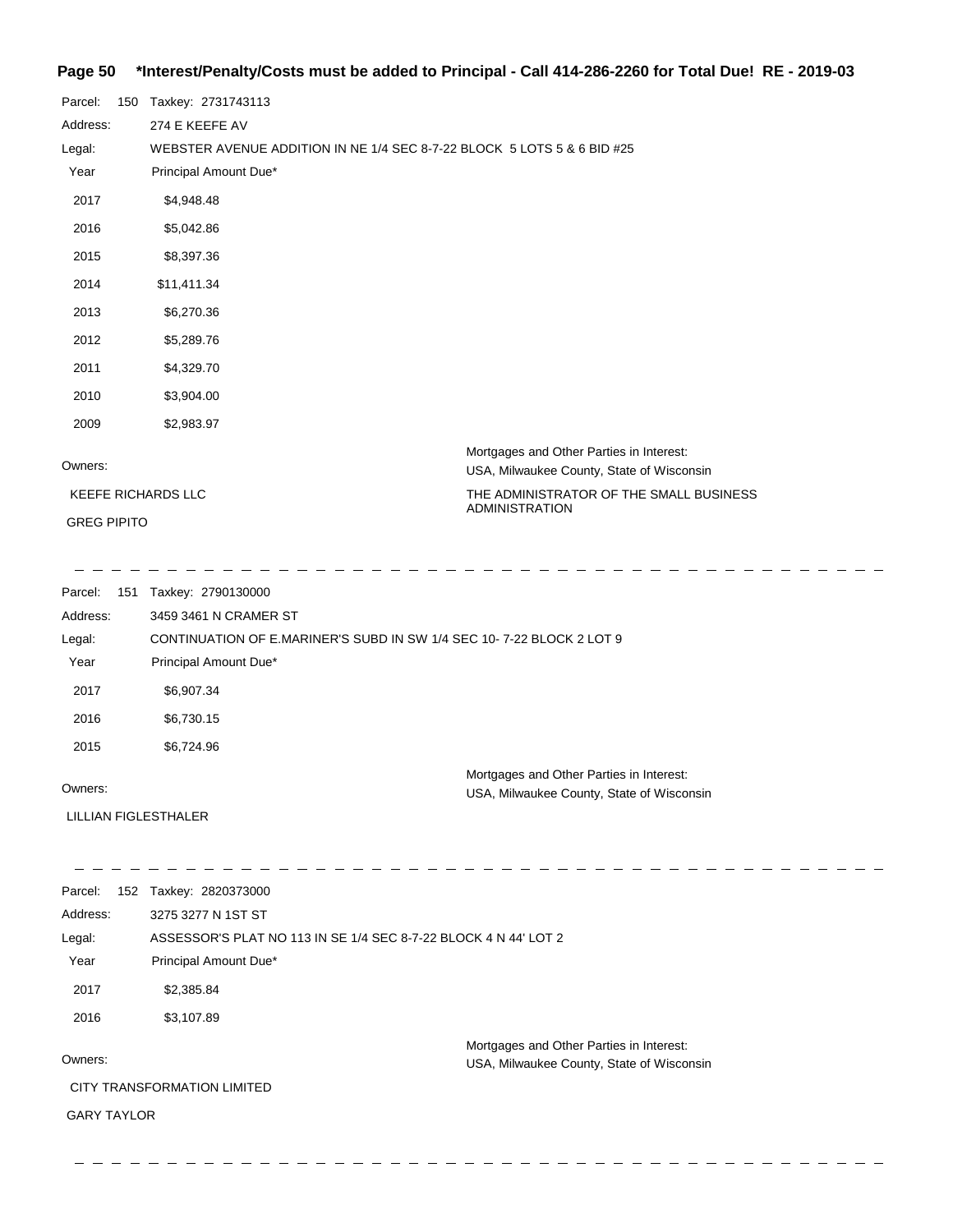Parcel: 150 Taxkey: 2731743113

Address: 274 E KEEFE AV

Legal: WEBSTER AVENUE ADDITION IN NE 1/4 SEC 8-7-22 BLOCK 5 LOTS 5 & 6 BID #25

| Year | Principal Amount Due* |
|---|---|
| 2017 | $4,948.48 |
| 2016 | $5,042.86 |
| 2015 | $8,397.36 |
| 2014 | $11,411.34 |
| 2013 | $6,270.36 |
| 2012 | $5,289.76 |
| 2011 | $4,329.70 |
| 2010 | $3,904.00 |
| 2009 | $2,983.97 |

Owners:

KEEFE RICHARDS LLC

GREG PIPITO

Mortgages and Other Parties in Interest:

USA, Milwaukee County, State of Wisconsin

THE ADMINISTRATOR OF THE SMALL BUSINESS ADMINISTRATION

---

Parcel: 151 Taxkey: 2790130000

Address: 3459 3461 N CRAMER ST

Legal: CONTINUATION OF E.MARINER'S SUBD IN SW 1/4 SEC 10- 7-22 BLOCK 2 LOT 9

| Year | Principal Amount Due* |
|---|---|
| 2017 | $6,907.34 |
| 2016 | $6,730.15 |
| 2015 | $6,724.96 |

Owners:

LILLIAN FIGLESTHALER

Mortgages and Other Parties in Interest:

USA, Milwaukee County, State of Wisconsin

---

Parcel: 152 Taxkey: 2820373000

Address: 3275 3277 N 1ST ST

Legal: ASSESSOR'S PLAT NO 113 IN SE 1/4 SEC 8-7-22 BLOCK 4 N 44' LOT 2

| Year | Principal Amount Due* |
|---|---|
| 2017 | $2,385.84 |
| 2016 | $3,107.89 |

Owners:

CITY TRANSFORMATION LIMITED

GARY TAYLOR

Mortgages and Other Parties in Interest:

USA, Milwaukee County, State of Wisconsin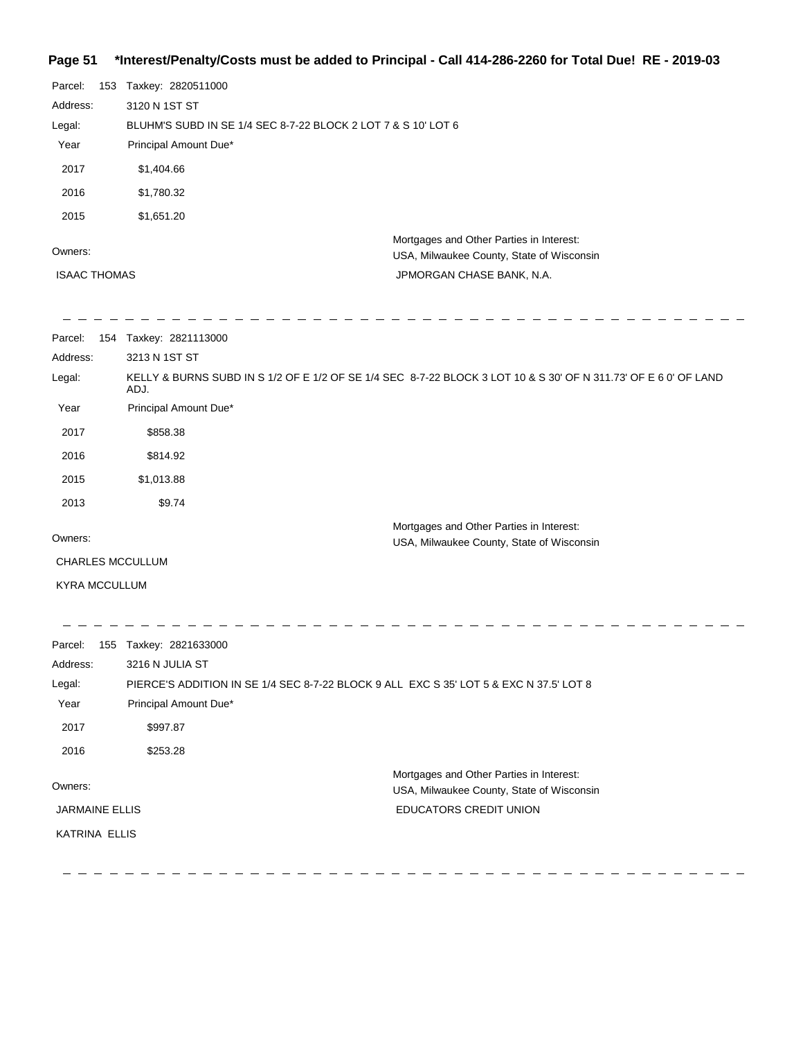**Page 51 *Interest/Penalty/Costs must be added to Principal - Call 414-286-2260 for Total Due! RE - 2019-03**

Parcel: 153 Taxkey: 2820511000

Address: 3120 N 1ST ST

Legal: BLUHM'S SUBD IN SE 1/4 SEC 8-7-22 BLOCK 2 LOT 7 & S 10' LOT 6

| Year | Principal Amount Due* |
|---|---|
| 2017 | $1,404.66 |
| 2016 | $1,780.32 |
| 2015 | $1,651.20 |

Owners:

ISAAC THOMAS

Mortgages and Other Parties in Interest:

USA, Milwaukee County, State of Wisconsin

JPMORGAN CHASE BANK, N.A.

---

Parcel: 154 Taxkey: 2821113000

Address: 3213 N 1ST ST

Legal: KELLY & BURNS SUBD IN S 1/2 OF E 1/2 OF SE 1/4 SEC 8-7-22 BLOCK 3 LOT 10 & S 30' OF N 311.73' OF E 6 0' OF LAND ADJ.

| Year | Principal Amount Due* |
|---|---|
| 2017 | $858.38 |
| 2016 | $814.92 |
| 2015 | $1,013.88 |
| 2013 | $9.74 |

Owners:

CHARLES MCCULLUM

KYRA MCCULLUM

Mortgages and Other Parties in Interest:

USA, Milwaukee County, State of Wisconsin

---

Parcel: 155 Taxkey: 2821633000

Address: 3216 N JULIA ST

Legal: PIERCE'S ADDITION IN SE 1/4 SEC 8-7-22 BLOCK 9 ALL EXC S 35' LOT 5 & EXC N 37.5' LOT 8

| Year | Principal Amount Due* |
|---|---|
| 2017 | $997.87 |
| 2016 | $253.28 |

Owners:

JARMAINE ELLIS

KATRINA ELLIS

Mortgages and Other Parties in Interest:

USA, Milwaukee County, State of Wisconsin

EDUCATORS CREDIT UNION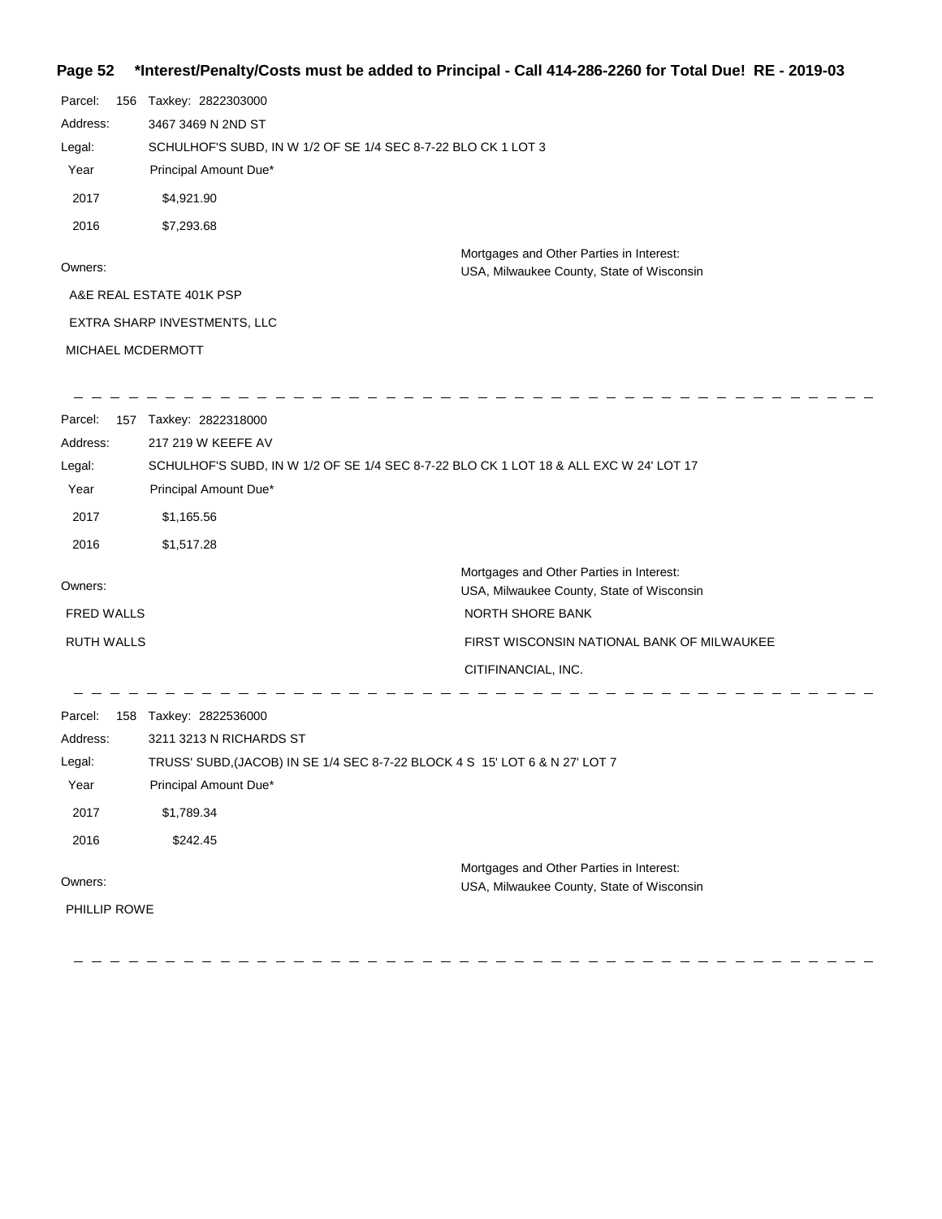**\*Interest/Penalty/Costs must be added to Principal - Call 414-286-2260 for Total Due! RE - 2019-03**

Parcel: 156 Taxkey: 2822303000

Address: 3467 3469 N 2ND ST

Legal: SCHULHOF'S SUBD, IN W 1/2 OF SE 1/4 SEC 8-7-22 BLO CK 1 LOT 3

| Year | Principal Amount Due* |
|---|---|
| 2017 | $4,921.90 |
| 2016 | $7,293.68 |

Owners:

A&E REAL ESTATE 401K PSP

EXTRA SHARP INVESTMENTS, LLC

MICHAEL MCDERMOTT

Mortgages and Other Parties in Interest:

USA, Milwaukee County, State of Wisconsin

---

Parcel: 157 Taxkey: 2822318000

Address: 217 219 W KEEFE AV

Legal: SCHULHOF'S SUBD, IN W 1/2 OF SE 1/4 SEC 8-7-22 BLO CK 1 LOT 18 & ALL EXC W 24' LOT 17

| Year | Principal Amount Due* |
|---|---|
| 2017 | $1,165.56 |
| 2016 | $1,517.28 |

Owners:

FRED WALLS

RUTH WALLS

Mortgages and Other Parties in Interest:

USA, Milwaukee County, State of Wisconsin

NORTH SHORE BANK

FIRST WISCONSIN NATIONAL BANK OF MILWAUKEE

CITIFINANCIAL, INC.

---

Parcel: 158 Taxkey: 2822536000

Address: 3211 3213 N RICHARDS ST

Legal: TRUSS' SUBD,(JACOB) IN SE 1/4 SEC 8-7-22 BLOCK 4 S 15' LOT 6 & N 27' LOT 7

| Year | Principal Amount Due* |
|---|---|
| 2017 | $1,789.34 |
| 2016 | $242.45 |

Owners:

PHILLIP ROWE

Mortgages and Other Parties in Interest:

USA, Milwaukee County, State of Wisconsin

---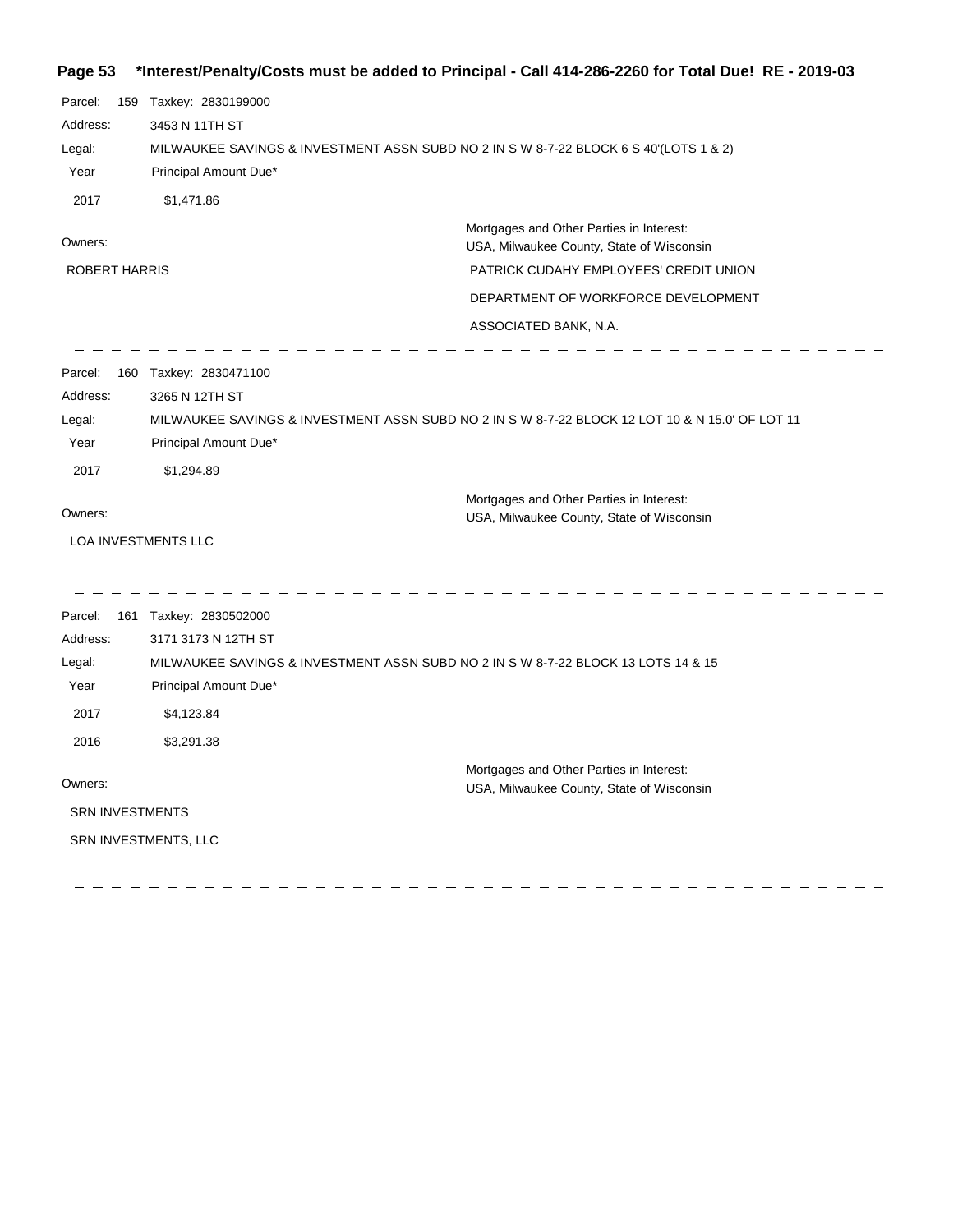**Page 53 *Interest/Penalty/Costs must be added to Principal - Call 414-286-2260 for Total Due! RE - 2019-03**

Parcel: 159 Taxkey: 2830199000

Address: 3453 N 11TH ST

Legal: MILWAUKEE SAVINGS & INVESTMENT ASSN SUBD NO 2 IN S W 8-7-22 BLOCK 6 S 40'(LOTS 1 & 2)

| Year | Principal Amount Due* |
|---|---|
| 2017 | $1,471.86 |

Owners:

ROBERT HARRIS

Mortgages and Other Parties in Interest:

USA, Milwaukee County, State of Wisconsin

PATRICK CUDAHY EMPLOYEES' CREDIT UNION

DEPARTMENT OF WORKFORCE DEVELOPMENT

ASSOCIATED BANK, N.A.

---

Parcel: 160 Taxkey: 2830471100

Address: 3265 N 12TH ST

Legal: MILWAUKEE SAVINGS & INVESTMENT ASSN SUBD NO 2 IN S W 8-7-22 BLOCK 12 LOT 10 & N 15.0' OF LOT 11

| Year | Principal Amount Due* |
|---|---|
| 2017 | $1,294.89 |

Owners:

LOA INVESTMENTS LLC

Mortgages and Other Parties in Interest:

USA, Milwaukee County, State of Wisconsin

---

Parcel: 161 Taxkey: 2830502000

Address: 3171 3173 N 12TH ST

Legal: MILWAUKEE SAVINGS & INVESTMENT ASSN SUBD NO 2 IN S W 8-7-22 BLOCK 13 LOTS 14 & 15

| Year | Principal Amount Due* |
|---|---|
| 2017 | $4,123.84 |
| 2016 | $3,291.38 |

Owners:

SRN INVESTMENTS

SRN INVESTMENTS, LLC

Mortgages and Other Parties in Interest:

USA, Milwaukee County, State of Wisconsin

---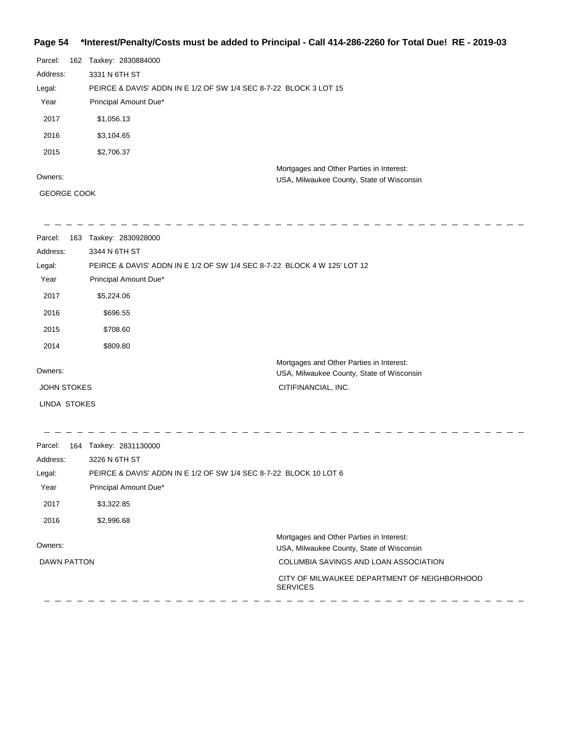**\*Interest/Penalty/Costs must be added to Principal - Call 414-286-2260 for Total Due! RE - 2019-03**

Parcel: 162 Taxkey: 2830884000

Address: 3331 N 6TH ST

Legal: PEIRCE & DAVIS' ADDN IN E 1/2 OF SW 1/4 SEC 8-7-22 BLOCK 3 LOT 15

| Year | Principal Amount Due* |
|---|---|
| 2017 | $1,056.13 |
| 2016 | $3,104.65 |
| 2015 | $2,706.37 |

Owners:

GEORGE COOK

Mortgages and Other Parties in Interest:

USA, Milwaukee County, State of Wisconsin

---

Parcel: 163 Taxkey: 2830928000

Address: 3344 N 6TH ST

Legal: PEIRCE & DAVIS' ADDN IN E 1/2 OF SW 1/4 SEC 8-7-22 BLOCK 4 W 125' LOT 12

| Year | Principal Amount Due* |
|---|---|
| 2017 | $5,224.06 |
| 2016 | $696.55 |
| 2015 | $708.60 |
| 2014 | $809.80 |

Owners:

JOHN STOKES

LINDA STOKES

Mortgages and Other Parties in Interest:

USA, Milwaukee County, State of Wisconsin

CITIFINANCIAL, INC.

---

Parcel: 164 Taxkey: 2831130000

Address: 3226 N 6TH ST

Legal: PEIRCE & DAVIS' ADDN IN E 1/2 OF SW 1/4 SEC 8-7-22 BLOCK 10 LOT 6

| Year | Principal Amount Due* |
|---|---|
| 2017 | $3,322.85 |
| 2016 | $2,996.68 |

Owners:

DAWN PATTON

Mortgages and Other Parties in Interest:

USA, Milwaukee County, State of Wisconsin

COLUMBIA SAVINGS AND LOAN ASSOCIATION

CITY OF MILWAUKEE DEPARTMENT OF NEIGHBORHOOD SERVICES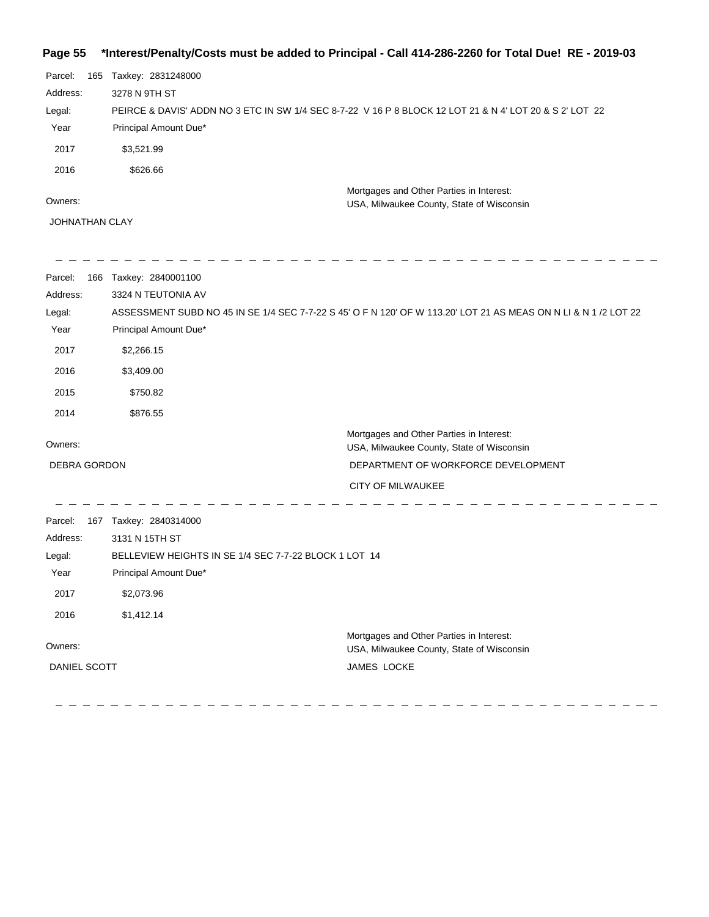**Page 55 \*Interest/Penalty/Costs must be added to Principal - Call 414-286-2260 for Total Due! RE - 2019-03**

Parcel: 165 Taxkey: 2831248000

Address: 3278 N 9TH ST

Legal: PEIRCE & DAVIS' ADDN NO 3 ETC IN SW 1/4 SEC 8-7-22 V 16 P 8 BLOCK 12 LOT 21 & N 4' LOT 20 & S 2' LOT 22

| Year | Principal Amount Due* |
|---|---|
| 2017 | $3,521.99 |
| 2016 | $626.66 |

Owners:

JOHNATHAN CLAY

Mortgages and Other Parties in Interest:

USA, Milwaukee County, State of Wisconsin

---

Parcel: 166 Taxkey: 2840001100

Address: 3324 N TEUTONIA AV

Legal: ASSESSMENT SUBD NO 45 IN SE 1/4 SEC 7-7-22 S 45' O F N 120' OF W 113.20' LOT 21 AS MEAS ON N LI & N 1 /2 LOT 22

| Year | Principal Amount Due* |
|---|---|
| 2017 | $2,266.15 |
| 2016 | $3,409.00 |
| 2015 | $750.82 |
| 2014 | $876.55 |

Owners:

DEBRA GORDON

Mortgages and Other Parties in Interest:

USA, Milwaukee County, State of Wisconsin

DEPARTMENT OF WORKFORCE DEVELOPMENT

CITY OF MILWAUKEE

---

Parcel: 167 Taxkey: 2840314000

Address: 3131 N 15TH ST

Legal: BELLEVIEW HEIGHTS IN SE 1/4 SEC 7-7-22 BLOCK 1 LOT 14

| Year | Principal Amount Due* |
|---|---|
| 2017 | $2,073.96 |
| 2016 | $1,412.14 |

Owners:

DANIEL SCOTT

Mortgages and Other Parties in Interest:

USA, Milwaukee County, State of Wisconsin

JAMES LOCKE

---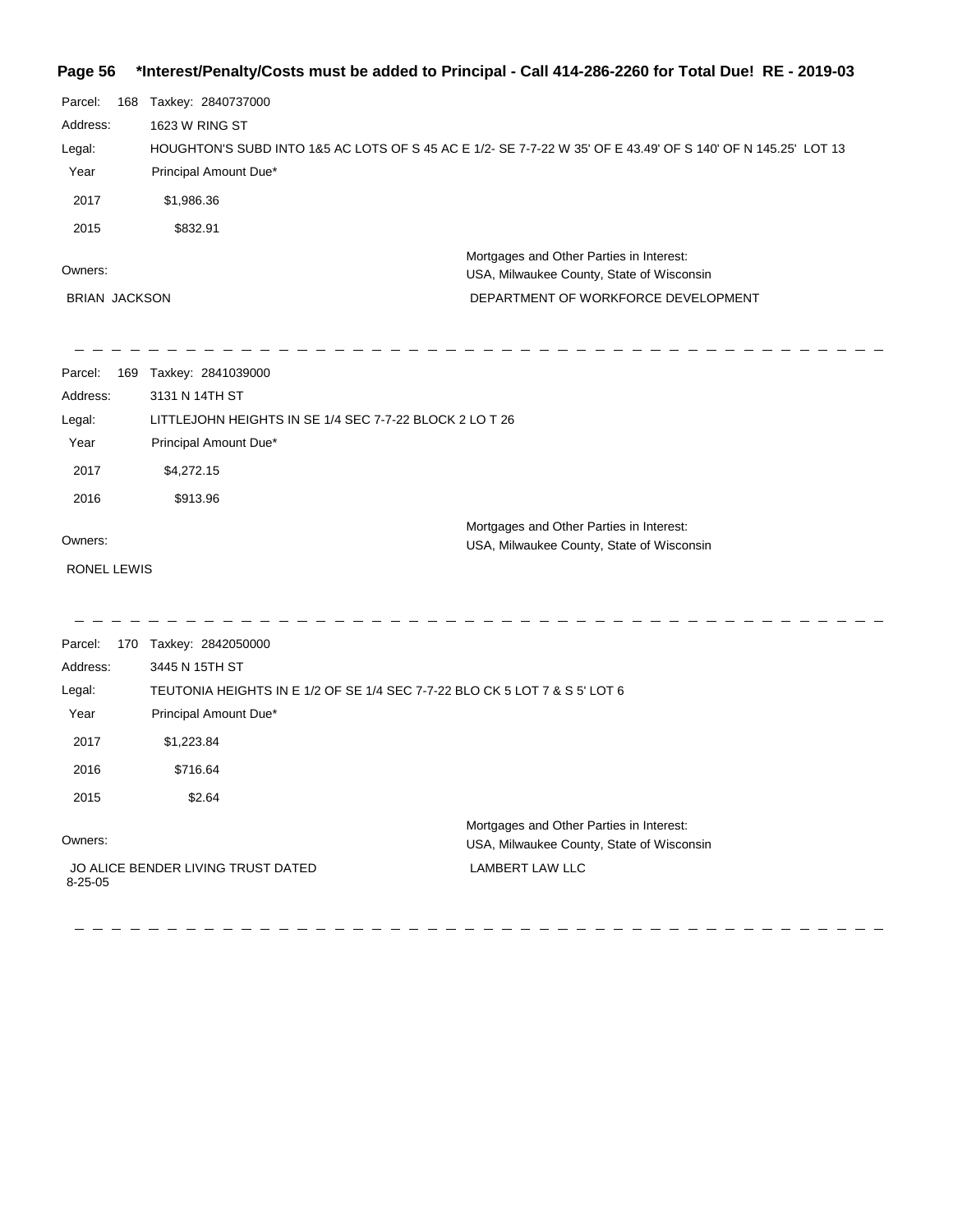**\*Interest/Penalty/Costs must be added to Principal - Call 414-286-2260 for Total Due! RE - 2019-03**

Parcel: 168 Taxkey: 2840737000

Address: 1623 W RING ST

Legal: HOUGHTON'S SUBD INTO 1&5 AC LOTS OF S 45 AC E 1/2- SE 7-7-22 W 35' OF E 43.49' OF S 140' OF N 145.25' LOT 13

| Year | Principal Amount Due* |
|---|---|
| 2017 | $1,986.36 |
| 2015 | $832.91 |

Owners:

BRIAN JACKSON

Mortgages and Other Parties in Interest:

USA, Milwaukee County, State of Wisconsin

DEPARTMENT OF WORKFORCE DEVELOPMENT

---

Parcel: 169 Taxkey: 2841039000

Address: 3131 N 14TH ST

Legal: LITTLEJOHN HEIGHTS IN SE 1/4 SEC 7-7-22 BLOCK 2 LO T 26

| Year | Principal Amount Due* |
|---|---|
| 2017 | $4,272.15 |
| 2016 | $913.96 |

Owners:

RONEL LEWIS

Mortgages and Other Parties in Interest:

USA, Milwaukee County, State of Wisconsin

---

Parcel: 170 Taxkey: 2842050000

Address: 3445 N 15TH ST

Legal: TEUTONIA HEIGHTS IN E 1/2 OF SE 1/4 SEC 7-7-22 BLO CK 5 LOT 7 & S 5' LOT 6

| Year | Principal Amount Due* |
|---|---|
| 2017 | $1,223.84 |
| 2016 | $716.64 |
| 2015 | $2.64 |

Owners:

JO ALICE BENDER LIVING TRUST DATED 8-25-05

Mortgages and Other Parties in Interest:

USA, Milwaukee County, State of Wisconsin

LAMBERT LAW LLC

---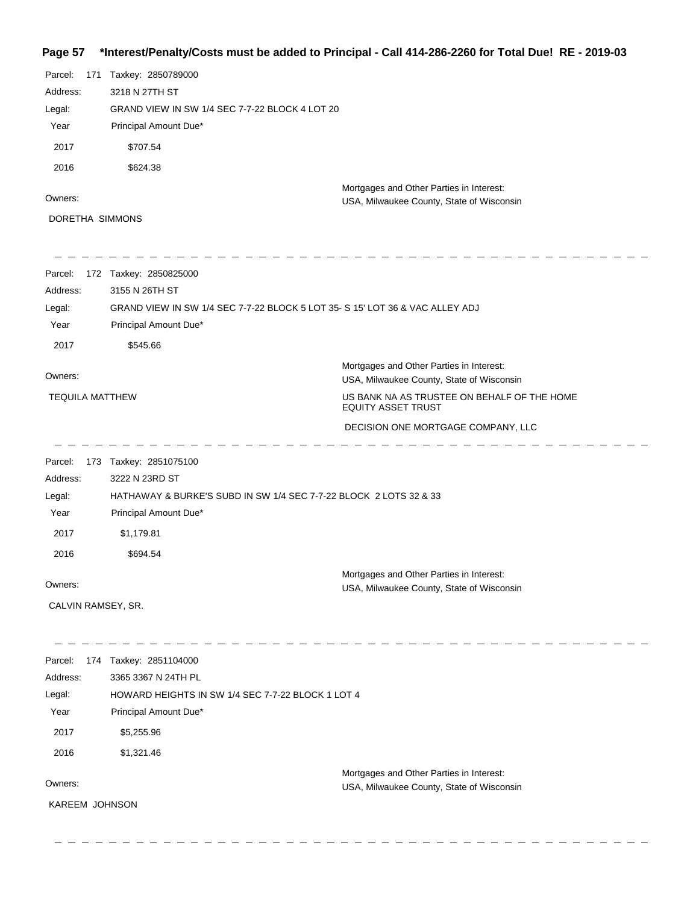Parcel: 171 Taxkey: 2850789000

Address: 3218 N 27TH ST

Legal: GRAND VIEW IN SW 1/4 SEC 7-7-22 BLOCK 4 LOT 20

| Year | Principal Amount Due* |
|---|---|
| 2017 | $707.54 |
| 2016 | $624.38 |

Owners:

DORETHA SIMMONS

Mortgages and Other Parties in Interest:

USA, Milwaukee County, State of Wisconsin

---

Parcel: 172 Taxkey: 2850825000

Address: 3155 N 26TH ST

Legal: GRAND VIEW IN SW 1/4 SEC 7-7-22 BLOCK 5 LOT 35- S 15' LOT 36 & VAC ALLEY ADJ

| Year | Principal Amount Due* |
|---|---|
| 2017 | $545.66 |

Owners:

TEQUILA MATTHEW

Mortgages and Other Parties in Interest:

USA, Milwaukee County, State of Wisconsin

US BANK NA AS TRUSTEE ON BEHALF OF THE HOME EQUITY ASSET TRUST

DECISION ONE MORTGAGE COMPANY, LLC

---

Parcel: 173 Taxkey: 2851075100

Address: 3222 N 23RD ST

Legal: HATHAWAY & BURKE'S SUBD IN SW 1/4 SEC 7-7-22 BLOCK 2 LOTS 32 & 33

| Year | Principal Amount Due* |
|---|---|
| 2017 | $1,179.81 |
| 2016 | $694.54 |

Owners:

CALVIN RAMSEY, SR.

Mortgages and Other Parties in Interest:

USA, Milwaukee County, State of Wisconsin

---

Parcel: 174 Taxkey: 2851104000

Address: 3365 3367 N 24TH PL

Legal: HOWARD HEIGHTS IN SW 1/4 SEC 7-7-22 BLOCK 1 LOT 4

| Year | Principal Amount Due* |
|---|---|
| 2017 | $5,255.96 |
| 2016 | $1,321.46 |

Owners:

KAREEM JOHNSON

Mortgages and Other Parties in Interest:

USA, Milwaukee County, State of Wisconsin

---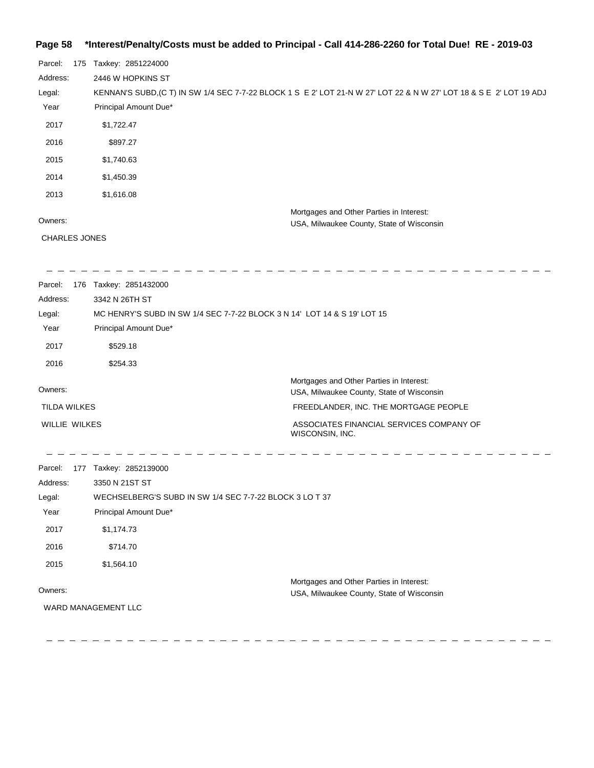Parcel: 175 Taxkey: 2851224000

Address: 2446 W HOPKINS ST

Legal: KENNAN'S SUBD,(C T) IN SW 1/4 SEC 7-7-22 BLOCK 1 S E 2' LOT 21-N W 27' LOT 22 & N W 27' LOT 18 & S E 2' LOT 19 ADJ

| Year | Principal Amount Due* |
|---|---|
| 2017 | $1,722.47 |
| 2016 | $897.27 |
| 2015 | $1,740.63 |
| 2014 | $1,450.39 |
| 2013 | $1,616.08 |

Owners:
CHARLES JONES

Mortgages and Other Parties in Interest:
USA, Milwaukee County, State of Wisconsin

---

Parcel: 176 Taxkey: 2851432000

Address: 3342 N 26TH ST

Legal: MC HENRY'S SUBD IN SW 1/4 SEC 7-7-22 BLOCK 3 N 14' LOT 14 & S 19' LOT 15

| Year | Principal Amount Due* |
|---|---|
| 2017 | $529.18 |
| 2016 | $254.33 |

Owners:
TILDA WILKES
WILLIE WILKES

Mortgages and Other Parties in Interest:
USA, Milwaukee County, State of Wisconsin
FREEDLANDER, INC. THE MORTGAGE PEOPLE
ASSOCIATES FINANCIAL SERVICES COMPANY OF WISCONSIN, INC.

---

Parcel: 177 Taxkey: 2852139000

Address: 3350 N 21ST ST

Legal: WECHSELBERG'S SUBD IN SW 1/4 SEC 7-7-22 BLOCK 3 LO T 37

| Year | Principal Amount Due* |
|---|---|
| 2017 | $1,174.73 |
| 2016 | $714.70 |
| 2015 | $1,564.10 |

Owners:
WARD MANAGEMENT LLC

Mortgages and Other Parties in Interest:
USA, Milwaukee County, State of Wisconsin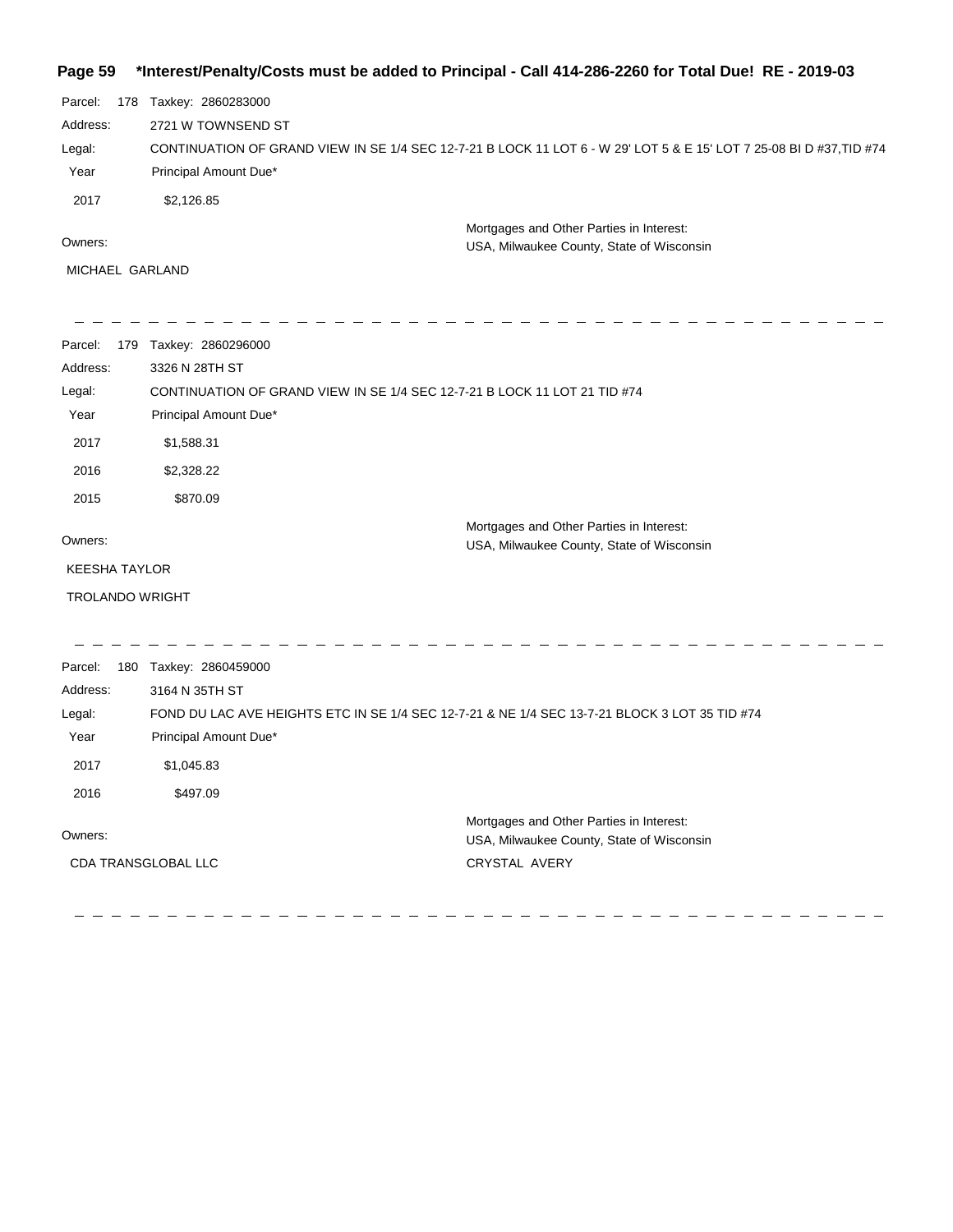**Page 59 \*Interest/Penalty/Costs must be added to Principal - Call 414-286-2260 for Total Due! RE - 2019-03**

Parcel: 178 Taxkey: 2860283000

Address: 2721 W TOWNSEND ST

Legal: CONTINUATION OF GRAND VIEW IN SE 1/4 SEC 12-7-21 B LOCK 11 LOT 6 - W 29' LOT 5 & E 15' LOT 7 25-08 BI D #37,TID #74

| Year | Principal Amount Due* |
|---|---|
| 2017 | $2,126.85 |

Owners:

MICHAEL GARLAND

Mortgages and Other Parties in Interest:
USA, Milwaukee County, State of Wisconsin

---

Parcel: 179 Taxkey: 2860296000

Address: 3326 N 28TH ST

Legal: CONTINUATION OF GRAND VIEW IN SE 1/4 SEC 12-7-21 B LOCK 11 LOT 21 TID #74

| Year | Principal Amount Due* |
|---|---|
| 2017 | $1,588.31 |
| 2016 | $2,328.22 |
| 2015 | $870.09 |

Owners:

KEESHA TAYLOR

TROLANDO WRIGHT

Mortgages and Other Parties in Interest:
USA, Milwaukee County, State of Wisconsin

---

Parcel: 180 Taxkey: 2860459000

Address: 3164 N 35TH ST

Legal: FOND DU LAC AVE HEIGHTS ETC IN SE 1/4 SEC 12-7-21 & NE 1/4 SEC 13-7-21 BLOCK 3 LOT 35 TID #74

| Year | Principal Amount Due* |
|---|---|
| 2017 | $1,045.83 |
| 2016 | $497.09 |

Owners:

CDA TRANSGLOBAL LLC

Mortgages and Other Parties in Interest:
USA, Milwaukee County, State of Wisconsin

CRYSTAL AVERY

---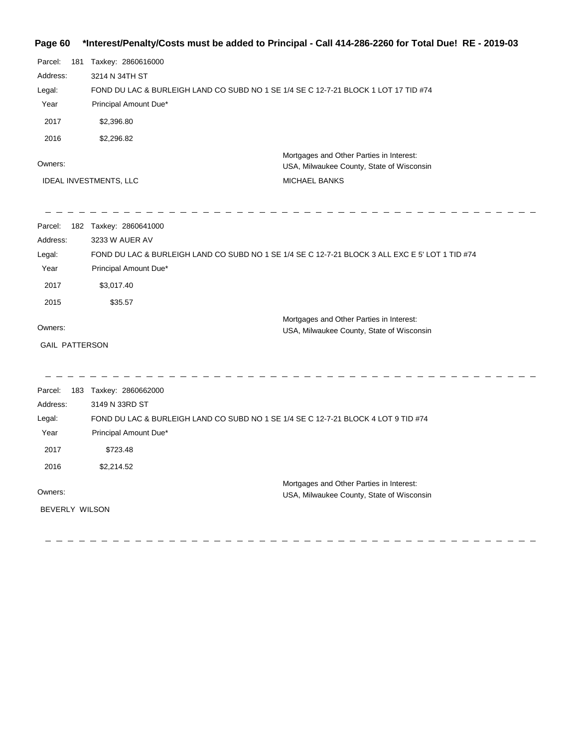**\*Interest/Penalty/Costs must be added to Principal - Call 414-286-2260 for Total Due! RE - 2019-03**

Parcel: 181 Taxkey: 2860616000

Address: 3214 N 34TH ST

Legal: FOND DU LAC & BURLEIGH LAND CO SUBD NO 1 SE 1/4 SE C 12-7-21 BLOCK 1 LOT 17 TID #74

| Year | Principal Amount Due* |
|---|---|
| 2017 | $2,396.80 |
| 2016 | $2,296.82 |

Owners:

IDEAL INVESTMENTS, LLC

Mortgages and Other Parties in Interest:
USA, Milwaukee County, State of Wisconsin
MICHAEL BANKS

---

Parcel: 182 Taxkey: 2860641000

Address: 3233 W AUER AV

Legal: FOND DU LAC & BURLEIGH LAND CO SUBD NO 1 SE 1/4 SE C 12-7-21 BLOCK 3 ALL EXC E 5' LOT 1 TID #74

| Year | Principal Amount Due* |
|---|---|
| 2017 | $3,017.40 |
| 2015 | $35.57 |

Owners:

GAIL PATTERSON

Mortgages and Other Parties in Interest:
USA, Milwaukee County, State of Wisconsin

---

Parcel: 183 Taxkey: 2860662000

Address: 3149 N 33RD ST

Legal: FOND DU LAC & BURLEIGH LAND CO SUBD NO 1 SE 1/4 SE C 12-7-21 BLOCK 4 LOT 9 TID #74

| Year | Principal Amount Due* |
|---|---|
| 2017 | $723.48 |
| 2016 | $2,214.52 |

Owners:

BEVERLY WILSON

Mortgages and Other Parties in Interest:
USA, Milwaukee County, State of Wisconsin

---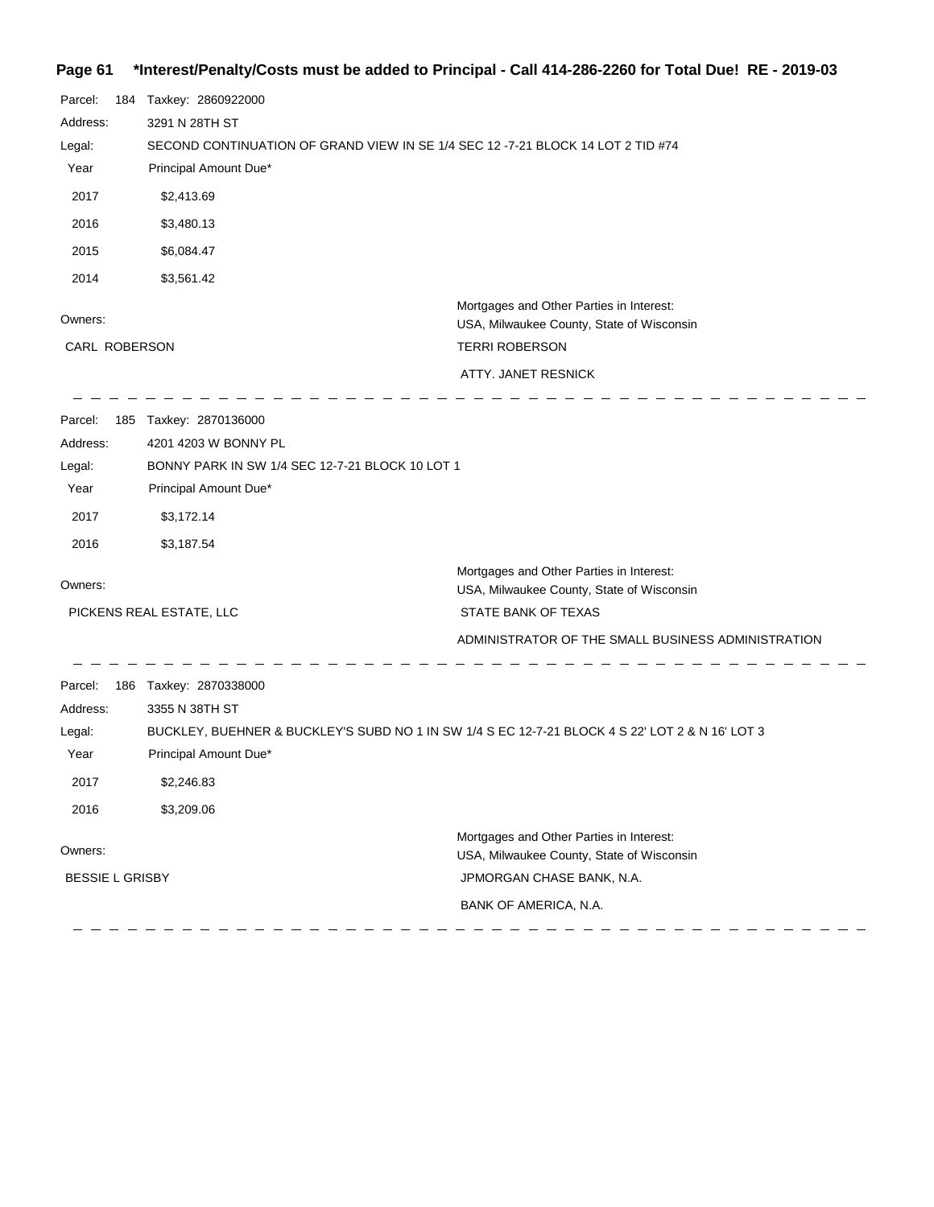**Page 61 \*Interest/Penalty/Costs must be added to Principal - Call 414-286-2260 for Total Due! RE - 2019-03**

Parcel: 184 Taxkey: 2860922000

Address: 3291 N 28TH ST

Legal: SECOND CONTINUATION OF GRAND VIEW IN SE 1/4 SEC 12 -7-21 BLOCK 14 LOT 2 TID #74

| Year | Principal Amount Due* |
|---|---|
| 2017 | $2,413.69 |
| 2016 | $3,480.13 |
| 2015 | $6,084.47 |
| 2014 | $3,561.42 |

Owners:

CARL ROBERSON

Mortgages and Other Parties in Interest:

USA, Milwaukee County, State of Wisconsin

TERRI ROBERSON

ATTY. JANET RESNICK

---

Parcel: 185 Taxkey: 2870136000

Address: 4201 4203 W BONNY PL

Legal: BONNY PARK IN SW 1/4 SEC 12-7-21 BLOCK 10 LOT 1

| Year | Principal Amount Due* |
|---|---|
| 2017 | $3,172.14 |
| 2016 | $3,187.54 |

Owners:

PICKENS REAL ESTATE, LLC

Mortgages and Other Parties in Interest:

USA, Milwaukee County, State of Wisconsin

STATE BANK OF TEXAS

ADMINISTRATOR OF THE SMALL BUSINESS ADMINISTRATION

---

Parcel: 186 Taxkey: 2870338000

Address: 3355 N 38TH ST

Legal: BUCKLEY, BUEHNER & BUCKLEY'S SUBD NO 1 IN SW 1/4 S EC 12-7-21 BLOCK 4 S 22' LOT 2 & N 16' LOT 3

| Year | Principal Amount Due* |
|---|---|
| 2017 | $2,246.83 |
| 2016 | $3,209.06 |

Owners:

BESSIE L GRISBY

Mortgages and Other Parties in Interest:

USA, Milwaukee County, State of Wisconsin

JPMORGAN CHASE BANK, N.A.

BANK OF AMERICA, N.A.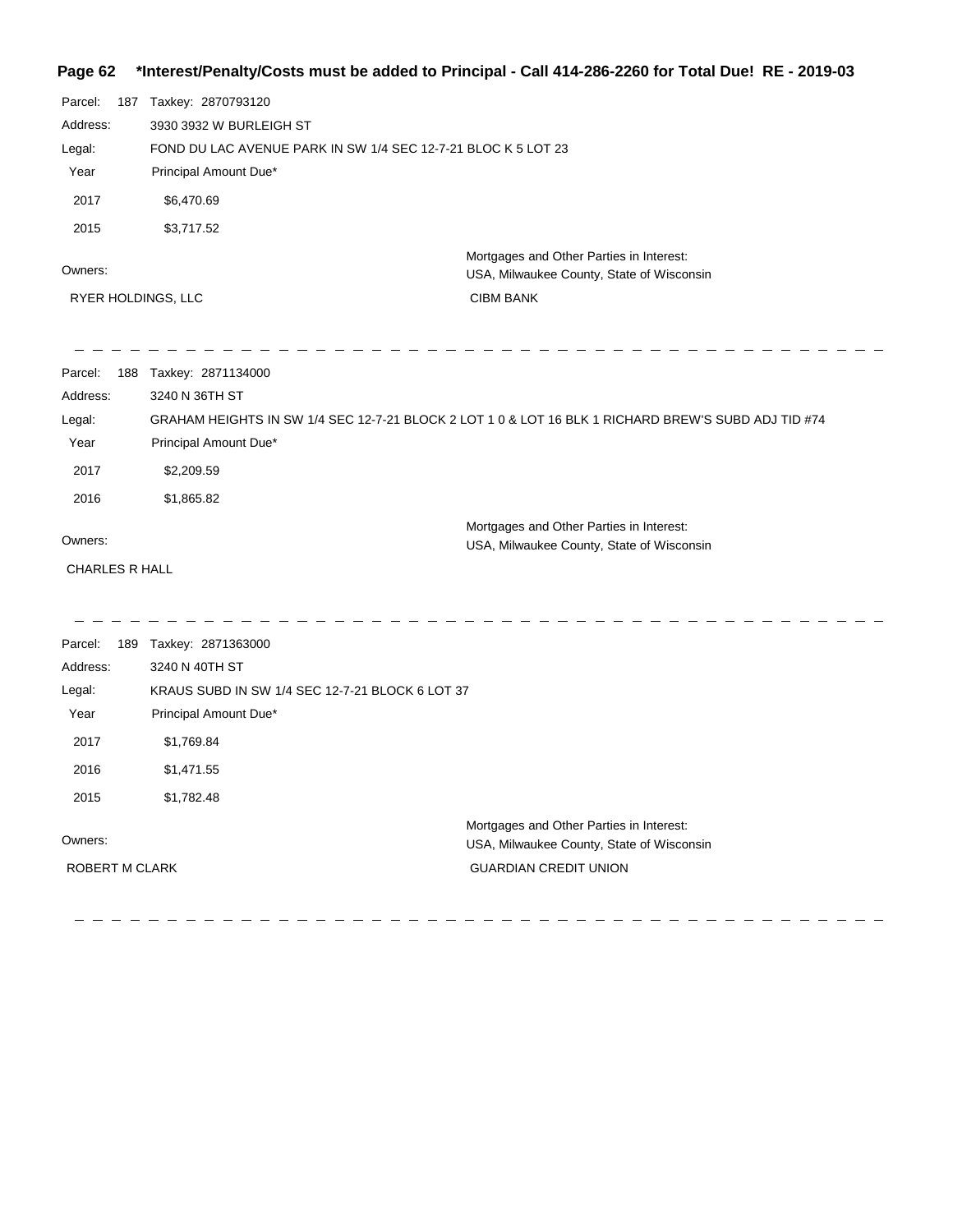**Page 62 \*Interest/Penalty/Costs must be added to Principal - Call 414-286-2260 for Total Due! RE - 2019-03**

Parcel: 187 Taxkey: 2870793120

Address: 3930 3932 W BURLEIGH ST

Legal: FOND DU LAC AVENUE PARK IN SW 1/4 SEC 12-7-21 BLOC K 5 LOT 23

| Year | Principal Amount Due* |
|---|---|
| 2017 | $6,470.69 |
| 2015 | $3,717.52 |

Owners: RYER HOLDINGS, LLC

Mortgages and Other Parties in Interest: USA, Milwaukee County, State of Wisconsin; CIBM BANK

---

Parcel: 188 Taxkey: 2871134000

Address: 3240 N 36TH ST

Legal: GRAHAM HEIGHTS IN SW 1/4 SEC 12-7-21 BLOCK 2 LOT 1 0 & LOT 16 BLK 1 RICHARD BREW'S SUBD ADJ TID #74

| Year | Principal Amount Due* |
|---|---|
| 2017 | $2,209.59 |
| 2016 | $1,865.82 |

Owners: CHARLES R HALL

Mortgages and Other Parties in Interest: USA, Milwaukee County, State of Wisconsin

---

Parcel: 189 Taxkey: 2871363000

Address: 3240 N 40TH ST

Legal: KRAUS SUBD IN SW 1/4 SEC 12-7-21 BLOCK 6 LOT 37

| Year | Principal Amount Due* |
|---|---|
| 2017 | $1,769.84 |
| 2016 | $1,471.55 |
| 2015 | $1,782.48 |

Owners: ROBERT M CLARK

Mortgages and Other Parties in Interest: USA, Milwaukee County, State of Wisconsin; GUARDIAN CREDIT UNION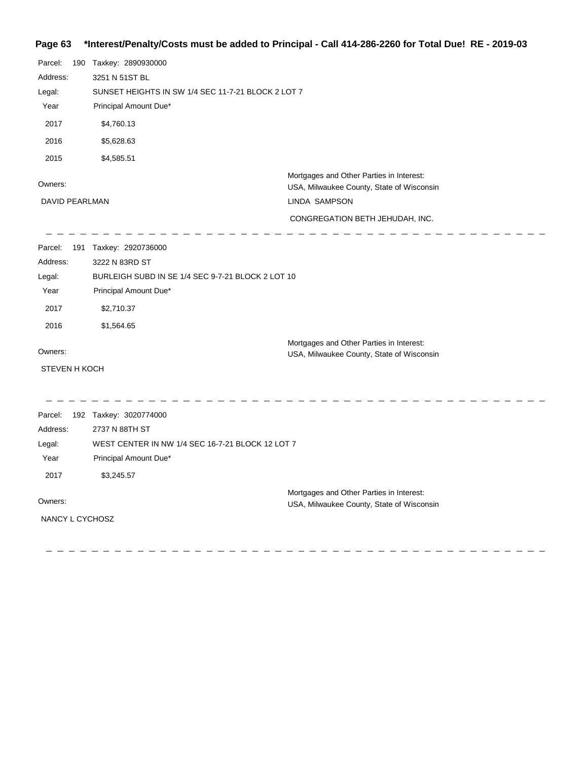**\*Interest/Penalty/Costs must be added to Principal - Call 414-286-2260 for Total Due! RE - 2019-03**

Parcel: 190 Taxkey: 2890930000

Address: 3251 N 51ST BL

Legal: SUNSET HEIGHTS IN SW 1/4 SEC 11-7-21 BLOCK 2 LOT 7

| Year | Principal Amount Due* |
|---|---|
| 2017 | $4,760.13 |
| 2016 | $5,628.63 |
| 2015 | $4,585.51 |

Owners:

DAVID PEARLMAN

Mortgages and Other Parties in Interest:

USA, Milwaukee County, State of Wisconsin

LINDA SAMPSON

CONGREGATION BETH JEHUDAH, INC.

---

Parcel: 191 Taxkey: 2920736000

Address: 3222 N 83RD ST

Legal: BURLEIGH SUBD IN SE 1/4 SEC 9-7-21 BLOCK 2 LOT 10

| Year | Principal Amount Due* |
|---|---|
| 2017 | $2,710.37 |
| 2016 | $1,564.65 |

Owners:

STEVEN H KOCH

Mortgages and Other Parties in Interest:

USA, Milwaukee County, State of Wisconsin

---

Parcel: 192 Taxkey: 3020774000

Address: 2737 N 88TH ST

Legal: WEST CENTER IN NW 1/4 SEC 16-7-21 BLOCK 12 LOT 7

| Year | Principal Amount Due* |
|---|---|
| 2017 | $3,245.57 |

Owners:

NANCY L CYCHOSZ

Mortgages and Other Parties in Interest:

USA, Milwaukee County, State of Wisconsin

---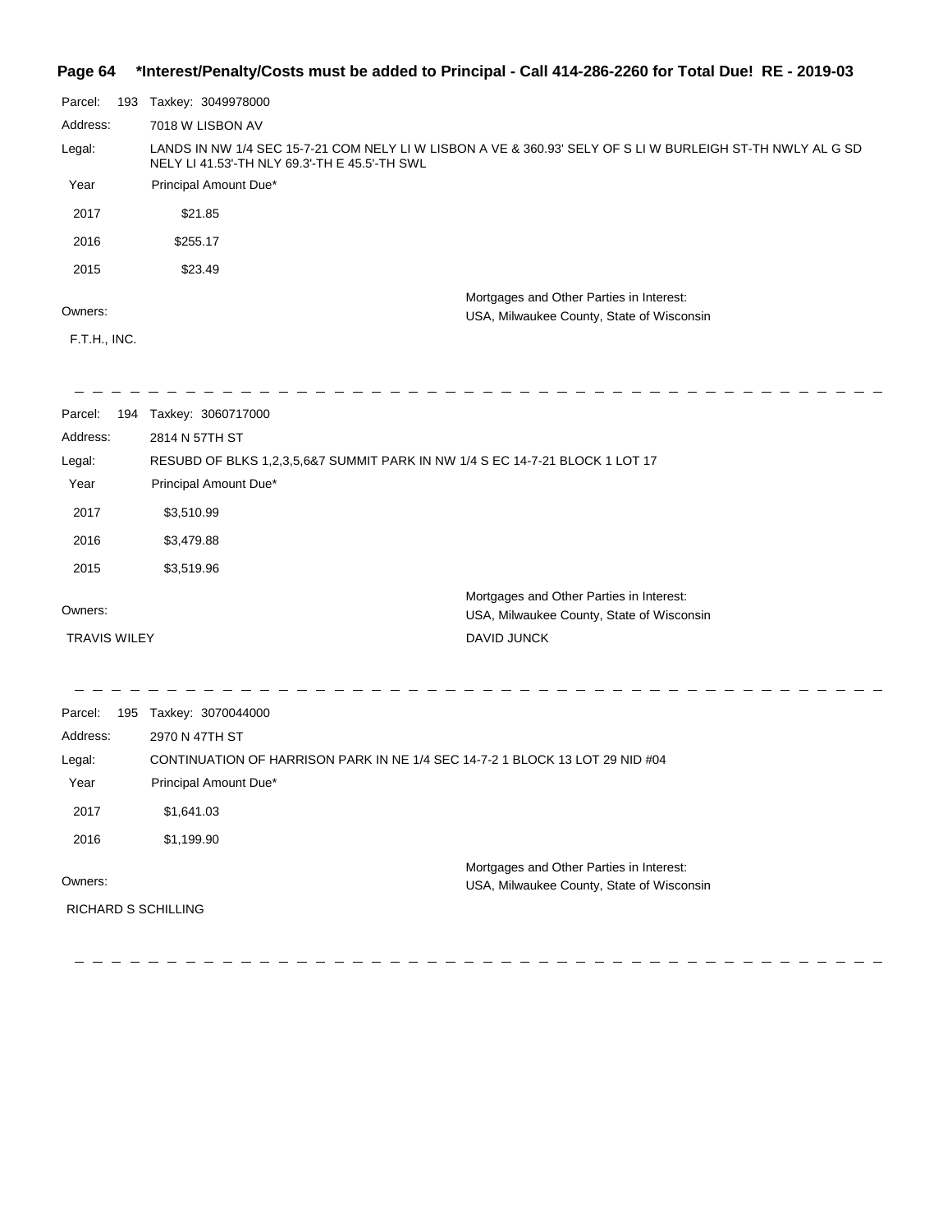**\*Interest/Penalty/Costs must be added to Principal - Call 414-286-2260 for Total Due! RE - 2019-03**

Parcel: 193 Taxkey: 3049978000

Address: 7018 W LISBON AV

Legal: LANDS IN NW 1/4 SEC 15-7-21 COM NELY LI W LISBON A VE & 360.93' SELY OF S LI W BURLEIGH ST-TH NWLY AL G SD NELY LI 41.53'-TH NLY 69.3'-TH E 45.5'-TH SWL

| Year | Principal Amount Due* |
|---|---|
| 2017 | $21.85 |
| 2016 | $255.17 |
| 2015 | $23.49 |

Owners:

F.T.H., INC.

Mortgages and Other Parties in Interest:

USA, Milwaukee County, State of Wisconsin

---

Parcel: 194 Taxkey: 3060717000

Address: 2814 N 57TH ST

Legal: RESUBD OF BLKS 1,2,3,5,6&7 SUMMIT PARK IN NW 1/4 S EC 14-7-21 BLOCK 1 LOT 17

| Year | Principal Amount Due* |
|---|---|
| 2017 | $3,510.99 |
| 2016 | $3,479.88 |
| 2015 | $3,519.96 |

Owners:

TRAVIS WILEY

Mortgages and Other Parties in Interest:

USA, Milwaukee County, State of Wisconsin

DAVID JUNCK

---

Parcel: 195 Taxkey: 3070044000

Address: 2970 N 47TH ST

Legal: CONTINUATION OF HARRISON PARK IN NE 1/4 SEC 14-7-2 1 BLOCK 13 LOT 29 NID #04

| Year | Principal Amount Due* |
|---|---|
| 2017 | $1,641.03 |
| 2016 | $1,199.90 |

Owners:

RICHARD S SCHILLING

Mortgages and Other Parties in Interest:

USA, Milwaukee County, State of Wisconsin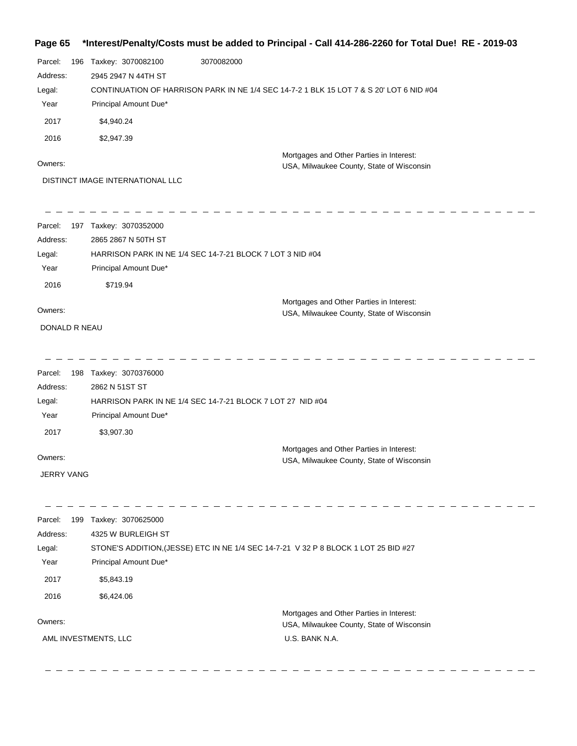**\*Interest/Penalty/Costs must be added to Principal - Call 414-286-2260 for Total Due! RE - 2019-03**

Parcel: 196 Taxkey: 3070082100 3070082000

Address: 2945 2947 N 44TH ST

Legal: CONTINUATION OF HARRISON PARK IN NE 1/4 SEC 14-7-2 1 BLK 15 LOT 7 & S 20' LOT 6 NID #04

| Year | Principal Amount Due* |
|---|---|
| 2017 | $4,940.24 |
| 2016 | $2,947.39 |

Owners:

DISTINCT IMAGE INTERNATIONAL LLC

Mortgages and Other Parties in Interest:

USA, Milwaukee County, State of Wisconsin

---

Parcel: 197 Taxkey: 3070352000

Address: 2865 2867 N 50TH ST

Legal: HARRISON PARK IN NE 1/4 SEC 14-7-21 BLOCK 7 LOT 3 NID #04

| Year | Principal Amount Due* |
|---|---|
| 2016 | $719.94 |

Owners:

DONALD R NEAU

Mortgages and Other Parties in Interest:

USA, Milwaukee County, State of Wisconsin

---

Parcel: 198 Taxkey: 3070376000

Address: 2862 N 51ST ST

Legal: HARRISON PARK IN NE 1/4 SEC 14-7-21 BLOCK 7 LOT 27 NID #04

| Year | Principal Amount Due* |
|---|---|
| 2017 | $3,907.30 |

Owners:

JERRY VANG

Mortgages and Other Parties in Interest:

USA, Milwaukee County, State of Wisconsin

---

Parcel: 199 Taxkey: 3070625000

Address: 4325 W BURLEIGH ST

Legal: STONE'S ADDITION,(JESSE) ETC IN NE 1/4 SEC 14-7-21 V 32 P 8 BLOCK 1 LOT 25 BID #27

| Year | Principal Amount Due* |
|---|---|
| 2017 | $5,843.19 |
| 2016 | $6,424.06 |

Owners:

AML INVESTMENTS, LLC

Mortgages and Other Parties in Interest:

USA, Milwaukee County, State of Wisconsin

U.S. BANK N.A.

---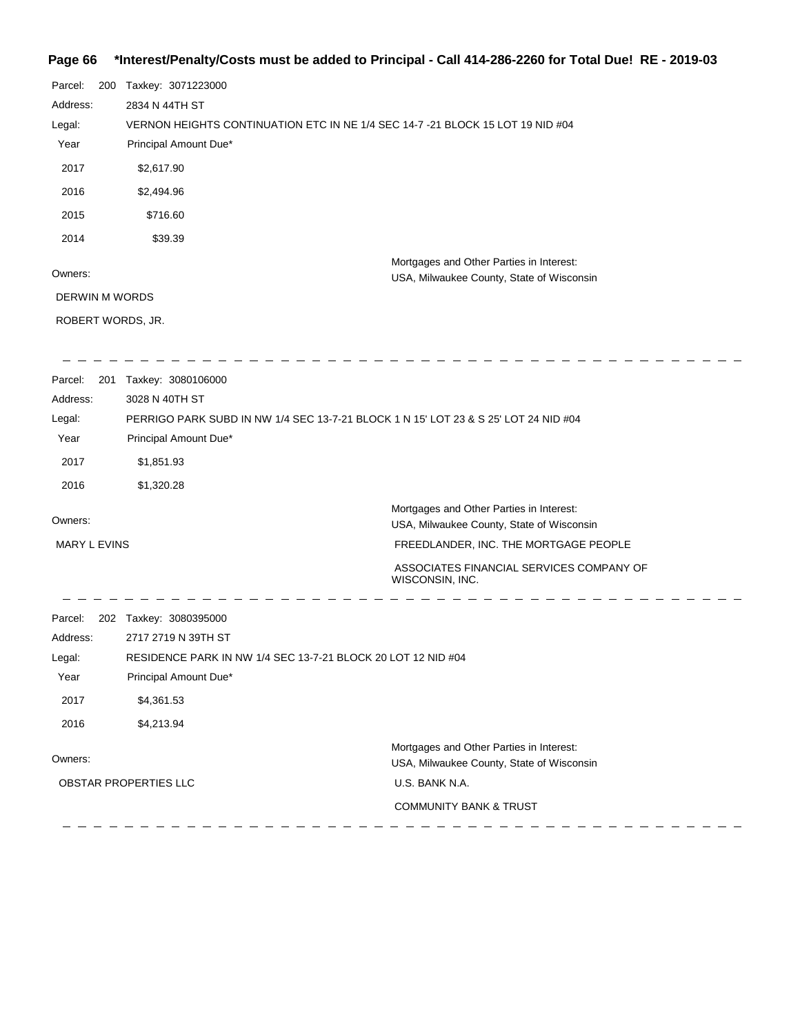Parcel: 200 Taxkey: 3071223000

Address: 2834 N 44TH ST

Legal: VERNON HEIGHTS CONTINUATION ETC IN NE 1/4 SEC 14-7 -21 BLOCK 15 LOT 19 NID #04

| Year | Principal Amount Due* |
|---|---|
| 2017 | $2,617.90 |
| 2016 | $2,494.96 |
| 2015 | $716.60 |
| 2014 | $39.39 |

Owners:

DERWIN M WORDS

ROBERT WORDS, JR.

Mortgages and Other Parties in Interest:

USA, Milwaukee County, State of Wisconsin

---

Parcel: 201 Taxkey: 3080106000

Address: 3028 N 40TH ST

Legal: PERRIGO PARK SUBD IN NW 1/4 SEC 13-7-21 BLOCK 1 N 15' LOT 23 & S 25' LOT 24 NID #04

| Year | Principal Amount Due* |
|---|---|
| 2017 | $1,851.93 |
| 2016 | $1,320.28 |

Owners:

MARY L EVINS

Mortgages and Other Parties in Interest:

USA, Milwaukee County, State of Wisconsin

FREEDLANDER, INC. THE MORTGAGE PEOPLE

ASSOCIATES FINANCIAL SERVICES COMPANY OF WISCONSIN, INC.

---

Parcel: 202 Taxkey: 3080395000

Address: 2717 2719 N 39TH ST

Legal: RESIDENCE PARK IN NW 1/4 SEC 13-7-21 BLOCK 20 LOT 12 NID #04

| Year | Principal Amount Due* |
|---|---|
| 2017 | $4,361.53 |
| 2016 | $4,213.94 |

Owners:

OBSTAR PROPERTIES LLC

Mortgages and Other Parties in Interest:

USA, Milwaukee County, State of Wisconsin

U.S. BANK N.A.

COMMUNITY BANK & TRUST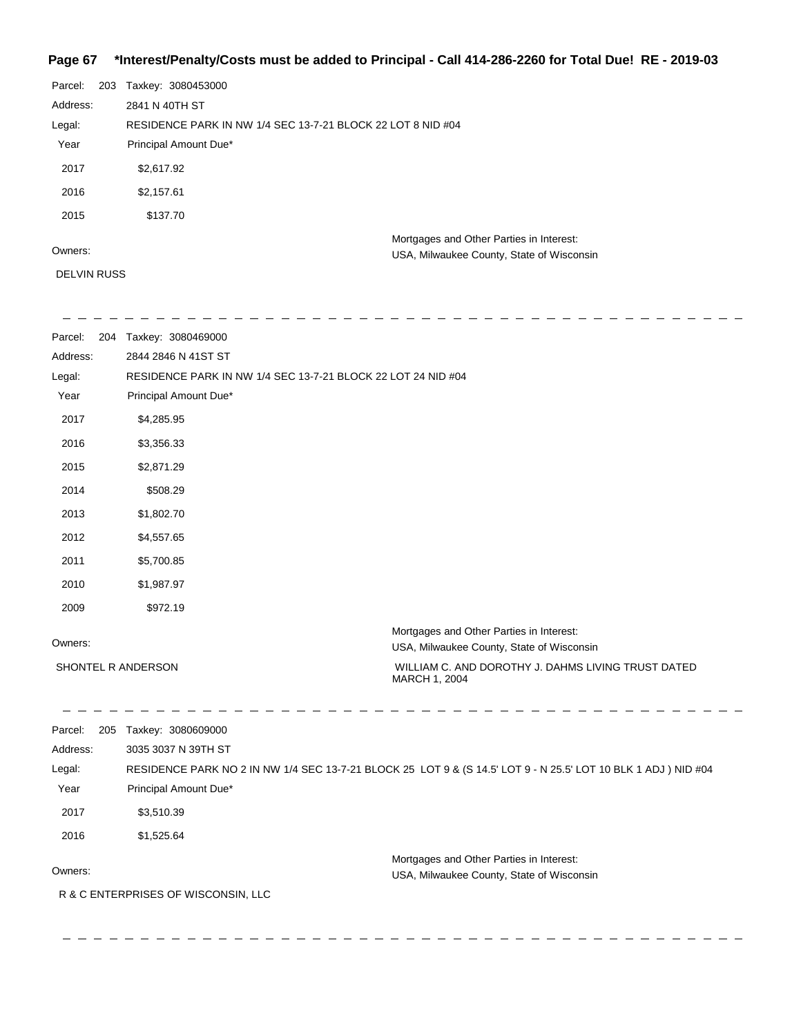**\*Interest/Penalty/Costs must be added to Principal - Call 414-286-2260 for Total Due! RE - 2019-03**

Parcel: 203 Taxkey: 3080453000

Address: 2841 N 40TH ST

Legal: RESIDENCE PARK IN NW 1/4 SEC 13-7-21 BLOCK 22 LOT 8 NID #04

| Year | Principal Amount Due* |
|---|---|
| 2017 | $2,617.92 |
| 2016 | $2,157.61 |
| 2015 | $137.70 |

Owners:

DELVIN RUSS

Mortgages and Other Parties in Interest:

USA, Milwaukee County, State of Wisconsin

---

Parcel: 204 Taxkey: 3080469000

Address: 2844 2846 N 41ST ST

Legal: RESIDENCE PARK IN NW 1/4 SEC 13-7-21 BLOCK 22 LOT 24 NID #04

| Year | Principal Amount Due* |
|---|---|
| 2017 | $4,285.95 |
| 2016 | $3,356.33 |
| 2015 | $2,871.29 |
| 2014 | $508.29 |
| 2013 | $1,802.70 |
| 2012 | $4,557.65 |
| 2011 | $5,700.85 |
| 2010 | $1,987.97 |
| 2009 | $972.19 |

Owners:

SHONTEL R ANDERSON

Mortgages and Other Parties in Interest:

USA, Milwaukee County, State of Wisconsin

WILLIAM C. AND DOROTHY J. DAHMS LIVING TRUST DATED MARCH 1, 2004

---

Parcel: 205 Taxkey: 3080609000

Address: 3035 3037 N 39TH ST

Legal: RESIDENCE PARK NO 2 IN NW 1/4 SEC 13-7-21 BLOCK 25 LOT 9 & (S 14.5' LOT 9 - N 25.5' LOT 10 BLK 1 ADJ ) NID #04

| Year | Principal Amount Due* |
|---|---|
| 2017 | $3,510.39 |
| 2016 | $1,525.64 |

Owners:

R & C ENTERPRISES OF WISCONSIN, LLC

Mortgages and Other Parties in Interest:

USA, Milwaukee County, State of Wisconsin

---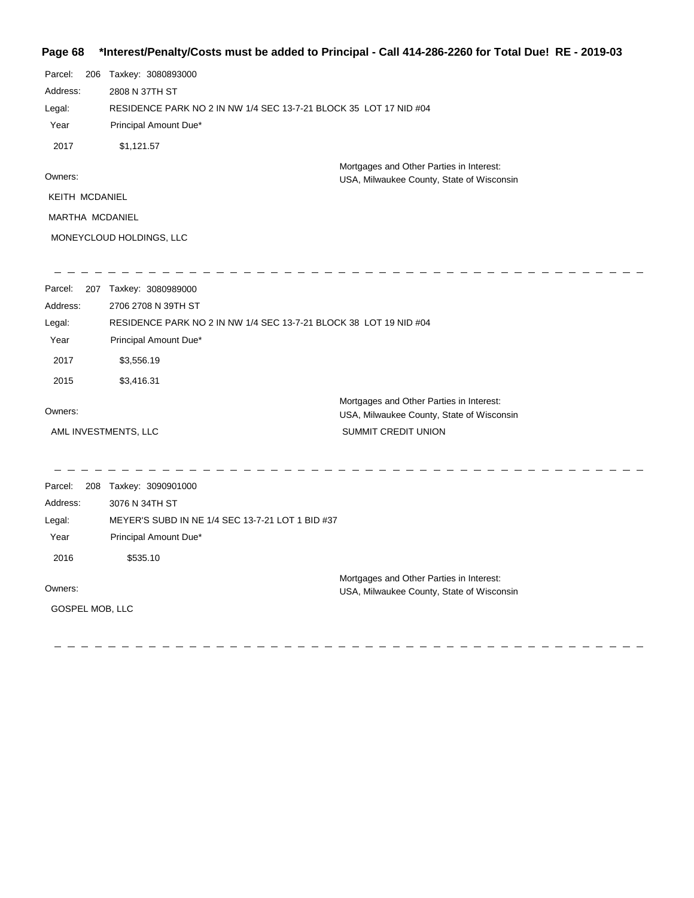Parcel: 206 Taxkey: 3080893000

Address: 2808 N 37TH ST

Legal: RESIDENCE PARK NO 2 IN NW 1/4 SEC 13-7-21 BLOCK 35 LOT 17 NID #04

| Year | Principal Amount Due* |
|---|---|
| 2017 | $1,121.57 |

Owners:

KEITH MCDANIEL

MARTHA MCDANIEL

MONEYCLOUD HOLDINGS, LLC

Mortgages and Other Parties in Interest:

USA, Milwaukee County, State of Wisconsin

---

Parcel: 207 Taxkey: 3080989000

Address: 2706 2708 N 39TH ST

Legal: RESIDENCE PARK NO 2 IN NW 1/4 SEC 13-7-21 BLOCK 38 LOT 19 NID #04

| Year | Principal Amount Due* |
|---|---|
| 2017 | $3,556.19 |
| 2015 | $3,416.31 |

Owners:

AML INVESTMENTS, LLC

Mortgages and Other Parties in Interest:

USA, Milwaukee County, State of Wisconsin

SUMMIT CREDIT UNION

---

Parcel: 208 Taxkey: 3090901000

Address: 3076 N 34TH ST

Legal: MEYER'S SUBD IN NE 1/4 SEC 13-7-21 LOT 1 BID #37

| Year | Principal Amount Due* |
|---|---|
| 2016 | $535.10 |

Owners:

GOSPEL MOB, LLC

Mortgages and Other Parties in Interest:

USA, Milwaukee County, State of Wisconsin

---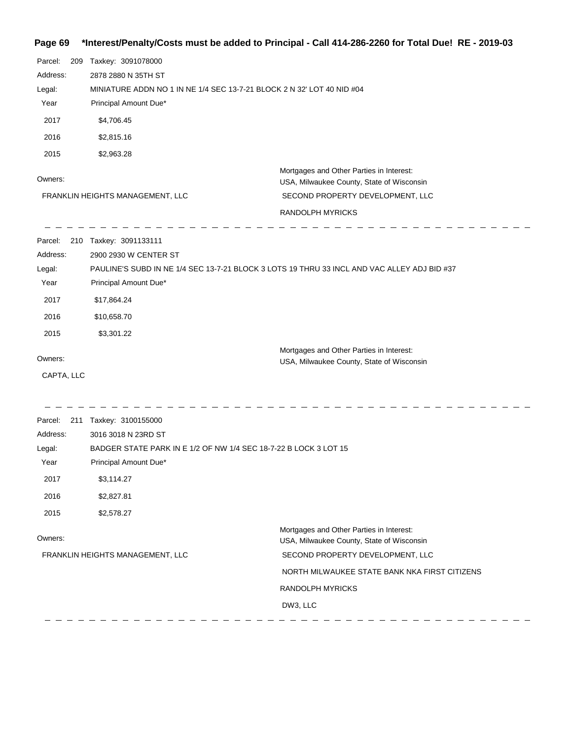**\*Interest/Penalty/Costs must be added to Principal - Call 414-286-2260 for Total Due! RE - 2019-03**

Parcel: 209 Taxkey: 3091078000

Address: 2878 2880 N 35TH ST

Legal: MINIATURE ADDN NO 1 IN NE 1/4 SEC 13-7-21 BLOCK 2 N 32' LOT 40 NID #04

| Year | Principal Amount Due* |
|---|---|
| 2017 | $4,706.45 |
| 2016 | $2,815.16 |
| 2015 | $2,963.28 |

Owners:

FRANKLIN HEIGHTS MANAGEMENT, LLC

Mortgages and Other Parties in Interest:

USA, Milwaukee County, State of Wisconsin

SECOND PROPERTY DEVELOPMENT, LLC

RANDOLPH MYRICKS

---

Parcel: 210 Taxkey: 3091133111

Address: 2900 2930 W CENTER ST

Legal: PAULINE'S SUBD IN NE 1/4 SEC 13-7-21 BLOCK 3 LOTS 19 THRU 33 INCL AND VAC ALLEY ADJ BID #37

| Year | Principal Amount Due* |
|---|---|
| 2017 | $17,864.24 |
| 2016 | $10,658.70 |
| 2015 | $3,301.22 |

Owners:

CAPTA, LLC

Mortgages and Other Parties in Interest:

USA, Milwaukee County, State of Wisconsin

---

Parcel: 211 Taxkey: 3100155000

Address: 3016 3018 N 23RD ST

Legal: BADGER STATE PARK IN E 1/2 OF NW 1/4 SEC 18-7-22 B LOCK 3 LOT 15

| Year | Principal Amount Due* |
|---|---|
| 2017 | $3,114.27 |
| 2016 | $2,827.81 |
| 2015 | $2,578.27 |

Owners:

FRANKLIN HEIGHTS MANAGEMENT, LLC

Mortgages and Other Parties in Interest:

USA, Milwaukee County, State of Wisconsin

SECOND PROPERTY DEVELOPMENT, LLC

NORTH MILWAUKEE STATE BANK NKA FIRST CITIZENS

RANDOLPH MYRICKS

DW3, LLC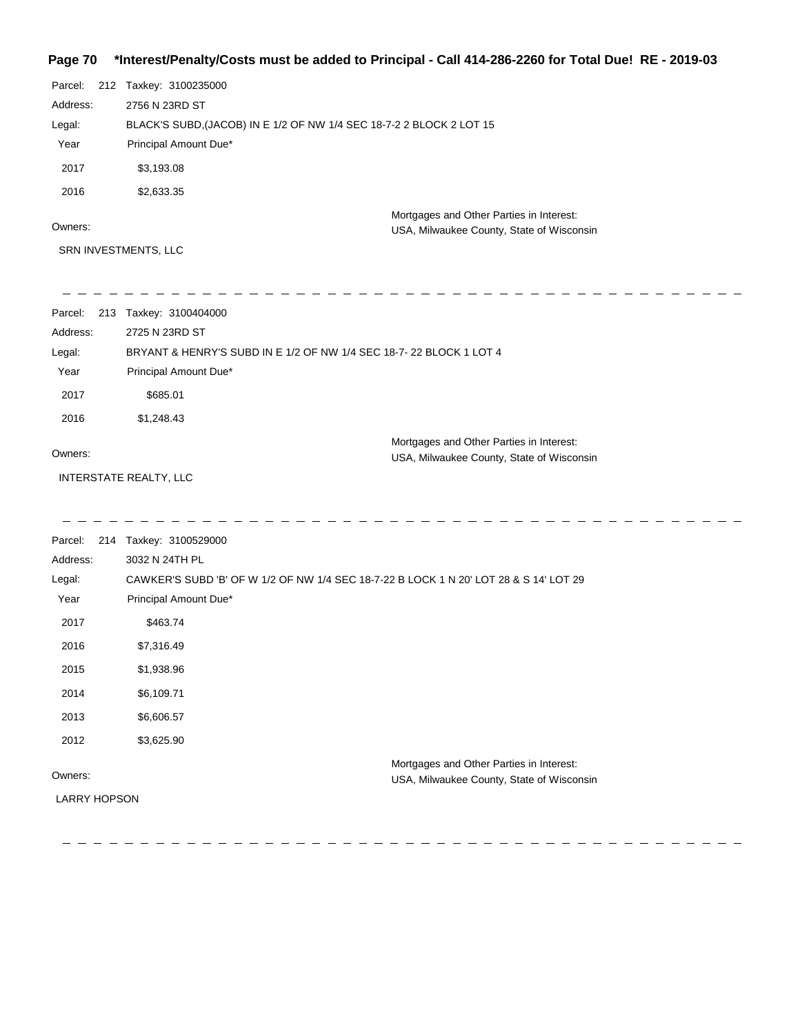**\*Interest/Penalty/Costs must be added to Principal - Call 414-286-2260 for Total Due! RE - 2019-03**

Parcel: 212 Taxkey: 3100235000

Address: 2756 N 23RD ST

Legal: BLACK'S SUBD,(JACOB) IN E 1/2 OF NW 1/4 SEC 18-7-2 2 BLOCK 2 LOT 15

| Year | Principal Amount Due* |
| --- | --- |
| 2017 | $3,193.08 |
| 2016 | $2,633.35 |

Owners:

SRN INVESTMENTS, LLC

Mortgages and Other Parties in Interest:
USA, Milwaukee County, State of Wisconsin

---

Parcel: 213 Taxkey: 3100404000

Address: 2725 N 23RD ST

Legal: BRYANT & HENRY'S SUBD IN E 1/2 OF NW 1/4 SEC 18-7- 22 BLOCK 1 LOT 4

| Year | Principal Amount Due* |
| --- | --- |
| 2017 | $685.01 |
| 2016 | $1,248.43 |

Owners:

INTERSTATE REALTY, LLC

Mortgages and Other Parties in Interest:
USA, Milwaukee County, State of Wisconsin

---

Parcel: 214 Taxkey: 3100529000

Address: 3032 N 24TH PL

Legal: CAWKER'S SUBD 'B' OF W 1/2 OF NW 1/4 SEC 18-7-22 B LOCK 1 N 20' LOT 28 & S 14' LOT 29

| Year | Principal Amount Due* |
| --- | --- |
| 2017 | $463.74 |
| 2016 | $7,316.49 |
| 2015 | $1,938.96 |
| 2014 | $6,109.71 |
| 2013 | $6,606.57 |
| 2012 | $3,625.90 |

Owners:

LARRY HOPSON

Mortgages and Other Parties in Interest:
USA, Milwaukee County, State of Wisconsin

---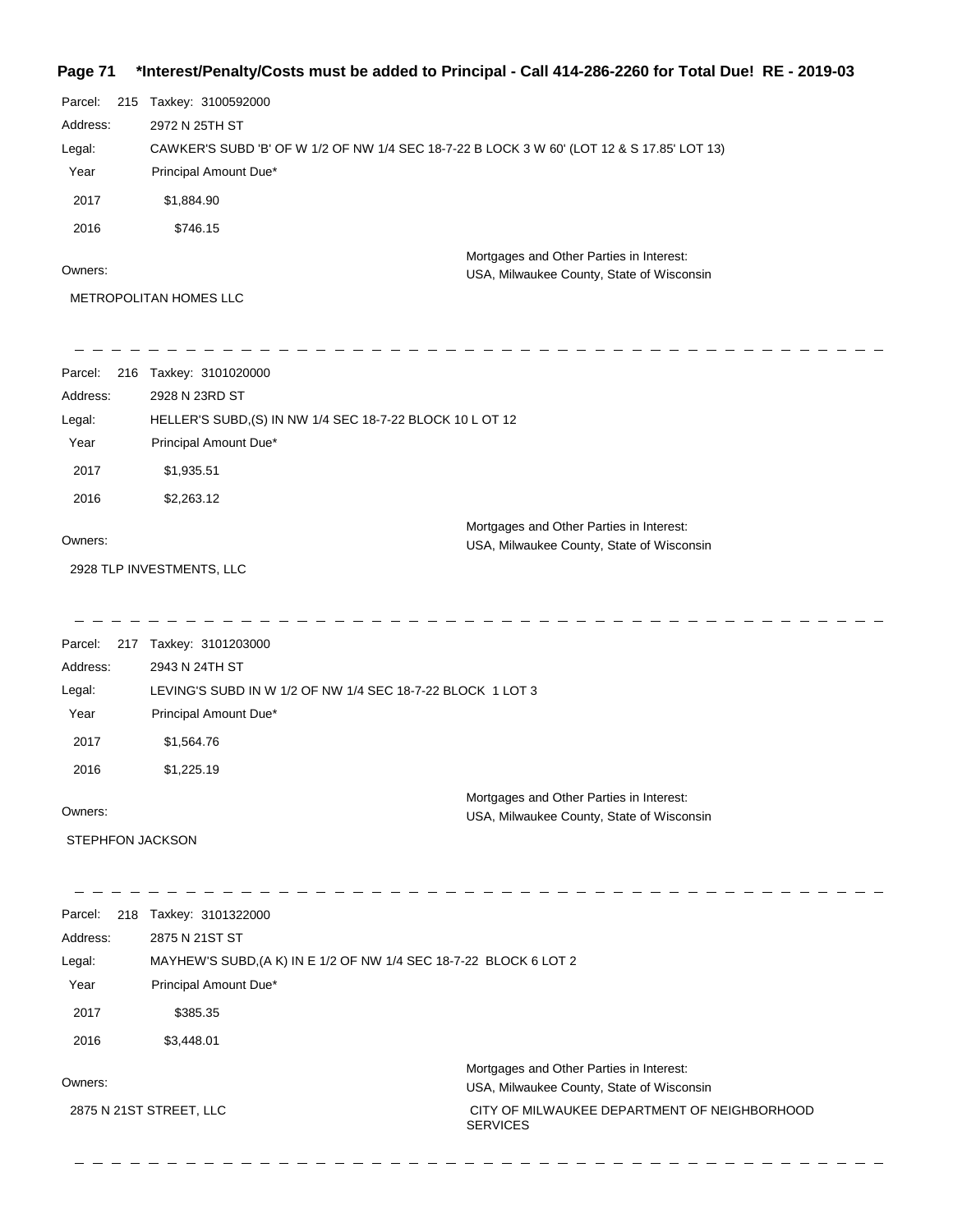Parcel: 215 Taxkey: 3100592000

Address: 2972 N 25TH ST

Legal: CAWKER'S SUBD 'B' OF W 1/2 OF NW 1/4 SEC 18-7-22 B LOCK 3 W 60' (LOT 12 & S 17.85' LOT 13)

| Year | Principal Amount Due* |
|---|---|
| 2017 | $1,884.90 |
| 2016 | $746.15 |

Owners:

METROPOLITAN HOMES LLC

Mortgages and Other Parties in Interest:

USA, Milwaukee County, State of Wisconsin

---

Parcel: 216 Taxkey: 3101020000

Address: 2928 N 23RD ST

Legal: HELLER'S SUBD,(S) IN NW 1/4 SEC 18-7-22 BLOCK 10 L OT 12

| Year | Principal Amount Due* |
|---|---|
| 2017 | $1,935.51 |
| 2016 | $2,263.12 |

Owners:

2928 TLP INVESTMENTS, LLC

Mortgages and Other Parties in Interest:

USA, Milwaukee County, State of Wisconsin

---

Parcel: 217 Taxkey: 3101203000

Address: 2943 N 24TH ST

Legal: LEVING'S SUBD IN W 1/2 OF NW 1/4 SEC 18-7-22 BLOCK 1 LOT 3

| Year | Principal Amount Due* |
|---|---|
| 2017 | $1,564.76 |
| 2016 | $1,225.19 |

Owners:

STEPHFON JACKSON

Mortgages and Other Parties in Interest:

USA, Milwaukee County, State of Wisconsin

---

Parcel: 218 Taxkey: 3101322000

Address: 2875 N 21ST ST

Legal: MAYHEW'S SUBD,(A K) IN E 1/2 OF NW 1/4 SEC 18-7-22 BLOCK 6 LOT 2

| Year | Principal Amount Due* |
|---|---|
| 2017 | $385.35 |
| 2016 | $3,448.01 |

Owners:

2875 N 21ST STREET, LLC

Mortgages and Other Parties in Interest:

USA, Milwaukee County, State of Wisconsin

CITY OF MILWAUKEE DEPARTMENT OF NEIGHBORHOOD SERVICES

---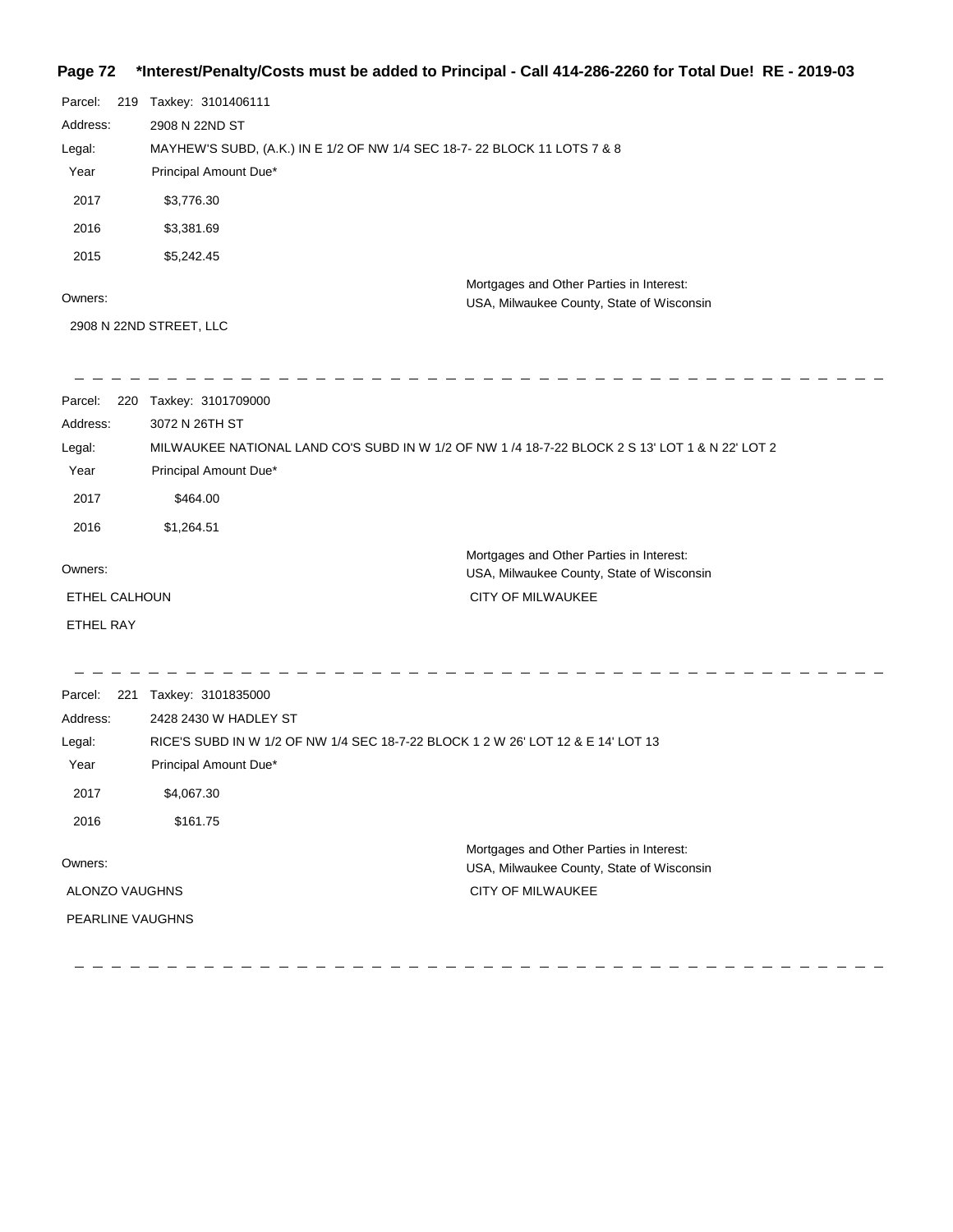**\*Interest/Penalty/Costs must be added to Principal - Call 414-286-2260 for Total Due! RE - 2019-03**

Parcel: 219 Taxkey: 3101406111

Address: 2908 N 22ND ST

Legal: MAYHEW'S SUBD, (A.K.) IN E 1/2 OF NW 1/4 SEC 18-7- 22 BLOCK 11 LOTS 7 & 8

| Year | Principal Amount Due* |
|---|---|
| 2017 | $3,776.30 |
| 2016 | $3,381.69 |
| 2015 | $5,242.45 |

Owners:

2908 N 22ND STREET, LLC

Mortgages and Other Parties in Interest:

USA, Milwaukee County, State of Wisconsin

---

Parcel: 220 Taxkey: 3101709000

Address: 3072 N 26TH ST

Legal: MILWAUKEE NATIONAL LAND CO'S SUBD IN W 1/2 OF NW 1 /4 18-7-22 BLOCK 2 S 13' LOT 1 & N 22' LOT 2

| Year | Principal Amount Due* |
|---|---|
| 2017 | $464.00 |
| 2016 | $1,264.51 |

Owners:

ETHEL CALHOUN

ETHEL RAY

Mortgages and Other Parties in Interest:

USA, Milwaukee County, State of Wisconsin

CITY OF MILWAUKEE

---

Parcel: 221 Taxkey: 3101835000

Address: 2428 2430 W HADLEY ST

Legal: RICE'S SUBD IN W 1/2 OF NW 1/4 SEC 18-7-22 BLOCK 1 2 W 26' LOT 12 & E 14' LOT 13

| Year | Principal Amount Due* |
|---|---|
| 2017 | $4,067.30 |
| 2016 | $161.75 |

Owners:

ALONZO VAUGHNS

PEARLINE VAUGHNS

Mortgages and Other Parties in Interest:

USA, Milwaukee County, State of Wisconsin

CITY OF MILWAUKEE

---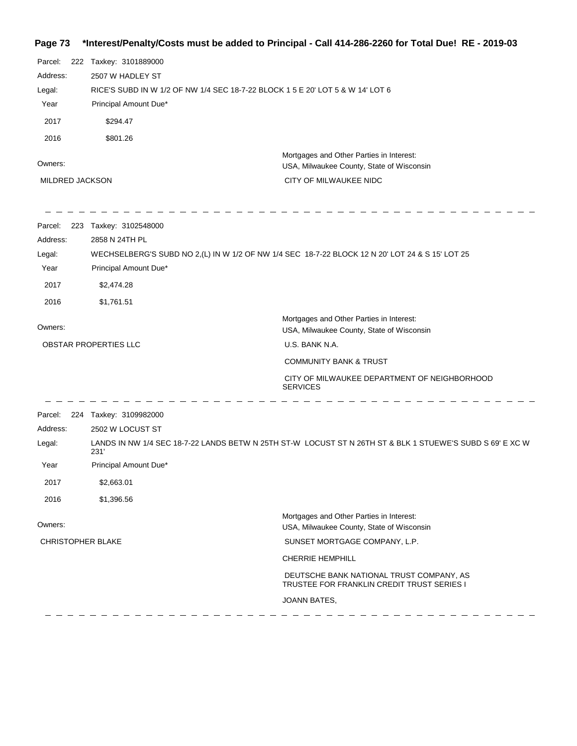Parcel: 222 Taxkey: 3101889000

Address: 2507 W HADLEY ST

Legal: RICE'S SUBD IN W 1/2 OF NW 1/4 SEC 18-7-22 BLOCK 1 5 E 20' LOT 5 & W 14' LOT 6

| Year | Principal Amount Due* |
|---|---|
| 2017 | $294.47 |
| 2016 | $801.26 |

Owners:

MILDRED JACKSON

Mortgages and Other Parties in Interest:

USA, Milwaukee County, State of Wisconsin

CITY OF MILWAUKEE NIDC

---

Parcel: 223 Taxkey: 3102548000

Address: 2858 N 24TH PL

Legal: WECHSELBERG'S SUBD NO 2,(L) IN W 1/2 OF NW 1/4 SEC 18-7-22 BLOCK 12 N 20' LOT 24 & S 15' LOT 25

| Year | Principal Amount Due* |
|---|---|
| 2017 | $2,474.28 |
| 2016 | $1,761.51 |

Owners:

OBSTAR PROPERTIES LLC

Mortgages and Other Parties in Interest:

USA, Milwaukee County, State of Wisconsin

U.S. BANK N.A.

COMMUNITY BANK & TRUST

CITY OF MILWAUKEE DEPARTMENT OF NEIGHBORHOOD SERVICES

---

Parcel: 224 Taxkey: 3109982000

Address: 2502 W LOCUST ST

Legal: LANDS IN NW 1/4 SEC 18-7-22 LANDS BETW N 25TH ST-W LOCUST ST N 26TH ST & BLK 1 STUEWE'S SUBD S 69' E XC W 231'

| Year | Principal Amount Due* |
|---|---|
| 2017 | $2,663.01 |
| 2016 | $1,396.56 |

Owners:

CHRISTOPHER BLAKE

Mortgages and Other Parties in Interest:

USA, Milwaukee County, State of Wisconsin

SUNSET MORTGAGE COMPANY, L.P.

CHERRIE HEMPHILL

DEUTSCHE BANK NATIONAL TRUST COMPANY, AS TRUSTEE FOR FRANKLIN CREDIT TRUST SERIES I

JOANN BATES,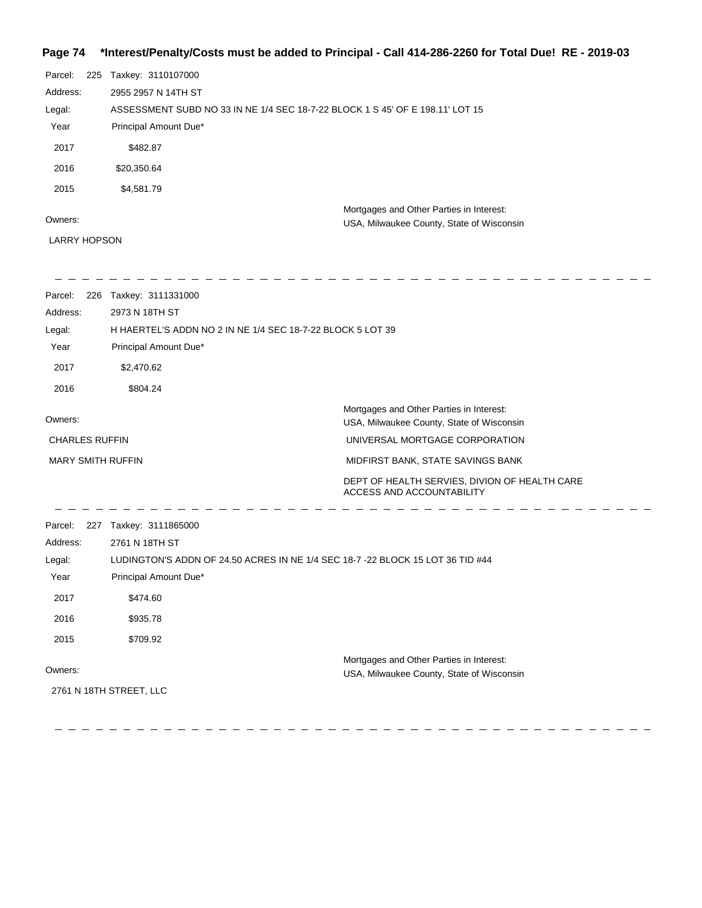**Page 74 \*Interest/Penalty/Costs must be added to Principal - Call 414-286-2260 for Total Due! RE - 2019-03**

Parcel: 225 Taxkey: 3110107000

Address: 2955 2957 N 14TH ST

Legal: ASSESSMENT SUBD NO 33 IN NE 1/4 SEC 18-7-22 BLOCK 1 S 45' OF E 198.11' LOT 15

| Year | Principal Amount Due* |
|---|---|
| 2017 | $482.87 |
| 2016 | $20,350.64 |
| 2015 | $4,581.79 |

Owners:

LARRY HOPSON

Mortgages and Other Parties in Interest:

USA, Milwaukee County, State of Wisconsin

---

Parcel: 226 Taxkey: 3111331000

Address: 2973 N 18TH ST

Legal: H HAERTEL'S ADDN NO 2 IN NE 1/4 SEC 18-7-22 BLOCK 5 LOT 39

| Year | Principal Amount Due* |
|---|---|
| 2017 | $2,470.62 |
| 2016 | $804.24 |

Owners:

CHARLES RUFFIN

MARY SMITH RUFFIN

Mortgages and Other Parties in Interest:

USA, Milwaukee County, State of Wisconsin

UNIVERSAL MORTGAGE CORPORATION

MIDFIRST BANK, STATE SAVINGS BANK

DEPT OF HEALTH SERVIES, DIVION OF HEALTH CARE ACCESS AND ACCOUNTABILITY

---

Parcel: 227 Taxkey: 3111865000

Address: 2761 N 18TH ST

Legal: LUDINGTON'S ADDN OF 24.50 ACRES IN NE 1/4 SEC 18-7 -22 BLOCK 15 LOT 36 TID #44

| Year | Principal Amount Due* |
|---|---|
| 2017 | $474.60 |
| 2016 | $935.78 |
| 2015 | $709.92 |

Owners:

2761 N 18TH STREET, LLC

Mortgages and Other Parties in Interest:

USA, Milwaukee County, State of Wisconsin

---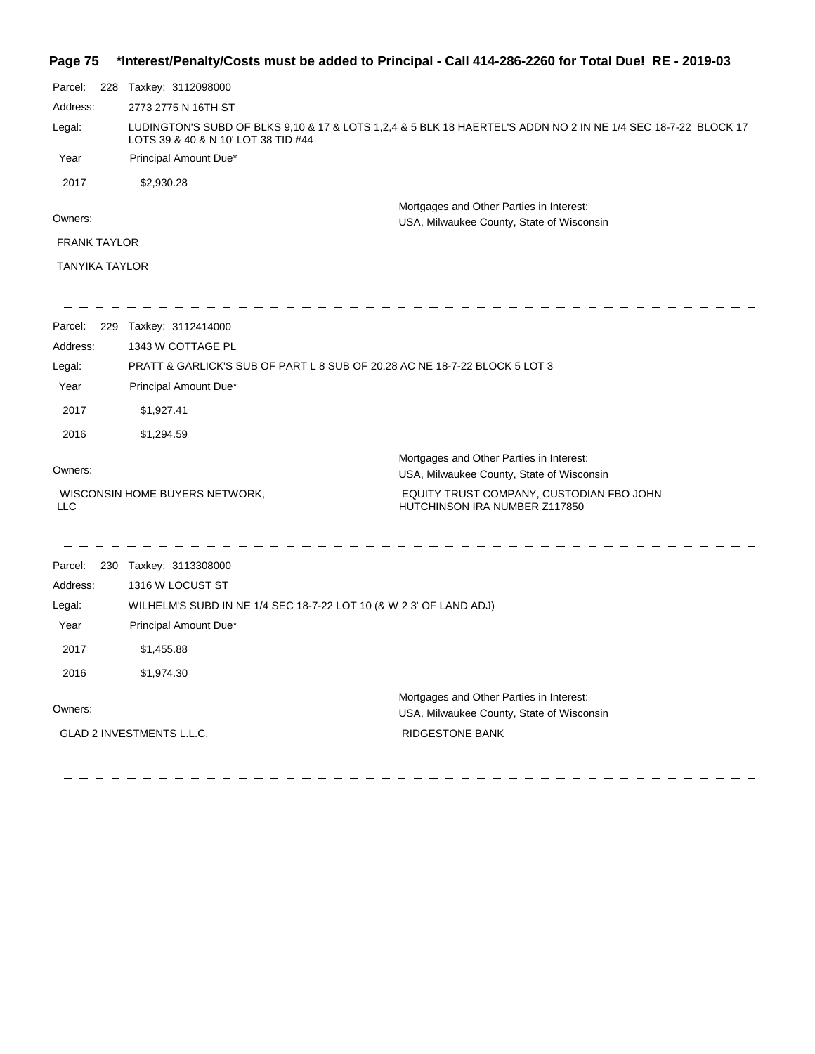**\*Interest/Penalty/Costs must be added to Principal - Call 414-286-2260 for Total Due! RE - 2019-03**

Parcel: 228 Taxkey: 3112098000

Address: 2773 2775 N 16TH ST

Legal: LUDINGTON'S SUBD OF BLKS 9,10 & 17 & LOTS 1,2,4 & 5 BLK 18 HAERTEL'S ADDN NO 2 IN NE 1/4 SEC 18-7-22 BLOCK 17 LOTS 39 & 40 & N 10' LOT 38 TID #44

| Year | Principal Amount Due* |
|---|---|
| 2017 | $2,930.28 |

Owners:

FRANK TAYLOR

TANYIKA TAYLOR

Mortgages and Other Parties in Interest:

USA, Milwaukee County, State of Wisconsin

---

Parcel: 229 Taxkey: 3112414000

Address: 1343 W COTTAGE PL

Legal: PRATT & GARLICK'S SUB OF PART L 8 SUB OF 20.28 AC NE 18-7-22 BLOCK 5 LOT 3

| Year | Principal Amount Due* |
|---|---|
| 2017 | $1,927.41 |
| 2016 | $1,294.59 |

Owners:

WISCONSIN HOME BUYERS NETWORK, LLC

Mortgages and Other Parties in Interest:

USA, Milwaukee County, State of Wisconsin

EQUITY TRUST COMPANY, CUSTODIAN FBO JOHN HUTCHINSON IRA NUMBER Z117850

---

Parcel: 230 Taxkey: 3113308000

Address: 1316 W LOCUST ST

Legal: WILHELM'S SUBD IN NE 1/4 SEC 18-7-22 LOT 10 (& W 2 3' OF LAND ADJ)

| Year | Principal Amount Due* |
|---|---|
| 2017 | $1,455.88 |
| 2016 | $1,974.30 |

Owners:

GLAD 2 INVESTMENTS L.L.C.

Mortgages and Other Parties in Interest:

USA, Milwaukee County, State of Wisconsin

RIDGESTONE BANK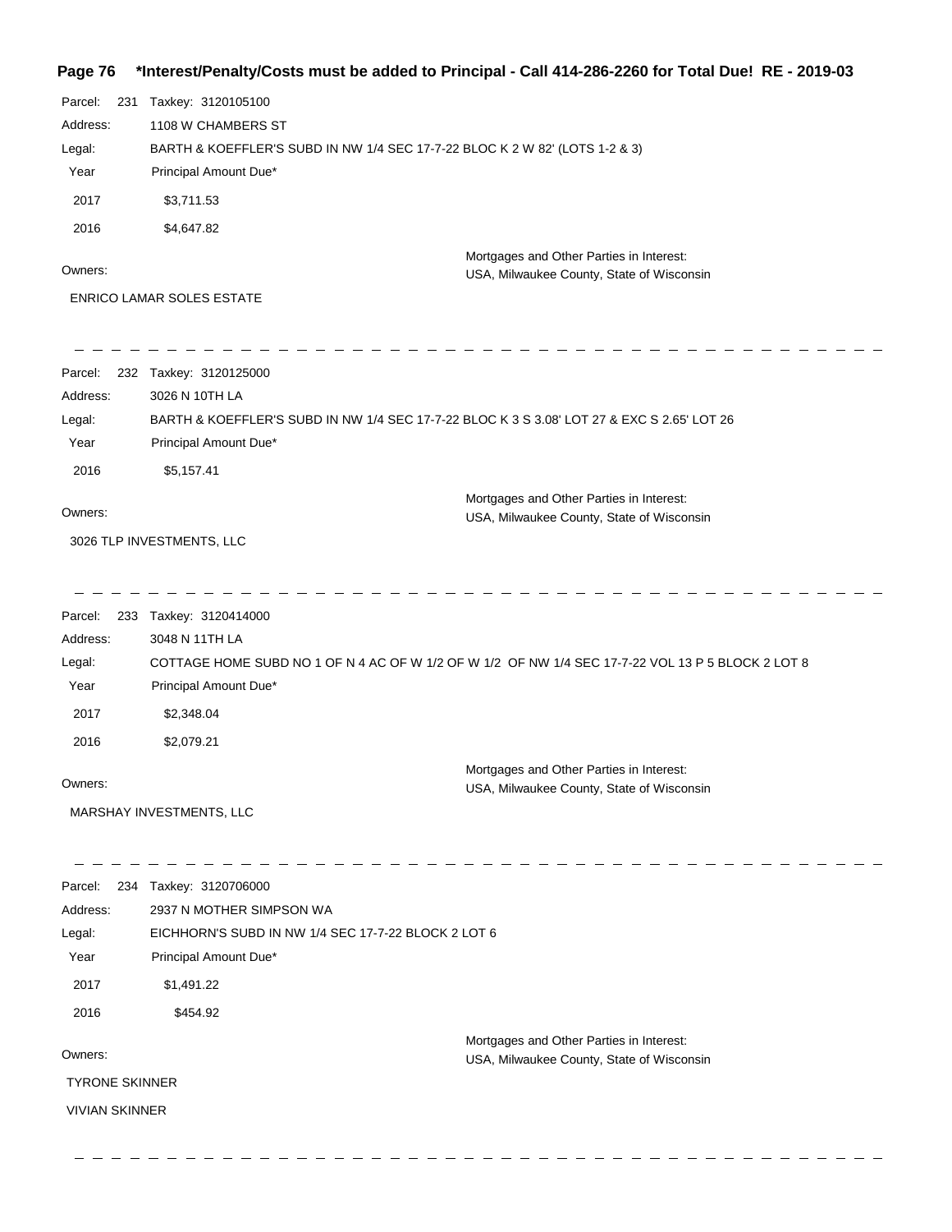Parcel: 231 Taxkey: 3120105100

Address: 1108 W CHAMBERS ST

Legal: BARTH & KOEFFLER'S SUBD IN NW 1/4 SEC 17-7-22 BLOC K 2 W 82' (LOTS 1-2 & 3)

| Year | Principal Amount Due* |
|---|---|
| 2017 | $3,711.53 |
| 2016 | $4,647.82 |

Owners:

ENRICO LAMAR SOLES ESTATE

Mortgages and Other Parties in Interest:
USA, Milwaukee County, State of Wisconsin

---

Parcel: 232 Taxkey: 3120125000

Address: 3026 N 10TH LA

Legal: BARTH & KOEFFLER'S SUBD IN NW 1/4 SEC 17-7-22 BLOC K 3 S 3.08' LOT 27 & EXC S 2.65' LOT 26

| Year | Principal Amount Due* |
|---|---|
| 2016 | $5,157.41 |

Owners:

3026 TLP INVESTMENTS, LLC

Mortgages and Other Parties in Interest:
USA, Milwaukee County, State of Wisconsin

---

Parcel: 233 Taxkey: 3120414000

Address: 3048 N 11TH LA

Legal: COTTAGE HOME SUBD NO 1 OF N 4 AC OF W 1/2 OF W 1/2 OF NW 1/4 SEC 17-7-22 VOL 13 P 5 BLOCK 2 LOT 8

| Year | Principal Amount Due* |
|---|---|
| 2017 | $2,348.04 |
| 2016 | $2,079.21 |

Owners:

MARSHAY INVESTMENTS, LLC

Mortgages and Other Parties in Interest:
USA, Milwaukee County, State of Wisconsin

---

Parcel: 234 Taxkey: 3120706000

Address: 2937 N MOTHER SIMPSON WA

Legal: EICHHORN'S SUBD IN NW 1/4 SEC 17-7-22 BLOCK 2 LOT 6

| Year | Principal Amount Due* |
|---|---|
| 2017 | $1,491.22 |
| 2016 | $454.92 |

Owners:

TYRONE SKINNER

VIVIAN SKINNER

Mortgages and Other Parties in Interest:
USA, Milwaukee County, State of Wisconsin

---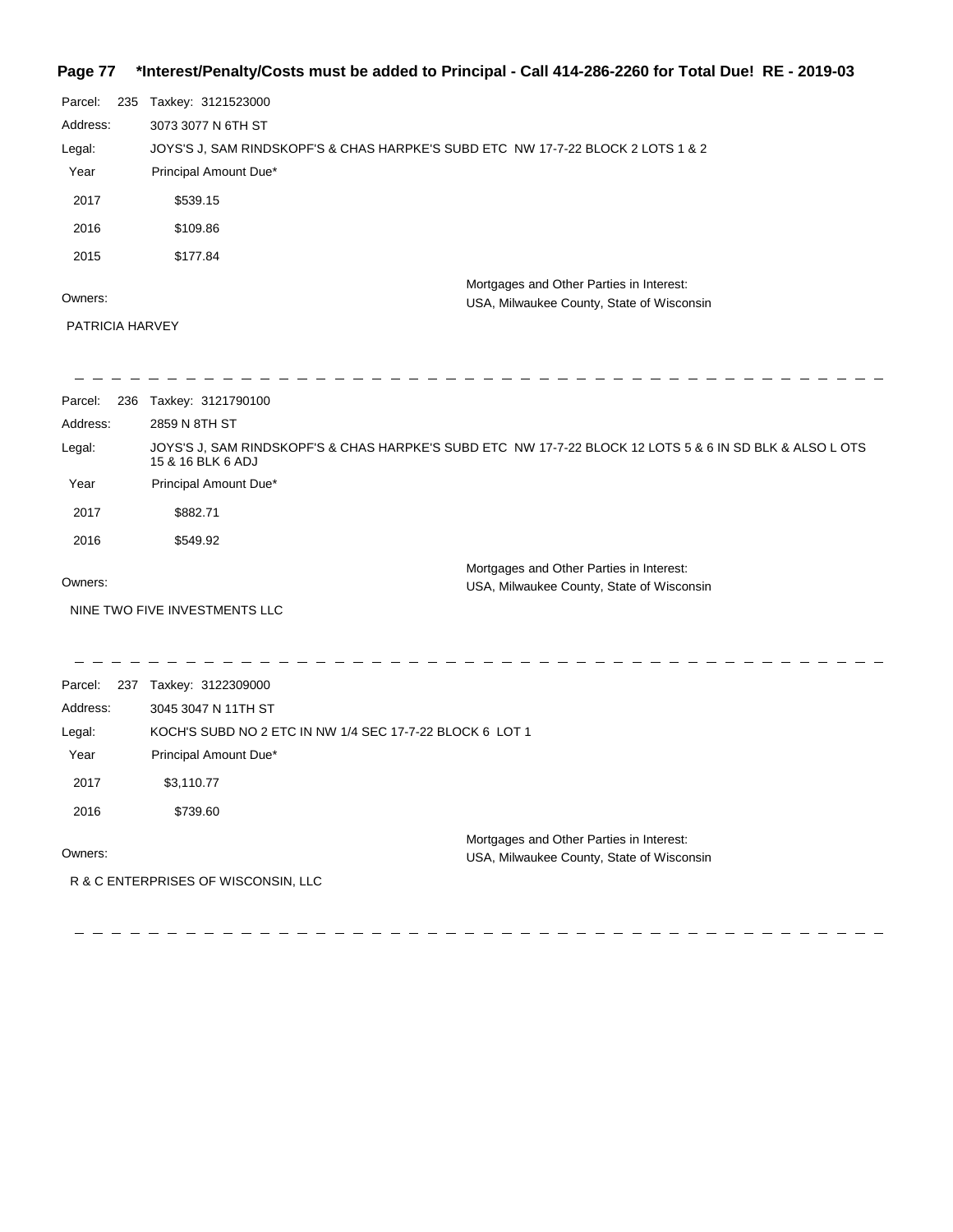**\*Interest/Penalty/Costs must be added to Principal - Call 414-286-2260 for Total Due! RE - 2019-03**

Parcel: 235 Taxkey: 3121523000

Address: 3073 3077 N 6TH ST

Legal: JOYS'S J, SAM RINDSKOPF'S & CHAS HARPKE'S SUBD ETC NW 17-7-22 BLOCK 2 LOTS 1 & 2

| Year | Principal Amount Due* |
|---|---|
| 2017 | $539.15 |
| 2016 | $109.86 |
| 2015 | $177.84 |

Owners:

PATRICIA HARVEY

Mortgages and Other Parties in Interest:
USA, Milwaukee County, State of Wisconsin

---

Parcel: 236 Taxkey: 3121790100

Address: 2859 N 8TH ST

Legal: JOYS'S J, SAM RINDSKOPF'S & CHAS HARPKE'S SUBD ETC NW 17-7-22 BLOCK 12 LOTS 5 & 6 IN SD BLK & ALSO L OTS 15 & 16 BLK 6 ADJ

| Year | Principal Amount Due* |
|---|---|
| 2017 | $882.71 |
| 2016 | $549.92 |

Owners:

NINE TWO FIVE INVESTMENTS LLC

Mortgages and Other Parties in Interest:
USA, Milwaukee County, State of Wisconsin

---

Parcel: 237 Taxkey: 3122309000

Address: 3045 3047 N 11TH ST

Legal: KOCH'S SUBD NO 2 ETC IN NW 1/4 SEC 17-7-22 BLOCK 6 LOT 1

| Year | Principal Amount Due* |
|---|---|
| 2017 | $3,110.77 |
| 2016 | $739.60 |

Owners:

R & C ENTERPRISES OF WISCONSIN, LLC

Mortgages and Other Parties in Interest:
USA, Milwaukee County, State of Wisconsin

---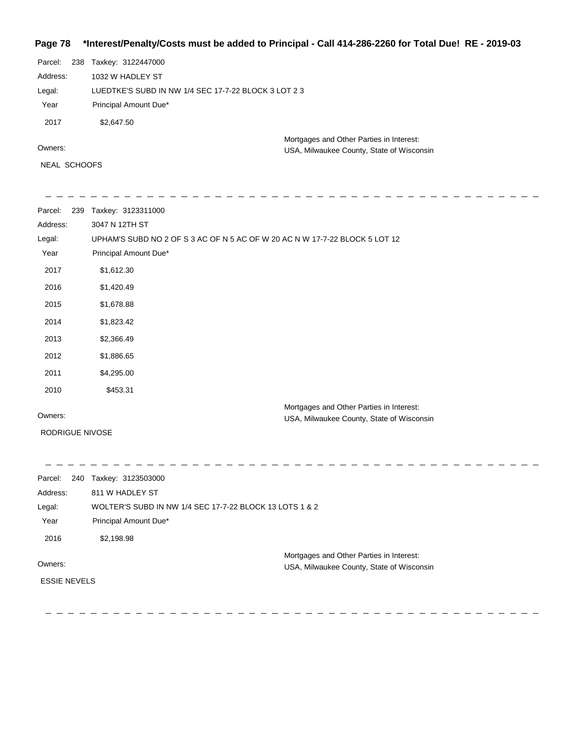Parcel: 238 Taxkey: 3122447000

Address: 1032 W HADLEY ST

Legal: LUEDTKE'S SUBD IN NW 1/4 SEC 17-7-22 BLOCK 3 LOT 2 3

| Year | Principal Amount Due* |
|---|---|
| 2017 | $2,647.50 |

Owners:

NEAL SCHOOFS

Mortgages and Other Parties in Interest:
USA, Milwaukee County, State of Wisconsin

---

Parcel: 239 Taxkey: 3123311000

Address: 3047 N 12TH ST

Legal: UPHAM'S SUBD NO 2 OF S 3 AC OF N 5 AC OF W 20 AC N W 17-7-22 BLOCK 5 LOT 12

| Year | Principal Amount Due* |
|---|---|
| 2017 | $1,612.30 |
| 2016 | $1,420.49 |
| 2015 | $1,678.88 |
| 2014 | $1,823.42 |
| 2013 | $2,366.49 |
| 2012 | $1,886.65 |
| 2011 | $4,295.00 |
| 2010 | $453.31 |

Owners:

RODRIGUE NIVOSE

Mortgages and Other Parties in Interest:
USA, Milwaukee County, State of Wisconsin

---

Parcel: 240 Taxkey: 3123503000

Address: 811 W HADLEY ST

Legal: WOLTER'S SUBD IN NW 1/4 SEC 17-7-22 BLOCK 13 LOTS 1 & 2

| Year | Principal Amount Due* |
|---|---|
| 2016 | $2,198.98 |

Owners:

ESSIE NEVELS

Mortgages and Other Parties in Interest:
USA, Milwaukee County, State of Wisconsin

---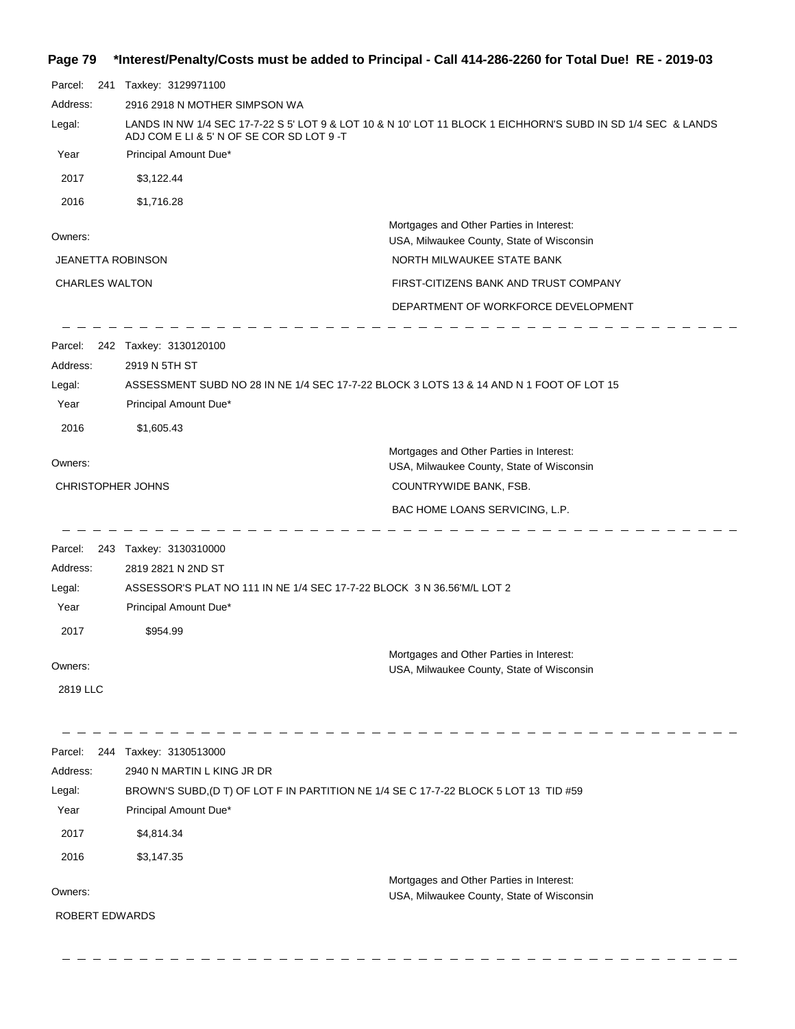**\*Interest/Penalty/Costs must be added to Principal - Call 414-286-2260 for Total Due! RE - 2019-03**

Parcel: 241 Taxkey: 3129971100

Address: 2916 2918 N MOTHER SIMPSON WA

Legal: LANDS IN NW 1/4 SEC 17-7-22 S 5' LOT 9 & LOT 10 & N 10' LOT 11 BLOCK 1 EICHHORN'S SUBD IN SD 1/4 SEC & LANDS ADJ COM E LI & 5' N OF SE COR SD LOT 9 -T

| Year | Principal Amount Due* |
|---|---|
| 2017 | $3,122.44 |
| 2016 | $1,716.28 |

Owners:
- JEANETTA ROBINSON
- CHARLES WALTON

Mortgages and Other Parties in Interest:
- USA, Milwaukee County, State of Wisconsin
- NORTH MILWAUKEE STATE BANK
- FIRST-CITIZENS BANK AND TRUST COMPANY
- DEPARTMENT OF WORKFORCE DEVELOPMENT

---

Parcel: 242 Taxkey: 3130120100

Address: 2919 N 5TH ST

Legal: ASSESSMENT SUBD NO 28 IN NE 1/4 SEC 17-7-22 BLOCK 3 LOTS 13 & 14 AND N 1 FOOT OF LOT 15

| Year | Principal Amount Due* |
|---|---|
| 2016 | $1,605.43 |

Owners:
- CHRISTOPHER JOHNS

Mortgages and Other Parties in Interest:
- USA, Milwaukee County, State of Wisconsin
- COUNTRYWIDE BANK, FSB.
- BAC HOME LOANS SERVICING, L.P.

---

Parcel: 243 Taxkey: 3130310000

Address: 2819 2821 N 2ND ST

Legal: ASSESSOR'S PLAT NO 111 IN NE 1/4 SEC 17-7-22 BLOCK 3 N 36.56'M/L LOT 2

| Year | Principal Amount Due* |
|---|---|
| 2017 | $954.99 |

Owners:
- 2819 LLC

Mortgages and Other Parties in Interest:
- USA, Milwaukee County, State of Wisconsin

---

Parcel: 244 Taxkey: 3130513000

Address: 2940 N MARTIN L KING JR DR

Legal: BROWN'S SUBD,(D T) OF LOT F IN PARTITION NE 1/4 SE C 17-7-22 BLOCK 5 LOT 13 TID #59

| Year | Principal Amount Due* |
|---|---|
| 2017 | $4,814.34 |
| 2016 | $3,147.35 |

Owners:
- ROBERT EDWARDS

Mortgages and Other Parties in Interest:
- USA, Milwaukee County, State of Wisconsin

---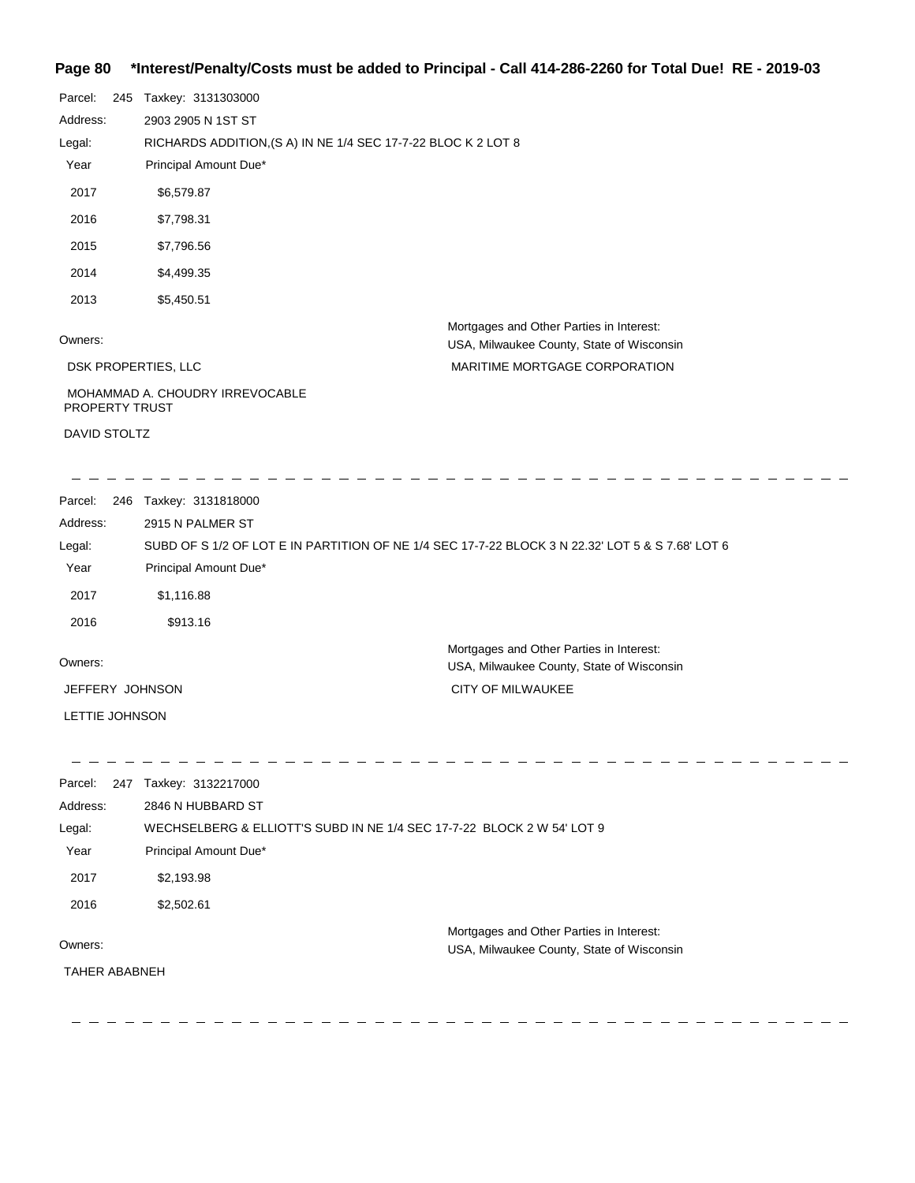**\*Interest/Penalty/Costs must be added to Principal - Call 414-286-2260 for Total Due! RE - 2019-03**

Parcel: 245 Taxkey: 3131303000

Address: 2903 2905 N 1ST ST

Legal: RICHARDS ADDITION,(S A) IN NE 1/4 SEC 17-7-22 BLOC K 2 LOT 8

| Year | Principal Amount Due* |
|---|---|
| 2017 | $6,579.87 |
| 2016 | $7,798.31 |
| 2015 | $7,796.56 |
| 2014 | $4,499.35 |
| 2013 | $5,450.51 |

Owners:

DSK PROPERTIES, LLC

MOHAMMAD A. CHOUDRY IRREVOCABLE PROPERTY TRUST

DAVID STOLTZ

Mortgages and Other Parties in Interest:
USA, Milwaukee County, State of Wisconsin

MARITIME MORTGAGE CORPORATION

---

Parcel: 246 Taxkey: 3131818000

Address: 2915 N PALMER ST

Legal: SUBD OF S 1/2 OF LOT E IN PARTITION OF NE 1/4 SEC 17-7-22 BLOCK 3 N 22.32' LOT 5 & S 7.68' LOT 6

| Year | Principal Amount Due* |
|---|---|
| 2017 | $1,116.88 |
| 2016 | $913.16 |

Owners:

JEFFERY JOHNSON

LETTIE JOHNSON

Mortgages and Other Parties in Interest:
USA, Milwaukee County, State of Wisconsin

CITY OF MILWAUKEE

---

Parcel: 247 Taxkey: 3132217000

Address: 2846 N HUBBARD ST

Legal: WECHSELBERG & ELLIOTT'S SUBD IN NE 1/4 SEC 17-7-22 BLOCK 2 W 54' LOT 9

| Year | Principal Amount Due* |
|---|---|
| 2017 | $2,193.98 |
| 2016 | $2,502.61 |

Owners:

TAHER ABABNEH

Mortgages and Other Parties in Interest:
USA, Milwaukee County, State of Wisconsin

---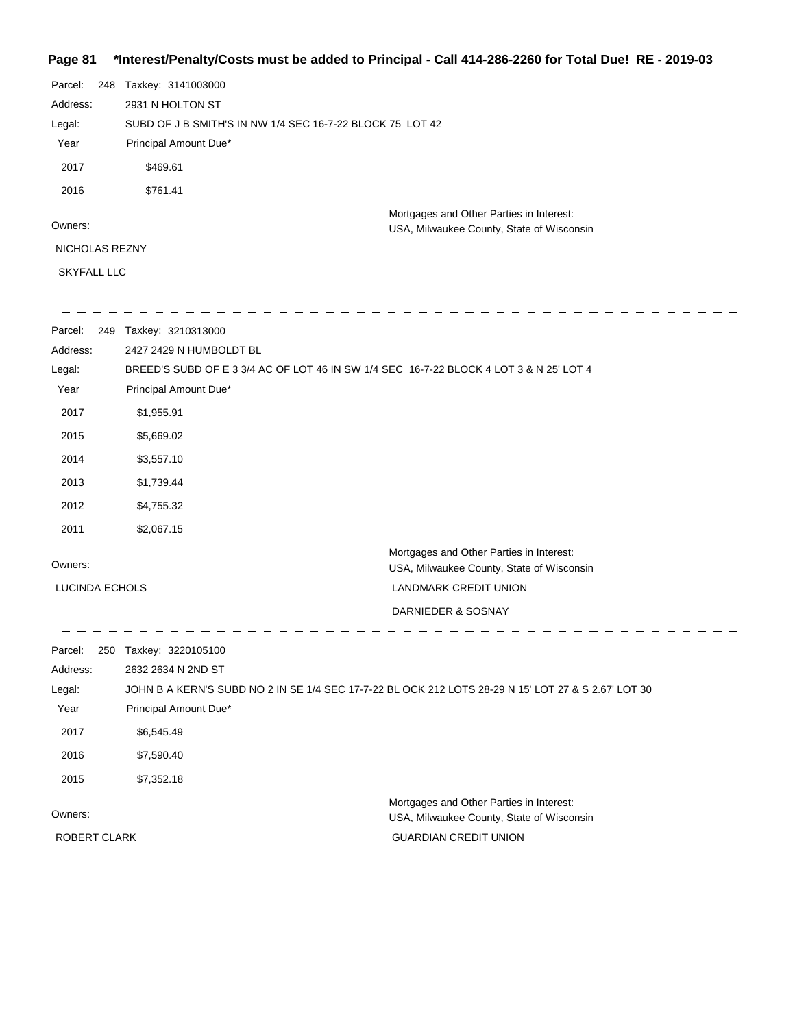**Page 81 \*Interest/Penalty/Costs must be added to Principal - Call 414-286-2260 for Total Due! RE - 2019-03**

Parcel: 248 Taxkey: 3141003000

Address: 2931 N HOLTON ST

Legal: SUBD OF J B SMITH'S IN NW 1/4 SEC 16-7-22 BLOCK 75 LOT 42

| Year | Principal Amount Due* |
|---|---|
| 2017 | $469.61 |
| 2016 | $761.41 |

Owners:

NICHOLAS REZNY

SKYFALL LLC

Mortgages and Other Parties in Interest:

USA, Milwaukee County, State of Wisconsin

---

Parcel: 249 Taxkey: 3210313000

Address: 2427 2429 N HUMBOLDT BL

Legal: BREED'S SUBD OF E 3 3/4 AC OF LOT 46 IN SW 1/4 SEC 16-7-22 BLOCK 4 LOT 3 & N 25' LOT 4

| Year | Principal Amount Due* |
|---|---|
| 2017 | $1,955.91 |
| 2015 | $5,669.02 |
| 2014 | $3,557.10 |
| 2013 | $1,739.44 |
| 2012 | $4,755.32 |
| 2011 | $2,067.15 |

Owners:

LUCINDA ECHOLS

Mortgages and Other Parties in Interest:

USA, Milwaukee County, State of Wisconsin

LANDMARK CREDIT UNION

DARNIEDER & SOSNAY

---

Parcel: 250 Taxkey: 3220105100

Address: 2632 2634 N 2ND ST

Legal: JOHN B A KERN'S SUBD NO 2 IN SE 1/4 SEC 17-7-22 BL OCK 212 LOTS 28-29 N 15' LOT 27 & S 2.67' LOT 30

| Year | Principal Amount Due* |
|---|---|
| 2017 | $6,545.49 |
| 2016 | $7,590.40 |
| 2015 | $7,352.18 |

Owners:

ROBERT CLARK

Mortgages and Other Parties in Interest:

USA, Milwaukee County, State of Wisconsin

GUARDIAN CREDIT UNION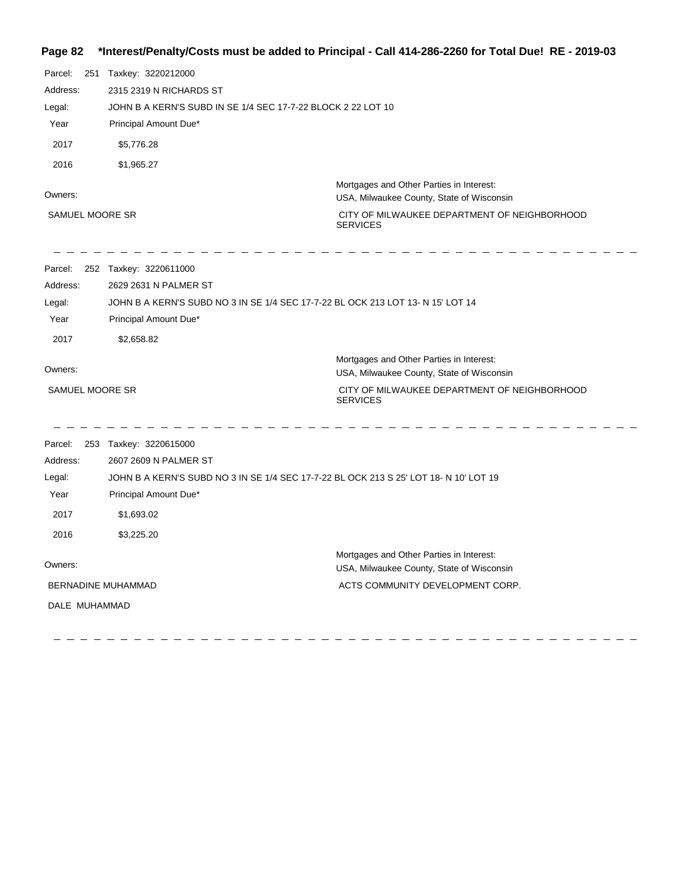**\*Interest/Penalty/Costs must be added to Principal - Call 414-286-2260 for Total Due! RE - 2019-03**

Parcel: 251 Taxkey: 3220212000

Address: 2315 2319 N RICHARDS ST

Legal: JOHN B A KERN'S SUBD IN SE 1/4 SEC 17-7-22 BLOCK 2 22 LOT 10

| Year | Principal Amount Due* |
| --- | --- |
| 2017 | $5,776.28 |
| 2016 | $1,965.27 |

Owners:

SAMUEL MOORE SR

Mortgages and Other Parties in Interest:

USA, Milwaukee County, State of Wisconsin

CITY OF MILWAUKEE DEPARTMENT OF NEIGHBORHOOD SERVICES

---

Parcel: 252 Taxkey: 3220611000

Address: 2629 2631 N PALMER ST

Legal: JOHN B A KERN'S SUBD NO 3 IN SE 1/4 SEC 17-7-22 BL OCK 213 LOT 13- N 15' LOT 14

| Year | Principal Amount Due* |
| --- | --- |
| 2017 | $2,658.82 |

Owners:

SAMUEL MOORE SR

Mortgages and Other Parties in Interest:

USA, Milwaukee County, State of Wisconsin

CITY OF MILWAUKEE DEPARTMENT OF NEIGHBORHOOD SERVICES

---

Parcel: 253 Taxkey: 3220615000

Address: 2607 2609 N PALMER ST

Legal: JOHN B A KERN'S SUBD NO 3 IN SE 1/4 SEC 17-7-22 BL OCK 213 S 25' LOT 18- N 10' LOT 19

| Year | Principal Amount Due* |
| --- | --- |
| 2017 | $1,693.02 |
| 2016 | $3,225.20 |

Owners:

BERNADINE MUHAMMAD

DALE MUHAMMAD

Mortgages and Other Parties in Interest:

USA, Milwaukee County, State of Wisconsin

ACTS COMMUNITY DEVELOPMENT CORP.

---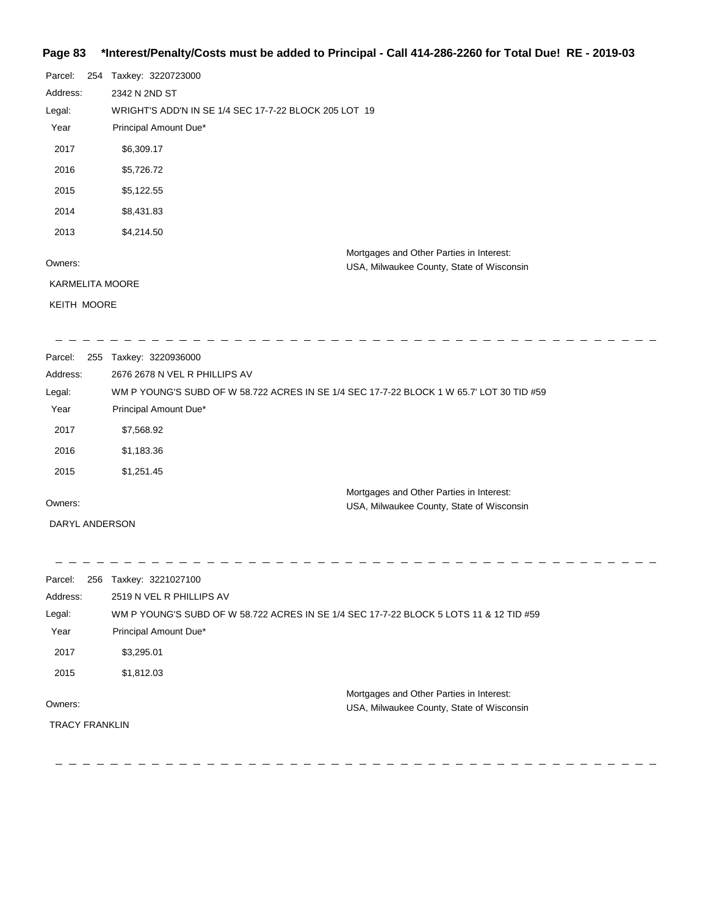Parcel: 254 Taxkey: 3220723000

Address: 2342 N 2ND ST

Legal: WRIGHT'S ADD'N IN SE 1/4 SEC 17-7-22 BLOCK 205 LOT 19

| Year | Principal Amount Due* |
|---|---|
| 2017 | $6,309.17 |
| 2016 | $5,726.72 |
| 2015 | $5,122.55 |
| 2014 | $8,431.83 |
| 2013 | $4,214.50 |

Owners:

KARMELITA MOORE

KEITH MOORE

Mortgages and Other Parties in Interest:
USA, Milwaukee County, State of Wisconsin

---

Parcel: 255 Taxkey: 3220936000

Address: 2676 2678 N VEL R PHILLIPS AV

Legal: WM P YOUNG'S SUBD OF W 58.722 ACRES IN SE 1/4 SEC 17-7-22 BLOCK 1 W 65.7' LOT 30 TID #59

| Year | Principal Amount Due* |
|---|---|
| 2017 | $7,568.92 |
| 2016 | $1,183.36 |
| 2015 | $1,251.45 |

Owners:

DARYL ANDERSON

Mortgages and Other Parties in Interest:
USA, Milwaukee County, State of Wisconsin

---

Parcel: 256 Taxkey: 3221027100

Address: 2519 N VEL R PHILLIPS AV

Legal: WM P YOUNG'S SUBD OF W 58.722 ACRES IN SE 1/4 SEC 17-7-22 BLOCK 5 LOTS 11 & 12 TID #59

| Year | Principal Amount Due* |
|---|---|
| 2017 | $3,295.01 |
| 2015 | $1,812.03 |

Owners:

TRACY FRANKLIN

Mortgages and Other Parties in Interest:
USA, Milwaukee County, State of Wisconsin

---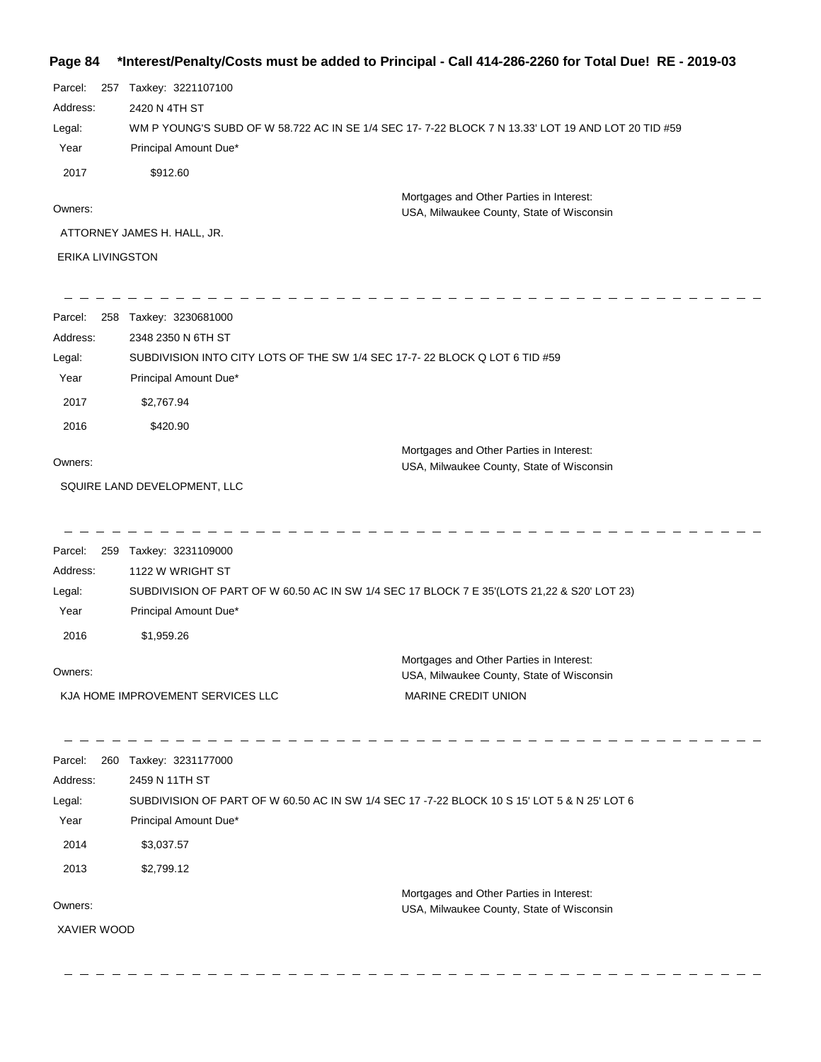**Page 84 \*Interest/Penalty/Costs must be added to Principal - Call 414-286-2260 for Total Due! RE - 2019-03**

Parcel: 257 Taxkey: 3221107100

Address: 2420 N 4TH ST

Legal: WM P YOUNG'S SUBD OF W 58.722 AC IN SE 1/4 SEC 17- 7-22 BLOCK 7 N 13.33' LOT 19 AND LOT 20 TID #59

| Year | Principal Amount Due* |
| --- | --- |
| 2017 | $912.60 |

Owners:

ATTORNEY JAMES H. HALL, JR.

ERIKA LIVINGSTON

Mortgages and Other Parties in Interest:

USA, Milwaukee County, State of Wisconsin

---

Parcel: 258 Taxkey: 3230681000

Address: 2348 2350 N 6TH ST

Legal: SUBDIVISION INTO CITY LOTS OF THE SW 1/4 SEC 17-7- 22 BLOCK Q LOT 6 TID #59

| Year | Principal Amount Due* |
| --- | --- |
| 2017 | $2,767.94 |
| 2016 | $420.90 |

Owners:

SQUIRE LAND DEVELOPMENT, LLC

Mortgages and Other Parties in Interest:

USA, Milwaukee County, State of Wisconsin

---

Parcel: 259 Taxkey: 3231109000

Address: 1122 W WRIGHT ST

Legal: SUBDIVISION OF PART OF W 60.50 AC IN SW 1/4 SEC 17 BLOCK 7 E 35'(LOTS 21,22 & S20' LOT 23)

| Year | Principal Amount Due* |
| --- | --- |
| 2016 | $1,959.26 |

Owners:

KJA HOME IMPROVEMENT SERVICES LLC

Mortgages and Other Parties in Interest:

USA, Milwaukee County, State of Wisconsin

MARINE CREDIT UNION

---

Parcel: 260 Taxkey: 3231177000

Address: 2459 N 11TH ST

Legal: SUBDIVISION OF PART OF W 60.50 AC IN SW 1/4 SEC 17 -7-22 BLOCK 10 S 15' LOT 5 & N 25' LOT 6

| Year | Principal Amount Due* |
| --- | --- |
| 2014 | $3,037.57 |
| 2013 | $2,799.12 |

Owners:

XAVIER WOOD

Mortgages and Other Parties in Interest:

USA, Milwaukee County, State of Wisconsin

---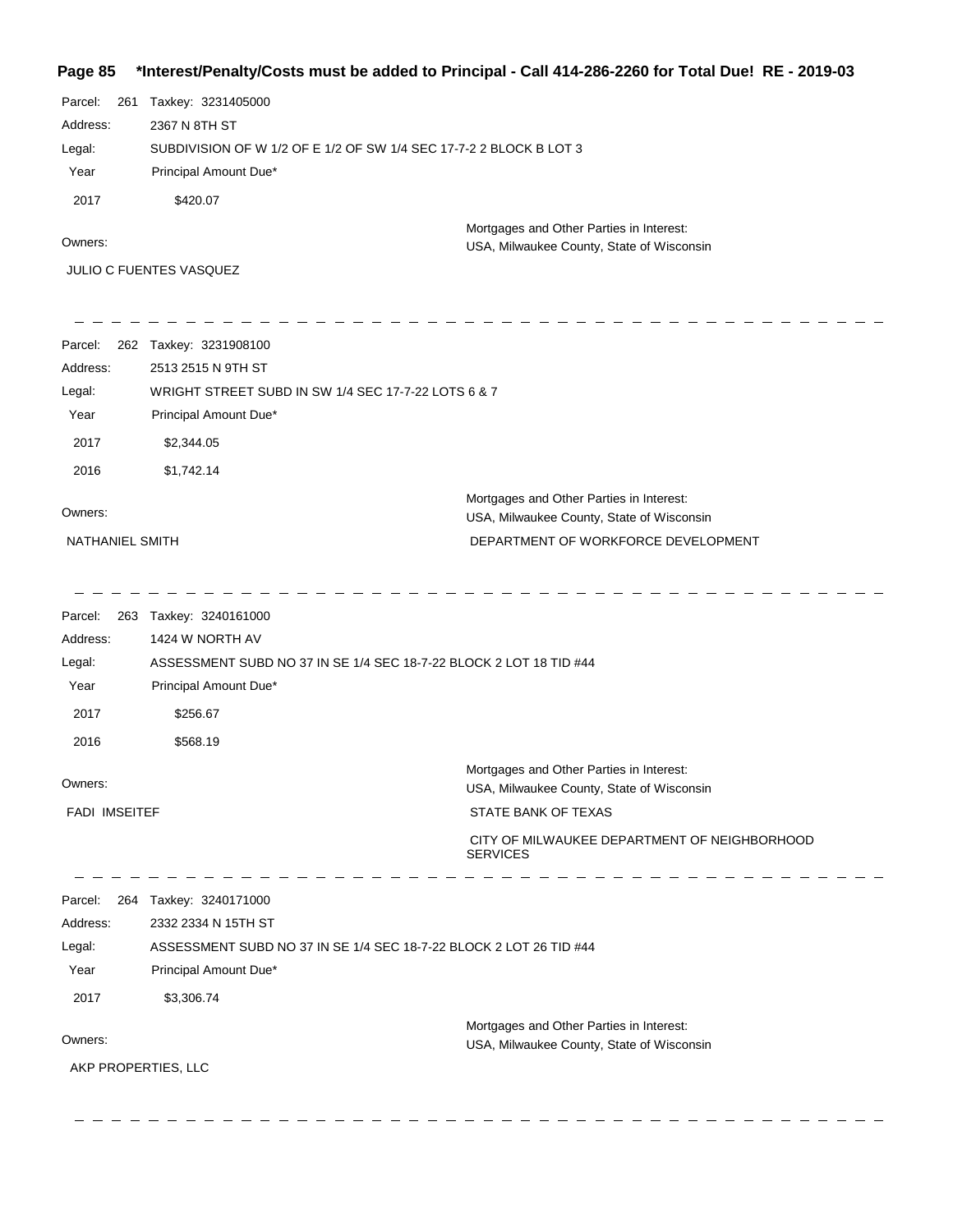**Page 85 \*Interest/Penalty/Costs must be added to Principal - Call 414-286-2260 for Total Due! RE - 2019-03**

Parcel: 261 Taxkey: 3231405000

Address: 2367 N 8TH ST

Legal: SUBDIVISION OF W 1/2 OF E 1/2 OF SW 1/4 SEC 17-7-2 2 BLOCK B LOT 3

| Year | Principal Amount Due* |
|---|---|
| 2017 | $420.07 |

Owners: JULIO C FUENTES VASQUEZ

Mortgages and Other Parties in Interest: USA, Milwaukee County, State of Wisconsin

---

Parcel: 262 Taxkey: 3231908100

Address: 2513 2515 N 9TH ST

Legal: WRIGHT STREET SUBD IN SW 1/4 SEC 17-7-22 LOTS 6 & 7

| Year | Principal Amount Due* |
|---|---|
| 2017 | $2,344.05 |
| 2016 | $1,742.14 |

Owners: NATHANIEL SMITH

Mortgages and Other Parties in Interest: USA, Milwaukee County, State of Wisconsin

DEPARTMENT OF WORKFORCE DEVELOPMENT

---

Parcel: 263 Taxkey: 3240161000

Address: 1424 W NORTH AV

Legal: ASSESSMENT SUBD NO 37 IN SE 1/4 SEC 18-7-22 BLOCK 2 LOT 18 TID #44

| Year | Principal Amount Due* |
|---|---|
| 2017 | $256.67 |
| 2016 | $568.19 |

Owners: FADI IMSEITEF

Mortgages and Other Parties in Interest: USA, Milwaukee County, State of Wisconsin

STATE BANK OF TEXAS

CITY OF MILWAUKEE DEPARTMENT OF NEIGHBORHOOD SERVICES

---

Parcel: 264 Taxkey: 3240171000

Address: 2332 2334 N 15TH ST

Legal: ASSESSMENT SUBD NO 37 IN SE 1/4 SEC 18-7-22 BLOCK 2 LOT 26 TID #44

| Year | Principal Amount Due* |
|---|---|
| 2017 | $3,306.74 |

Owners: AKP PROPERTIES, LLC

Mortgages and Other Parties in Interest: USA, Milwaukee County, State of Wisconsin

---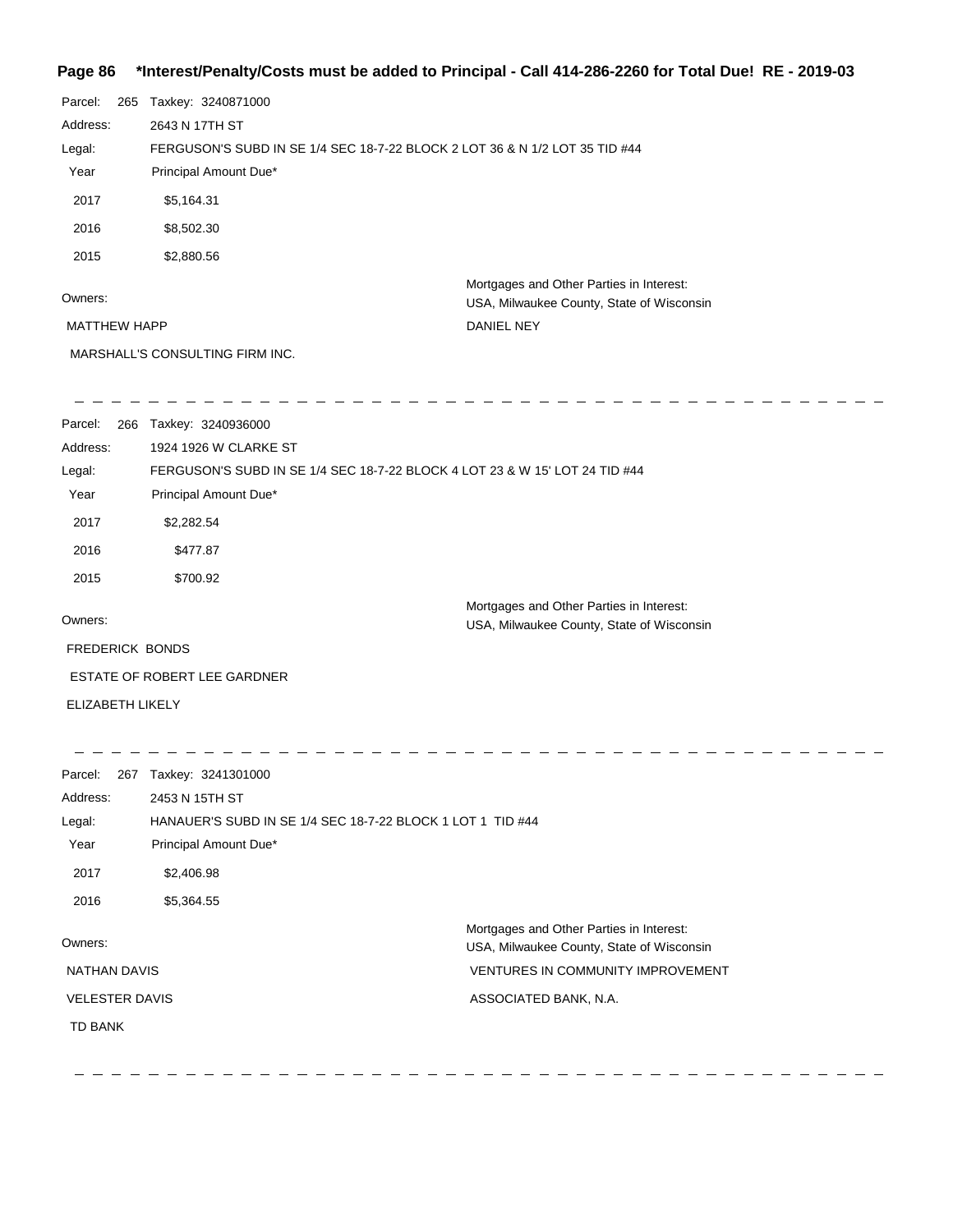**Page 86 \*Interest/Penalty/Costs must be added to Principal - Call 414-286-2260 for Total Due! RE - 2019-03**

Parcel: 265 Taxkey: 3240871000

Address: 2643 N 17TH ST

Legal: FERGUSON'S SUBD IN SE 1/4 SEC 18-7-22 BLOCK 2 LOT 36 & N 1/2 LOT 35 TID #44

| Year | Principal Amount Due* |
|---|---|
| 2017 | $5,164.31 |
| 2016 | $8,502.30 |
| 2015 | $2,880.56 |

Owners:

MATTHEW HAPP

MARSHALL'S CONSULTING FIRM INC.

Mortgages and Other Parties in Interest:

USA, Milwaukee County, State of Wisconsin

DANIEL NEY

---

Parcel: 266 Taxkey: 3240936000

Address: 1924 1926 W CLARKE ST

Legal: FERGUSON'S SUBD IN SE 1/4 SEC 18-7-22 BLOCK 4 LOT 23 & W 15' LOT 24 TID #44

| Year | Principal Amount Due* |
|---|---|
| 2017 | $2,282.54 |
| 2016 | $477.87 |
| 2015 | $700.92 |

Owners:

FREDERICK BONDS

ESTATE OF ROBERT LEE GARDNER

ELIZABETH LIKELY

Mortgages and Other Parties in Interest:

USA, Milwaukee County, State of Wisconsin

---

Parcel: 267 Taxkey: 3241301000

Address: 2453 N 15TH ST

Legal: HANAUER'S SUBD IN SE 1/4 SEC 18-7-22 BLOCK 1 LOT 1 TID #44

| Year | Principal Amount Due* |
|---|---|
| 2017 | $2,406.98 |
| 2016 | $5,364.55 |

Owners:

NATHAN DAVIS

VELESTER DAVIS

TD BANK

Mortgages and Other Parties in Interest:

USA, Milwaukee County, State of Wisconsin

VENTURES IN COMMUNITY IMPROVEMENT

ASSOCIATED BANK, N.A.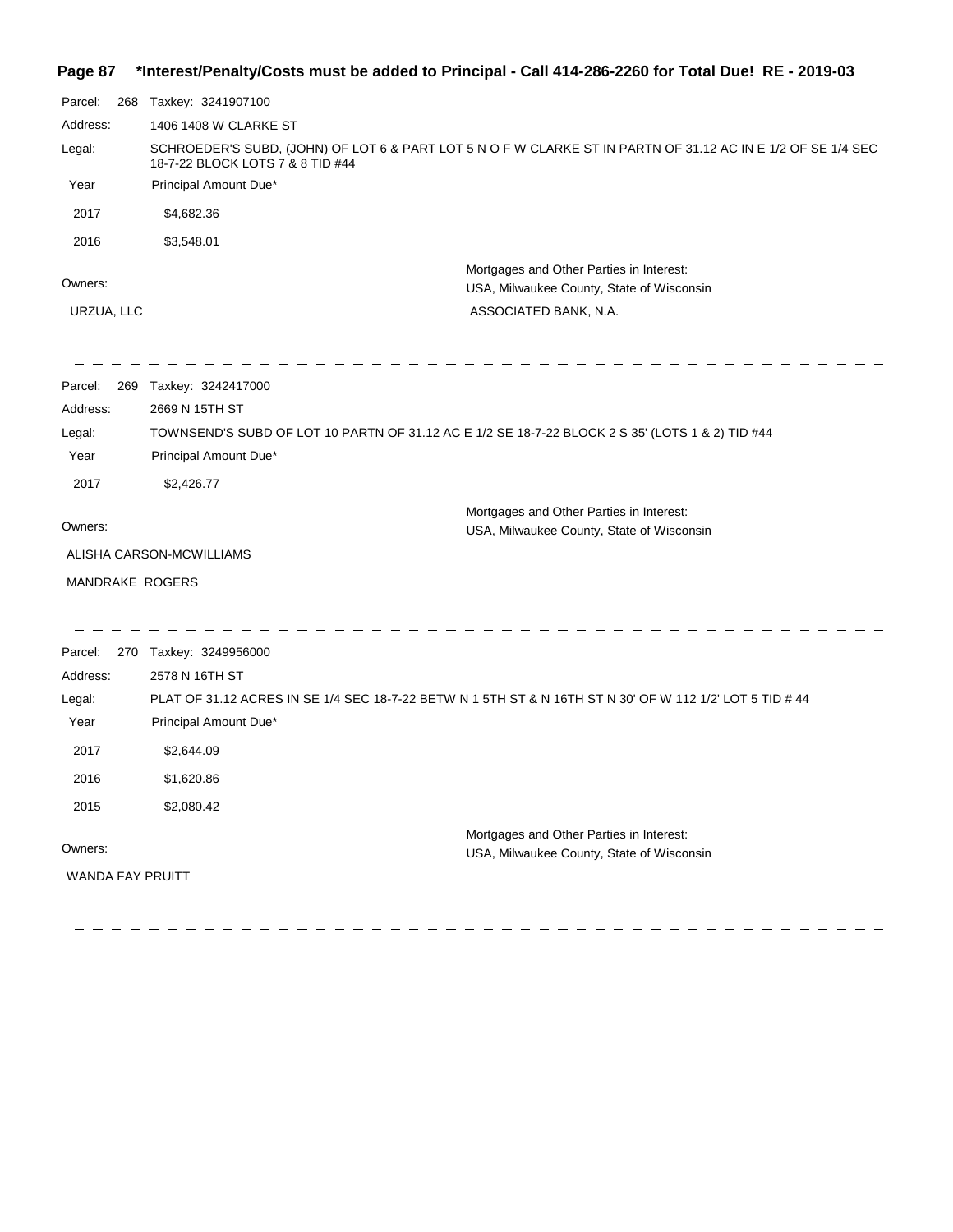**Page 87 \*Interest/Penalty/Costs must be added to Principal - Call 414-286-2260 for Total Due! RE - 2019-03**

Parcel: 268 Taxkey: 3241907100

Address: 1406 1408 W CLARKE ST

Legal: SCHROEDER'S SUBD, (JOHN) OF LOT 6 & PART LOT 5 N O F W CLARKE ST IN PARTN OF 31.12 AC IN E 1/2 OF SE 1/4 SEC 18-7-22 BLOCK LOTS 7 & 8 TID #44

| Year | Principal Amount Due* |
|---|---|
| 2017 | $4,682.36 |
| 2016 | $3,548.01 |

Owners:

URZUA, LLC

Mortgages and Other Parties in Interest:

USA, Milwaukee County, State of Wisconsin

ASSOCIATED BANK, N.A.

---

Parcel: 269 Taxkey: 3242417000

Address: 2669 N 15TH ST

Legal: TOWNSEND'S SUBD OF LOT 10 PARTN OF 31.12 AC E 1/2 SE 18-7-22 BLOCK 2 S 35' (LOTS 1 & 2) TID #44

| Year | Principal Amount Due* |
|---|---|
| 2017 | $2,426.77 |

Owners:

ALISHA CARSON-MCWILLIAMS

MANDRAKE ROGERS

Mortgages and Other Parties in Interest:

USA, Milwaukee County, State of Wisconsin

---

Parcel: 270 Taxkey: 3249956000

Address: 2578 N 16TH ST

Legal: PLAT OF 31.12 ACRES IN SE 1/4 SEC 18-7-22 BETW N 1 5TH ST & N 16TH ST N 30' OF W 112 1/2' LOT 5 TID # 44

| Year | Principal Amount Due* |
|---|---|
| 2017 | $2,644.09 |
| 2016 | $1,620.86 |
| 2015 | $2,080.42 |

Owners:

WANDA FAY PRUITT

Mortgages and Other Parties in Interest:

USA, Milwaukee County, State of Wisconsin

---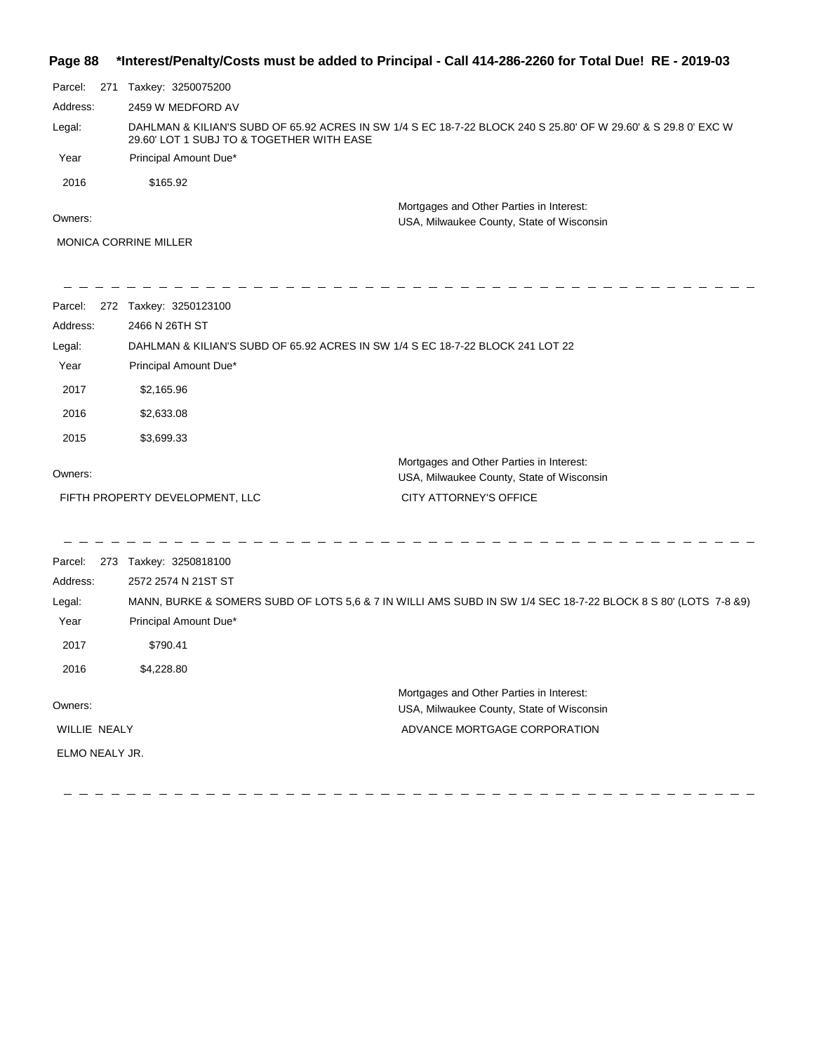**Page 88 \*Interest/Penalty/Costs must be added to Principal - Call 414-286-2260 for Total Due! RE - 2019-03**

Parcel: 271 Taxkey: 3250075200

Address: 2459 W MEDFORD AV

Legal: DAHLMAN & KILIAN'S SUBD OF 65.92 ACRES IN SW 1/4 S EC 18-7-22 BLOCK 240 S 25.80' OF W 29.60' & S 29.8 0' EXC W 29.60' LOT 1 SUBJ TO & TOGETHER WITH EASE

| Year | Principal Amount Due* |
|---|---|
| 2016 | $165.92 |

Owners:

MONICA CORRINE MILLER

Mortgages and Other Parties in Interest:

USA, Milwaukee County, State of Wisconsin

---

Parcel: 272 Taxkey: 3250123100

Address: 2466 N 26TH ST

Legal: DAHLMAN & KILIAN'S SUBD OF 65.92 ACRES IN SW 1/4 S EC 18-7-22 BLOCK 241 LOT 22

| Year | Principal Amount Due* |
|---|---|
| 2017 | $2,165.96 |
| 2016 | $2,633.08 |
| 2015 | $3,699.33 |

Owners:

FIFTH PROPERTY DEVELOPMENT, LLC

Mortgages and Other Parties in Interest:

USA, Milwaukee County, State of Wisconsin

CITY ATTORNEY'S OFFICE

---

Parcel: 273 Taxkey: 3250818100

Address: 2572 2574 N 21ST ST

Legal: MANN, BURKE & SOMERS SUBD OF LOTS 5,6 & 7 IN WILLI AMS SUBD IN SW 1/4 SEC 18-7-22 BLOCK 8 S 80' (LOTS 7-8 &9)

| Year | Principal Amount Due* |
|---|---|
| 2017 | $790.41 |
| 2016 | $4,228.80 |

Owners:

WILLIE NEALY

ELMO NEALY JR.

Mortgages and Other Parties in Interest:

USA, Milwaukee County, State of Wisconsin

ADVANCE MORTGAGE CORPORATION

---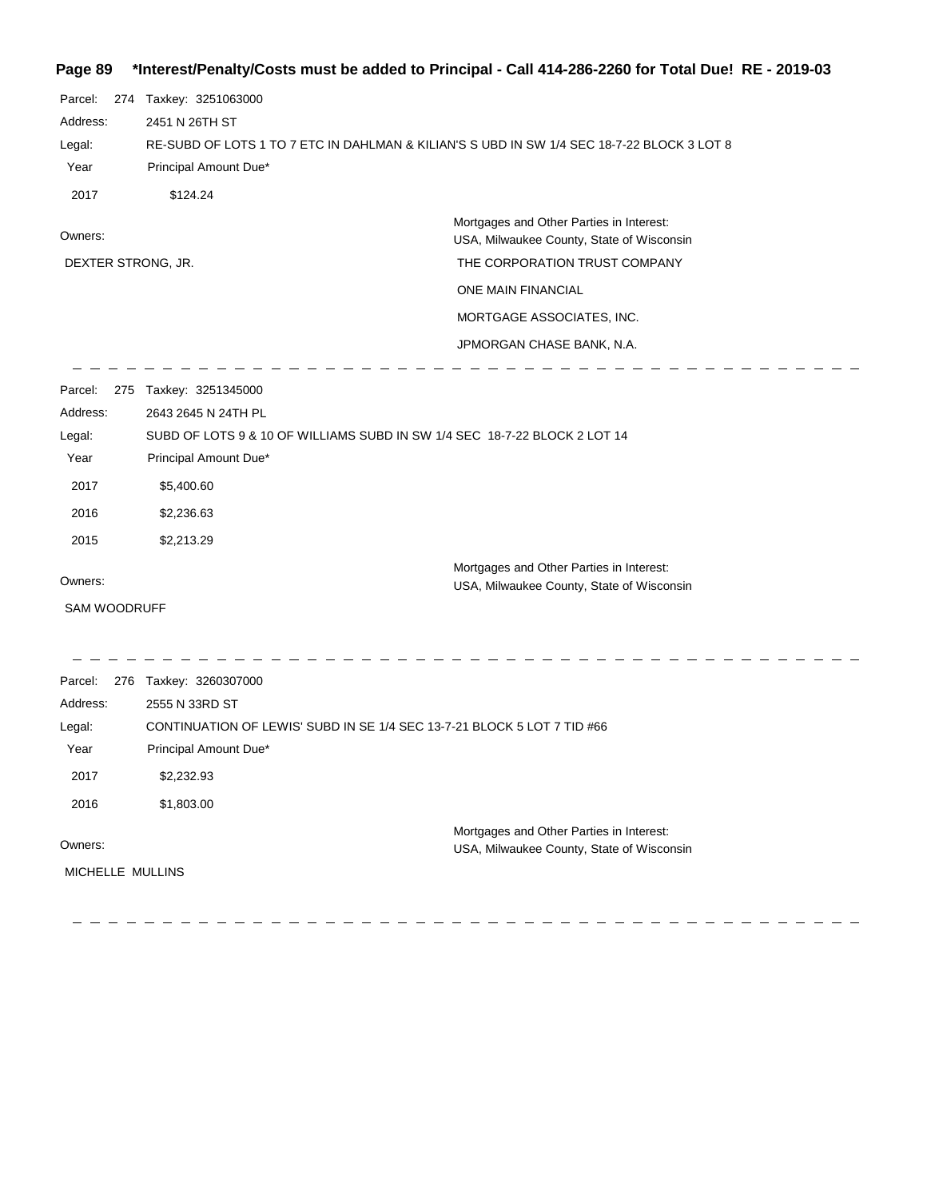**\*Interest/Penalty/Costs must be added to Principal - Call 414-286-2260 for Total Due! RE - 2019-03**

Parcel: 274 Taxkey: 3251063000

Address: 2451 N 26TH ST

Legal: RE-SUBD OF LOTS 1 TO 7 ETC IN DAHLMAN & KILIAN'S S UBD IN SW 1/4 SEC 18-7-22 BLOCK 3 LOT 8

| Year | Principal Amount Due* |
|---|---|
| 2017 | $124.24 |

Owners:

DEXTER STRONG, JR.

Mortgages and Other Parties in Interest:

USA, Milwaukee County, State of Wisconsin

THE CORPORATION TRUST COMPANY

ONE MAIN FINANCIAL

MORTGAGE ASSOCIATES, INC.

JPMORGAN CHASE BANK, N.A.

---

Parcel: 275 Taxkey: 3251345000

Address: 2643 2645 N 24TH PL

Legal: SUBD OF LOTS 9 & 10 OF WILLIAMS SUBD IN SW 1/4 SEC 18-7-22 BLOCK 2 LOT 14

| Year | Principal Amount Due* |
|---|---|
| 2017 | $5,400.60 |
| 2016 | $2,236.63 |
| 2015 | $2,213.29 |

Owners:

SAM WOODRUFF

Mortgages and Other Parties in Interest:

USA, Milwaukee County, State of Wisconsin

---

Parcel: 276 Taxkey: 3260307000

Address: 2555 N 33RD ST

Legal: CONTINUATION OF LEWIS' SUBD IN SE 1/4 SEC 13-7-21 BLOCK 5 LOT 7 TID #66

| Year | Principal Amount Due* |
|---|---|
| 2017 | $2,232.93 |
| 2016 | $1,803.00 |

Owners:

MICHELLE MULLINS

Mortgages and Other Parties in Interest:

USA, Milwaukee County, State of Wisconsin

---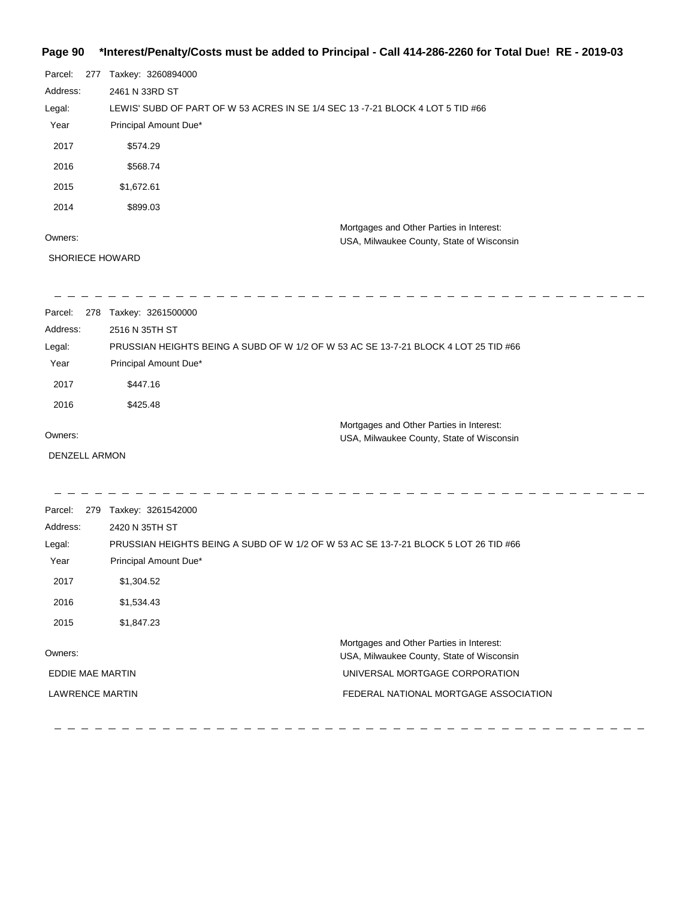**Page 90 \*Interest/Penalty/Costs must be added to Principal - Call 414-286-2260 for Total Due! RE - 2019-03**

Parcel: 277 Taxkey: 3260894000

Address: 2461 N 33RD ST

Legal: LEWIS' SUBD OF PART OF W 53 ACRES IN SE 1/4 SEC 13 -7-21 BLOCK 4 LOT 5 TID #66

| Year | Principal Amount Due* |
| --- | --- |
| 2017 | $574.29 |
| 2016 | $568.74 |
| 2015 | $1,672.61 |
| 2014 | $899.03 |

| Owners: | Mortgages and Other Parties in Interest: |
| --- | --- |
| | USA, Milwaukee County, State of Wisconsin |
| SHORIECE HOWARD | |

---

Parcel: 278 Taxkey: 3261500000

Address: 2516 N 35TH ST

Legal: PRUSSIAN HEIGHTS BEING A SUBD OF W 1/2 OF W 53 AC SE 13-7-21 BLOCK 4 LOT 25 TID #66

| Year | Principal Amount Due* |
| --- | --- |
| 2017 | $447.16 |
| 2016 | $425.48 |

| Owners: | Mortgages and Other Parties in Interest: |
| --- | --- |
| | USA, Milwaukee County, State of Wisconsin |
| DENZELL ARMON | |

---

Parcel: 279 Taxkey: 3261542000

Address: 2420 N 35TH ST

Legal: PRUSSIAN HEIGHTS BEING A SUBD OF W 1/2 OF W 53 AC SE 13-7-21 BLOCK 5 LOT 26 TID #66

| Year | Principal Amount Due* |
| --- | --- |
| 2017 | $1,304.52 |
| 2016 | $1,534.43 |
| 2015 | $1,847.23 |

| Owners: | Mortgages and Other Parties in Interest: |
| --- | --- |
| | USA, Milwaukee County, State of Wisconsin |
| EDDIE MAE MARTIN | UNIVERSAL MORTGAGE CORPORATION |
| LAWRENCE MARTIN | FEDERAL NATIONAL MORTGAGE ASSOCIATION |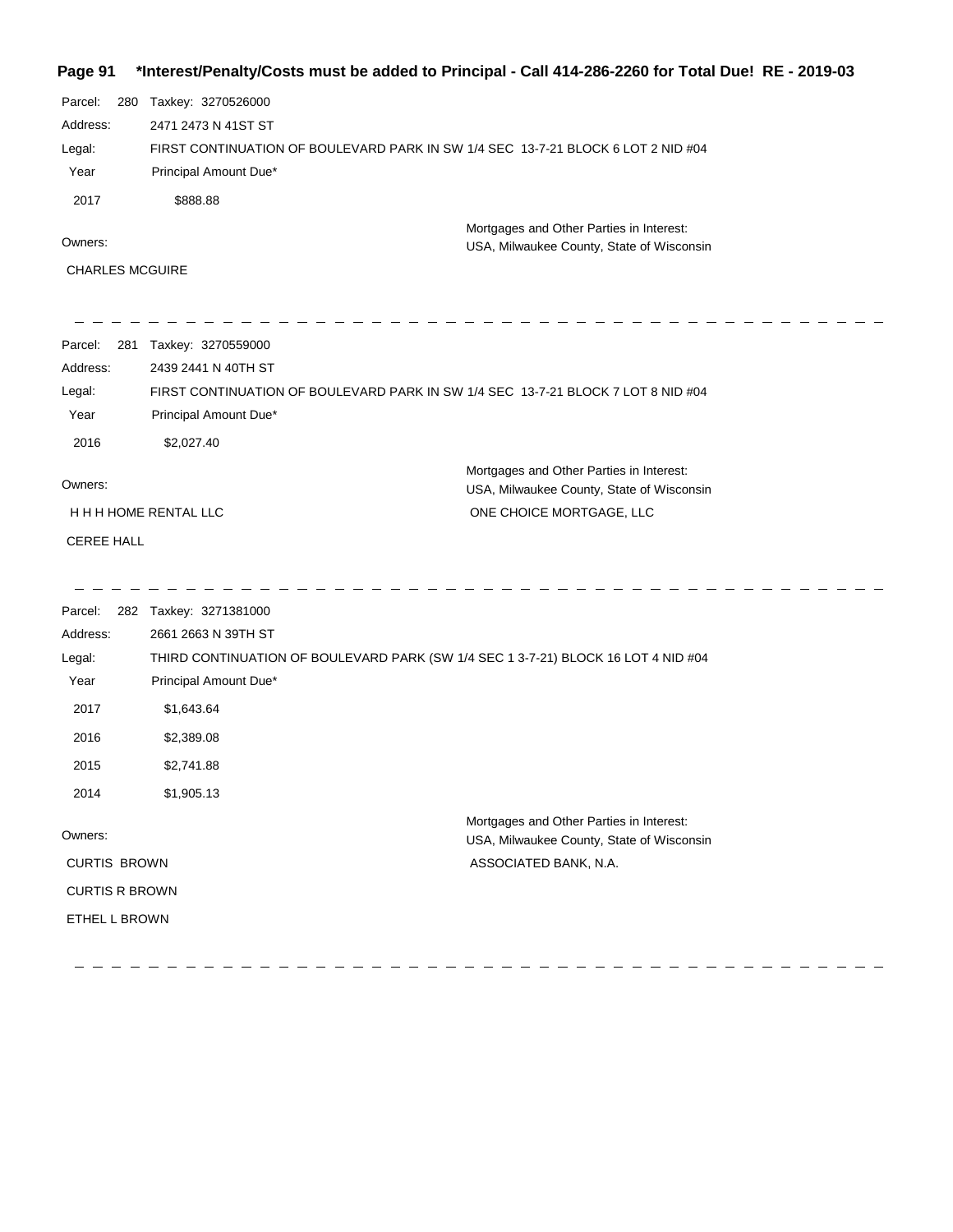Parcel: 280 Taxkey: 3270526000

Address: 2471 2473 N 41ST ST

Legal: FIRST CONTINUATION OF BOULEVARD PARK IN SW 1/4 SEC 13-7-21 BLOCK 6 LOT 2 NID #04

| Year | Principal Amount Due* |
|---|---|
| 2017 | $888.88 |

Owners:

CHARLES MCGUIRE

Mortgages and Other Parties in Interest:
USA, Milwaukee County, State of Wisconsin

---

Parcel: 281 Taxkey: 3270559000

Address: 2439 2441 N 40TH ST

Legal: FIRST CONTINUATION OF BOULEVARD PARK IN SW 1/4 SEC 13-7-21 BLOCK 7 LOT 8 NID #04

| Year | Principal Amount Due* |
|---|---|
| 2016 | $2,027.40 |

Owners:

H H H HOME RENTAL LLC

CEREE HALL

Mortgages and Other Parties in Interest:
USA, Milwaukee County, State of Wisconsin
ONE CHOICE MORTGAGE, LLC

---

Parcel: 282 Taxkey: 3271381000

Address: 2661 2663 N 39TH ST

Legal: THIRD CONTINUATION OF BOULEVARD PARK (SW 1/4 SEC 1 3-7-21) BLOCK 16 LOT 4 NID #04

| Year | Principal Amount Due* |
|---|---|
| 2017 | $1,643.64 |
| 2016 | $2,389.08 |
| 2015 | $2,741.88 |
| 2014 | $1,905.13 |

Owners:

CURTIS BROWN

CURTIS R BROWN

ETHEL L BROWN

Mortgages and Other Parties in Interest:
USA, Milwaukee County, State of Wisconsin
ASSOCIATED BANK, N.A.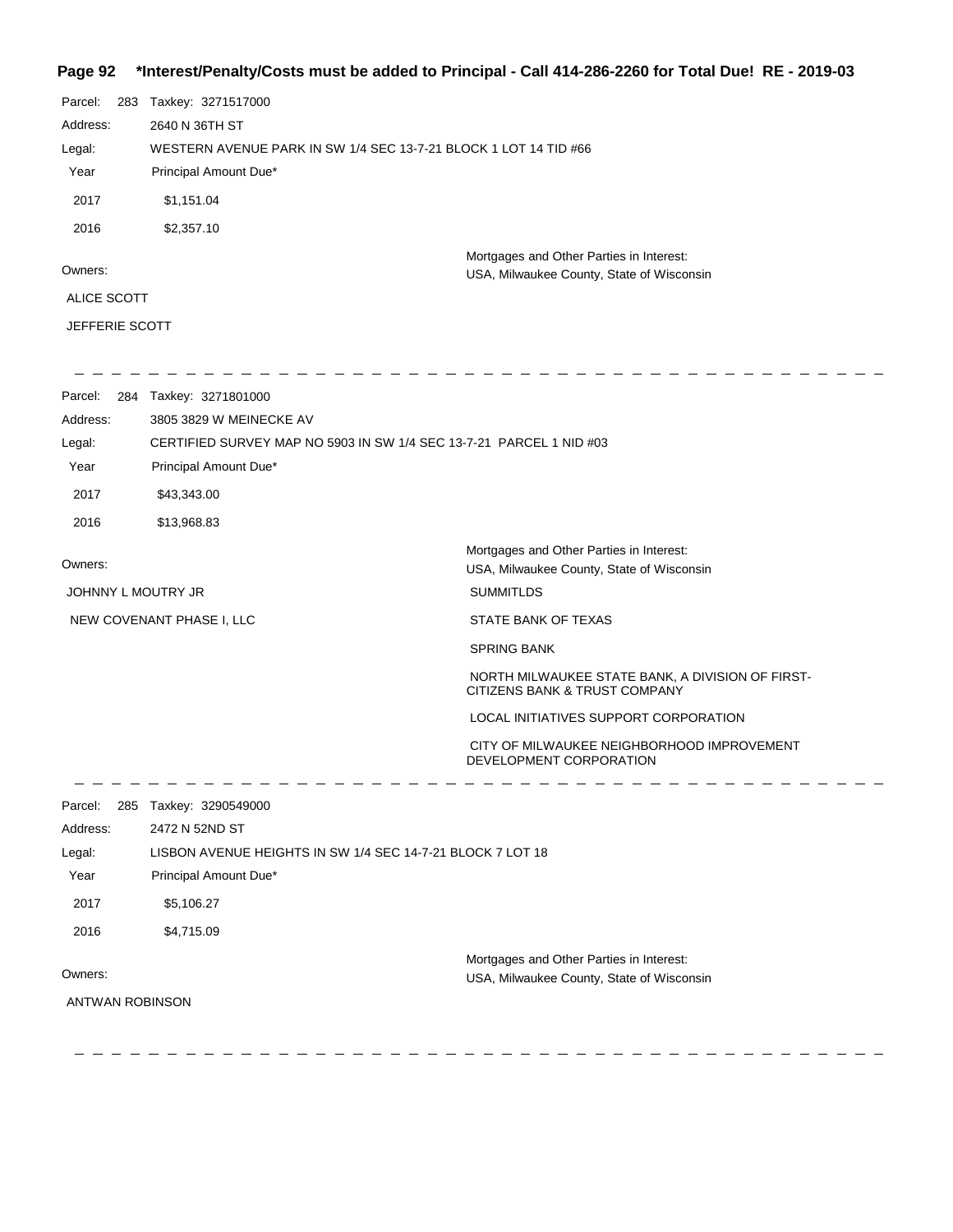**Page 92 \*Interest/Penalty/Costs must be added to Principal - Call 414-286-2260 for Total Due! RE - 2019-03**

Parcel: 283 Taxkey: 3271517000

Address: 2640 N 36TH ST

Legal: WESTERN AVENUE PARK IN SW 1/4 SEC 13-7-21 BLOCK 1 LOT 14 TID #66

| Year | Principal Amount Due* |
|---|---|
| 2017 | $1,151.04 |
| 2016 | $2,357.10 |

Owners:

ALICE SCOTT

JEFFERIE SCOTT

Mortgages and Other Parties in Interest:

USA, Milwaukee County, State of Wisconsin

---

Parcel: 284 Taxkey: 3271801000

Address: 3805 3829 W MEINECKE AV

Legal: CERTIFIED SURVEY MAP NO 5903 IN SW 1/4 SEC 13-7-21 PARCEL 1 NID #03

| Year | Principal Amount Due* |
|---|---|
| 2017 | $43,343.00 |
| 2016 | $13,968.83 |

Owners:

JOHNNY L MOUTRY JR

NEW COVENANT PHASE I, LLC

Mortgages and Other Parties in Interest:

USA, Milwaukee County, State of Wisconsin

SUMMITLDS

STATE BANK OF TEXAS

SPRING BANK

NORTH MILWAUKEE STATE BANK, A DIVISION OF FIRST-CITIZENS BANK & TRUST COMPANY

LOCAL INITIATIVES SUPPORT CORPORATION

CITY OF MILWAUKEE NEIGHBORHOOD IMPROVEMENT DEVELOPMENT CORPORATION

---

Parcel: 285 Taxkey: 3290549000

Address: 2472 N 52ND ST

Legal: LISBON AVENUE HEIGHTS IN SW 1/4 SEC 14-7-21 BLOCK 7 LOT 18

| Year | Principal Amount Due* |
|---|---|
| 2017 | $5,106.27 |
| 2016 | $4,715.09 |

Owners:

ANTWAN ROBINSON

Mortgages and Other Parties in Interest:

USA, Milwaukee County, State of Wisconsin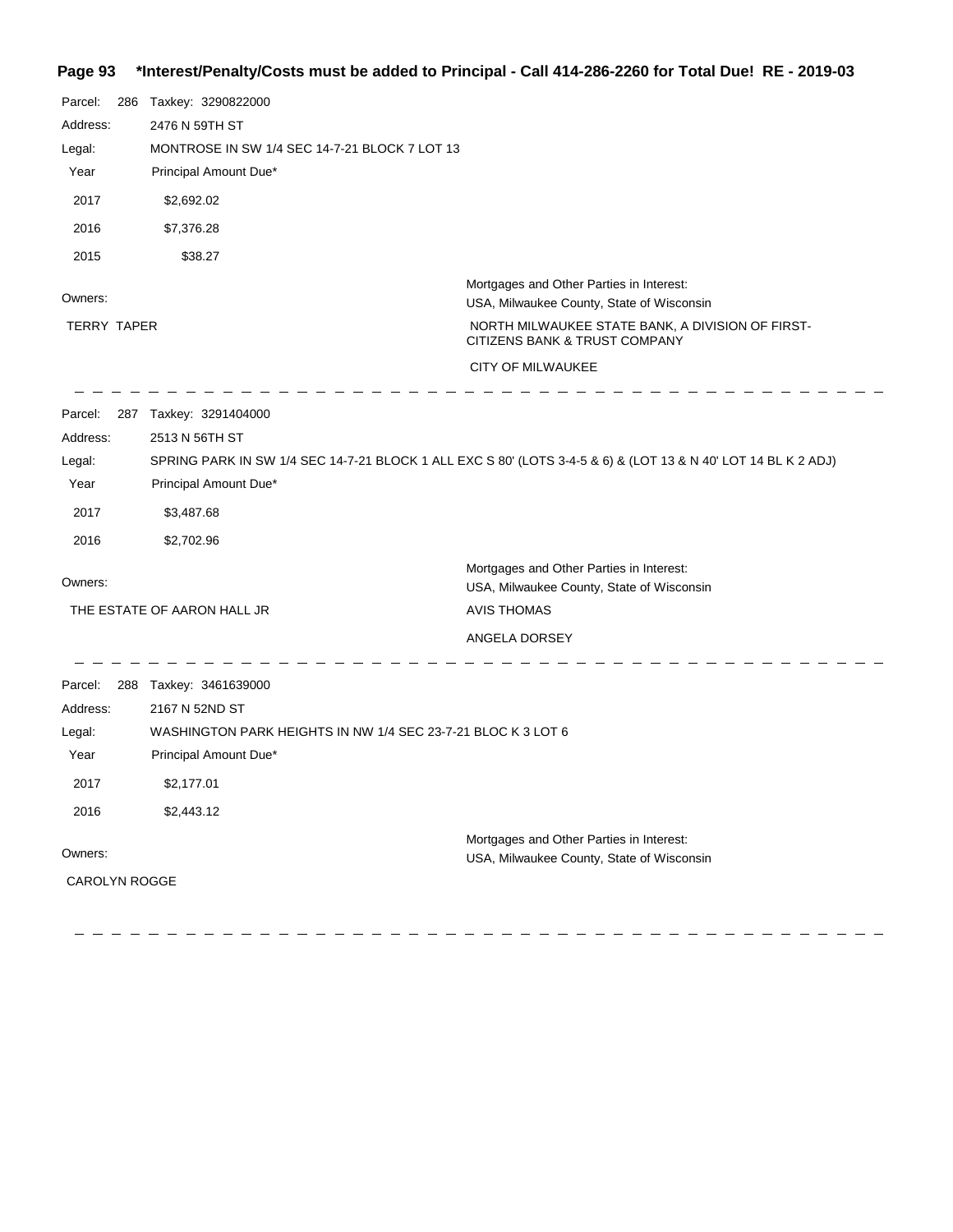## *Interest/Penalty/Costs must be added to Principal - Call 414-286-2260 for Total Due! RE - 2019-03

Parcel: 286 Taxkey: 3290822000

Address: 2476 N 59TH ST

Legal: MONTROSE IN SW 1/4 SEC 14-7-21 BLOCK 7 LOT 13

| Year | Principal Amount Due* |
|---|---|
| 2017 | $2,692.02 |
| 2016 | $7,376.28 |
| 2015 | $38.27 |

Owners:

TERRY TAPER

Mortgages and Other Parties in Interest:

USA, Milwaukee County, State of Wisconsin

NORTH MILWAUKEE STATE BANK, A DIVISION OF FIRST-CITIZENS BANK & TRUST COMPANY

CITY OF MILWAUKEE

---

Parcel: 287 Taxkey: 3291404000

Address: 2513 N 56TH ST

Legal: SPRING PARK IN SW 1/4 SEC 14-7-21 BLOCK 1 ALL EXC S 80' (LOTS 3-4-5 & 6) & (LOT 13 & N 40' LOT 14 BL K 2 ADJ)

| Year | Principal Amount Due* |
|---|---|
| 2017 | $3,487.68 |
| 2016 | $2,702.96 |

Owners:

THE ESTATE OF AARON HALL JR

Mortgages and Other Parties in Interest:

USA, Milwaukee County, State of Wisconsin

AVIS THOMAS

ANGELA DORSEY

---

Parcel: 288 Taxkey: 3461639000

Address: 2167 N 52ND ST

Legal: WASHINGTON PARK HEIGHTS IN NW 1/4 SEC 23-7-21 BLOC K 3 LOT 6

| Year | Principal Amount Due* |
|---|---|
| 2017 | $2,177.01 |
| 2016 | $2,443.12 |

Owners:

CAROLYN ROGGE

Mortgages and Other Parties in Interest:

USA, Milwaukee County, State of Wisconsin

---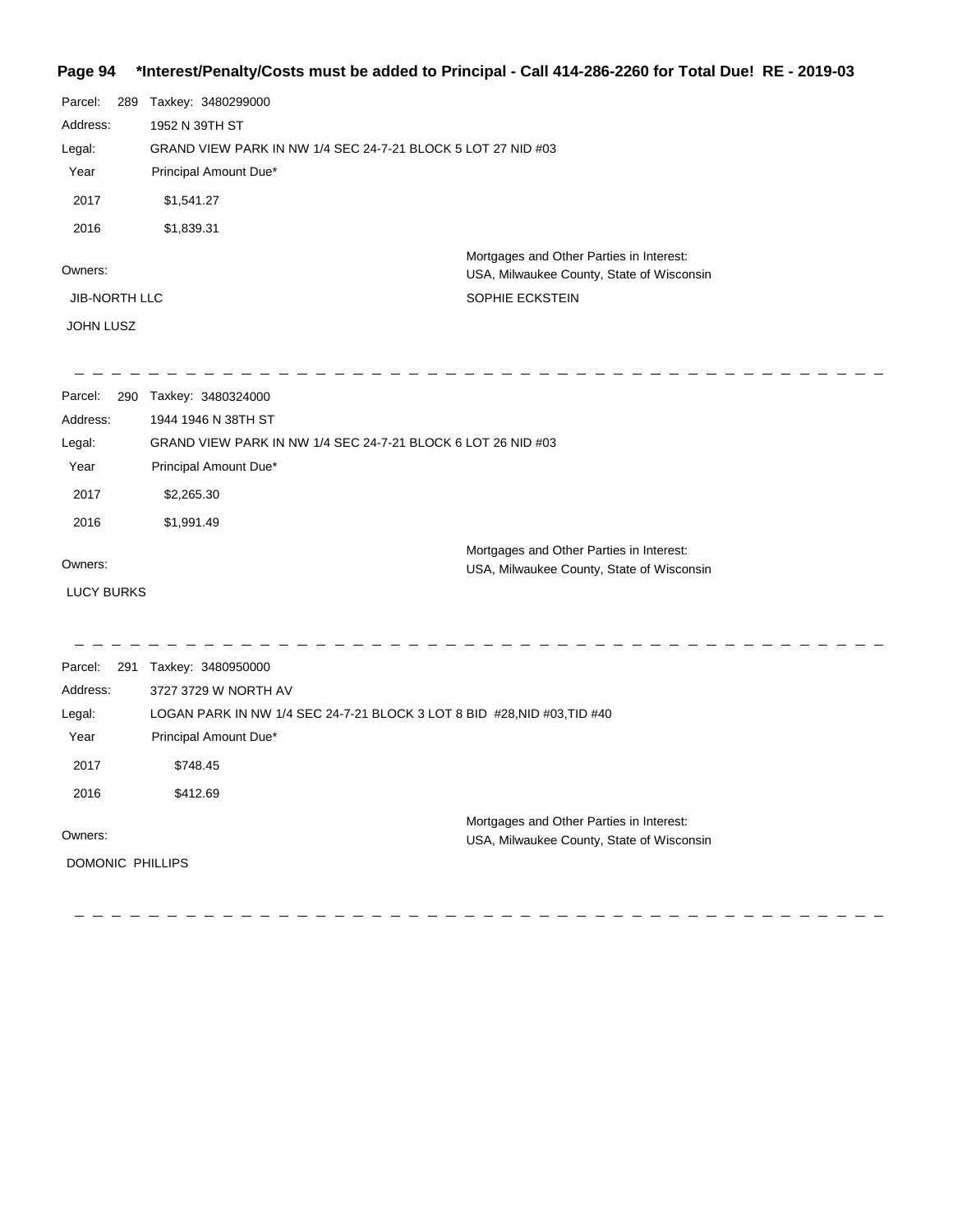**Page 94 \*Interest/Penalty/Costs must be added to Principal - Call 414-286-2260 for Total Due! RE - 2019-03**

Parcel: 289 Taxkey: 3480299000

Address: 1952 N 39TH ST

Legal: GRAND VIEW PARK IN NW 1/4 SEC 24-7-21 BLOCK 5 LOT 27 NID #03

| Year | Principal Amount Due* |
| --- | --- |
| 2017 | $1,541.27 |
| 2016 | $1,839.31 |

Owners:

JIB-NORTH LLC

JOHN LUSZ

Mortgages and Other Parties in Interest:
USA, Milwaukee County, State of Wisconsin

SOPHIE ECKSTEIN

---

Parcel: 290 Taxkey: 3480324000

Address: 1944 1946 N 38TH ST

Legal: GRAND VIEW PARK IN NW 1/4 SEC 24-7-21 BLOCK 6 LOT 26 NID #03

| Year | Principal Amount Due* |
| --- | --- |
| 2017 | $2,265.30 |
| 2016 | $1,991.49 |

Owners:

LUCY BURKS

Mortgages and Other Parties in Interest:
USA, Milwaukee County, State of Wisconsin

---

Parcel: 291 Taxkey: 3480950000

Address: 3727 3729 W NORTH AV

Legal: LOGAN PARK IN NW 1/4 SEC 24-7-21 BLOCK 3 LOT 8 BID #28,NID #03,TID #40

| Year | Principal Amount Due* |
| --- | --- |
| 2017 | $748.45 |
| 2016 | $412.69 |

Owners:

DOMONIC PHILLIPS

Mortgages and Other Parties in Interest:
USA, Milwaukee County, State of Wisconsin

---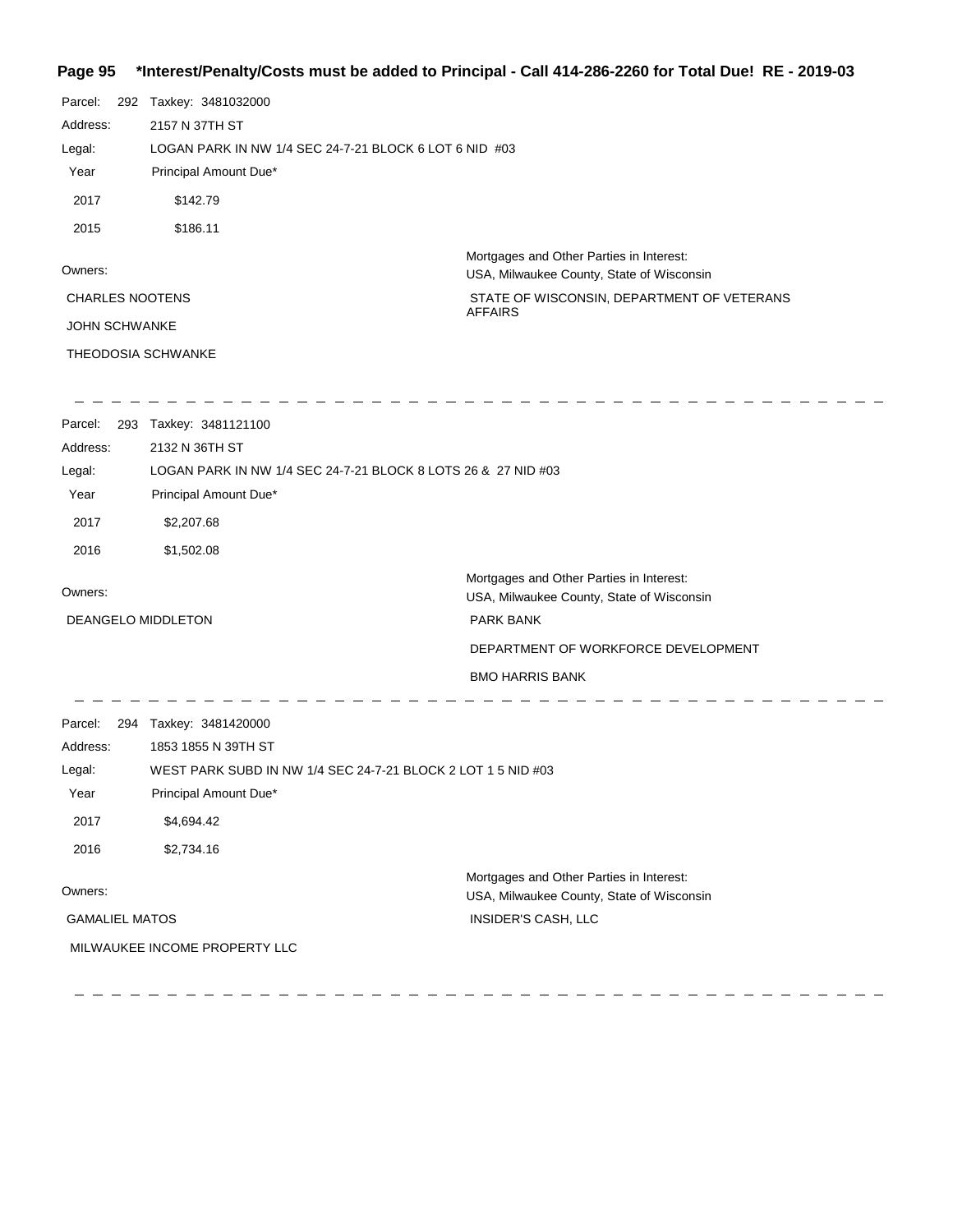**Page 95 \*Interest/Penalty/Costs must be added to Principal - Call 414-286-2260 for Total Due! RE - 2019-03**

Parcel: 292 Taxkey: 3481032000

Address: 2157 N 37TH ST

Legal: LOGAN PARK IN NW 1/4 SEC 24-7-21 BLOCK 6 LOT 6 NID #03

| Year | Principal Amount Due* |
|---|---|
| 2017 | $142.79 |
| 2015 | $186.11 |

Owners:

CHARLES NOOTENS

JOHN SCHWANKE

THEODOSIA SCHWANKE

Mortgages and Other Parties in Interest:

USA, Milwaukee County, State of Wisconsin

STATE OF WISCONSIN, DEPARTMENT OF VETERANS AFFAIRS

---

Parcel: 293 Taxkey: 3481121100

Address: 2132 N 36TH ST

Legal: LOGAN PARK IN NW 1/4 SEC 24-7-21 BLOCK 8 LOTS 26 & 27 NID #03

| Year | Principal Amount Due* |
|---|---|
| 2017 | $2,207.68 |
| 2016 | $1,502.08 |

Owners:

DEANGELO MIDDLETON

Mortgages and Other Parties in Interest:

USA, Milwaukee County, State of Wisconsin

PARK BANK

DEPARTMENT OF WORKFORCE DEVELOPMENT

BMO HARRIS BANK

---

Parcel: 294 Taxkey: 3481420000

Address: 1853 1855 N 39TH ST

Legal: WEST PARK SUBD IN NW 1/4 SEC 24-7-21 BLOCK 2 LOT 1 5 NID #03

| Year | Principal Amount Due* |
|---|---|
| 2017 | $4,694.42 |
| 2016 | $2,734.16 |

Owners:

GAMALIEL MATOS

MILWAUKEE INCOME PROPERTY LLC

Mortgages and Other Parties in Interest:

USA, Milwaukee County, State of Wisconsin

INSIDER'S CASH, LLC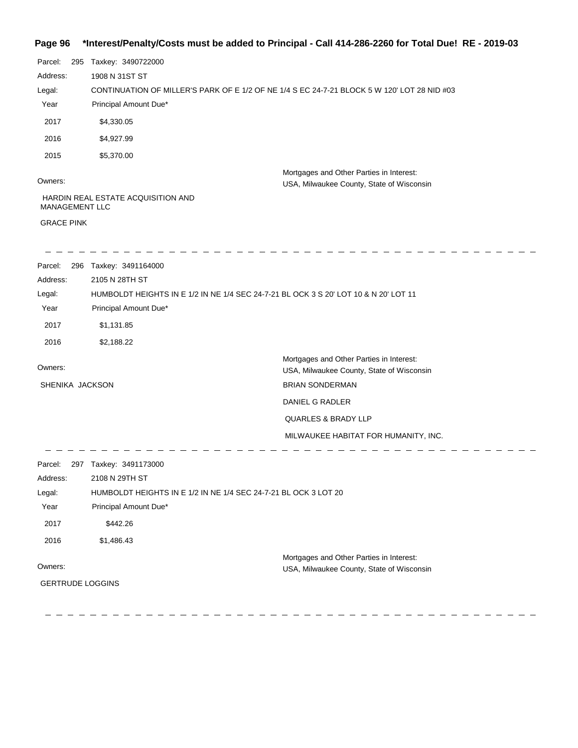**Page 96 \*Interest/Penalty/Costs must be added to Principal - Call 414-286-2260 for Total Due! RE - 2019-03**

Parcel: 295 Taxkey: 3490722000

Address: 1908 N 31ST ST

Legal: CONTINUATION OF MILLER'S PARK OF E 1/2 OF NE 1/4 S EC 24-7-21 BLOCK 5 W 120' LOT 28 NID #03

| Year | Principal Amount Due* |
|---|---|
| 2017 | $4,330.05 |
| 2016 | $4,927.99 |
| 2015 | $5,370.00 |

Owners:

HARDIN REAL ESTATE ACQUISITION AND MANAGEMENT LLC

GRACE PINK

Mortgages and Other Parties in Interest:

USA, Milwaukee County, State of Wisconsin

---

Parcel: 296 Taxkey: 3491164000

Address: 2105 N 28TH ST

Legal: HUMBOLDT HEIGHTS IN E 1/2 IN NE 1/4 SEC 24-7-21 BL OCK 3 S 20' LOT 10 & N 20' LOT 11

| Year | Principal Amount Due* |
|---|---|
| 2017 | $1,131.85 |
| 2016 | $2,188.22 |

Owners:

SHENIKA JACKSON

Mortgages and Other Parties in Interest:

USA, Milwaukee County, State of Wisconsin

BRIAN SONDERMAN

DANIEL G RADLER

QUARLES & BRADY LLP

MILWAUKEE HABITAT FOR HUMANITY, INC.

---

Parcel: 297 Taxkey: 3491173000

Address: 2108 N 29TH ST

Legal: HUMBOLDT HEIGHTS IN E 1/2 IN NE 1/4 SEC 24-7-21 BL OCK 3 LOT 20

| Year | Principal Amount Due* |
|---|---|
| 2017 | $442.26 |
| 2016 | $1,486.43 |

Owners:

GERTRUDE LOGGINS

Mortgages and Other Parties in Interest:

USA, Milwaukee County, State of Wisconsin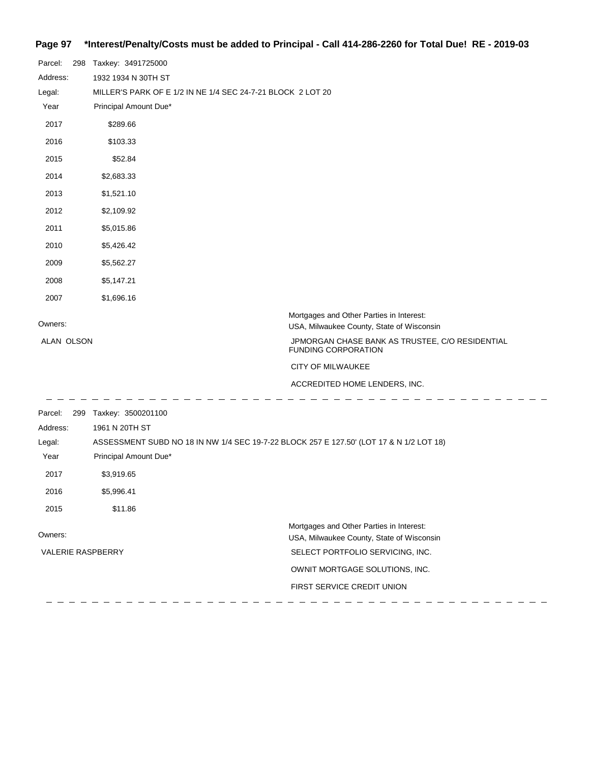**Page 97 \*Interest/Penalty/Costs must be added to Principal - Call 414-286-2260 for Total Due! RE - 2019-03**

Parcel: 298 Taxkey: 3491725000

Address: 1932 1934 N 30TH ST

Legal: MILLER'S PARK OF E 1/2 IN NE 1/4 SEC 24-7-21 BLOCK 2 LOT 20

| Year | Principal Amount Due* |
|---|---|
| 2017 | $289.66 |
| 2016 | $103.33 |
| 2015 | $52.84 |
| 2014 | $2,683.33 |
| 2013 | $1,521.10 |
| 2012 | $2,109.92 |
| 2011 | $5,015.86 |
| 2010 | $5,426.42 |
| 2009 | $5,562.27 |
| 2008 | $5,147.21 |
| 2007 | $1,696.16 |

Owners:

ALAN OLSON

Mortgages and Other Parties in Interest:

USA, Milwaukee County, State of Wisconsin

JPMORGAN CHASE BANK AS TRUSTEE, C/O RESIDENTIAL FUNDING CORPORATION

CITY OF MILWAUKEE

ACCREDITED HOME LENDERS, INC.

---

Parcel: 299 Taxkey: 3500201100

Address: 1961 N 20TH ST

Legal: ASSESSMENT SUBD NO 18 IN NW 1/4 SEC 19-7-22 BLOCK 257 E 127.50' (LOT 17 & N 1/2 LOT 18)

| Year | Principal Amount Due* |
|---|---|
| 2017 | $3,919.65 |
| 2016 | $5,996.41 |
| 2015 | $11.86 |

Owners:

VALERIE RASPBERRY

Mortgages and Other Parties in Interest:

USA, Milwaukee County, State of Wisconsin

SELECT PORTFOLIO SERVICING, INC.

OWNIT MORTGAGE SOLUTIONS, INC.

FIRST SERVICE CREDIT UNION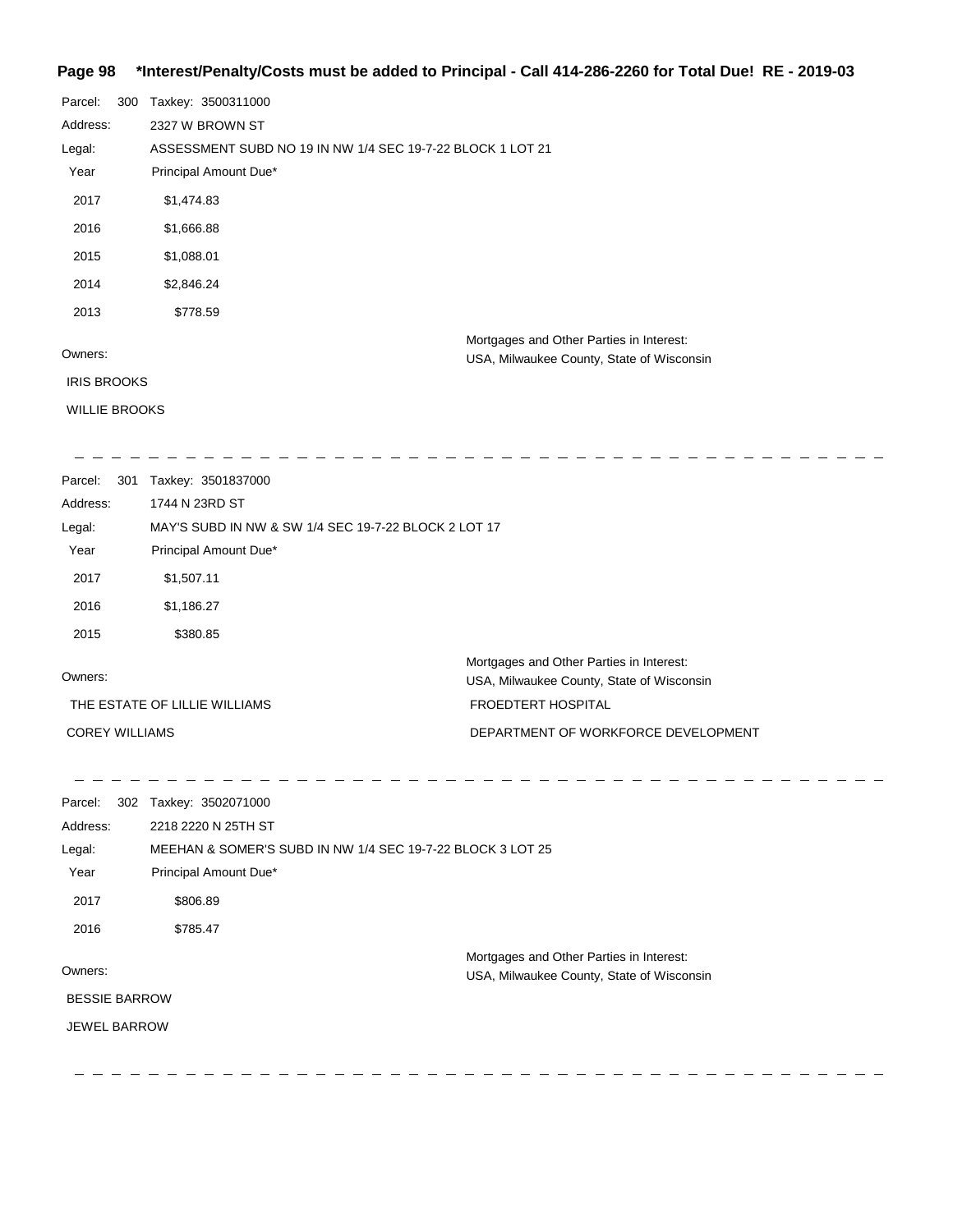**\*Interest/Penalty/Costs must be added to Principal - Call 414-286-2260 for Total Due! RE - 2019-03**

Parcel: 300 Taxkey: 3500311000

Address: 2327 W BROWN ST

Legal: ASSESSMENT SUBD NO 19 IN NW 1/4 SEC 19-7-22 BLOCK 1 LOT 21

| Year | Principal Amount Due* |
|---|---|
| 2017 | $1,474.83 |
| 2016 | $1,666.88 |
| 2015 | $1,088.01 |
| 2014 | $2,846.24 |
| 2013 | $778.59 |

Owners:

IRIS BROOKS

WILLIE BROOKS

Mortgages and Other Parties in Interest:

USA, Milwaukee County, State of Wisconsin

---

Parcel: 301 Taxkey: 3501837000

Address: 1744 N 23RD ST

Legal: MAY'S SUBD IN NW & SW 1/4 SEC 19-7-22 BLOCK 2 LOT 17

| Year | Principal Amount Due* |
|---|---|
| 2017 | $1,507.11 |
| 2016 | $1,186.27 |
| 2015 | $380.85 |

Owners:

THE ESTATE OF LILLIE WILLIAMS

COREY WILLIAMS

Mortgages and Other Parties in Interest:

USA, Milwaukee County, State of Wisconsin

FROEDTERT HOSPITAL

DEPARTMENT OF WORKFORCE DEVELOPMENT

---

Parcel: 302 Taxkey: 3502071000

Address: 2218 2220 N 25TH ST

Legal: MEEHAN & SOMER'S SUBD IN NW 1/4 SEC 19-7-22 BLOCK 3 LOT 25

| Year | Principal Amount Due* |
|---|---|
| 2017 | $806.89 |
| 2016 | $785.47 |

Owners:

BESSIE BARROW

JEWEL BARROW

Mortgages and Other Parties in Interest:

USA, Milwaukee County, State of Wisconsin

---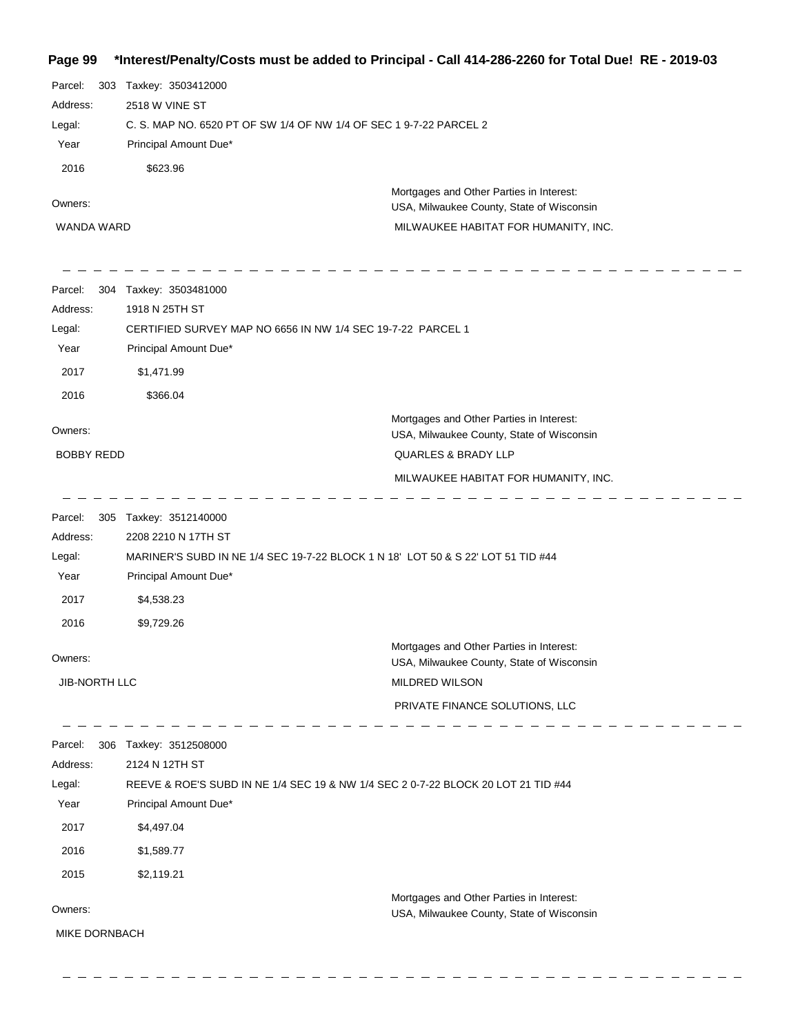**\*Interest/Penalty/Costs must be added to Principal - Call 414-286-2260 for Total Due! RE - 2019-03**

Parcel: 303 Taxkey: 3503412000

Address: 2518 W VINE ST

Legal: C. S. MAP NO. 6520 PT OF SW 1/4 OF NW 1/4 OF SEC 1 9-7-22 PARCEL 2

| Year | Principal Amount Due* |
|---|---|
| 2016 | $623.96 |

Owners:

WANDA WARD

Mortgages and Other Parties in Interest:
USA, Milwaukee County, State of Wisconsin
MILWAUKEE HABITAT FOR HUMANITY, INC.

---

Parcel: 304 Taxkey: 3503481000

Address: 1918 N 25TH ST

Legal: CERTIFIED SURVEY MAP NO 6656 IN NW 1/4 SEC 19-7-22 PARCEL 1

| Year | Principal Amount Due* |
|---|---|
| 2017 | $1,471.99 |
| 2016 | $366.04 |

Owners:

BOBBY REDD

Mortgages and Other Parties in Interest:
USA, Milwaukee County, State of Wisconsin
QUARLES & BRADY LLP
MILWAUKEE HABITAT FOR HUMANITY, INC.

---

Parcel: 305 Taxkey: 3512140000

Address: 2208 2210 N 17TH ST

Legal: MARINER'S SUBD IN NE 1/4 SEC 19-7-22 BLOCK 1 N 18' LOT 50 & S 22' LOT 51 TID #44

| Year | Principal Amount Due* |
|---|---|
| 2017 | $4,538.23 |
| 2016 | $9,729.26 |

Owners:

JIB-NORTH LLC

Mortgages and Other Parties in Interest:
USA, Milwaukee County, State of Wisconsin
MILDRED WILSON
PRIVATE FINANCE SOLUTIONS, LLC

---

Parcel: 306 Taxkey: 3512508000

Address: 2124 N 12TH ST

Legal: REEVE & ROE'S SUBD IN NE 1/4 SEC 19 & NW 1/4 SEC 2 0-7-22 BLOCK 20 LOT 21 TID #44

| Year | Principal Amount Due* |
|---|---|
| 2017 | $4,497.04 |
| 2016 | $1,589.77 |
| 2015 | $2,119.21 |

Owners:

MIKE DORNBACH

Mortgages and Other Parties in Interest:
USA, Milwaukee County, State of Wisconsin

---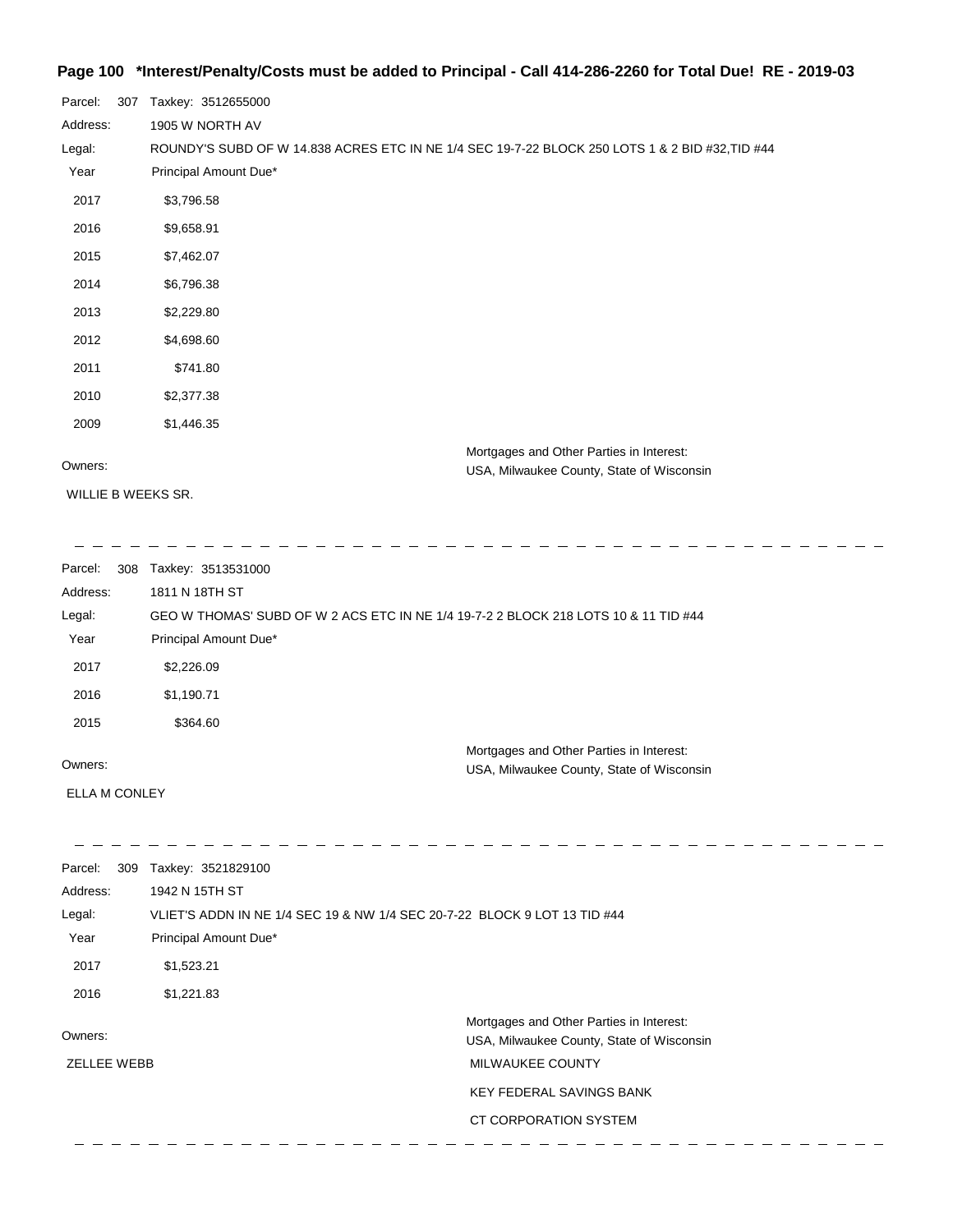**Page 100 \*Interest/Penalty/Costs must be added to Principal - Call 414-286-2260 for Total Due! RE - 2019-03**

Parcel: 307 Taxkey: 3512655000

Address: 1905 W NORTH AV

Legal: ROUNDY'S SUBD OF W 14.838 ACRES ETC IN NE 1/4 SEC 19-7-22 BLOCK 250 LOTS 1 & 2 BID #32,TID #44

| Year | Principal Amount Due* |
|---|---|
| 2017 | $3,796.58 |
| 2016 | $9,658.91 |
| 2015 | $7,462.07 |
| 2014 | $6,796.38 |
| 2013 | $2,229.80 |
| 2012 | $4,698.60 |
| 2011 | $741.80 |
| 2010 | $2,377.38 |
| 2009 | $1,446.35 |

Owners:

WILLIE B WEEKS SR.

Mortgages and Other Parties in Interest:

USA, Milwaukee County, State of Wisconsin

---

Parcel: 308 Taxkey: 3513531000

Address: 1811 N 18TH ST

Legal: GEO W THOMAS' SUBD OF W 2 ACS ETC IN NE 1/4 19-7-2 2 BLOCK 218 LOTS 10 & 11 TID #44

| Year | Principal Amount Due* |
|---|---|
| 2017 | $2,226.09 |
| 2016 | $1,190.71 |
| 2015 | $364.60 |

Owners:

ELLA M CONLEY

Mortgages and Other Parties in Interest:

USA, Milwaukee County, State of Wisconsin

---

Parcel: 309 Taxkey: 3521829100

Address: 1942 N 15TH ST

Legal: VLIET'S ADDN IN NE 1/4 SEC 19 & NW 1/4 SEC 20-7-22 BLOCK 9 LOT 13 TID #44

| Year | Principal Amount Due* |
|---|---|
| 2017 | $1,523.21 |
| 2016 | $1,221.83 |

Owners:

ZELLEE WEBB

Mortgages and Other Parties in Interest:

USA, Milwaukee County, State of Wisconsin

MILWAUKEE COUNTY

KEY FEDERAL SAVINGS BANK

CT CORPORATION SYSTEM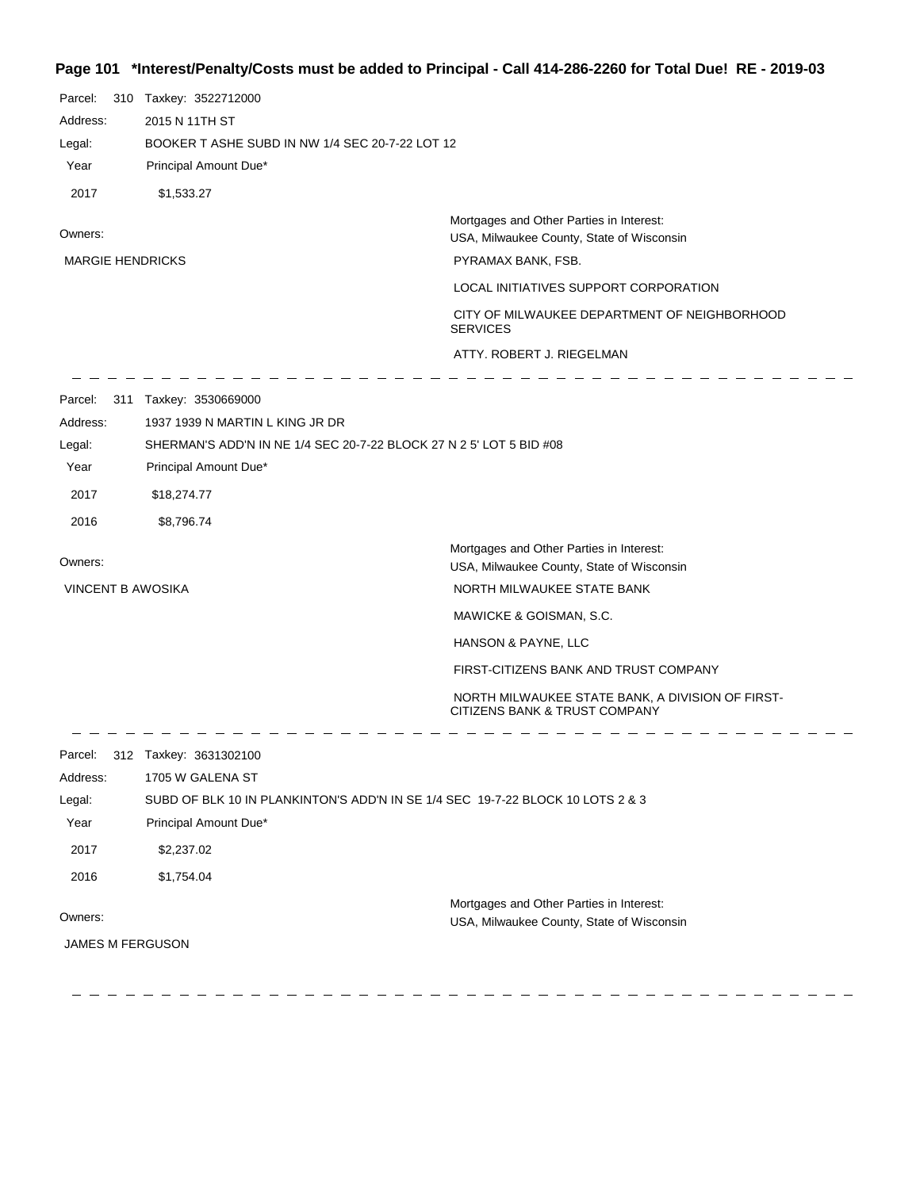**Page 101 \*Interest/Penalty/Costs must be added to Principal - Call 414-286-2260 for Total Due! RE - 2019-03**

Parcel: 310 Taxkey: 3522712000
Address: 2015 N 11TH ST
Legal: BOOKER T ASHE SUBD IN NW 1/4 SEC 20-7-22 LOT 12

| Year | Principal Amount Due* |
| --- | --- |
| 2017 | $1,533.27 |

Owners:
MARGIE HENDRICKS

Mortgages and Other Parties in Interest:
USA, Milwaukee County, State of Wisconsin
PYRAMAX BANK, FSB.
LOCAL INITIATIVES SUPPORT CORPORATION
CITY OF MILWAUKEE DEPARTMENT OF NEIGHBORHOOD SERVICES
ATTY. ROBERT J. RIEGELMAN

---

Parcel: 311 Taxkey: 3530669000
Address: 1937 1939 N MARTIN L KING JR DR
Legal: SHERMAN'S ADD'N IN NE 1/4 SEC 20-7-22 BLOCK 27 N 2 5' LOT 5 BID #08

| Year | Principal Amount Due* |
| --- | --- |
| 2017 | $18,274.77 |
| 2016 | $8,796.74 |

Owners:
VINCENT B AWOSIKA

Mortgages and Other Parties in Interest:
USA, Milwaukee County, State of Wisconsin
NORTH MILWAUKEE STATE BANK
MAWICKE & GOISMAN, S.C.
HANSON & PAYNE, LLC
FIRST-CITIZENS BANK AND TRUST COMPANY
NORTH MILWAUKEE STATE BANK, A DIVISION OF FIRST-CITIZENS BANK & TRUST COMPANY

---

Parcel: 312 Taxkey: 3631302100
Address: 1705 W GALENA ST
Legal: SUBD OF BLK 10 IN PLANKINTON'S ADD'N IN SE 1/4 SEC 19-7-22 BLOCK 10 LOTS 2 & 3

| Year | Principal Amount Due* |
| --- | --- |
| 2017 | $2,237.02 |
| 2016 | $1,754.04 |

Owners:
JAMES M FERGUSON

Mortgages and Other Parties in Interest:
USA, Milwaukee County, State of Wisconsin

---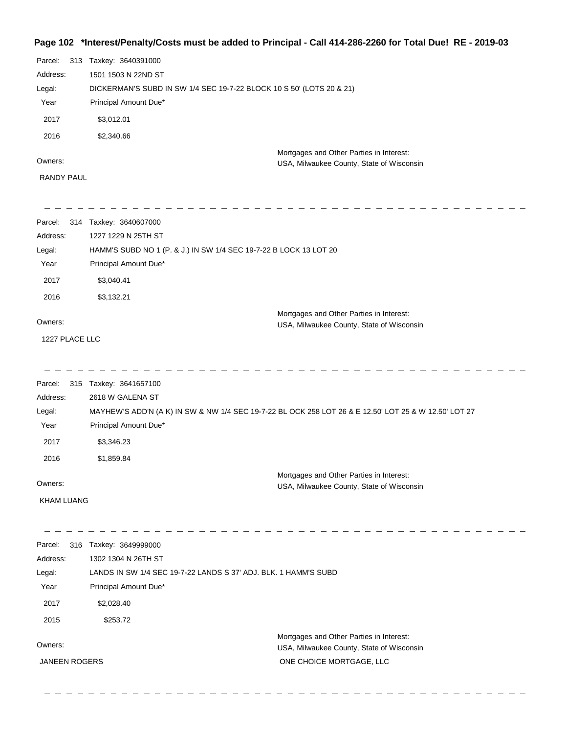**Page 102 \*Interest/Penalty/Costs must be added to Principal - Call 414-286-2260 for Total Due! RE - 2019-03**

Parcel: 313 Taxkey: 3640391000
Address: 1501 1503 N 22ND ST
Legal: DICKERMAN'S SUBD IN SW 1/4 SEC 19-7-22 BLOCK 10 S 50' (LOTS 20 & 21)

| Year | Principal Amount Due* |
|---|---|
| 2017 | $3,012.01 |
| 2016 | $2,340.66 |

Owners: RANDY PAUL

Mortgages and Other Parties in Interest: USA, Milwaukee County, State of Wisconsin

---

Parcel: 314 Taxkey: 3640607000
Address: 1227 1229 N 25TH ST
Legal: HAMM'S SUBD NO 1 (P. & J.) IN SW 1/4 SEC 19-7-22 B LOCK 13 LOT 20

| Year | Principal Amount Due* |
|---|---|
| 2017 | $3,040.41 |
| 2016 | $3,132.21 |

Owners: 1227 PLACE LLC

Mortgages and Other Parties in Interest: USA, Milwaukee County, State of Wisconsin

---

Parcel: 315 Taxkey: 3641657100
Address: 2618 W GALENA ST
Legal: MAYHEW'S ADD'N (A K) IN SW & NW 1/4 SEC 19-7-22 BL OCK 258 LOT 26 & E 12.50' LOT 25 & W 12.50' LOT 27

| Year | Principal Amount Due* |
|---|---|
| 2017 | $3,346.23 |
| 2016 | $1,859.84 |

Owners: KHAM LUANG

Mortgages and Other Parties in Interest: USA, Milwaukee County, State of Wisconsin

---

Parcel: 316 Taxkey: 3649999000
Address: 1302 1304 N 26TH ST
Legal: LANDS IN SW 1/4 SEC 19-7-22 LANDS S 37' ADJ. BLK. 1 HAMM'S SUBD

| Year | Principal Amount Due* |
|---|---|
| 2017 | $2,028.40 |
| 2015 | $253.72 |

Owners: JANEEN ROGERS

Mortgages and Other Parties in Interest: USA, Milwaukee County, State of Wisconsin; ONE CHOICE MORTGAGE, LLC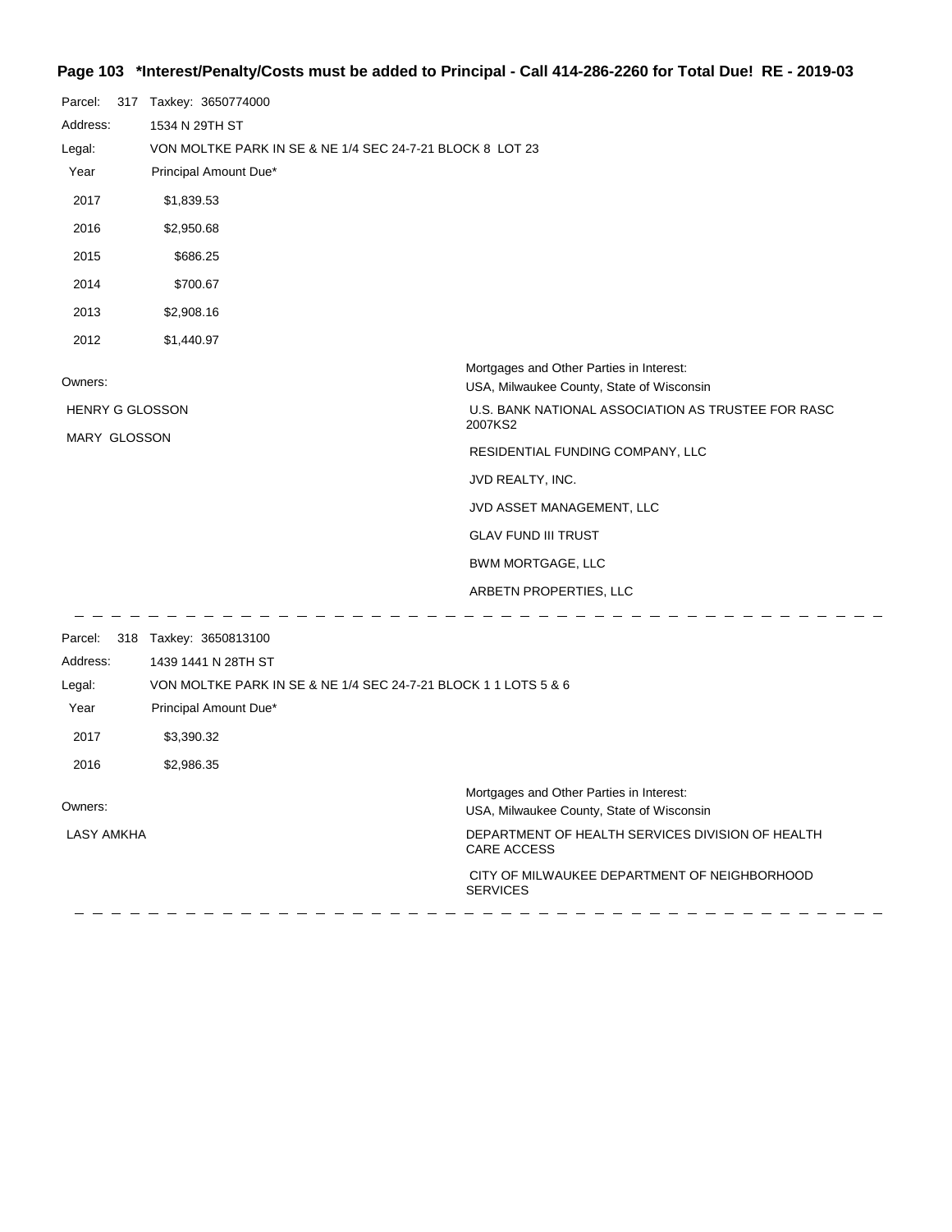**Page 103 \*Interest/Penalty/Costs must be added to Principal - Call 414-286-2260 for Total Due! RE - 2019-03**

Parcel: 317 Taxkey: 3650774000

Address: 1534 N 29TH ST

Legal: VON MOLTKE PARK IN SE & NE 1/4 SEC 24-7-21 BLOCK 8 LOT 23

| Year | Principal Amount Due* |
|---|---|
| 2017 | $1,839.53 |
| 2016 | $2,950.68 |
| 2015 | $686.25 |
| 2014 | $700.67 |
| 2013 | $2,908.16 |
| 2012 | $1,440.97 |

Owners:

HENRY G GLOSSON

MARY GLOSSON

Mortgages and Other Parties in Interest:

USA, Milwaukee County, State of Wisconsin

U.S. BANK NATIONAL ASSOCIATION AS TRUSTEE FOR RASC 2007KS2

RESIDENTIAL FUNDING COMPANY, LLC

JVD REALTY, INC.

JVD ASSET MANAGEMENT, LLC

GLAV FUND III TRUST

BWM MORTGAGE, LLC

ARBETN PROPERTIES, LLC

---

Parcel: 318 Taxkey: 3650813100

Address: 1439 1441 N 28TH ST

Legal: VON MOLTKE PARK IN SE & NE 1/4 SEC 24-7-21 BLOCK 1 1 LOTS 5 & 6

| Year | Principal Amount Due* |
|---|---|
| 2017 | $3,390.32 |
| 2016 | $2,986.35 |

Owners:

LASY AMKHA

Mortgages and Other Parties in Interest:

USA, Milwaukee County, State of Wisconsin

DEPARTMENT OF HEALTH SERVICES DIVISION OF HEALTH CARE ACCESS

CITY OF MILWAUKEE DEPARTMENT OF NEIGHBORHOOD SERVICES

---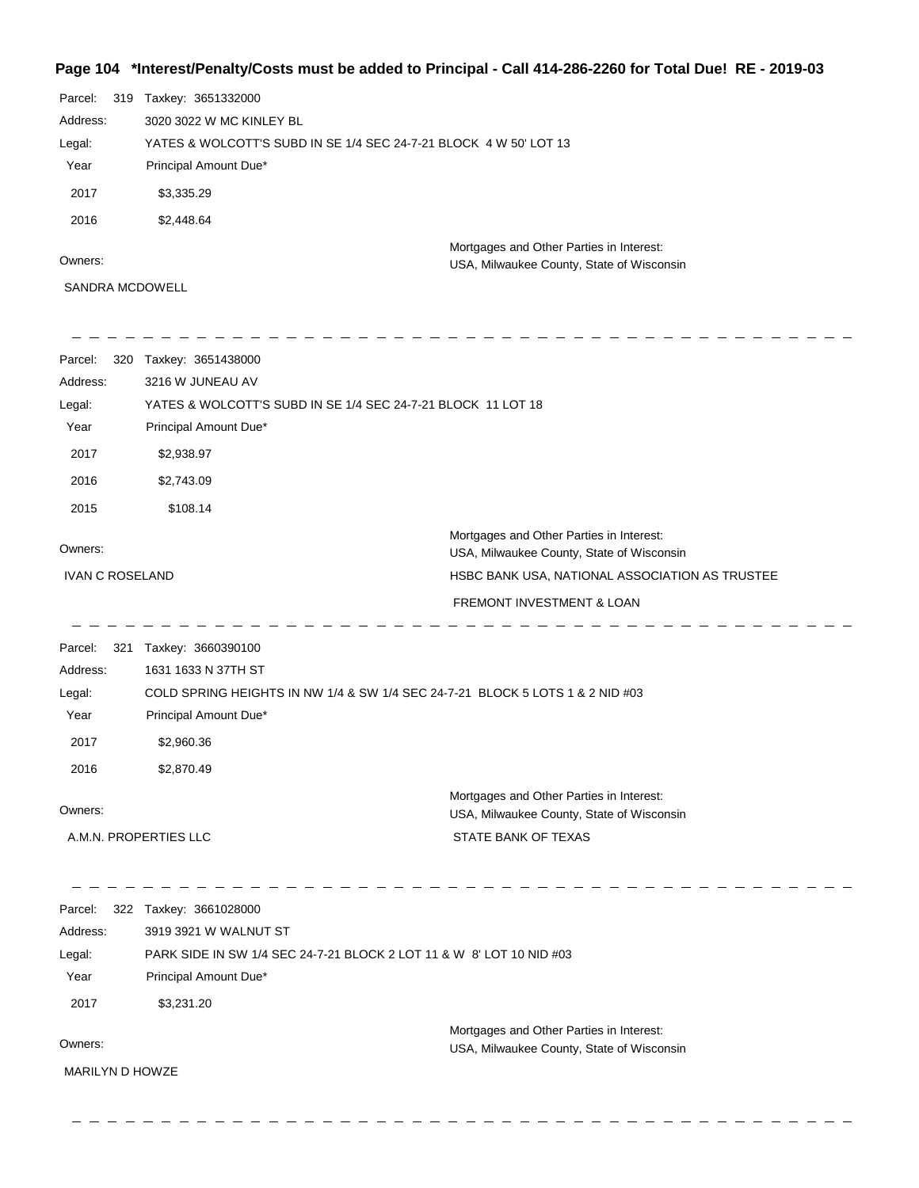# Page 104 *Interest/Penalty/Costs must be added to Principal - Call 414-286-2260 for Total Due! RE - 2019-03

Parcel: 319 Taxkey: 3651332000

Address: 3020 3022 W MC KINLEY BL

Legal: YATES & WOLCOTT'S SUBD IN SE 1/4 SEC 24-7-21 BLOCK 4 W 50' LOT 13

| Year | Principal Amount Due* |
|---|---|
| 2017 | $3,335.29 |
| 2016 | $2,448.64 |

Owners:

SANDRA MCDOWELL

Mortgages and Other Parties in Interest:

USA, Milwaukee County, State of Wisconsin

---

Parcel: 320 Taxkey: 3651438000

Address: 3216 W JUNEAU AV

Legal: YATES & WOLCOTT'S SUBD IN SE 1/4 SEC 24-7-21 BLOCK 11 LOT 18

| Year | Principal Amount Due* |
|---|---|
| 2017 | $2,938.97 |
| 2016 | $2,743.09 |
| 2015 | $108.14 |

Owners:

IVAN C ROSELAND

Mortgages and Other Parties in Interest:

USA, Milwaukee County, State of Wisconsin

HSBC BANK USA, NATIONAL ASSOCIATION AS TRUSTEE

FREMONT INVESTMENT & LOAN

---

Parcel: 321 Taxkey: 3660390100

Address: 1631 1633 N 37TH ST

Legal: COLD SPRING HEIGHTS IN NW 1/4 & SW 1/4 SEC 24-7-21 BLOCK 5 LOTS 1 & 2 NID #03

| Year | Principal Amount Due* |
|---|---|
| 2017 | $2,960.36 |
| 2016 | $2,870.49 |

Owners:

A.M.N. PROPERTIES LLC

Mortgages and Other Parties in Interest:

USA, Milwaukee County, State of Wisconsin

STATE BANK OF TEXAS

---

Parcel: 322 Taxkey: 3661028000

Address: 3919 3921 W WALNUT ST

Legal: PARK SIDE IN SW 1/4 SEC 24-7-21 BLOCK 2 LOT 11 & W 8' LOT 10 NID #03

| Year | Principal Amount Due* |
|---|---|
| 2017 | $3,231.20 |

Owners:

MARILYN D HOWZE

Mortgages and Other Parties in Interest:

USA, Milwaukee County, State of Wisconsin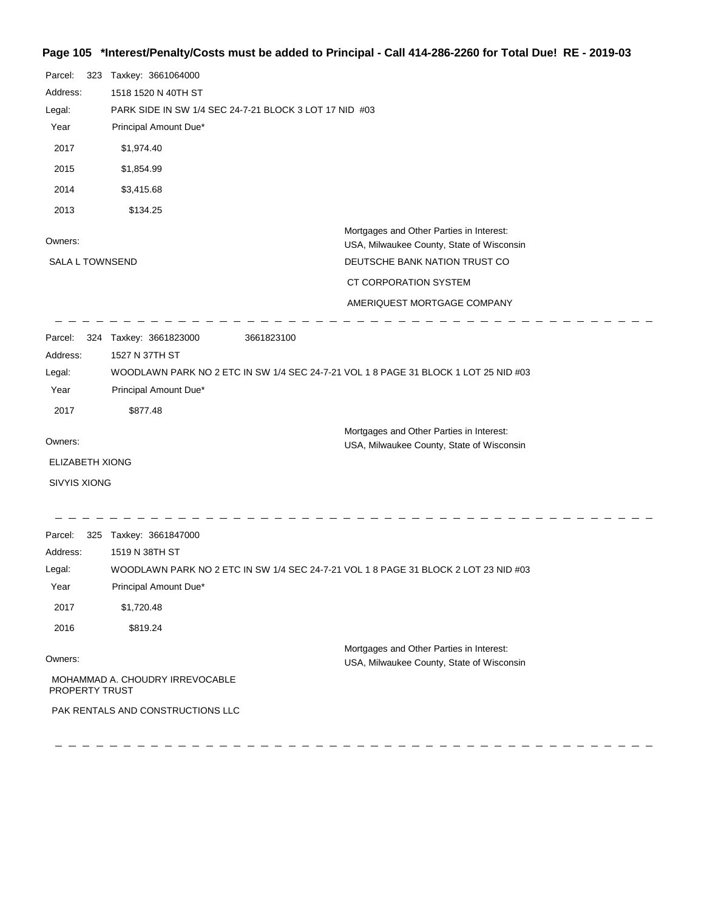**Page 105 \*Interest/Penalty/Costs must be added to Principal - Call 414-286-2260 for Total Due! RE - 2019-03**

Parcel: 323 Taxkey: 3661064000

Address: 1518 1520 N 40TH ST

Legal: PARK SIDE IN SW 1/4 SEC 24-7-21 BLOCK 3 LOT 17 NID #03

| Year | Principal Amount Due* |
|---|---|
| 2017 | $1,974.40 |
| 2015 | $1,854.99 |
| 2014 | $3,415.68 |
| 2013 | $134.25 |

Owners:

SALA L TOWNSEND

Mortgages and Other Parties in Interest:

USA, Milwaukee County, State of Wisconsin

DEUTSCHE BANK NATION TRUST CO

CT CORPORATION SYSTEM

AMERIQUEST MORTGAGE COMPANY

---

Parcel: 324 Taxkey: 3661823000 3661823100

Address: 1527 N 37TH ST

Legal: WOODLAWN PARK NO 2 ETC IN SW 1/4 SEC 24-7-21 VOL 1 8 PAGE 31 BLOCK 1 LOT 25 NID #03

| Year | Principal Amount Due* |
|---|---|
| 2017 | $877.48 |

Owners:

ELIZABETH XIONG

SIVYIS XIONG

Mortgages and Other Parties in Interest:

USA, Milwaukee County, State of Wisconsin

---

Parcel: 325 Taxkey: 3661847000

Address: 1519 N 38TH ST

Legal: WOODLAWN PARK NO 2 ETC IN SW 1/4 SEC 24-7-21 VOL 1 8 PAGE 31 BLOCK 2 LOT 23 NID #03

| Year | Principal Amount Due* |
|---|---|
| 2017 | $1,720.48 |
| 2016 | $819.24 |

Owners:

MOHAMMAD A. CHOUDRY IRREVOCABLE PROPERTY TRUST

PAK RENTALS AND CONSTRUCTIONS LLC

Mortgages and Other Parties in Interest:

USA, Milwaukee County, State of Wisconsin

---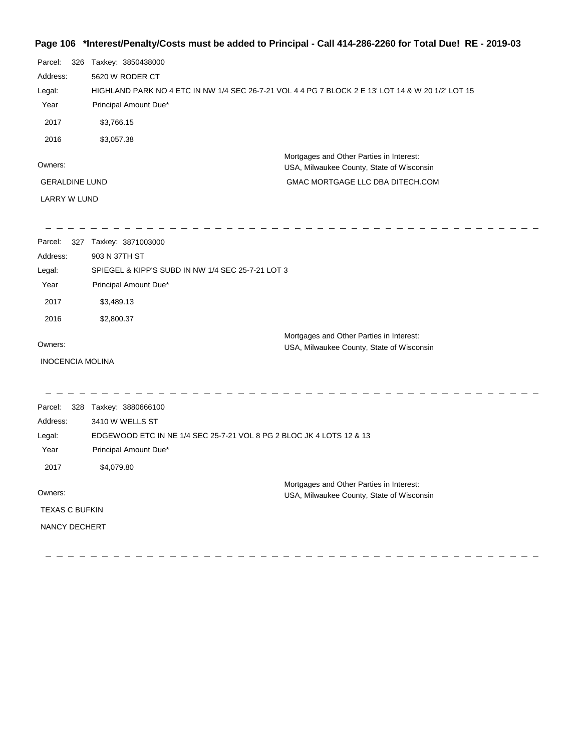**Page 106 \*Interest/Penalty/Costs must be added to Principal - Call 414-286-2260 for Total Due! RE - 2019-03**

Parcel: 326 Taxkey: 3850438000

Address: 5620 W RODER CT

Legal: HIGHLAND PARK NO 4 ETC IN NW 1/4 SEC 26-7-21 VOL 4 4 PG 7 BLOCK 2 E 13' LOT 14 & W 20 1/2' LOT 15

| Year | Principal Amount Due* |
| --- | --- |
| 2017 | $3,766.15 |
| 2016 | $3,057.38 |

Owners:

GERALDINE LUND

LARRY W LUND

Mortgages and Other Parties in Interest:

USA, Milwaukee County, State of Wisconsin

GMAC MORTGAGE LLC DBA DITECH.COM

---

Parcel: 327 Taxkey: 3871003000

Address: 903 N 37TH ST

Legal: SPIEGEL & KIPP'S SUBD IN NW 1/4 SEC 25-7-21 LOT 3

| Year | Principal Amount Due* |
| --- | --- |
| 2017 | $3,489.13 |
| 2016 | $2,800.37 |

Owners:

INOCENCIA MOLINA

Mortgages and Other Parties in Interest:

USA, Milwaukee County, State of Wisconsin

---

Parcel: 328 Taxkey: 3880666100

Address: 3410 W WELLS ST

Legal: EDGEWOOD ETC IN NE 1/4 SEC 25-7-21 VOL 8 PG 2 BLOC JK 4 LOTS 12 & 13

| Year | Principal Amount Due* |
| --- | --- |
| 2017 | $4,079.80 |

Owners:

TEXAS C BUFKIN

NANCY DECHERT

Mortgages and Other Parties in Interest:

USA, Milwaukee County, State of Wisconsin

---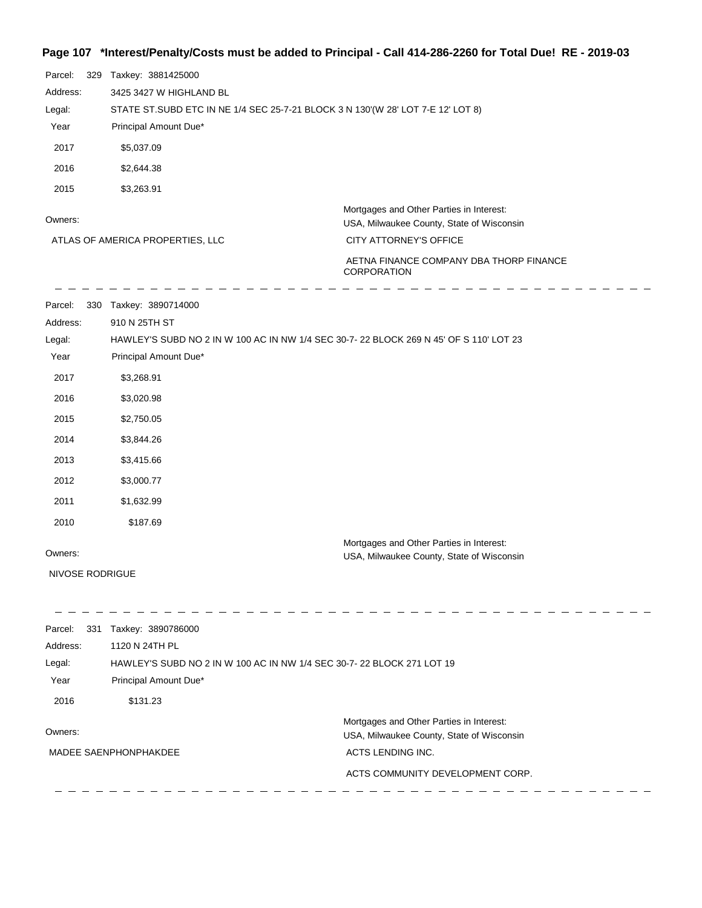## Page 107 *Interest/Penalty/Costs must be added to Principal - Call 414-286-2260 for Total Due! RE - 2019-03

Parcel: 329 Taxkey: 3881425000

Address: 3425 3427 W HIGHLAND BL

Legal: STATE ST.SUBD ETC IN NE 1/4 SEC 25-7-21 BLOCK 3 N 130'(W 28' LOT 7-E 12' LOT 8)

| Year | Principal Amount Due* |
|---|---|
| 2017 | $5,037.09 |
| 2016 | $2,644.38 |
| 2015 | $3,263.91 |

Owners:

ATLAS OF AMERICA PROPERTIES, LLC

Mortgages and Other Parties in Interest:

USA, Milwaukee County, State of Wisconsin

CITY ATTORNEY'S OFFICE

AETNA FINANCE COMPANY DBA THORP FINANCE CORPORATION

---

Parcel: 330 Taxkey: 3890714000

Address: 910 N 25TH ST

Legal: HAWLEY'S SUBD NO 2 IN W 100 AC IN NW 1/4 SEC 30-7- 22 BLOCK 269 N 45' OF S 110' LOT 23

| Year | Principal Amount Due* |
|---|---|
| 2017 | $3,268.91 |
| 2016 | $3,020.98 |
| 2015 | $2,750.05 |
| 2014 | $3,844.26 |
| 2013 | $3,415.66 |
| 2012 | $3,000.77 |
| 2011 | $1,632.99 |
| 2010 | $187.69 |

Owners:

NIVOSE RODRIGUE

Mortgages and Other Parties in Interest:

USA, Milwaukee County, State of Wisconsin

---

Parcel: 331 Taxkey: 3890786000

Address: 1120 N 24TH PL

Legal: HAWLEY'S SUBD NO 2 IN W 100 AC IN NW 1/4 SEC 30-7- 22 BLOCK 271 LOT 19

| Year | Principal Amount Due* |
|---|---|
| 2016 | $131.23 |

Owners:

MADEE SAENPHONPHAKDEE

Mortgages and Other Parties in Interest:

USA, Milwaukee County, State of Wisconsin

ACTS LENDING INC.

ACTS COMMUNITY DEVELOPMENT CORP.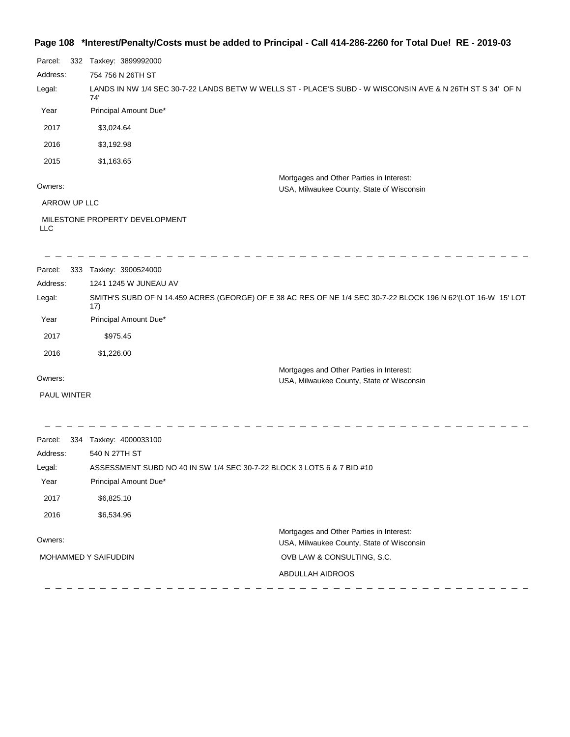## Page 108 *Interest/Penalty/Costs must be added to Principal - Call 414-286-2260 for Total Due! RE - 2019-03

Parcel: 332 Taxkey: 3899992000

Address: 754 756 N 26TH ST

Legal: LANDS IN NW 1/4 SEC 30-7-22 LANDS BETW W WELLS ST - PLACE'S SUBD - W WISCONSIN AVE & N 26TH ST S 34' OF N 74'

| Year | Principal Amount Due* |
| --- | --- |
| 2017 | $3,024.64 |
| 2016 | $3,192.98 |
| 2015 | $1,163.65 |

Owners:

ARROW UP LLC

MILESTONE PROPERTY DEVELOPMENT LLC

Mortgages and Other Parties in Interest:

USA, Milwaukee County, State of Wisconsin

---

Parcel: 333 Taxkey: 3900524000

Address: 1241 1245 W JUNEAU AV

Legal: SMITH'S SUBD OF N 14.459 ACRES (GEORGE) OF E 38 AC RES OF NE 1/4 SEC 30-7-22 BLOCK 196 N 62'(LOT 16-W 15' LOT 17)

| Year | Principal Amount Due* |
| --- | --- |
| 2017 | $975.45 |
| 2016 | $1,226.00 |

Owners:

PAUL WINTER

Mortgages and Other Parties in Interest:

USA, Milwaukee County, State of Wisconsin

---

Parcel: 334 Taxkey: 4000033100

Address: 540 N 27TH ST

Legal: ASSESSMENT SUBD NO 40 IN SW 1/4 SEC 30-7-22 BLOCK 3 LOTS 6 & 7 BID #10

| Year | Principal Amount Due* |
| --- | --- |
| 2017 | $6,825.10 |
| 2016 | $6,534.96 |

Owners:

MOHAMMED Y SAIFUDDIN

Mortgages and Other Parties in Interest:

USA, Milwaukee County, State of Wisconsin

OVB LAW & CONSULTING, S.C.

ABDULLAH AIDROOS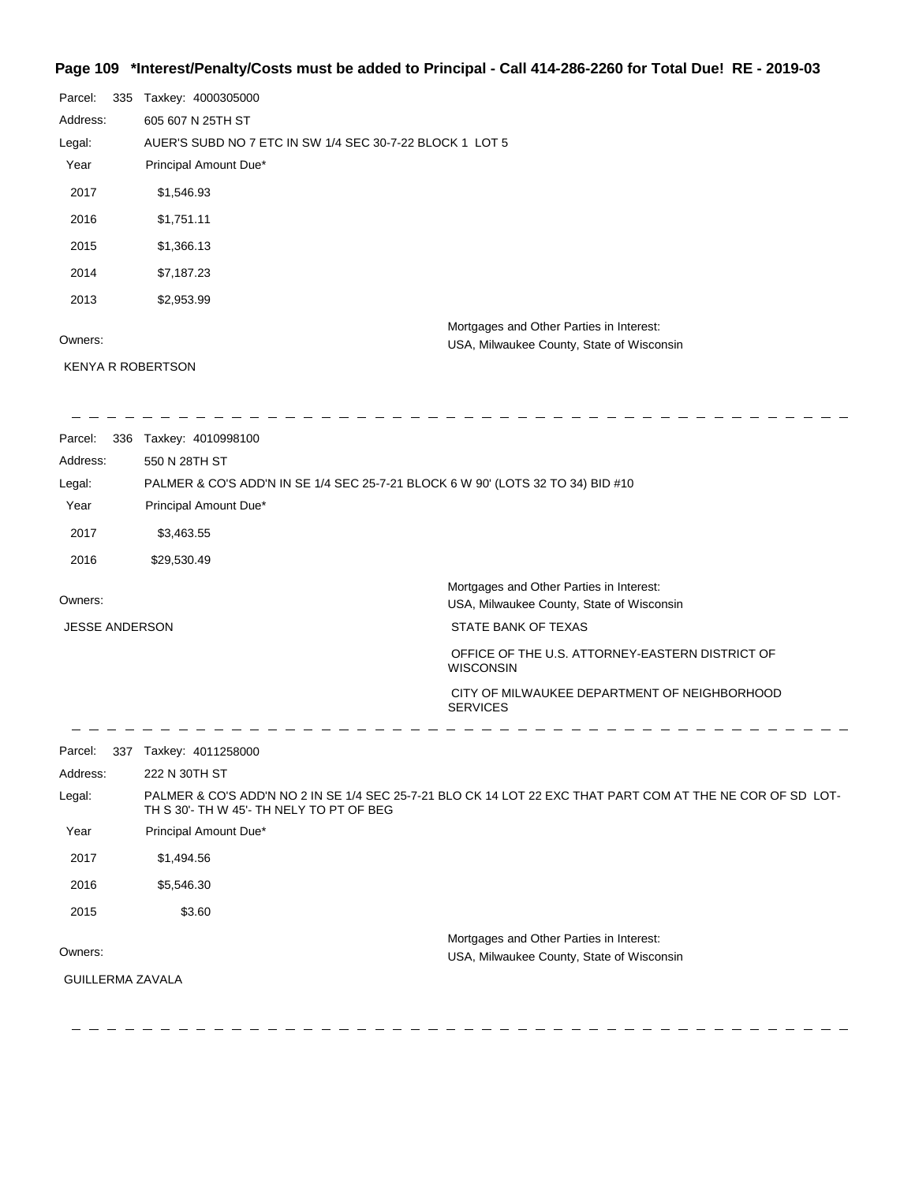**Page 109 \*Interest/Penalty/Costs must be added to Principal - Call 414-286-2260 for Total Due! RE - 2019-03**

Parcel: 335 Taxkey: 4000305000

Address: 605 607 N 25TH ST

Legal: AUER'S SUBD NO 7 ETC IN SW 1/4 SEC 30-7-22 BLOCK 1 LOT 5

| Year | Principal Amount Due* |
|---|---|
| 2017 | $1,546.93 |
| 2016 | $1,751.11 |
| 2015 | $1,366.13 |
| 2014 | $7,187.23 |
| 2013 | $2,953.99 |

Owners:

KENYA R ROBERTSON

Mortgages and Other Parties in Interest:

USA, Milwaukee County, State of Wisconsin

---

Parcel: 336 Taxkey: 4010998100

Address: 550 N 28TH ST

Legal: PALMER & CO'S ADD'N IN SE 1/4 SEC 25-7-21 BLOCK 6 W 90' (LOTS 32 TO 34) BID #10

| Year | Principal Amount Due* |
|---|---|
| 2017 | $3,463.55 |
| 2016 | $29,530.49 |

Owners:

JESSE ANDERSON

Mortgages and Other Parties in Interest:

USA, Milwaukee County, State of Wisconsin

STATE BANK OF TEXAS

OFFICE OF THE U.S. ATTORNEY-EASTERN DISTRICT OF WISCONSIN

CITY OF MILWAUKEE DEPARTMENT OF NEIGHBORHOOD SERVICES

---

Parcel: 337 Taxkey: 4011258000

Address: 222 N 30TH ST

Legal: PALMER & CO'S ADD'N NO 2 IN SE 1/4 SEC 25-7-21 BLO CK 14 LOT 22 EXC THAT PART COM AT THE NE COR OF SD LOT- TH S 30'- TH W 45'- TH NELY TO PT OF BEG

| Year | Principal Amount Due* |
|---|---|
| 2017 | $1,494.56 |
| 2016 | $5,546.30 |
| 2015 | $3.60 |

Owners:

GUILLERMA ZAVALA

Mortgages and Other Parties in Interest:

USA, Milwaukee County, State of Wisconsin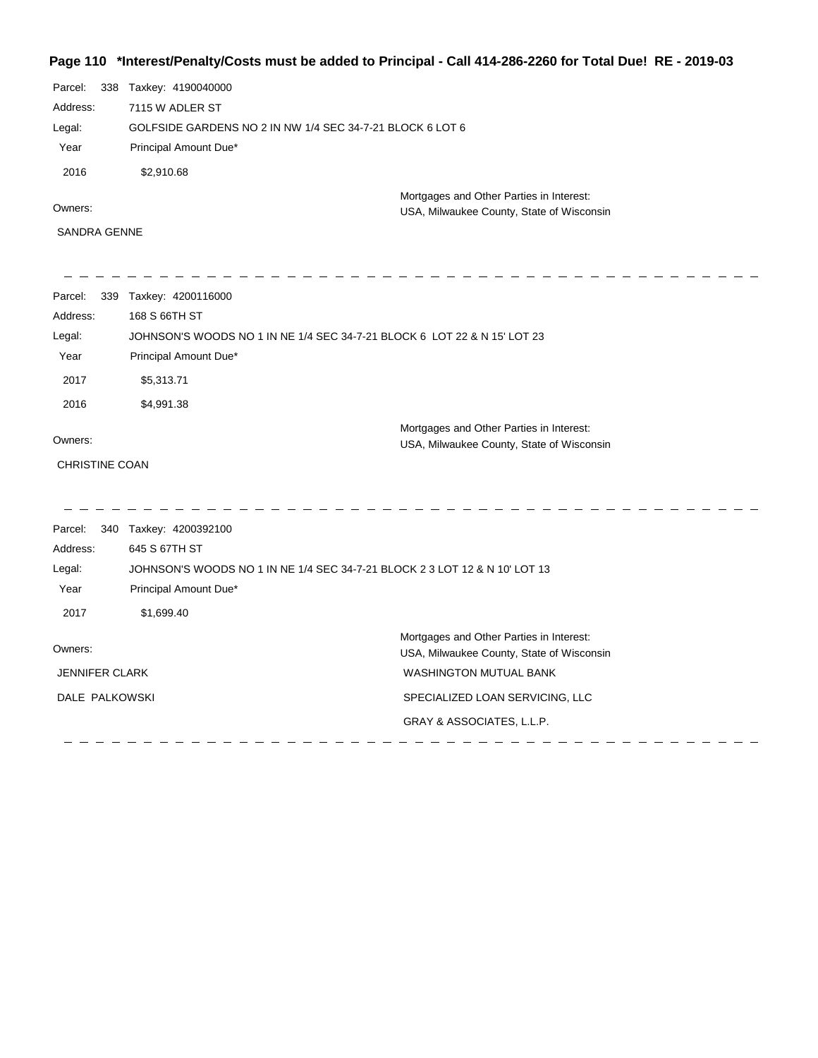**Page 110 \*Interest/Penalty/Costs must be added to Principal - Call 414-286-2260 for Total Due! RE - 2019-03**

Parcel: 338 Taxkey: 4190040000
Address: 7115 W ADLER ST
Legal: GOLFSIDE GARDENS NO 2 IN NW 1/4 SEC 34-7-21 BLOCK 6 LOT 6

| Year | Principal Amount Due* |
|---|---|
| 2016 | $2,910.68 |

Owners:
SANDRA GENNE

Mortgages and Other Parties in Interest:
USA, Milwaukee County, State of Wisconsin

---

Parcel: 339 Taxkey: 4200116000
Address: 168 S 66TH ST
Legal: JOHNSON'S WOODS NO 1 IN NE 1/4 SEC 34-7-21 BLOCK 6 LOT 22 & N 15' LOT 23

| Year | Principal Amount Due* |
|---|---|
| 2017 | $5,313.71 |
| 2016 | $4,991.38 |

Owners:
CHRISTINE COAN

Mortgages and Other Parties in Interest:
USA, Milwaukee County, State of Wisconsin

---

Parcel: 340 Taxkey: 4200392100
Address: 645 S 67TH ST
Legal: JOHNSON'S WOODS NO 1 IN NE 1/4 SEC 34-7-21 BLOCK 2 3 LOT 12 & N 10' LOT 13

| Year | Principal Amount Due* |
|---|---|
| 2017 | $1,699.40 |

Owners:
JENNIFER CLARK
DALE PALKOWSKI

Mortgages and Other Parties in Interest:
USA, Milwaukee County, State of Wisconsin
WASHINGTON MUTUAL BANK
SPECIALIZED LOAN SERVICING, LLC
GRAY & ASSOCIATES, L.L.P.

---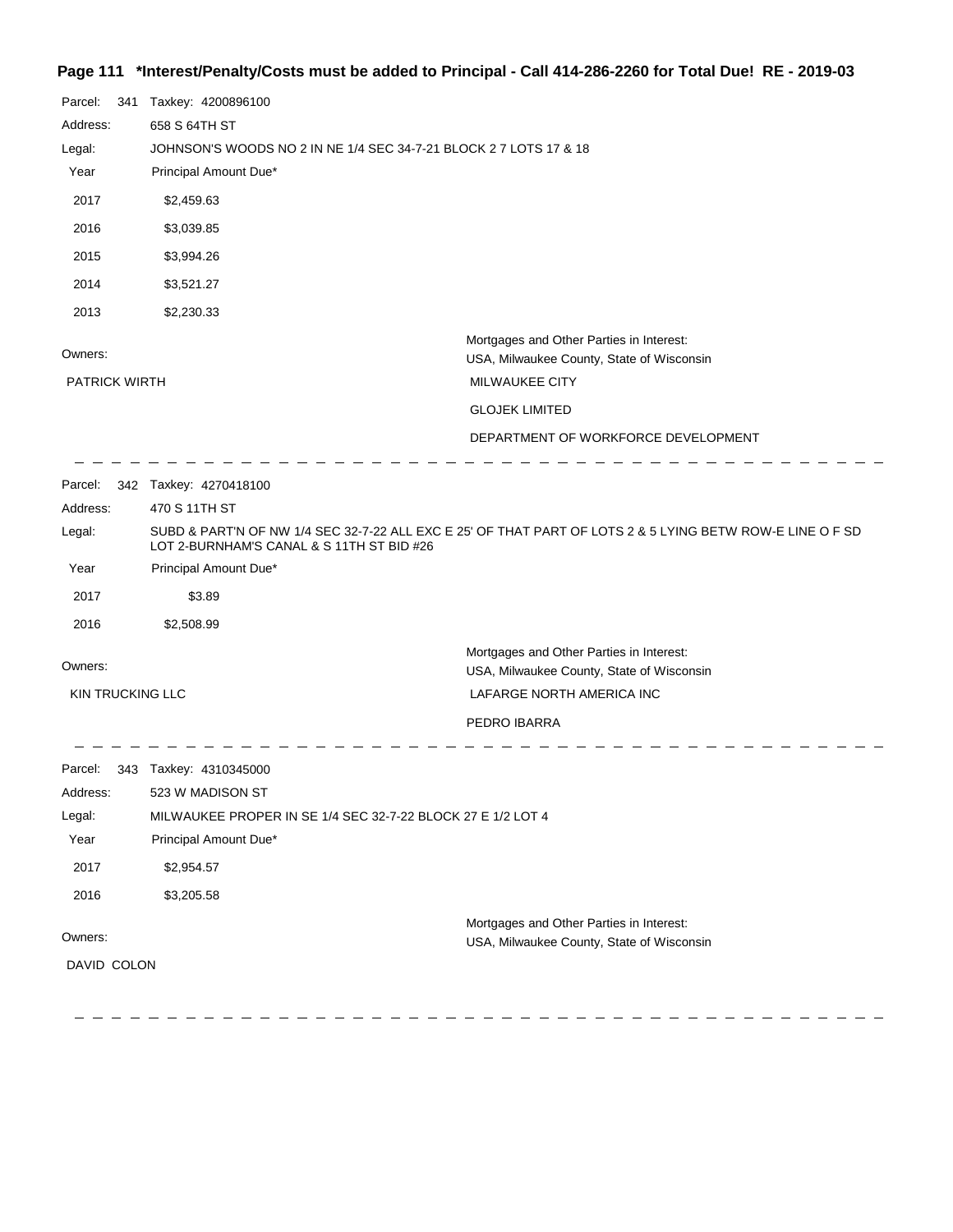**\*Interest/Penalty/Costs must be added to Principal - Call 414-286-2260 for Total Due! RE - 2019-03**

Parcel: 341 Taxkey: 4200896100

Address: 658 S 64TH ST

Legal: JOHNSON'S WOODS NO 2 IN NE 1/4 SEC 34-7-21 BLOCK 2 7 LOTS 17 & 18

| Year | Principal Amount Due* |
|---|---|
| 2017 | $2,459.63 |
| 2016 | $3,039.85 |
| 2015 | $3,994.26 |
| 2014 | $3,521.27 |
| 2013 | $2,230.33 |

Owners:

PATRICK WIRTH

Mortgages and Other Parties in Interest:

USA, Milwaukee County, State of Wisconsin

MILWAUKEE CITY

GLOJEK LIMITED

DEPARTMENT OF WORKFORCE DEVELOPMENT

---

Parcel: 342 Taxkey: 4270418100

Address: 470 S 11TH ST

Legal: SUBD & PART'N OF NW 1/4 SEC 32-7-22 ALL EXC E 25' OF THAT PART OF LOTS 2 & 5 LYING BETW ROW-E LINE O F SD LOT 2-BURNHAM'S CANAL & S 11TH ST BID #26

| Year | Principal Amount Due* |
|---|---|
| 2017 | $3.89 |
| 2016 | $2,508.99 |

Owners:

KIN TRUCKING LLC

Mortgages and Other Parties in Interest:

USA, Milwaukee County, State of Wisconsin

LAFARGE NORTH AMERICA INC

PEDRO IBARRA

---

Parcel: 343 Taxkey: 4310345000

Address: 523 W MADISON ST

Legal: MILWAUKEE PROPER IN SE 1/4 SEC 32-7-22 BLOCK 27 E 1/2 LOT 4

| Year | Principal Amount Due* |
|---|---|
| 2017 | $2,954.57 |
| 2016 | $3,205.58 |

Owners:

DAVID COLON

Mortgages and Other Parties in Interest:

USA, Milwaukee County, State of Wisconsin

---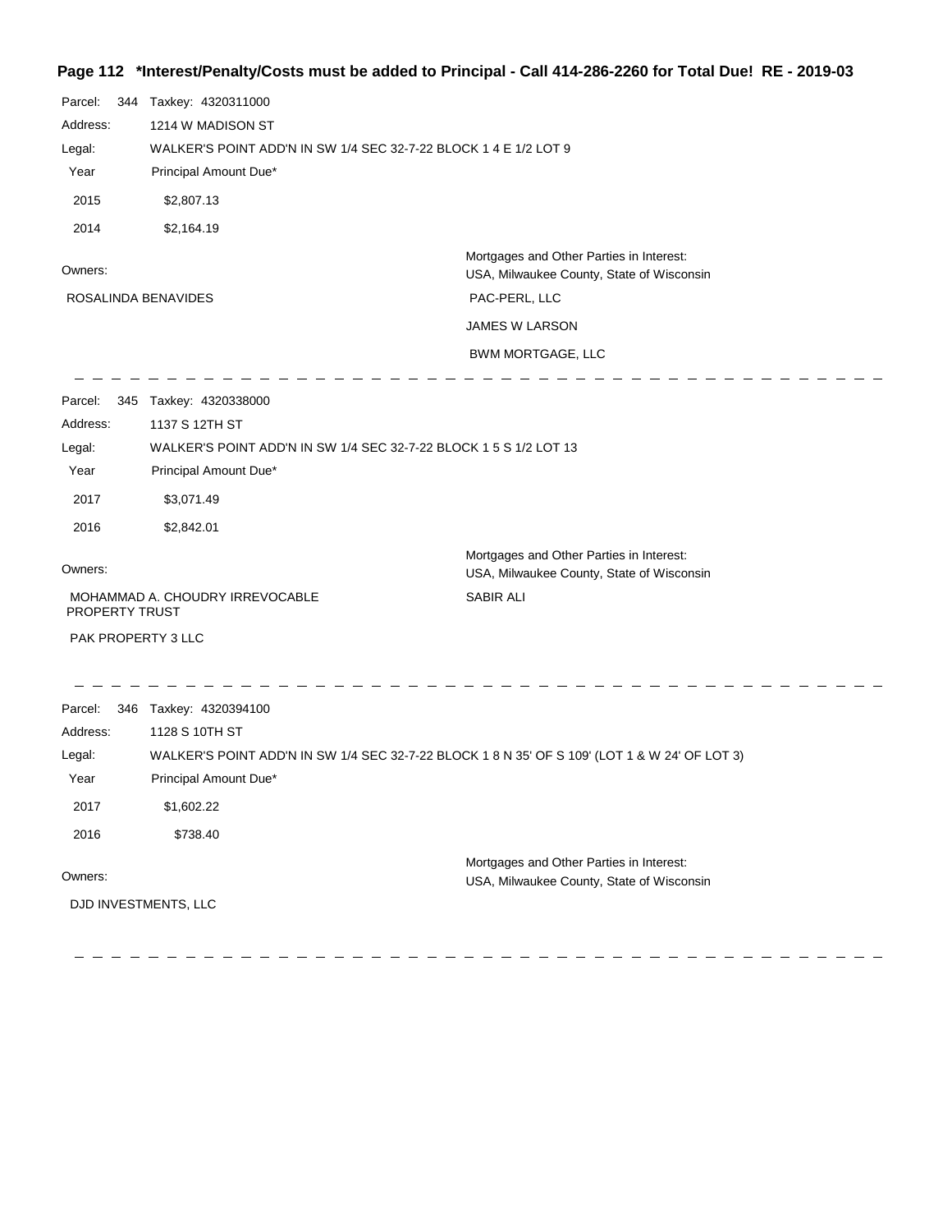## Page 112 *Interest/Penalty/Costs must be added to Principal - Call 414-286-2260 for Total Due! RE - 2019-03

Parcel: 344 Taxkey: 4320311000

Address: 1214 W MADISON ST

Legal: WALKER'S POINT ADD'N IN SW 1/4 SEC 32-7-22 BLOCK 1 4 E 1/2 LOT 9

| Year | Principal Amount Due* |
|---|---|
| 2015 | $2,807.13 |
| 2014 | $2,164.19 |

Owners:

ROSALINDA BENAVIDES

Mortgages and Other Parties in Interest:

USA, Milwaukee County, State of Wisconsin

PAC-PERL, LLC

JAMES W LARSON

BWM MORTGAGE, LLC

---

Parcel: 345 Taxkey: 4320338000

Address: 1137 S 12TH ST

Legal: WALKER'S POINT ADD'N IN SW 1/4 SEC 32-7-22 BLOCK 1 5 S 1/2 LOT 13

| Year | Principal Amount Due* |
|---|---|
| 2017 | $3,071.49 |
| 2016 | $2,842.01 |

Owners:

MOHAMMAD A. CHOUDRY IRREVOCABLE PROPERTY TRUST

PAK PROPERTY 3 LLC

Mortgages and Other Parties in Interest:

USA, Milwaukee County, State of Wisconsin

SABIR ALI

---

Parcel: 346 Taxkey: 4320394100

Address: 1128 S 10TH ST

Legal: WALKER'S POINT ADD'N IN SW 1/4 SEC 32-7-22 BLOCK 1 8 N 35' OF S 109' (LOT 1 & W 24' OF LOT 3)

| Year | Principal Amount Due* |
|---|---|
| 2017 | $1,602.22 |
| 2016 | $738.40 |

Owners:

DJD INVESTMENTS, LLC

Mortgages and Other Parties in Interest:

USA, Milwaukee County, State of Wisconsin

---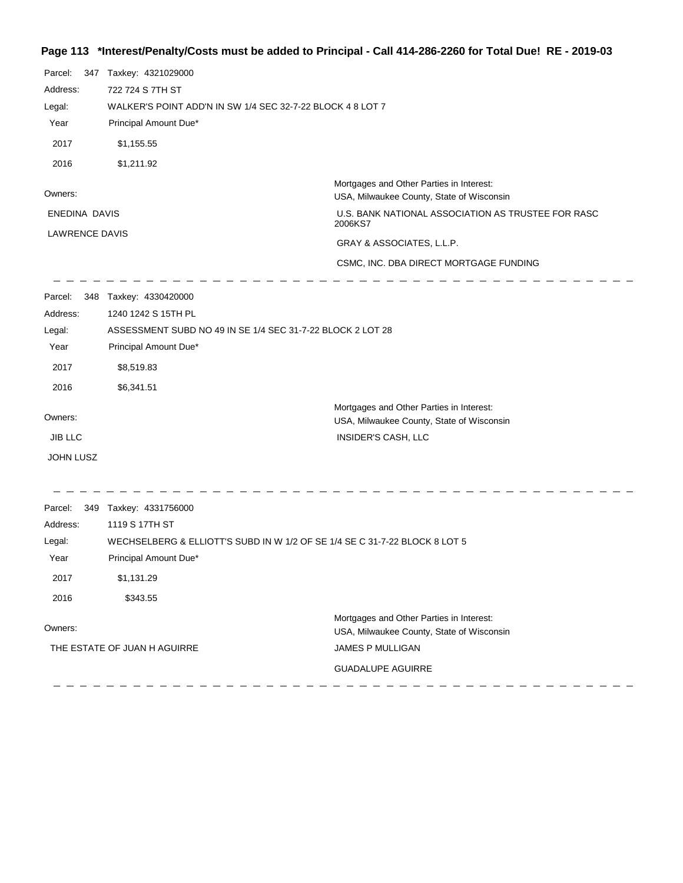## Page 113 *Interest/Penalty/Costs must be added to Principal - Call 414-286-2260 for Total Due! RE - 2019-03

Parcel: 347 Taxkey: 4321029000

Address: 722 724 S 7TH ST

Legal: WALKER'S POINT ADD'N IN SW 1/4 SEC 32-7-22 BLOCK 4 8 LOT 7

| Year | Principal Amount Due* |
|---|---|
| 2017 | $1,155.55 |
| 2016 | $1,211.92 |

Owners:

ENEDINA DAVIS

LAWRENCE DAVIS

Mortgages and Other Parties in Interest:

USA, Milwaukee County, State of Wisconsin

U.S. BANK NATIONAL ASSOCIATION AS TRUSTEE FOR RASC 2006KS7

GRAY & ASSOCIATES, L.L.P.

CSMC, INC. DBA DIRECT MORTGAGE FUNDING

---

Parcel: 348 Taxkey: 4330420000

Address: 1240 1242 S 15TH PL

Legal: ASSESSMENT SUBD NO 49 IN SE 1/4 SEC 31-7-22 BLOCK 2 LOT 28

| Year | Principal Amount Due* |
|---|---|
| 2017 | $8,519.83 |
| 2016 | $6,341.51 |

Owners:

JIB LLC

JOHN LUSZ

Mortgages and Other Parties in Interest:

USA, Milwaukee County, State of Wisconsin

INSIDER'S CASH, LLC

---

Parcel: 349 Taxkey: 4331756000

Address: 1119 S 17TH ST

Legal: WECHSELBERG & ELLIOTT'S SUBD IN W 1/2 OF SE 1/4 SE C 31-7-22 BLOCK 8 LOT 5

| Year | Principal Amount Due* |
|---|---|
| 2017 | $1,131.29 |
| 2016 | $343.55 |

Owners:

THE ESTATE OF JUAN H AGUIRRE

Mortgages and Other Parties in Interest:

USA, Milwaukee County, State of Wisconsin

JAMES P MULLIGAN

GUADALUPE AGUIRRE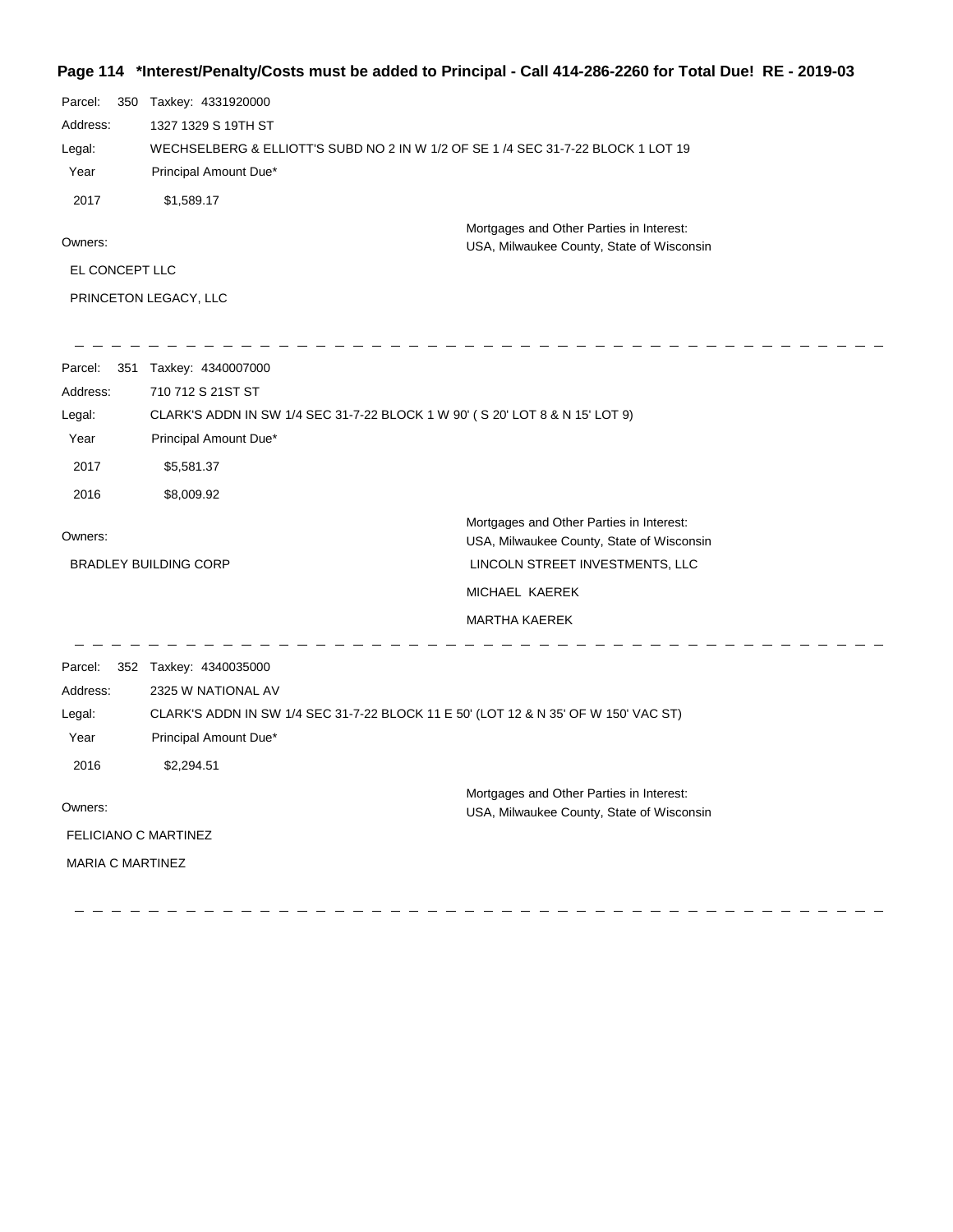**\*Interest/Penalty/Costs must be added to Principal - Call 414-286-2260 for Total Due! RE - 2019-03**

Parcel: 350 Taxkey: 4331920000

Address: 1327 1329 S 19TH ST

Legal: WECHSELBERG & ELLIOTT'S SUBD NO 2 IN W 1/2 OF SE 1 /4 SEC 31-7-22 BLOCK 1 LOT 19

| Year | Principal Amount Due* |
|---|---|
| 2017 | $1,589.17 |

Owners:

- EL CONCEPT LLC
- PRINCETON LEGACY, LLC

Mortgages and Other Parties in Interest:

- USA, Milwaukee County, State of Wisconsin

---

Parcel: 351 Taxkey: 4340007000

Address: 710 712 S 21ST ST

Legal: CLARK'S ADDN IN SW 1/4 SEC 31-7-22 BLOCK 1 W 90' ( S 20' LOT 8 & N 15' LOT 9)

| Year | Principal Amount Due* |
|---|---|
| 2017 | $5,581.37 |
| 2016 | $8,009.92 |

Owners:

- BRADLEY BUILDING CORP

Mortgages and Other Parties in Interest:

- USA, Milwaukee County, State of Wisconsin
- LINCOLN STREET INVESTMENTS, LLC
- MICHAEL KAEREK
- MARTHA KAEREK

---

Parcel: 352 Taxkey: 4340035000

Address: 2325 W NATIONAL AV

Legal: CLARK'S ADDN IN SW 1/4 SEC 31-7-22 BLOCK 11 E 50' (LOT 12 & N 35' OF W 150' VAC ST)

| Year | Principal Amount Due* |
|---|---|
| 2016 | $2,294.51 |

Owners:

- FELICIANO C MARTINEZ
- MARIA C MARTINEZ

Mortgages and Other Parties in Interest:

- USA, Milwaukee County, State of Wisconsin

---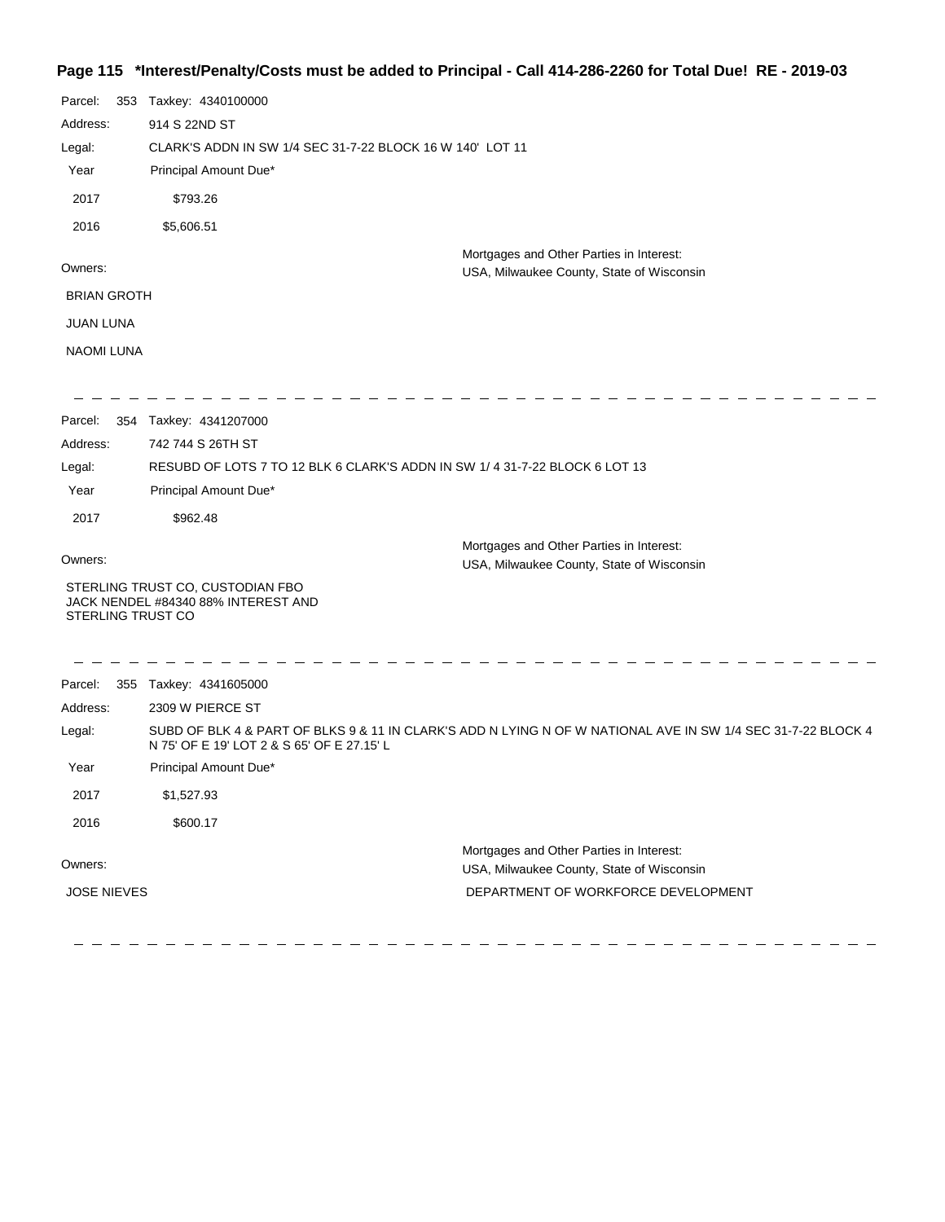Parcel: 353 Taxkey: 4340100000

Address: 914 S 22ND ST

Legal: CLARK'S ADDN IN SW 1/4 SEC 31-7-22 BLOCK 16 W 140' LOT 11

| Year | Principal Amount Due* |
|---|---|
| 2017 | $793.26 |
| 2016 | $5,606.51 |

Owners:

BRIAN GROTH

JUAN LUNA

NAOMI LUNA

Mortgages and Other Parties in Interest:
USA, Milwaukee County, State of Wisconsin

---

Parcel: 354 Taxkey: 4341207000

Address: 742 744 S 26TH ST

Legal: RESUBD OF LOTS 7 TO 12 BLK 6 CLARK'S ADDN IN SW 1/ 4 31-7-22 BLOCK 6 LOT 13

| Year | Principal Amount Due* |
|---|---|
| 2017 | $962.48 |

Owners:

STERLING TRUST CO, CUSTODIAN FBO JACK NENDEL #84340 88% INTEREST AND STERLING TRUST CO

Mortgages and Other Parties in Interest:
USA, Milwaukee County, State of Wisconsin

---

Parcel: 355 Taxkey: 4341605000

Address: 2309 W PIERCE ST

Legal: SUBD OF BLK 4 & PART OF BLKS 9 & 11 IN CLARK'S ADD N LYING N OF W NATIONAL AVE IN SW 1/4 SEC 31-7-22 BLOCK 4 N 75' OF E 19' LOT 2 & S 65' OF E 27.15' L

| Year | Principal Amount Due* |
|---|---|
| 2017 | $1,527.93 |
| 2016 | $600.17 |

Owners:

JOSE NIEVES

Mortgages and Other Parties in Interest:
USA, Milwaukee County, State of Wisconsin
DEPARTMENT OF WORKFORCE DEVELOPMENT

---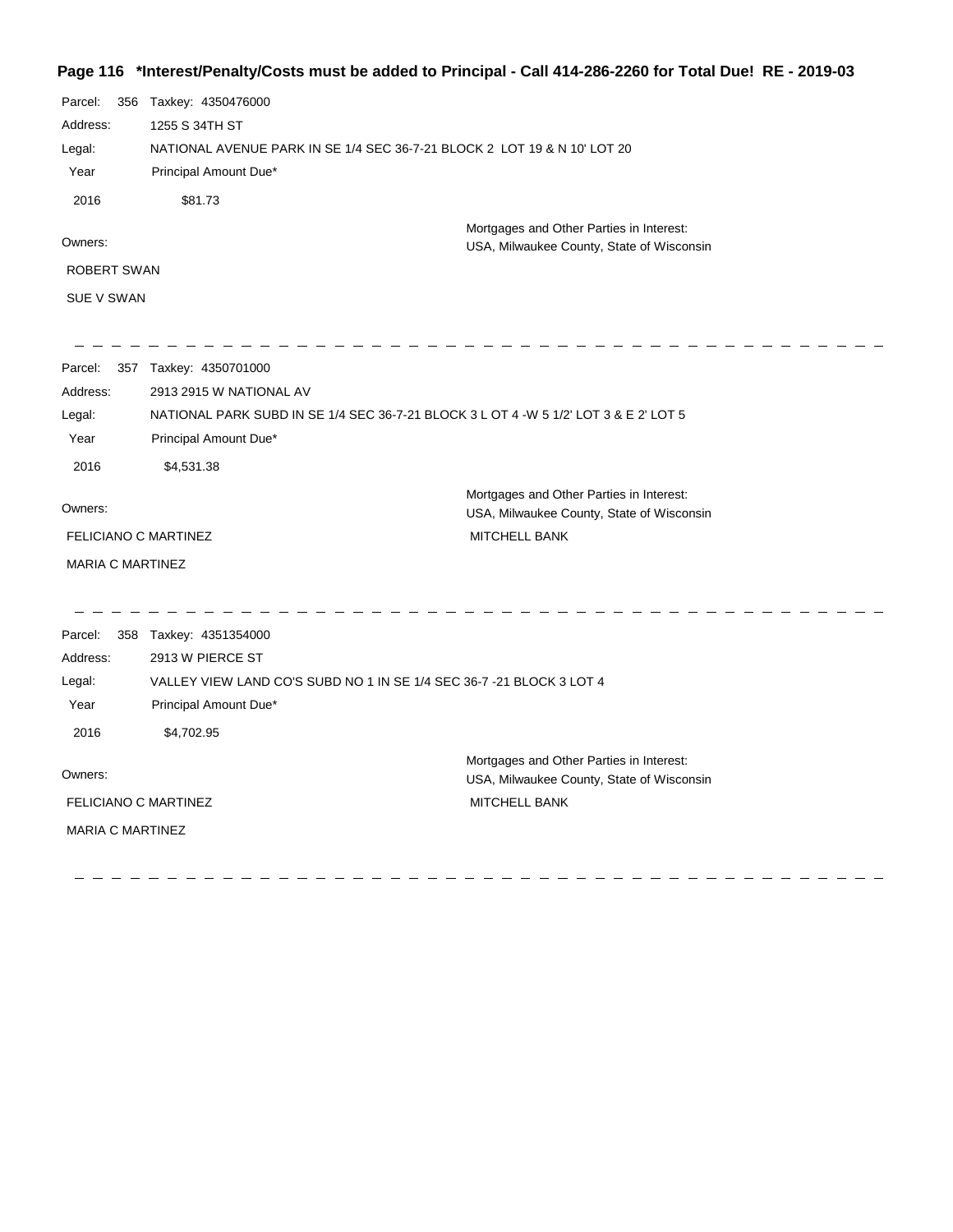**Page 116 \*Interest/Penalty/Costs must be added to Principal - Call 414-286-2260 for Total Due! RE - 2019-03**

Parcel: 356 Taxkey: 4350476000

Address: 1255 S 34TH ST

Legal: NATIONAL AVENUE PARK IN SE 1/4 SEC 36-7-21 BLOCK 2 LOT 19 & N 10' LOT 20

| Year | Principal Amount Due* |
|---|---|
| 2016 | $81.73 |

Owners:

ROBERT SWAN

SUE V SWAN

Mortgages and Other Parties in Interest:

USA, Milwaukee County, State of Wisconsin

---

Parcel: 357 Taxkey: 4350701000

Address: 2913 2915 W NATIONAL AV

Legal: NATIONAL PARK SUBD IN SE 1/4 SEC 36-7-21 BLOCK 3 L OT 4 -W 5 1/2' LOT 3 & E 2' LOT 5

| Year | Principal Amount Due* |
|---|---|
| 2016 | $4,531.38 |

Owners:

FELICIANO C MARTINEZ

MARIA C MARTINEZ

Mortgages and Other Parties in Interest:

USA, Milwaukee County, State of Wisconsin

MITCHELL BANK

---

Parcel: 358 Taxkey: 4351354000

Address: 2913 W PIERCE ST

Legal: VALLEY VIEW LAND CO'S SUBD NO 1 IN SE 1/4 SEC 36-7 -21 BLOCK 3 LOT 4

| Year | Principal Amount Due* |
|---|---|
| 2016 | $4,702.95 |

Owners:

FELICIANO C MARTINEZ

MARIA C MARTINEZ

Mortgages and Other Parties in Interest:

USA, Milwaukee County, State of Wisconsin

MITCHELL BANK

---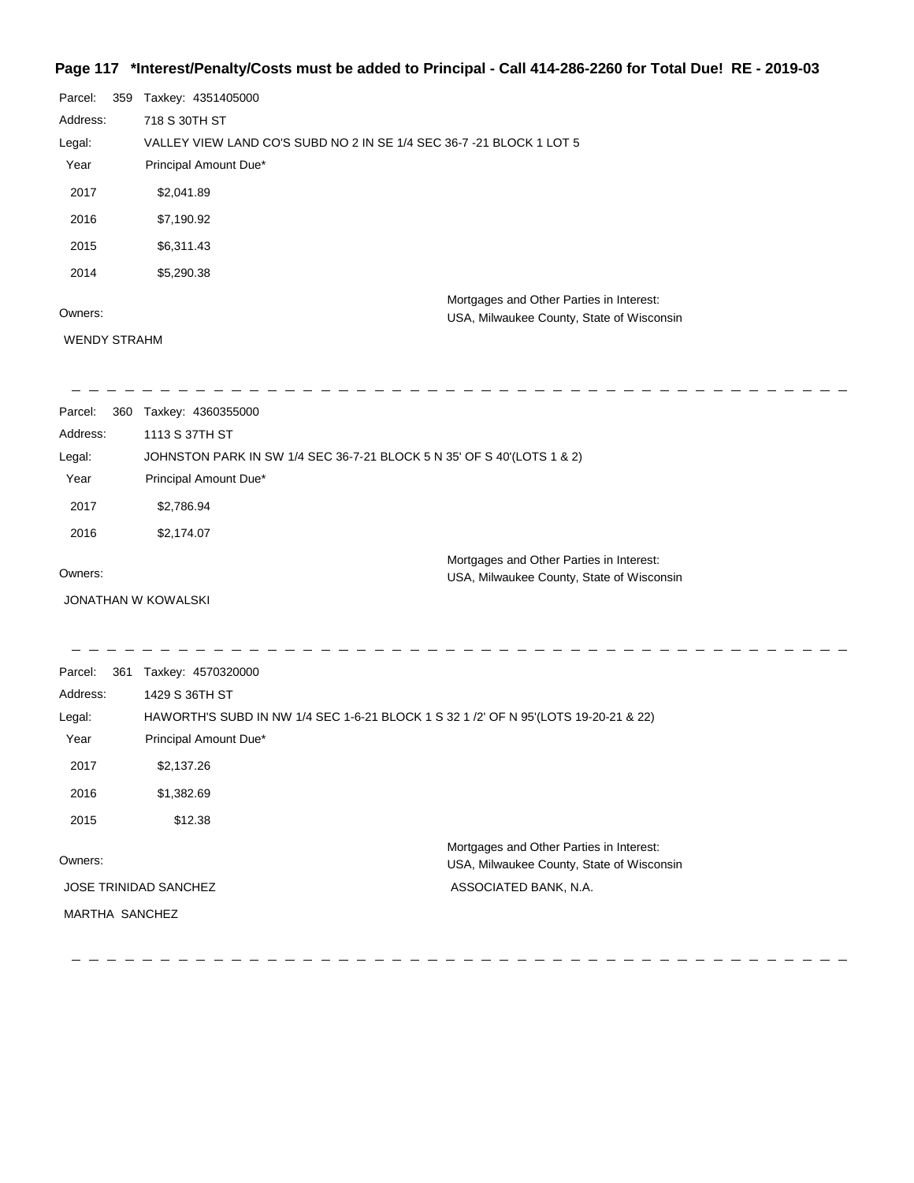**Page 117 \*Interest/Penalty/Costs must be added to Principal - Call 414-286-2260 for Total Due! RE - 2019-03**

Parcel: 359 Taxkey: 4351405000
Address: 718 S 30TH ST
Legal: VALLEY VIEW LAND CO'S SUBD NO 2 IN SE 1/4 SEC 36-7 -21 BLOCK 1 LOT 5

| Year | Principal Amount Due* |
|---|---|
| 2017 | $2,041.89 |
| 2016 | $7,190.92 |
| 2015 | $6,311.43 |
| 2014 | $5,290.38 |

Owners:
WENDY STRAHM

Mortgages and Other Parties in Interest:
USA, Milwaukee County, State of Wisconsin

---

Parcel: 360 Taxkey: 4360355000
Address: 1113 S 37TH ST
Legal: JOHNSTON PARK IN SW 1/4 SEC 36-7-21 BLOCK 5 N 35' OF S 40'(LOTS 1 & 2)

| Year | Principal Amount Due* |
|---|---|
| 2017 | $2,786.94 |
| 2016 | $2,174.07 |

Owners:
JONATHAN W KOWALSKI

Mortgages and Other Parties in Interest:
USA, Milwaukee County, State of Wisconsin

---

Parcel: 361 Taxkey: 4570320000
Address: 1429 S 36TH ST
Legal: HAWORTH'S SUBD IN NW 1/4 SEC 1-6-21 BLOCK 1 S 32 1 /2' OF N 95'(LOTS 19-20-21 & 22)

| Year | Principal Amount Due* |
|---|---|
| 2017 | $2,137.26 |
| 2016 | $1,382.69 |
| 2015 | $12.38 |

Owners:
JOSE TRINIDAD SANCHEZ
MARTHA SANCHEZ

Mortgages and Other Parties in Interest:
USA, Milwaukee County, State of Wisconsin
ASSOCIATED BANK, N.A.

---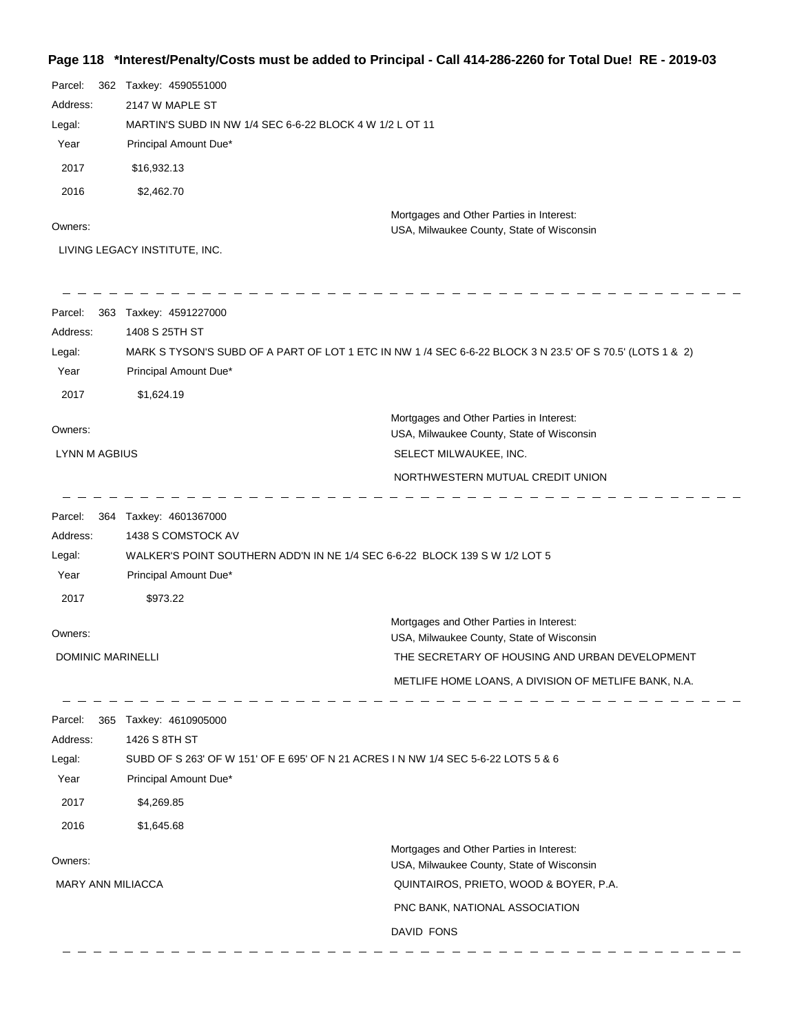**Page 118 \*Interest/Penalty/Costs must be added to Principal - Call 414-286-2260 for Total Due! RE - 2019-03**

Parcel: 362 Taxkey: 4590551000
Address: 2147 W MAPLE ST
Legal: MARTIN'S SUBD IN NW 1/4 SEC 6-6-22 BLOCK 4 W 1/2 L OT 11

| Year | Principal Amount Due* |
|---|---|
| 2017 | $16,932.13 |
| 2016 | $2,462.70 |

Owners:
LIVING LEGACY INSTITUTE, INC.

Mortgages and Other Parties in Interest:
USA, Milwaukee County, State of Wisconsin

---

Parcel: 363 Taxkey: 4591227000
Address: 1408 S 25TH ST
Legal: MARK S TYSON'S SUBD OF A PART OF LOT 1 ETC IN NW 1 /4 SEC 6-6-22 BLOCK 3 N 23.5' OF S 70.5' (LOTS 1 & 2)

| Year | Principal Amount Due* |
|---|---|
| 2017 | $1,624.19 |

Owners:
LYNN M AGBIUS

Mortgages and Other Parties in Interest:
USA, Milwaukee County, State of Wisconsin
SELECT MILWAUKEE, INC.
NORTHWESTERN MUTUAL CREDIT UNION

---

Parcel: 364 Taxkey: 4601367000
Address: 1438 S COMSTOCK AV
Legal: WALKER'S POINT SOUTHERN ADD'N IN NE 1/4 SEC 6-6-22 BLOCK 139 S W 1/2 LOT 5

| Year | Principal Amount Due* |
|---|---|
| 2017 | $973.22 |

Owners:
DOMINIC MARINELLI

Mortgages and Other Parties in Interest:
USA, Milwaukee County, State of Wisconsin
THE SECRETARY OF HOUSING AND URBAN DEVELOPMENT
METLIFE HOME LOANS, A DIVISION OF METLIFE BANK, N.A.

---

Parcel: 365 Taxkey: 4610905000
Address: 1426 S 8TH ST
Legal: SUBD OF S 263' OF W 151' OF E 695' OF N 21 ACRES I N NW 1/4 SEC 5-6-22 LOTS 5 & 6

| Year | Principal Amount Due* |
|---|---|
| 2017 | $4,269.85 |
| 2016 | $1,645.68 |

Owners:
MARY ANN MILIACCA

Mortgages and Other Parties in Interest:
USA, Milwaukee County, State of Wisconsin
QUINTAIROS, PRIETO, WOOD & BOYER, P.A.
PNC BANK, NATIONAL ASSOCIATION
DAVID FONS

---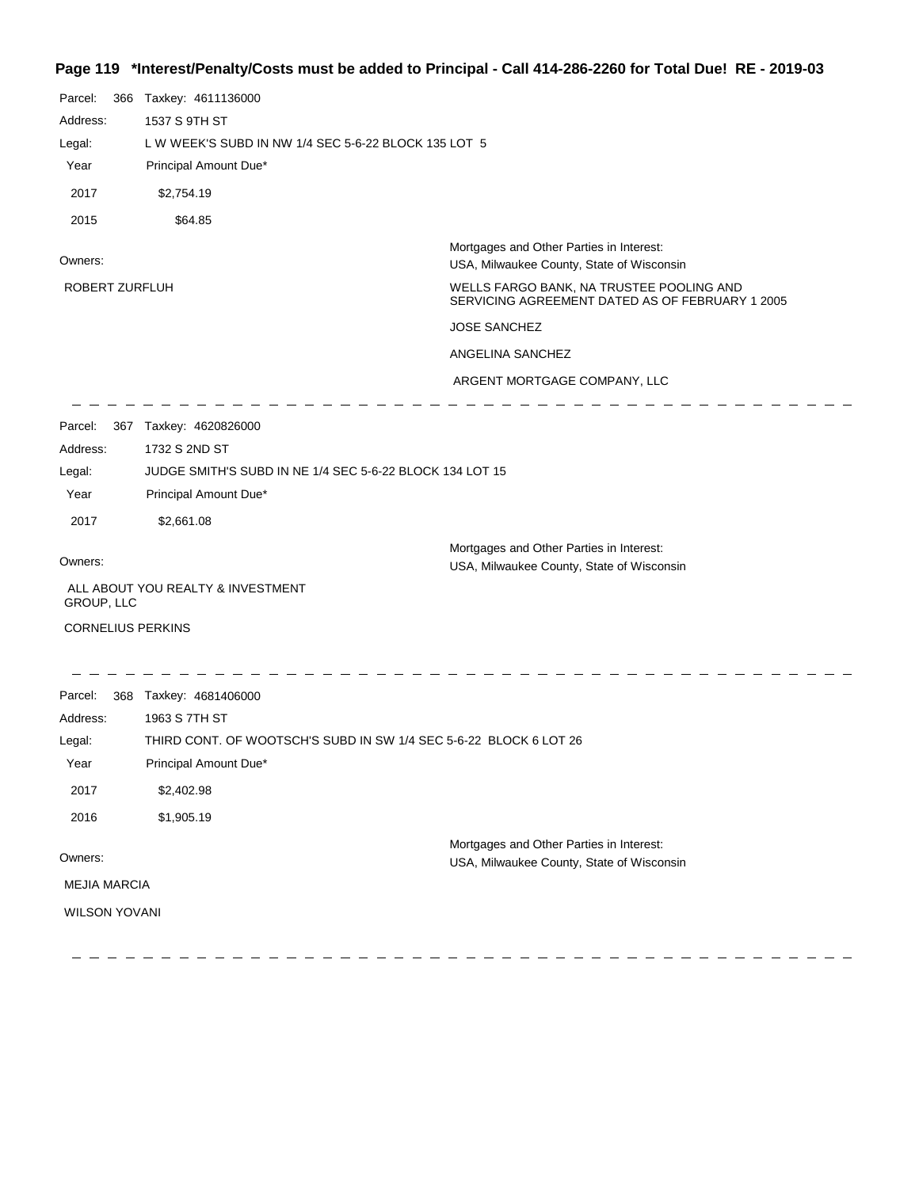**Page 119 *Interest/Penalty/Costs must be added to Principal - Call 414-286-2260 for Total Due! RE - 2019-03**

Parcel: 366 Taxkey: 4611136000

Address: 1537 S 9TH ST

Legal: L W WEEK'S SUBD IN NW 1/4 SEC 5-6-22 BLOCK 135 LOT 5

| Year | Principal Amount Due* |
| --- | --- |
| 2017 | $2,754.19 |
| 2015 | $64.85 |

Owners:

ROBERT ZURFLUH

Mortgages and Other Parties in Interest:

USA, Milwaukee County, State of Wisconsin

WELLS FARGO BANK, NA TRUSTEE POOLING AND SERVICING AGREEMENT DATED AS OF FEBRUARY 1 2005

JOSE SANCHEZ

ANGELINA SANCHEZ

ARGENT MORTGAGE COMPANY, LLC

---

Parcel: 367 Taxkey: 4620826000

Address: 1732 S 2ND ST

Legal: JUDGE SMITH'S SUBD IN NE 1/4 SEC 5-6-22 BLOCK 134 LOT 15

| Year | Principal Amount Due* |
| --- | --- |
| 2017 | $2,661.08 |

Owners:

ALL ABOUT YOU REALTY & INVESTMENT GROUP, LLC

CORNELIUS PERKINS

Mortgages and Other Parties in Interest:

USA, Milwaukee County, State of Wisconsin

---

Parcel: 368 Taxkey: 4681406000

Address: 1963 S 7TH ST

Legal: THIRD CONT. OF WOOTSCH'S SUBD IN SW 1/4 SEC 5-6-22 BLOCK 6 LOT 26

| Year | Principal Amount Due* |
| --- | --- |
| 2017 | $2,402.98 |
| 2016 | $1,905.19 |

Owners:

MEJIA MARCIA

WILSON YOVANI

Mortgages and Other Parties in Interest:

USA, Milwaukee County, State of Wisconsin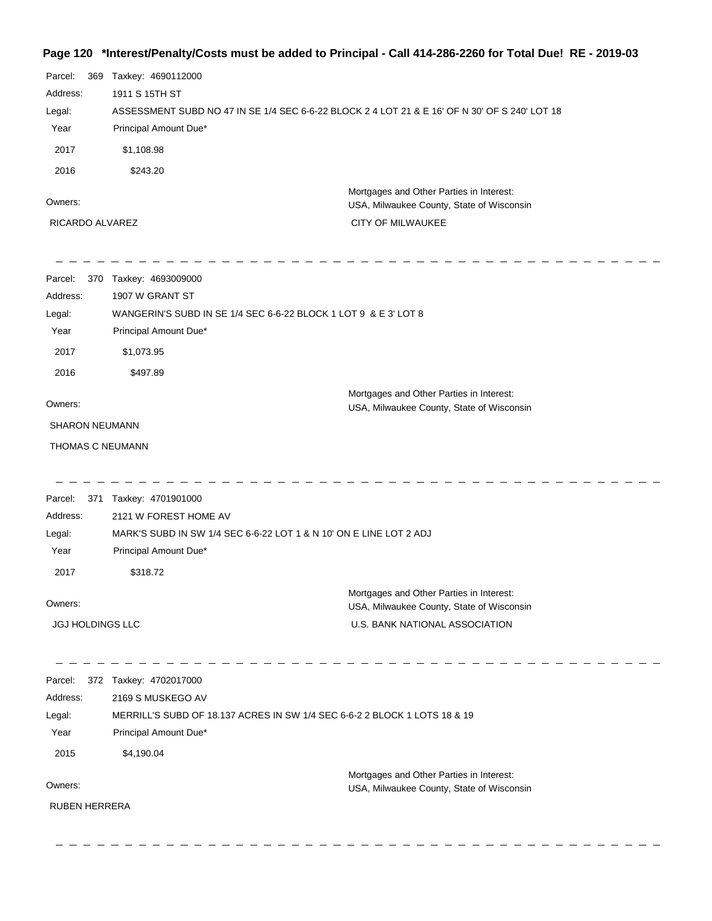**Page 120 \*Interest/Penalty/Costs must be added to Principal - Call 414-286-2260 for Total Due! RE - 2019-03**

Parcel: 369 Taxkey: 4690112000

Address: 1911 S 15TH ST

Legal: ASSESSMENT SUBD NO 47 IN SE 1/4 SEC 6-6-22 BLOCK 2 4 LOT 21 & E 16' OF N 30' OF S 240' LOT 18

| Year | Principal Amount Due* |
|---|---|
| 2017 | $1,108.98 |
| 2016 | $243.20 |

Owners:

RICARDO ALVAREZ

Mortgages and Other Parties in Interest:
USA, Milwaukee County, State of Wisconsin
CITY OF MILWAUKEE

---

Parcel: 370 Taxkey: 4693009000

Address: 1907 W GRANT ST

Legal: WANGERIN'S SUBD IN SE 1/4 SEC 6-6-22 BLOCK 1 LOT 9 & E 3' LOT 8

| Year | Principal Amount Due* |
|---|---|
| 2017 | $1,073.95 |
| 2016 | $497.89 |

Owners:

SHARON NEUMANN

THOMAS C NEUMANN

Mortgages and Other Parties in Interest:
USA, Milwaukee County, State of Wisconsin

---

Parcel: 371 Taxkey: 4701901000

Address: 2121 W FOREST HOME AV

Legal: MARK'S SUBD IN SW 1/4 SEC 6-6-22 LOT 1 & N 10' ON E LINE LOT 2 ADJ

| Year | Principal Amount Due* |
|---|---|
| 2017 | $318.72 |

Owners:

JGJ HOLDINGS LLC

Mortgages and Other Parties in Interest:
USA, Milwaukee County, State of Wisconsin
U.S. BANK NATIONAL ASSOCIATION

---

Parcel: 372 Taxkey: 4702017000

Address: 2169 S MUSKEGO AV

Legal: MERRILL'S SUBD OF 18.137 ACRES IN SW 1/4 SEC 6-6-2 2 BLOCK 1 LOTS 18 & 19

| Year | Principal Amount Due* |
|---|---|
| 2015 | $4,190.04 |

Owners:

RUBEN HERRERA

Mortgages and Other Parties in Interest:
USA, Milwaukee County, State of Wisconsin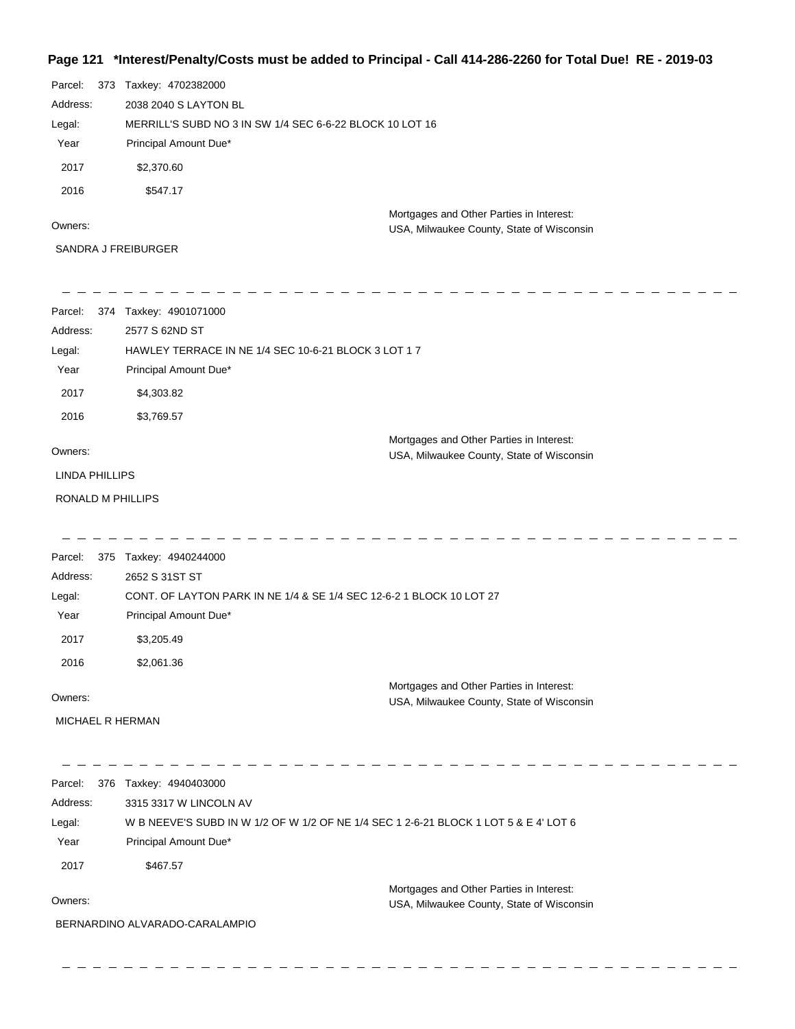**Page 121 *Interest/Penalty/Costs must be added to Principal - Call 414-286-2260 for Total Due! RE - 2019-03**

Parcel: 373 Taxkey: 4702382000

Address: 2038 2040 S LAYTON BL

Legal: MERRILL'S SUBD NO 3 IN SW 1/4 SEC 6-6-22 BLOCK 10 LOT 16

| Year | Principal Amount Due* |
|---|---|
| 2017 | $2,370.60 |
| 2016 | $547.17 |

Owners:

SANDRA J FREIBURGER

Mortgages and Other Parties in Interest:
USA, Milwaukee County, State of Wisconsin

---

Parcel: 374 Taxkey: 4901071000

Address: 2577 S 62ND ST

Legal: HAWLEY TERRACE IN NE 1/4 SEC 10-6-21 BLOCK 3 LOT 1 7

| Year | Principal Amount Due* |
|---|---|
| 2017 | $4,303.82 |
| 2016 | $3,769.57 |

Owners:

LINDA PHILLIPS

RONALD M PHILLIPS

Mortgages and Other Parties in Interest:
USA, Milwaukee County, State of Wisconsin

---

Parcel: 375 Taxkey: 4940244000

Address: 2652 S 31ST ST

Legal: CONT. OF LAYTON PARK IN NE 1/4 & SE 1/4 SEC 12-6-2 1 BLOCK 10 LOT 27

| Year | Principal Amount Due* |
|---|---|
| 2017 | $3,205.49 |
| 2016 | $2,061.36 |

Owners:

MICHAEL R HERMAN

Mortgages and Other Parties in Interest:
USA, Milwaukee County, State of Wisconsin

---

Parcel: 376 Taxkey: 4940403000

Address: 3315 3317 W LINCOLN AV

Legal: W B NEEVE'S SUBD IN W 1/2 OF W 1/2 OF NE 1/4 SEC 1 2-6-21 BLOCK 1 LOT 5 & E 4' LOT 6

| Year | Principal Amount Due* |
|---|---|
| 2017 | $467.57 |

Owners:

BERNARDINO ALVARADO-CARALAMPIO

Mortgages and Other Parties in Interest:
USA, Milwaukee County, State of Wisconsin

---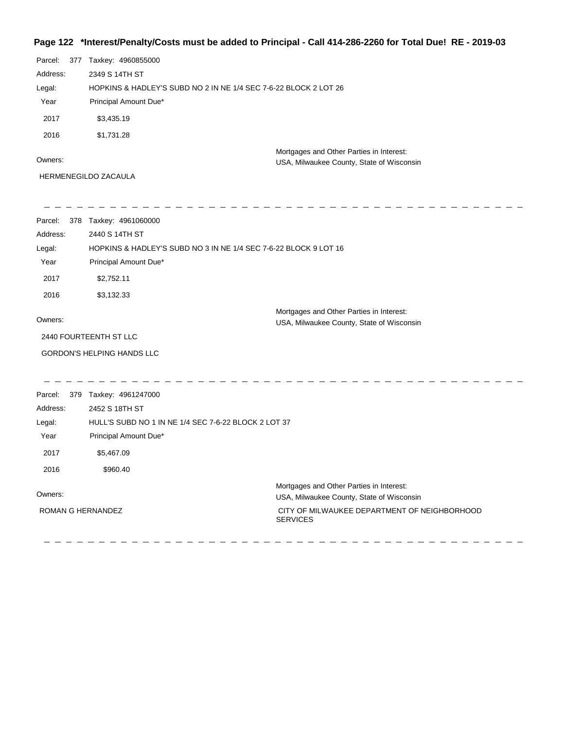**Page 122 \*Interest/Penalty/Costs must be added to Principal - Call 414-286-2260 for Total Due! RE - 2019-03**

Parcel: 377 Taxkey: 4960855000

Address: 2349 S 14TH ST

Legal: HOPKINS & HADLEY'S SUBD NO 2 IN NE 1/4 SEC 7-6-22 BLOCK 2 LOT 26

| Year | Principal Amount Due* |
|---|---|
| 2017 | $3,435.19 |
| 2016 | $1,731.28 |

Owners:

HERMENEGILDO ZACAULA

Mortgages and Other Parties in Interest:
USA, Milwaukee County, State of Wisconsin

---

Parcel: 378 Taxkey: 4961060000

Address: 2440 S 14TH ST

Legal: HOPKINS & HADLEY'S SUBD NO 3 IN NE 1/4 SEC 7-6-22 BLOCK 9 LOT 16

| Year | Principal Amount Due* |
|---|---|
| 2017 | $2,752.11 |
| 2016 | $3,132.33 |

Owners:

2440 FOURTEENTH ST LLC

GORDON'S HELPING HANDS LLC

Mortgages and Other Parties in Interest:
USA, Milwaukee County, State of Wisconsin

---

Parcel: 379 Taxkey: 4961247000

Address: 2452 S 18TH ST

Legal: HULL'S SUBD NO 1 IN NE 1/4 SEC 7-6-22 BLOCK 2 LOT 37

| Year | Principal Amount Due* |
|---|---|
| 2017 | $5,467.09 |
| 2016 | $960.40 |

Owners:

ROMAN G HERNANDEZ

Mortgages and Other Parties in Interest:
USA, Milwaukee County, State of Wisconsin

CITY OF MILWAUKEE DEPARTMENT OF NEIGHBORHOOD SERVICES

---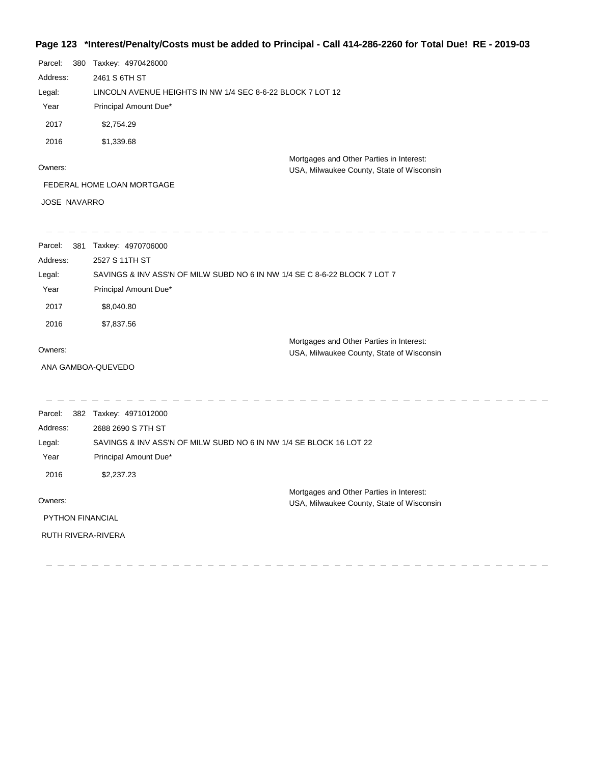**Page 123 *Interest/Penalty/Costs must be added to Principal - Call 414-286-2260 for Total Due! RE - 2019-03**

Parcel: 380 Taxkey: 4970426000

Address: 2461 S 6TH ST

Legal: LINCOLN AVENUE HEIGHTS IN NW 1/4 SEC 8-6-22 BLOCK 7 LOT 12

| Year | Principal Amount Due* |
| --- | --- |
| 2017 | $2,754.29 |
| 2016 | $1,339.68 |

Owners:

FEDERAL HOME LOAN MORTGAGE

JOSE NAVARRO

Mortgages and Other Parties in Interest:
USA, Milwaukee County, State of Wisconsin

---

Parcel: 381 Taxkey: 4970706000

Address: 2527 S 11TH ST

Legal: SAVINGS & INV ASS'N OF MILW SUBD NO 6 IN NW 1/4 SE C 8-6-22 BLOCK 7 LOT 7

| Year | Principal Amount Due* |
| --- | --- |
| 2017 | $8,040.80 |
| 2016 | $7,837.56 |

Owners:

ANA GAMBOA-QUEVEDO

Mortgages and Other Parties in Interest:
USA, Milwaukee County, State of Wisconsin

---

Parcel: 382 Taxkey: 4971012000

Address: 2688 2690 S 7TH ST

Legal: SAVINGS & INV ASS'N OF MILW SUBD NO 6 IN NW 1/4 SE BLOCK 16 LOT 22

| Year | Principal Amount Due* |
| --- | --- |
| 2016 | $2,237.23 |

Owners:

PYTHON FINANCIAL

RUTH RIVERA-RIVERA

Mortgages and Other Parties in Interest:
USA, Milwaukee County, State of Wisconsin

---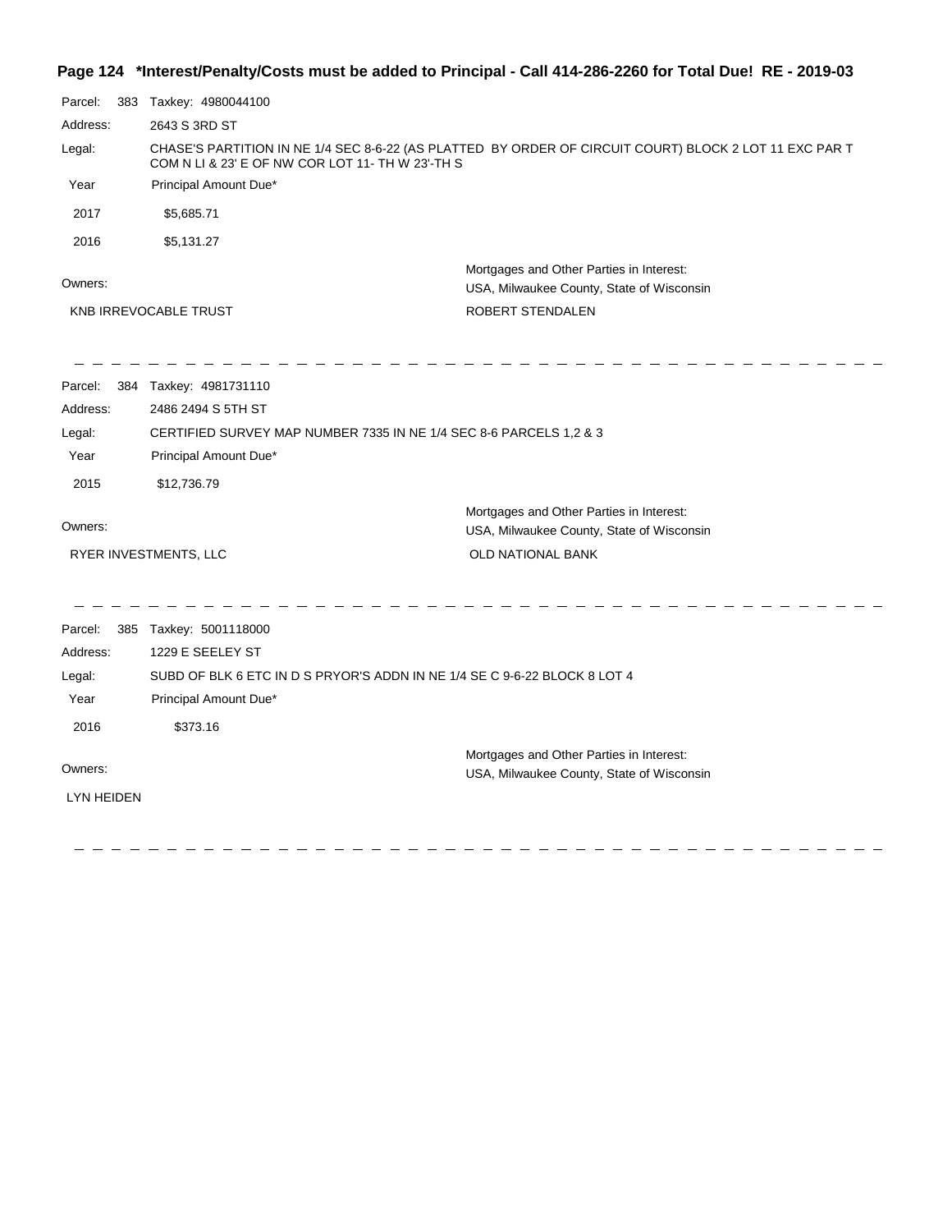**Page 124 *Interest/Penalty/Costs must be added to Principal - Call 414-286-2260 for Total Due! RE - 2019-03**

Parcel: 383 Taxkey: 4980044100

Address: 2643 S 3RD ST

Legal: CHASE'S PARTITION IN NE 1/4 SEC 8-6-22 (AS PLATTED BY ORDER OF CIRCUIT COURT) BLOCK 2 LOT 11 EXC PAR T COM N LI & 23' E OF NW COR LOT 11- TH W 23'-TH S

| Year | Principal Amount Due* |
| --- | --- |
| 2017 | $5,685.71 |
| 2016 | $5,131.27 |

| Owners: | Mortgages and Other Parties in Interest: USA, Milwaukee County, State of Wisconsin |
| --- | --- |
| KNB IRREVOCABLE TRUST | ROBERT STENDALEN |

---

Parcel: 384 Taxkey: 4981731110

Address: 2486 2494 S 5TH ST

Legal: CERTIFIED SURVEY MAP NUMBER 7335 IN NE 1/4 SEC 8-6 PARCELS 1,2 & 3

| Year | Principal Amount Due* |
| --- | --- |
| 2015 | $12,736.79 |

| Owners: | Mortgages and Other Parties in Interest: USA, Milwaukee County, State of Wisconsin |
| --- | --- |
| RYER INVESTMENTS, LLC | OLD NATIONAL BANK |

---

Parcel: 385 Taxkey: 5001118000

Address: 1229 E SEELEY ST

Legal: SUBD OF BLK 6 ETC IN D S PRYOR'S ADDN IN NE 1/4 SE C 9-6-22 BLOCK 8 LOT 4

| Year | Principal Amount Due* |
| --- | --- |
| 2016 | $373.16 |

| Owners: | Mortgages and Other Parties in Interest: USA, Milwaukee County, State of Wisconsin |
| --- | --- |
| LYN HEIDEN | |

---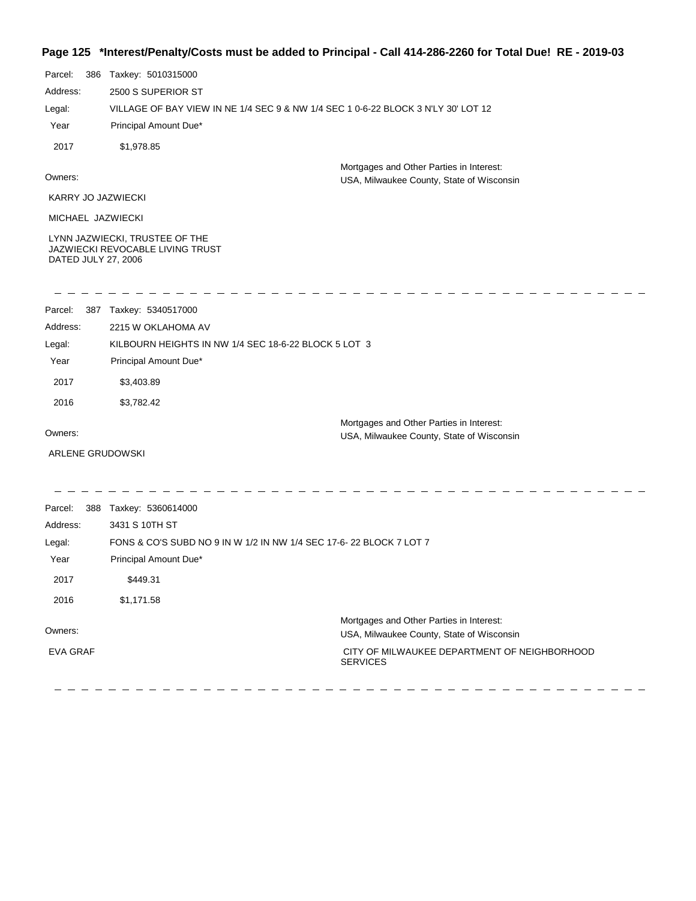**Page 125 \*Interest/Penalty/Costs must be added to Principal - Call 414-286-2260 for Total Due! RE - 2019-03**

Parcel: 386 Taxkey: 5010315000

Address: 2500 S SUPERIOR ST

Legal: VILLAGE OF BAY VIEW IN NE 1/4 SEC 9 & NW 1/4 SEC 1 0-6-22 BLOCK 3 N'LY 30' LOT 12

| Year | Principal Amount Due* |
|---|---|
| 2017 | $1,978.85 |

Owners:

KARRY JO JAZWIECKI

MICHAEL JAZWIECKI

LYNN JAZWIECKI, TRUSTEE OF THE JAZWIECKI REVOCABLE LIVING TRUST DATED JULY 27, 2006

Mortgages and Other Parties in Interest:
USA, Milwaukee County, State of Wisconsin

---

Parcel: 387 Taxkey: 5340517000

Address: 2215 W OKLAHOMA AV

Legal: KILBOURN HEIGHTS IN NW 1/4 SEC 18-6-22 BLOCK 5 LOT 3

| Year | Principal Amount Due* |
|---|---|
| 2017 | $3,403.89 |
| 2016 | $3,782.42 |

Owners:

ARLENE GRUDOWSKI

Mortgages and Other Parties in Interest:
USA, Milwaukee County, State of Wisconsin

---

Parcel: 388 Taxkey: 5360614000

Address: 3431 S 10TH ST

Legal: FONS & CO'S SUBD NO 9 IN W 1/2 IN NW 1/4 SEC 17-6- 22 BLOCK 7 LOT 7

| Year | Principal Amount Due* |
|---|---|
| 2017 | $449.31 |
| 2016 | $1,171.58 |

Owners:

EVA GRAF

Mortgages and Other Parties in Interest:
USA, Milwaukee County, State of Wisconsin
CITY OF MILWAUKEE DEPARTMENT OF NEIGHBORHOOD SERVICES

---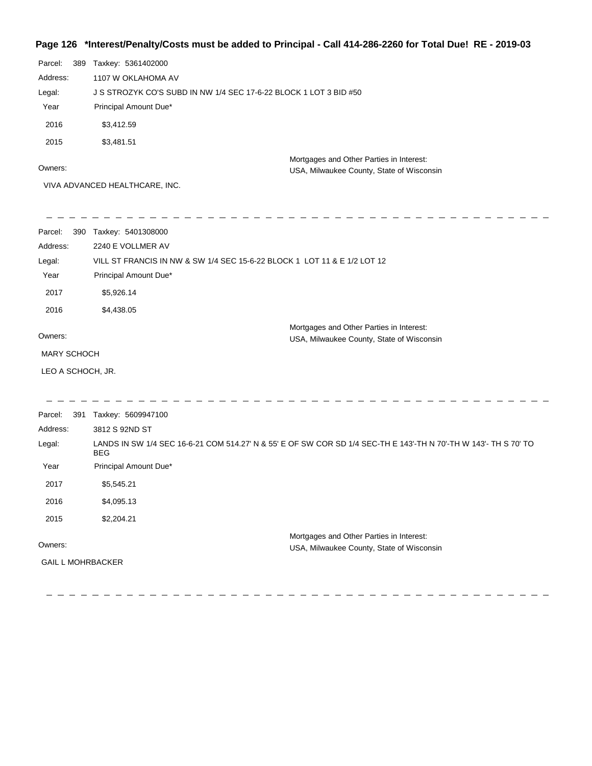**Page 126 \*Interest/Penalty/Costs must be added to Principal - Call 414-286-2260 for Total Due! RE - 2019-03**

Parcel: 389 Taxkey: 5361402000

Address: 1107 W OKLAHOMA AV

Legal: J S STROZYK CO'S SUBD IN NW 1/4 SEC 17-6-22 BLOCK 1 LOT 3 BID #50

| Year | Principal Amount Due* |
| --- | --- |
| 2016 | $3,412.59 |
| 2015 | $3,481.51 |

Owners:

VIVA ADVANCED HEALTHCARE, INC.

Mortgages and Other Parties in Interest:
USA, Milwaukee County, State of Wisconsin

---

Parcel: 390 Taxkey: 5401308000

Address: 2240 E VOLLMER AV

Legal: VILL ST FRANCIS IN NW & SW 1/4 SEC 15-6-22 BLOCK 1 LOT 11 & E 1/2 LOT 12

| Year | Principal Amount Due* |
| --- | --- |
| 2017 | $5,926.14 |
| 2016 | $4,438.05 |

Owners:

MARY SCHOCH

LEO A SCHOCH, JR.

Mortgages and Other Parties in Interest:
USA, Milwaukee County, State of Wisconsin

---

Parcel: 391 Taxkey: 5609947100

Address: 3812 S 92ND ST

Legal: LANDS IN SW 1/4 SEC 16-6-21 COM 514.27' N & 55' E OF SW COR SD 1/4 SEC-TH E 143'-TH N 70'-TH W 143'- TH S 70' TO BEG

| Year | Principal Amount Due* |
| --- | --- |
| 2017 | $5,545.21 |
| 2016 | $4,095.13 |
| 2015 | $2,204.21 |

Owners:

GAIL L MOHRBACKER

Mortgages and Other Parties in Interest:
USA, Milwaukee County, State of Wisconsin

---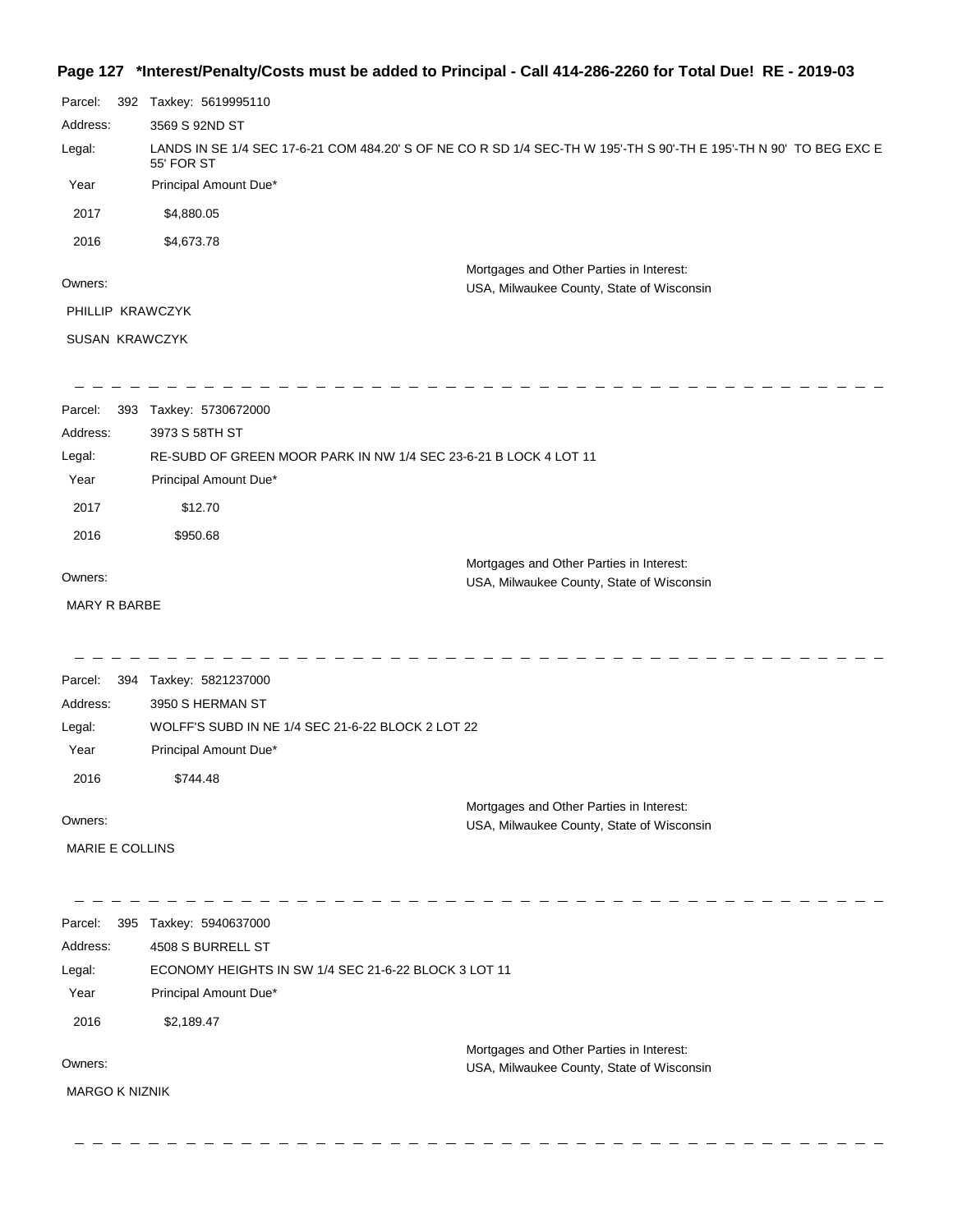**Page 127 \*Interest/Penalty/Costs must be added to Principal - Call 414-286-2260 for Total Due! RE - 2019-03**

Parcel: 392 Taxkey: 5619995110

Address: 3569 S 92ND ST

Legal: LANDS IN SE 1/4 SEC 17-6-21 COM 484.20' S OF NE CO R SD 1/4 SEC-TH W 195'-TH S 90'-TH E 195'-TH N 90' TO BEG EXC E 55' FOR ST

| Year | Principal Amount Due* |
|---|---|
| 2017 | $4,880.05 |
| 2016 | $4,673.78 |

Owners:

PHILLIP KRAWCZYK

SUSAN KRAWCZYK

Mortgages and Other Parties in Interest:
USA, Milwaukee County, State of Wisconsin

---

Parcel: 393 Taxkey: 5730672000

Address: 3973 S 58TH ST

Legal: RE-SUBD OF GREEN MOOR PARK IN NW 1/4 SEC 23-6-21 B LOCK 4 LOT 11

| Year | Principal Amount Due* |
|---|---|
| 2017 | $12.70 |
| 2016 | $950.68 |

Owners:

MARY R BARBE

Mortgages and Other Parties in Interest:
USA, Milwaukee County, State of Wisconsin

---

Parcel: 394 Taxkey: 5821237000

Address: 3950 S HERMAN ST

Legal: WOLFF'S SUBD IN NE 1/4 SEC 21-6-22 BLOCK 2 LOT 22

| Year | Principal Amount Due* |
|---|---|
| 2016 | $744.48 |

Owners:

MARIE E COLLINS

Mortgages and Other Parties in Interest:
USA, Milwaukee County, State of Wisconsin

---

Parcel: 395 Taxkey: 5940637000

Address: 4508 S BURRELL ST

Legal: ECONOMY HEIGHTS IN SW 1/4 SEC 21-6-22 BLOCK 3 LOT 11

| Year | Principal Amount Due* |
|---|---|
| 2016 | $2,189.47 |

Owners:

MARGO K NIZNIK

Mortgages and Other Parties in Interest:
USA, Milwaukee County, State of Wisconsin

---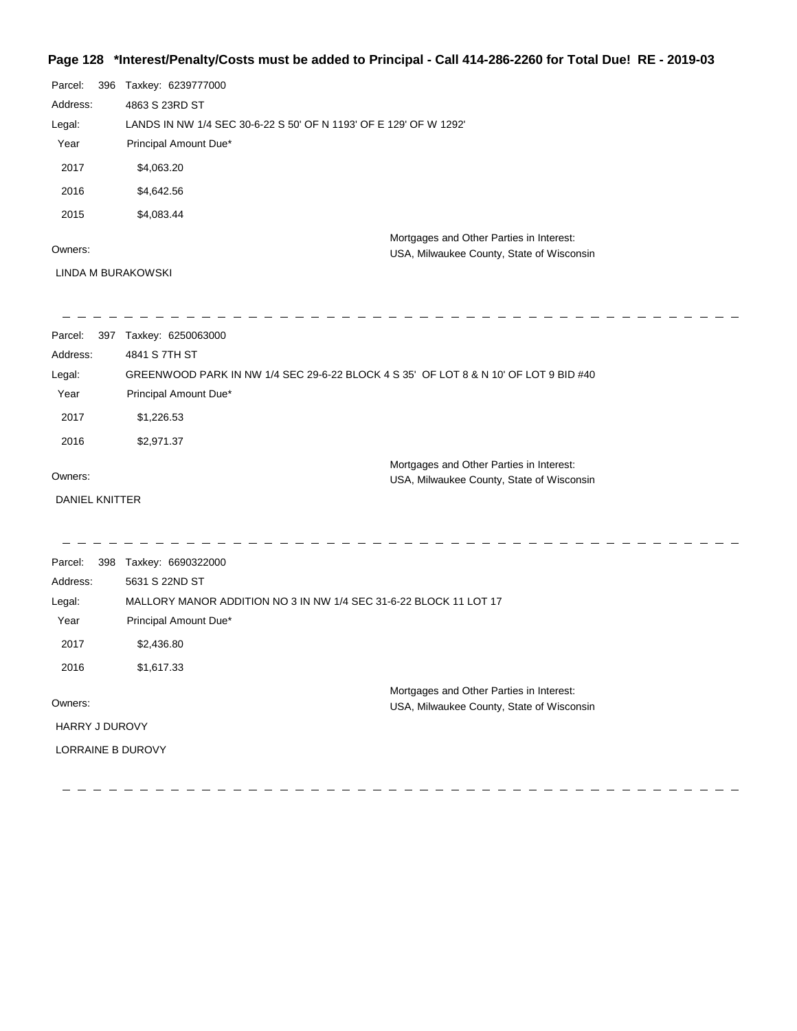**Page 128 *Interest/Penalty/Costs must be added to Principal - Call 414-286-2260 for Total Due! RE - 2019-03**

Parcel: 396 Taxkey: 6239777000

Address: 4863 S 23RD ST

Legal: LANDS IN NW 1/4 SEC 30-6-22 S 50' OF N 1193' OF E 129' OF W 1292'

| Year | Principal Amount Due* |
|---|---|
| 2017 | $4,063.20 |
| 2016 | $4,642.56 |
| 2015 | $4,083.44 |

Owners:

LINDA M BURAKOWSKI

Mortgages and Other Parties in Interest:
USA, Milwaukee County, State of Wisconsin

---

Parcel: 397 Taxkey: 6250063000

Address: 4841 S 7TH ST

Legal: GREENWOOD PARK IN NW 1/4 SEC 29-6-22 BLOCK 4 S 35' OF LOT 8 & N 10' OF LOT 9 BID #40

| Year | Principal Amount Due* |
|---|---|
| 2017 | $1,226.53 |
| 2016 | $2,971.37 |

Owners:

DANIEL KNITTER

Mortgages and Other Parties in Interest:
USA, Milwaukee County, State of Wisconsin

---

Parcel: 398 Taxkey: 6690322000

Address: 5631 S 22ND ST

Legal: MALLORY MANOR ADDITION NO 3 IN NW 1/4 SEC 31-6-22 BLOCK 11 LOT 17

| Year | Principal Amount Due* |
|---|---|
| 2017 | $2,436.80 |
| 2016 | $1,617.33 |

Owners:

HARRY J DUROVY

LORRAINE B DUROVY

Mortgages and Other Parties in Interest:
USA, Milwaukee County, State of Wisconsin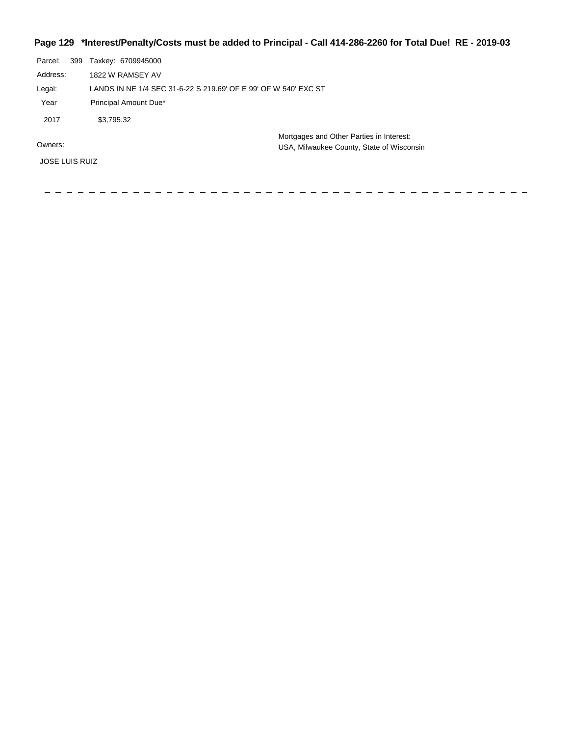**Page 129 \*Interest/Penalty/Costs must be added to Principal - Call 414-286-2260 for Total Due! RE - 2019-03**

Parcel: 399 Taxkey: 6709945000

Address: 1822 W RAMSEY AV

Legal: LANDS IN NE 1/4 SEC 31-6-22 S 219.69' OF E 99' OF W 540' EXC ST

| Year | Principal Amount Due* |
|---|---|
| 2017 | $3,795.32 |

Owners:

JOSE LUIS RUIZ

Mortgages and Other Parties in Interest:
USA, Milwaukee County, State of Wisconsin